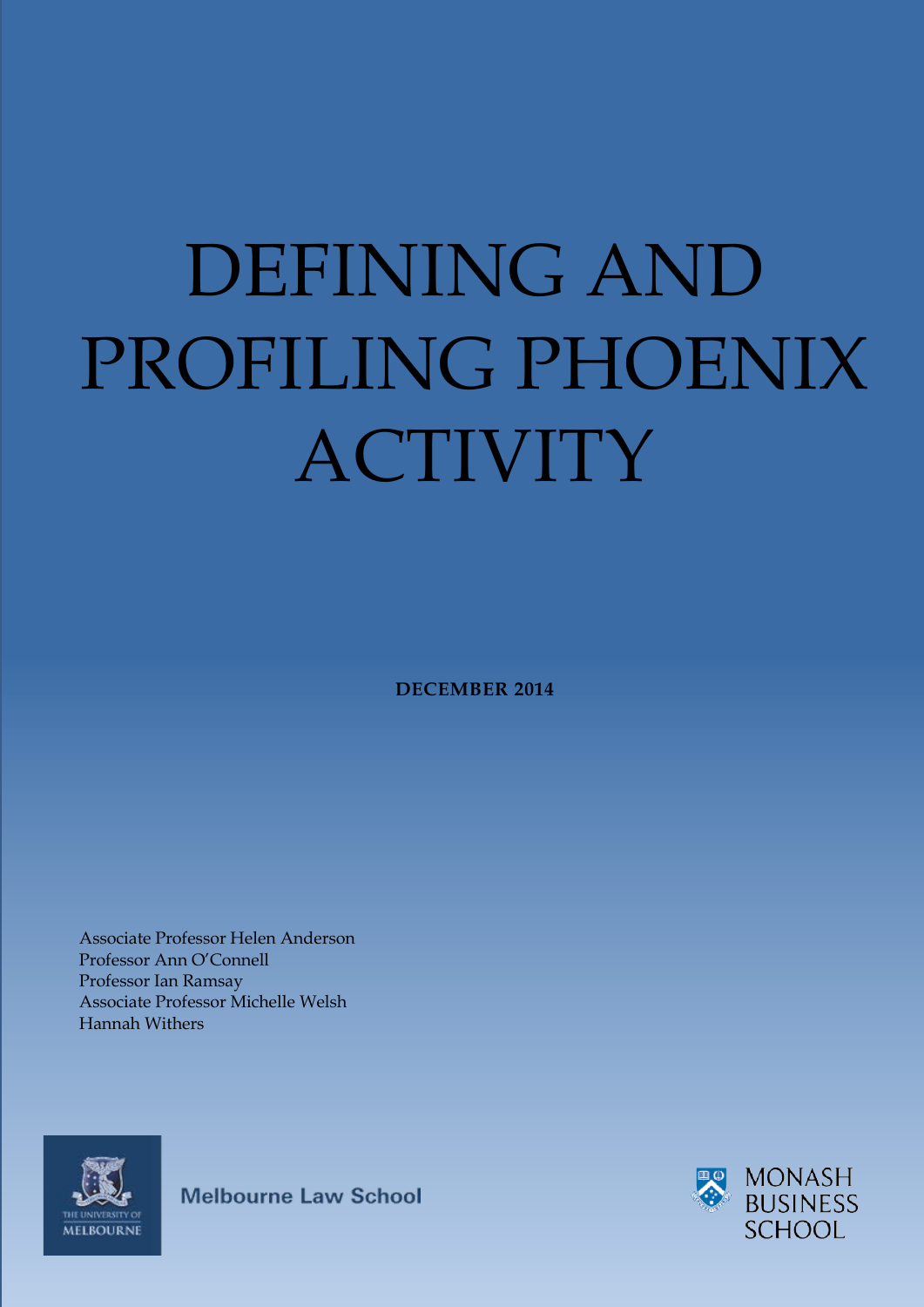# DEFINING AND PROFILING PHOENIX ACTIVITY

**DECEMBER 2014**

Associate Professor Helen Anderson
Professor Ann O'Connell
Professor Ian Ramsay
Associate Professor Michelle Welsh
Hannah Withers

THE UNIVERSITY OF MELBOURNE

Melbourne Law School

MONASH BUSINESS SCHOOL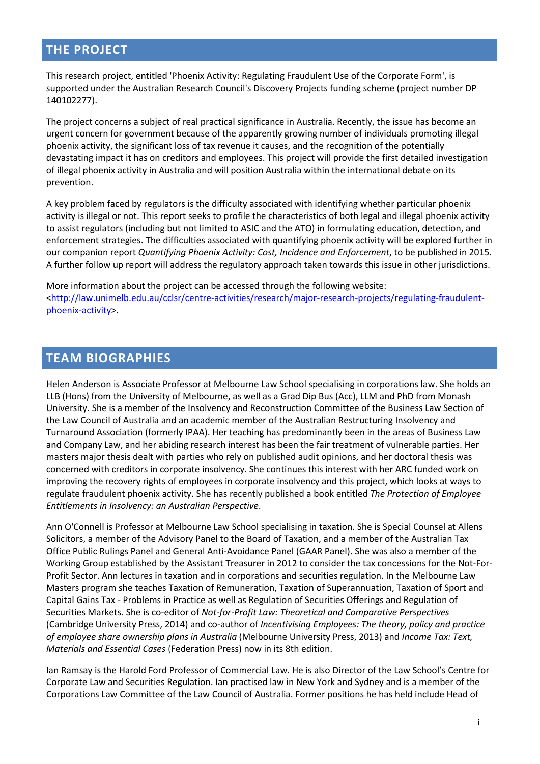## THE PROJECT

This research project, entitled 'Phoenix Activity: Regulating Fraudulent Use of the Corporate Form', is supported under the Australian Research Council's Discovery Projects funding scheme (project number DP 140102277).

The project concerns a subject of real practical significance in Australia. Recently, the issue has become an urgent concern for government because of the apparently growing number of individuals promoting illegal phoenix activity, the significant loss of tax revenue it causes, and the recognition of the potentially devastating impact it has on creditors and employees. This project will provide the first detailed investigation of illegal phoenix activity in Australia and will position Australia within the international debate on its prevention.

A key problem faced by regulators is the difficulty associated with identifying whether particular phoenix activity is illegal or not. This report seeks to profile the characteristics of both legal and illegal phoenix activity to assist regulators (including but not limited to ASIC and the ATO) in formulating education, detection, and enforcement strategies. The difficulties associated with quantifying phoenix activity will be explored further in our companion report *Quantifying Phoenix Activity: Cost, Incidence and Enforcement*, to be published in 2015. A further follow up report will address the regulatory approach taken towards this issue in other jurisdictions.

More information about the project can be accessed through the following website: <http://law.unimelb.edu.au/cclsr/centre-activities/research/major-research-projects/regulating-fraudulent-phoenix-activity>.

## TEAM BIOGRAPHIES

Helen Anderson is Associate Professor at Melbourne Law School specialising in corporations law. She holds an LLB (Hons) from the University of Melbourne, as well as a Grad Dip Bus (Acc), LLM and PhD from Monash University. She is a member of the Insolvency and Reconstruction Committee of the Business Law Section of the Law Council of Australia and an academic member of the Australian Restructuring Insolvency and Turnaround Association (formerly IPAA). Her teaching has predominantly been in the areas of Business Law and Company Law, and her abiding research interest has been the fair treatment of vulnerable parties. Her masters major thesis dealt with parties who rely on published audit opinions, and her doctoral thesis was concerned with creditors in corporate insolvency. She continues this interest with her ARC funded work on improving the recovery rights of employees in corporate insolvency and this project, which looks at ways to regulate fraudulent phoenix activity. She has recently published a book entitled *The Protection of Employee Entitlements in Insolvency: an Australian Perspective*.

Ann O'Connell is Professor at Melbourne Law School specialising in taxation. She is Special Counsel at Allens Solicitors, a member of the Advisory Panel to the Board of Taxation, and a member of the Australian Tax Office Public Rulings Panel and General Anti-Avoidance Panel (GAAR Panel). She was also a member of the Working Group established by the Assistant Treasurer in 2012 to consider the tax concessions for the Not-For-Profit Sector. Ann lectures in taxation and in corporations and securities regulation. In the Melbourne Law Masters program she teaches Taxation of Remuneration, Taxation of Superannuation, Taxation of Sport and Capital Gains Tax - Problems in Practice as well as Regulation of Securities Offerings and Regulation of Securities Markets. She is co-editor of *Not-for-Profit Law: Theoretical and Comparative Perspectives* (Cambridge University Press, 2014) and co-author of *Incentivising Employees: The theory, policy and practice of employee share ownership plans in Australia* (Melbourne University Press, 2013) and *Income Tax: Text, Materials and Essential Cases* (Federation Press) now in its 8th edition.

Ian Ramsay is the Harold Ford Professor of Commercial Law. He is also Director of the Law School's Centre for Corporate Law and Securities Regulation. Ian practised law in New York and Sydney and is a member of the Corporations Law Committee of the Law Council of Australia. Former positions he has held include Head of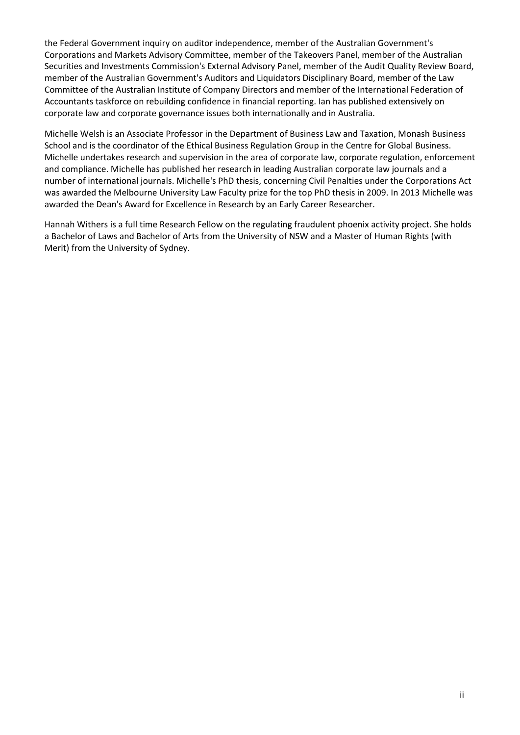the Federal Government inquiry on auditor independence, member of the Australian Government's Corporations and Markets Advisory Committee, member of the Takeovers Panel, member of the Australian Securities and Investments Commission's External Advisory Panel, member of the Audit Quality Review Board, member of the Australian Government's Auditors and Liquidators Disciplinary Board, member of the Law Committee of the Australian Institute of Company Directors and member of the International Federation of Accountants taskforce on rebuilding confidence in financial reporting. Ian has published extensively on corporate law and corporate governance issues both internationally and in Australia.

Michelle Welsh is an Associate Professor in the Department of Business Law and Taxation, Monash Business School and is the coordinator of the Ethical Business Regulation Group in the Centre for Global Business. Michelle undertakes research and supervision in the area of corporate law, corporate regulation, enforcement and compliance. Michelle has published her research in leading Australian corporate law journals and a number of international journals. Michelle's PhD thesis, concerning Civil Penalties under the Corporations Act was awarded the Melbourne University Law Faculty prize for the top PhD thesis in 2009. In 2013 Michelle was awarded the Dean's Award for Excellence in Research by an Early Career Researcher.

Hannah Withers is a full time Research Fellow on the regulating fraudulent phoenix activity project. She holds a Bachelor of Laws and Bachelor of Arts from the University of NSW and a Master of Human Rights (with Merit) from the University of Sydney.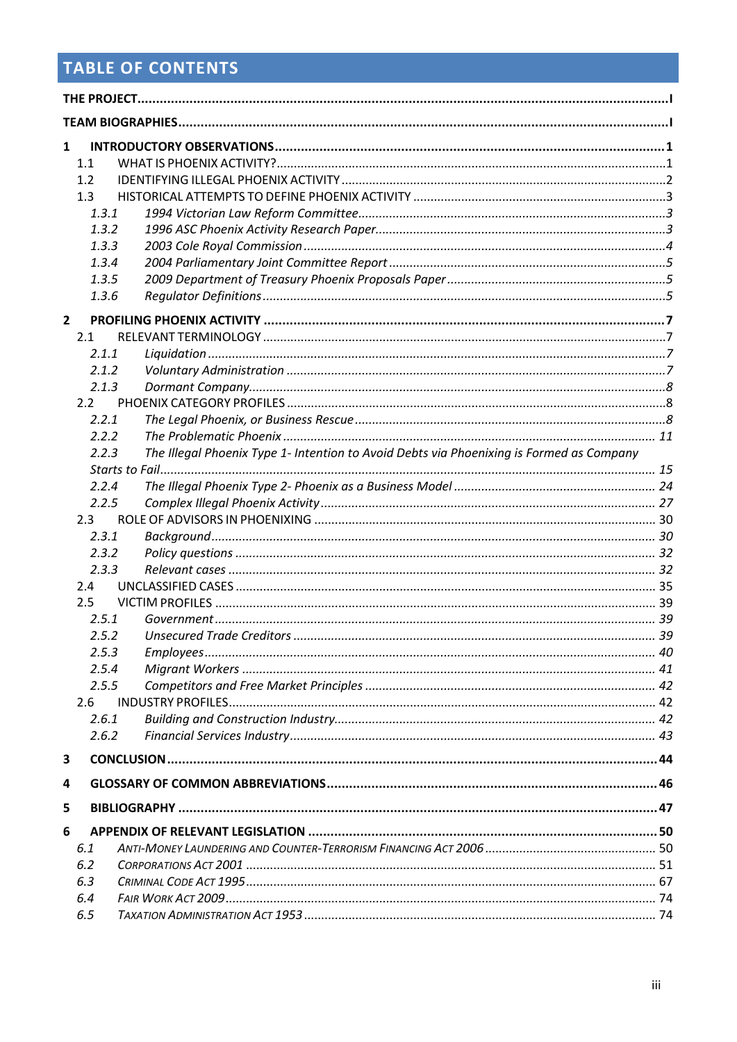# TABLE OF CONTENTS

| | |
|---|---|
| **THE PROJECT** | **I** |
| **TEAM BIOGRAPHIES** | **I** |
| **1 INTRODUCTORY OBSERVATIONS** | **1** |
| 1.1 WHAT IS PHOENIX ACTIVITY? | 1 |
| 1.2 IDENTIFYING ILLEGAL PHOENIX ACTIVITY | 2 |
| 1.3 HISTORICAL ATTEMPTS TO DEFINE PHOENIX ACTIVITY | 3 |
| *1.3.1 1994 Victorian Law Reform Committee* | *3* |
| *1.3.2 1996 ASC Phoenix Activity Research Paper* | *3* |
| *1.3.3 2003 Cole Royal Commission* | *4* |
| *1.3.4 2004 Parliamentary Joint Committee Report* | *5* |
| *1.3.5 2009 Department of Treasury Phoenix Proposals Paper* | *5* |
| *1.3.6 Regulator Definitions* | *5* |
| **2 PROFILING PHOENIX ACTIVITY** | **7** |
| 2.1 RELEVANT TERMINOLOGY | 7 |
| *2.1.1 Liquidation* | *7* |
| *2.1.2 Voluntary Administration* | *7* |
| *2.1.3 Dormant Company* | *8* |
| 2.2 PHOENIX CATEGORY PROFILES | 8 |
| *2.2.1 The Legal Phoenix, or Business Rescue* | *8* |
| *2.2.2 The Problematic Phoenix* | *11* |
| *2.2.3 The Illegal Phoenix Type 1- Intention to Avoid Debts via Phoenixing is Formed as Company Starts to Fail* | *15* |
| *2.2.4 The Illegal Phoenix Type 2- Phoenix as a Business Model* | *24* |
| *2.2.5 Complex Illegal Phoenix Activity* | *27* |
| 2.3 ROLE OF ADVISORS IN PHOENIXING | 30 |
| *2.3.1 Background* | *30* |
| *2.3.2 Policy questions* | *32* |
| *2.3.3 Relevant cases* | *32* |
| 2.4 UNCLASSIFIED CASES | 35 |
| 2.5 VICTIM PROFILES | 39 |
| *2.5.1 Government* | *39* |
| *2.5.2 Unsecured Trade Creditors* | *39* |
| *2.5.3 Employees* | *40* |
| *2.5.4 Migrant Workers* | *41* |
| *2.5.5 Competitors and Free Market Principles* | *42* |
| 2.6 INDUSTRY PROFILES | 42 |
| *2.6.1 Building and Construction Industry* | *42* |
| *2.6.2 Financial Services Industry* | *43* |
| **3 CONCLUSION** | **44** |
| **4 GLOSSARY OF COMMON ABBREVIATIONS** | **46** |
| **5 BIBLIOGRAPHY** | **47** |
| **6 APPENDIX OF RELEVANT LEGISLATION** | **50** |
| *6.1 Anti-Money Laundering and Counter-Terrorism Financing Act 2006* | 50 |
| *6.2 Corporations Act 2001* | 51 |
| *6.3 Criminal Code Act 1995* | 67 |
| *6.4 Fair Work Act 2009* | 74 |
| *6.5 Taxation Administration Act 1953* | 74 |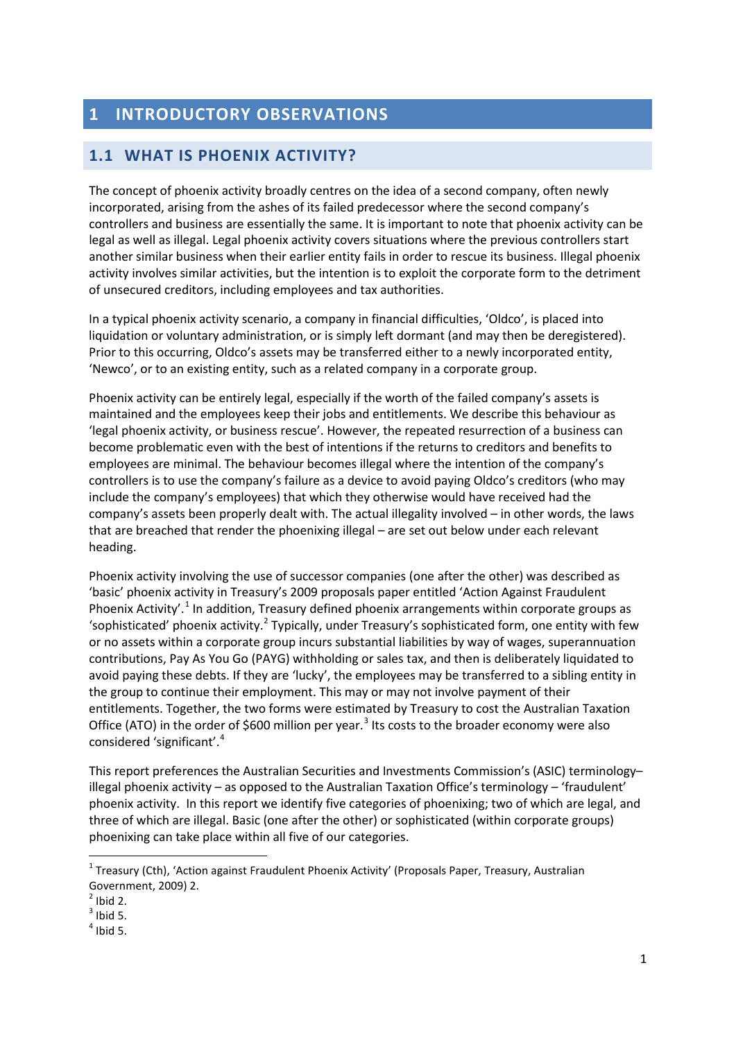# 1 INTRODUCTORY OBSERVATIONS

## 1.1 WHAT IS PHOENIX ACTIVITY?

The concept of phoenix activity broadly centres on the idea of a second company, often newly incorporated, arising from the ashes of its failed predecessor where the second company's controllers and business are essentially the same. It is important to note that phoenix activity can be legal as well as illegal. Legal phoenix activity covers situations where the previous controllers start another similar business when their earlier entity fails in order to rescue its business. Illegal phoenix activity involves similar activities, but the intention is to exploit the corporate form to the detriment of unsecured creditors, including employees and tax authorities.

In a typical phoenix activity scenario, a company in financial difficulties, 'Oldco', is placed into liquidation or voluntary administration, or is simply left dormant (and may then be deregistered). Prior to this occurring, Oldco's assets may be transferred either to a newly incorporated entity, 'Newco', or to an existing entity, such as a related company in a corporate group.

Phoenix activity can be entirely legal, especially if the worth of the failed company's assets is maintained and the employees keep their jobs and entitlements. We describe this behaviour as 'legal phoenix activity, or business rescue'. However, the repeated resurrection of a business can become problematic even with the best of intentions if the returns to creditors and benefits to employees are minimal. The behaviour becomes illegal where the intention of the company's controllers is to use the company's failure as a device to avoid paying Oldco's creditors (who may include the company's employees) that which they otherwise would have received had the company's assets been properly dealt with. The actual illegality involved – in other words, the laws that are breached that render the phoenixing illegal – are set out below under each relevant heading.

Phoenix activity involving the use of successor companies (one after the other) was described as 'basic' phoenix activity in Treasury's 2009 proposals paper entitled 'Action Against Fraudulent Phoenix Activity'.[1] In addition, Treasury defined phoenix arrangements within corporate groups as 'sophisticated' phoenix activity.[2] Typically, under Treasury's sophisticated form, one entity with few or no assets within a corporate group incurs substantial liabilities by way of wages, superannuation contributions, Pay As You Go (PAYG) withholding or sales tax, and then is deliberately liquidated to avoid paying these debts. If they are 'lucky', the employees may be transferred to a sibling entity in the group to continue their employment. This may or may not involve payment of their entitlements. Together, the two forms were estimated by Treasury to cost the Australian Taxation Office (ATO) in the order of $600 million per year.[3] Its costs to the broader economy were also considered 'significant'.[4]

This report preferences the Australian Securities and Investments Commission's (ASIC) terminology– illegal phoenix activity – as opposed to the Australian Taxation Office's terminology – 'fraudulent' phoenix activity. In this report we identify five categories of phoenixing; two of which are legal, and three of which are illegal. Basic (one after the other) or sophisticated (within corporate groups) phoenixing can take place within all five of our categories.

---

[1] Treasury (Cth), 'Action against Fraudulent Phoenix Activity' (Proposals Paper, Treasury, Australian Government, 2009) 2.

[2] Ibid 2.

[3] Ibid 5.

[4] Ibid 5.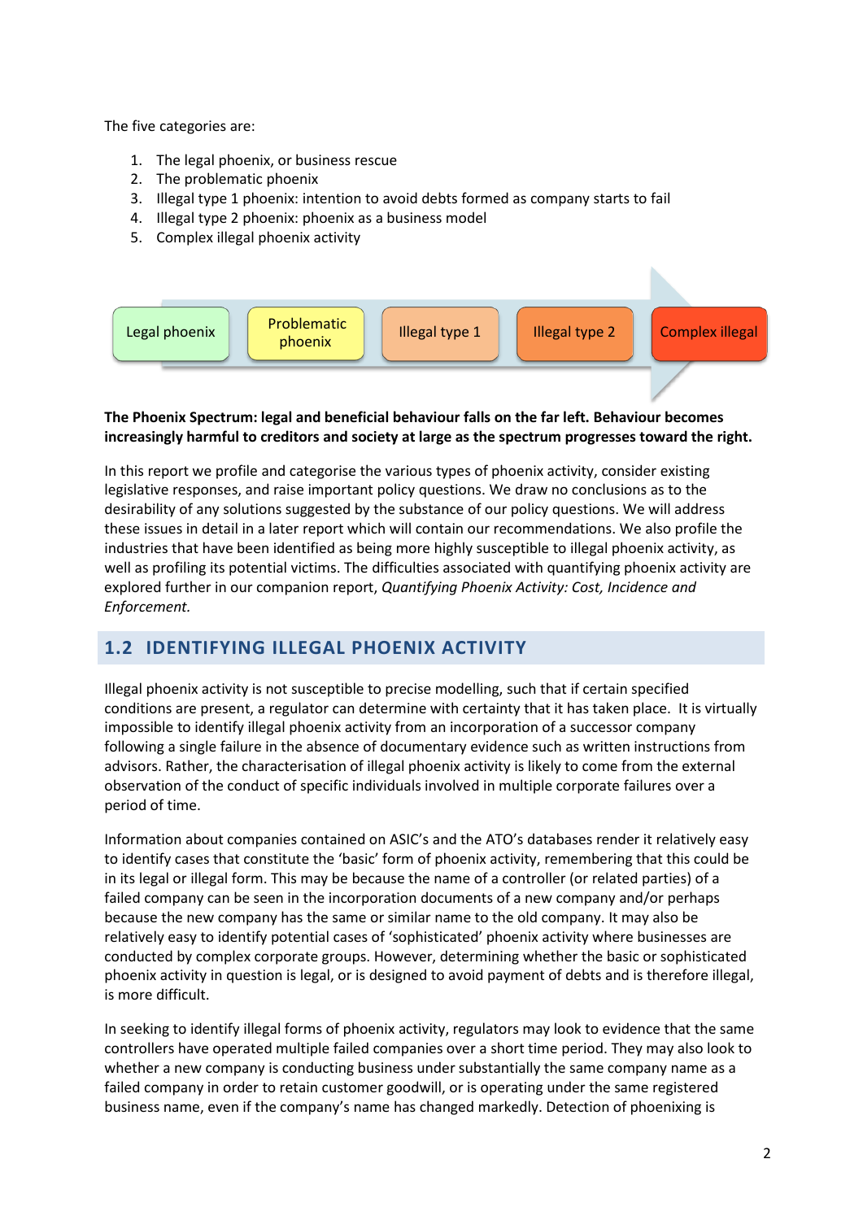The five categories are:

1. The legal phoenix, or business rescue
2. The problematic phoenix
3. Illegal type 1 phoenix: intention to avoid debts formed as company starts to fail
4. Illegal type 2 phoenix: phoenix as a business model
5. Complex illegal phoenix activity

Legal phoenix → Problematic phoenix → Illegal type 1 → Illegal type 2 → Complex illegal

**The Phoenix Spectrum: legal and beneficial behaviour falls on the far left. Behaviour becomes increasingly harmful to creditors and society at large as the spectrum progresses toward the right.**

In this report we profile and categorise the various types of phoenix activity, consider existing legislative responses, and raise important policy questions. We draw no conclusions as to the desirability of any solutions suggested by the substance of our policy questions. We will address these issues in detail in a later report which will contain our recommendations. We also profile the industries that have been identified as being more highly susceptible to illegal phoenix activity, as well as profiling its potential victims. The difficulties associated with quantifying phoenix activity are explored further in our companion report, *Quantifying Phoenix Activity: Cost, Incidence and Enforcement.*

## 1.2 IDENTIFYING ILLEGAL PHOENIX ACTIVITY

Illegal phoenix activity is not susceptible to precise modelling, such that if certain specified conditions are present, a regulator can determine with certainty that it has taken place. It is virtually impossible to identify illegal phoenix activity from an incorporation of a successor company following a single failure in the absence of documentary evidence such as written instructions from advisors. Rather, the characterisation of illegal phoenix activity is likely to come from the external observation of the conduct of specific individuals involved in multiple corporate failures over a period of time.

Information about companies contained on ASIC's and the ATO's databases render it relatively easy to identify cases that constitute the 'basic' form of phoenix activity, remembering that this could be in its legal or illegal form. This may be because the name of a controller (or related parties) of a failed company can be seen in the incorporation documents of a new company and/or perhaps because the new company has the same or similar name to the old company. It may also be relatively easy to identify potential cases of 'sophisticated' phoenix activity where businesses are conducted by complex corporate groups. However, determining whether the basic or sophisticated phoenix activity in question is legal, or is designed to avoid payment of debts and is therefore illegal, is more difficult.

In seeking to identify illegal forms of phoenix activity, regulators may look to evidence that the same controllers have operated multiple failed companies over a short time period. They may also look to whether a new company is conducting business under substantially the same company name as a failed company in order to retain customer goodwill, or is operating under the same registered business name, even if the company's name has changed markedly. Detection of phoenixing is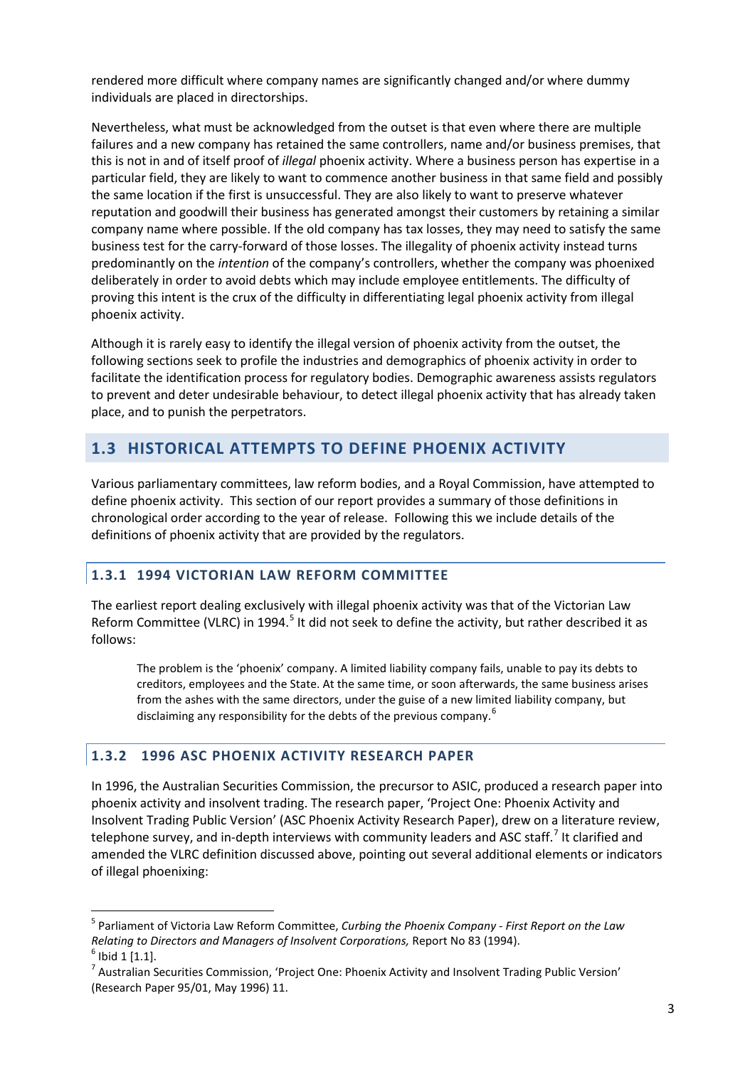rendered more difficult where company names are significantly changed and/or where dummy individuals are placed in directorships.

Nevertheless, what must be acknowledged from the outset is that even where there are multiple failures and a new company has retained the same controllers, name and/or business premises, that this is not in and of itself proof of *illegal* phoenix activity. Where a business person has expertise in a particular field, they are likely to want to commence another business in that same field and possibly the same location if the first is unsuccessful. They are also likely to want to preserve whatever reputation and goodwill their business has generated amongst their customers by retaining a similar company name where possible. If the old company has tax losses, they may need to satisfy the same business test for the carry-forward of those losses. The illegality of phoenix activity instead turns predominantly on the *intention* of the company's controllers, whether the company was phoenixed deliberately in order to avoid debts which may include employee entitlements. The difficulty of proving this intent is the crux of the difficulty in differentiating legal phoenix activity from illegal phoenix activity.

Although it is rarely easy to identify the illegal version of phoenix activity from the outset, the following sections seek to profile the industries and demographics of phoenix activity in order to facilitate the identification process for regulatory bodies. Demographic awareness assists regulators to prevent and deter undesirable behaviour, to detect illegal phoenix activity that has already taken place, and to punish the perpetrators.

## 1.3 HISTORICAL ATTEMPTS TO DEFINE PHOENIX ACTIVITY

Various parliamentary committees, law reform bodies, and a Royal Commission, have attempted to define phoenix activity. This section of our report provides a summary of those definitions in chronological order according to the year of release. Following this we include details of the definitions of phoenix activity that are provided by the regulators.

### 1.3.1 1994 VICTORIAN LAW REFORM COMMITTEE

The earliest report dealing exclusively with illegal phoenix activity was that of the Victorian Law Reform Committee (VLRC) in 1994.[5] It did not seek to define the activity, but rather described it as follows:

> The problem is the 'phoenix' company. A limited liability company fails, unable to pay its debts to creditors, employees and the State. At the same time, or soon afterwards, the same business arises from the ashes with the same directors, under the guise of a new limited liability company, but disclaiming any responsibility for the debts of the previous company.[6]

### 1.3.2 1996 ASC PHOENIX ACTIVITY RESEARCH PAPER

In 1996, the Australian Securities Commission, the precursor to ASIC, produced a research paper into phoenix activity and insolvent trading. The research paper, 'Project One: Phoenix Activity and Insolvent Trading Public Version' (ASC Phoenix Activity Research Paper), drew on a literature review, telephone survey, and in-depth interviews with community leaders and ASC staff.[7] It clarified and amended the VLRC definition discussed above, pointing out several additional elements or indicators of illegal phoenixing:

---

[5] Parliament of Victoria Law Reform Committee, *Curbing the Phoenix Company - First Report on the Law Relating to Directors and Managers of Insolvent Corporations,* Report No 83 (1994).

[6] Ibid 1 [1.1].

[7] Australian Securities Commission, 'Project One: Phoenix Activity and Insolvent Trading Public Version' (Research Paper 95/01, May 1996) 11.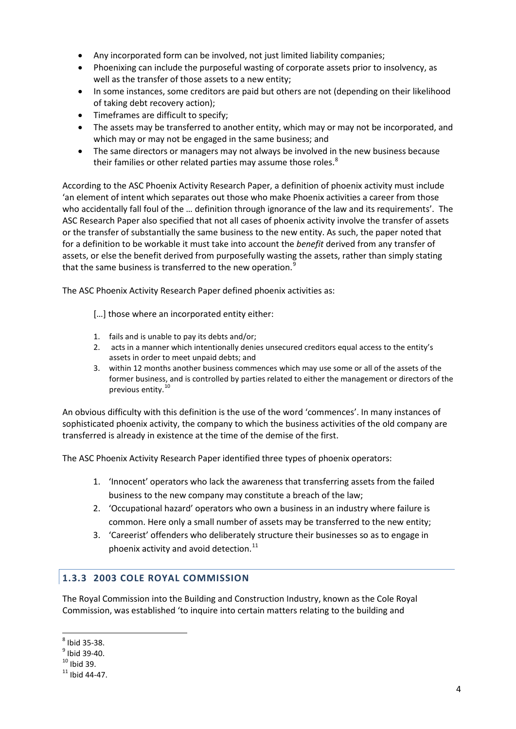- Any incorporated form can be involved, not just limited liability companies;
- Phoenixing can include the purposeful wasting of corporate assets prior to insolvency, as well as the transfer of those assets to a new entity;
- In some instances, some creditors are paid but others are not (depending on their likelihood of taking debt recovery action);
- Timeframes are difficult to specify;
- The assets may be transferred to another entity, which may or may not be incorporated, and which may or may not be engaged in the same business; and
- The same directors or managers may not always be involved in the new business because their families or other related parties may assume those roles.[8]

According to the ASC Phoenix Activity Research Paper, a definition of phoenix activity must include 'an element of intent which separates out those who make Phoenix activities a career from those who accidentally fall foul of the … definition through ignorance of the law and its requirements'. The ASC Research Paper also specified that not all cases of phoenix activity involve the transfer of assets or the transfer of substantially the same business to the new entity. As such, the paper noted that for a definition to be workable it must take into account the *benefit* derived from any transfer of assets, or else the benefit derived from purposefully wasting the assets, rather than simply stating that the same business is transferred to the new operation.[9]

The ASC Phoenix Activity Research Paper defined phoenix activities as:

> […] those where an incorporated entity either:
>
> 1. fails and is unable to pay its debts and/or;
> 2. acts in a manner which intentionally denies unsecured creditors equal access to the entity's assets in order to meet unpaid debts; and
> 3. within 12 months another business commences which may use some or all of the assets of the former business, and is controlled by parties related to either the management or directors of the previous entity.[10]

An obvious difficulty with this definition is the use of the word 'commences'. In many instances of sophisticated phoenix activity, the company to which the business activities of the old company are transferred is already in existence at the time of the demise of the first.

The ASC Phoenix Activity Research Paper identified three types of phoenix operators:

1. 'Innocent' operators who lack the awareness that transferring assets from the failed business to the new company may constitute a breach of the law;
2. 'Occupational hazard' operators who own a business in an industry where failure is common. Here only a small number of assets may be transferred to the new entity;
3. 'Careerist' offenders who deliberately structure their businesses so as to engage in phoenix activity and avoid detection.[11]

### 1.3.3 2003 COLE ROYAL COMMISSION

The Royal Commission into the Building and Construction Industry, known as the Cole Royal Commission, was established 'to inquire into certain matters relating to the building and

[8] Ibid 35-38.

[9] Ibid 39-40.

[10] Ibid 39.

[11] Ibid 44-47.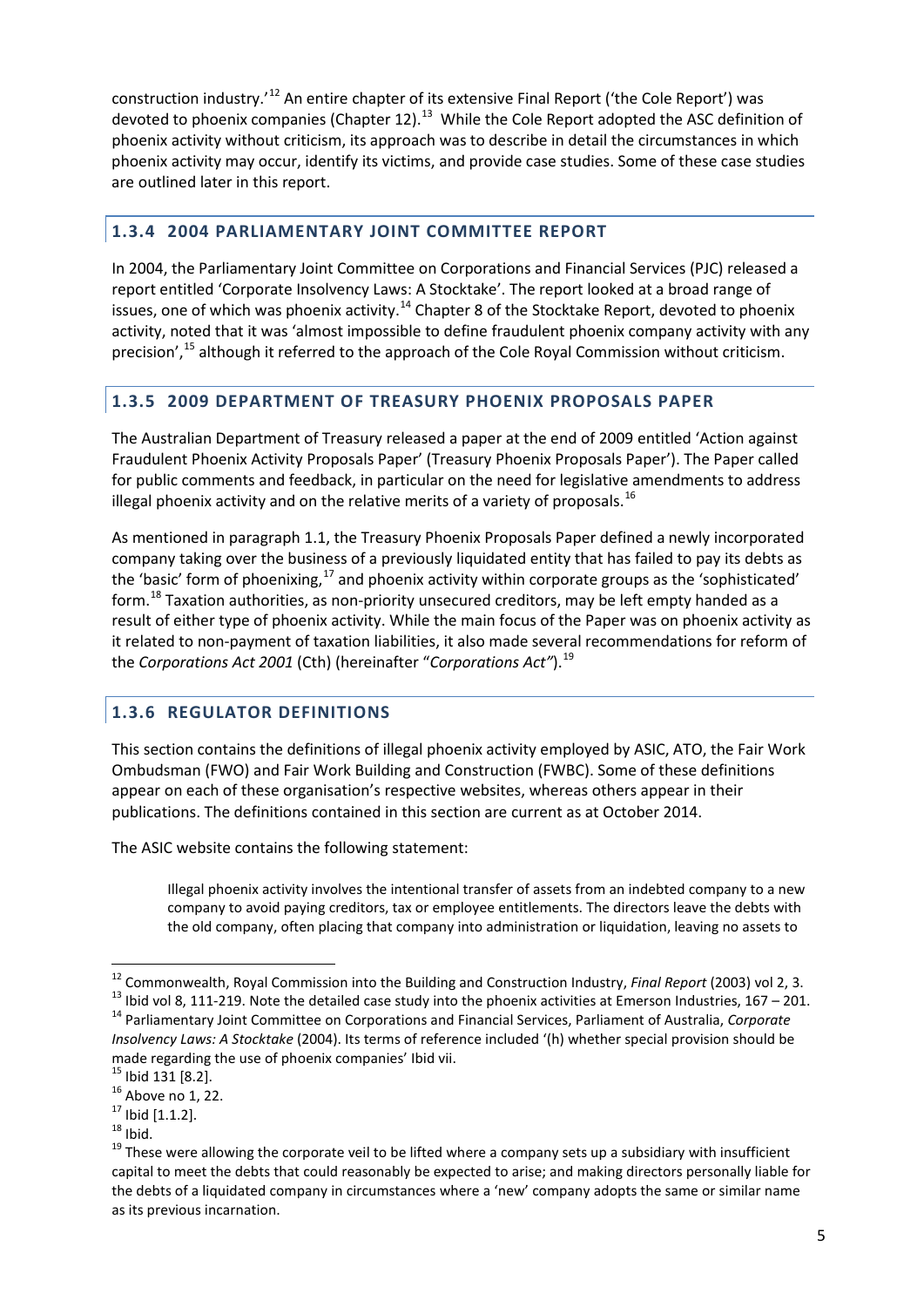construction industry.'[12] An entire chapter of its extensive Final Report ('the Cole Report') was devoted to phoenix companies (Chapter 12).[13] While the Cole Report adopted the ASC definition of phoenix activity without criticism, its approach was to describe in detail the circumstances in which phoenix activity may occur, identify its victims, and provide case studies. Some of these case studies are outlined later in this report.

### 1.3.4 2004 PARLIAMENTARY JOINT COMMITTEE REPORT

In 2004, the Parliamentary Joint Committee on Corporations and Financial Services (PJC) released a report entitled 'Corporate Insolvency Laws: A Stocktake'. The report looked at a broad range of issues, one of which was phoenix activity.[14] Chapter 8 of the Stocktake Report, devoted to phoenix activity, noted that it was 'almost impossible to define fraudulent phoenix company activity with any precision',[15] although it referred to the approach of the Cole Royal Commission without criticism.

### 1.3.5 2009 DEPARTMENT OF TREASURY PHOENIX PROPOSALS PAPER

The Australian Department of Treasury released a paper at the end of 2009 entitled 'Action against Fraudulent Phoenix Activity Proposals Paper' (Treasury Phoenix Proposals Paper'). The Paper called for public comments and feedback, in particular on the need for legislative amendments to address illegal phoenix activity and on the relative merits of a variety of proposals.[16]

As mentioned in paragraph 1.1, the Treasury Phoenix Proposals Paper defined a newly incorporated company taking over the business of a previously liquidated entity that has failed to pay its debts as the 'basic' form of phoenixing,[17] and phoenix activity within corporate groups as the 'sophisticated' form.[18] Taxation authorities, as non-priority unsecured creditors, may be left empty handed as a result of either type of phoenix activity. While the main focus of the Paper was on phoenix activity as it related to non-payment of taxation liabilities, it also made several recommendations for reform of the *Corporations Act 2001* (Cth) (hereinafter "*Corporations Act"*).[19]

### 1.3.6 REGULATOR DEFINITIONS

This section contains the definitions of illegal phoenix activity employed by ASIC, ATO, the Fair Work Ombudsman (FWO) and Fair Work Building and Construction (FWBC). Some of these definitions appear on each of these organisation's respective websites, whereas others appear in their publications. The definitions contained in this section are current as at October 2014.

The ASIC website contains the following statement:

> Illegal phoenix activity involves the intentional transfer of assets from an indebted company to a new company to avoid paying creditors, tax or employee entitlements. The directors leave the debts with the old company, often placing that company into administration or liquidation, leaving no assets to

---

[12] Commonwealth, Royal Commission into the Building and Construction Industry, *Final Report* (2003) vol 2, 3.

[13] Ibid vol 8, 111-219. Note the detailed case study into the phoenix activities at Emerson Industries, 167 – 201.

[14] Parliamentary Joint Committee on Corporations and Financial Services, Parliament of Australia, *Corporate Insolvency Laws: A Stocktake* (2004). Its terms of reference included '(h) whether special provision should be made regarding the use of phoenix companies' Ibid vii.

[15] Ibid 131 [8.2].

[16] Above no 1, 22.

[17] Ibid [1.1.2].

[18] Ibid.

[19] These were allowing the corporate veil to be lifted where a company sets up a subsidiary with insufficient capital to meet the debts that could reasonably be expected to arise; and making directors personally liable for the debts of a liquidated company in circumstances where a 'new' company adopts the same or similar name as its previous incarnation.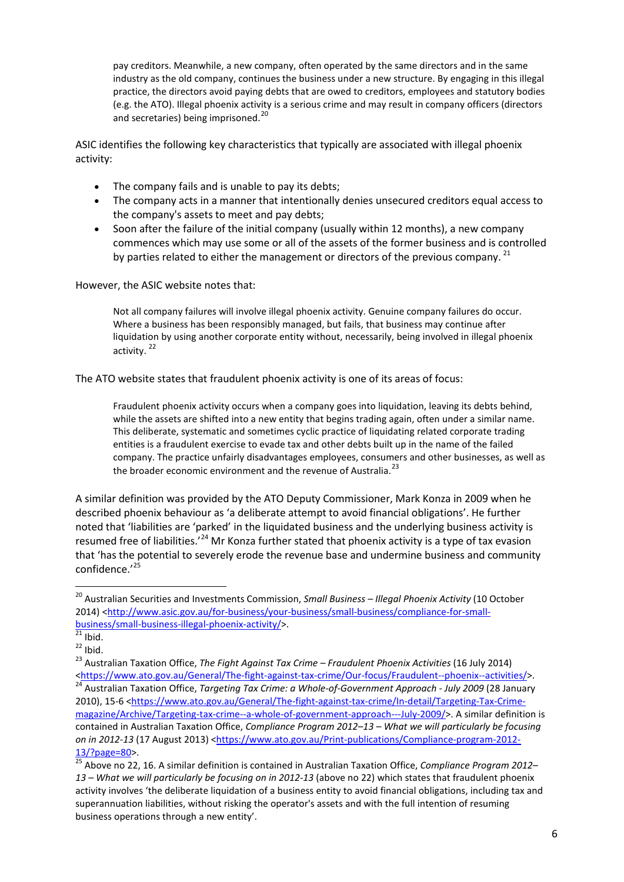> pay creditors. Meanwhile, a new company, often operated by the same directors and in the same industry as the old company, continues the business under a new structure. By engaging in this illegal practice, the directors avoid paying debts that are owed to creditors, employees and statutory bodies (e.g. the ATO). Illegal phoenix activity is a serious crime and may result in company officers (directors and secretaries) being imprisoned.[20]

ASIC identifies the following key characteristics that typically are associated with illegal phoenix activity:

- The company fails and is unable to pay its debts;
- The company acts in a manner that intentionally denies unsecured creditors equal access to the company's assets to meet and pay debts;
- Soon after the failure of the initial company (usually within 12 months), a new company commences which may use some or all of the assets of the former business and is controlled by parties related to either the management or directors of the previous company. [21]

However, the ASIC website notes that:

> Not all company failures will involve illegal phoenix activity. Genuine company failures do occur. Where a business has been responsibly managed, but fails, that business may continue after liquidation by using another corporate entity without, necessarily, being involved in illegal phoenix activity. [22]

The ATO website states that fraudulent phoenix activity is one of its areas of focus:

> Fraudulent phoenix activity occurs when a company goes into liquidation, leaving its debts behind, while the assets are shifted into a new entity that begins trading again, often under a similar name. This deliberate, systematic and sometimes cyclic practice of liquidating related corporate trading entities is a fraudulent exercise to evade tax and other debts built up in the name of the failed company. The practice unfairly disadvantages employees, consumers and other businesses, as well as the broader economic environment and the revenue of Australia.[23]

A similar definition was provided by the ATO Deputy Commissioner, Mark Konza in 2009 when he described phoenix behaviour as 'a deliberate attempt to avoid financial obligations'. He further noted that 'liabilities are 'parked' in the liquidated business and the underlying business activity is resumed free of liabilities.'[24] Mr Konza further stated that phoenix activity is a type of tax evasion that 'has the potential to severely erode the revenue base and undermine business and community confidence.'[25]

---

[20] Australian Securities and Investments Commission, *Small Business – Illegal Phoenix Activity* (10 October 2014) <http://www.asic.gov.au/for-business/your-business/small-business/compliance-for-small-business/small-business-illegal-phoenix-activity/>.

[21] Ibid.

[22] Ibid.

[23] Australian Taxation Office, *The Fight Against Tax Crime – Fraudulent Phoenix Activities* (16 July 2014) <https://www.ato.gov.au/General/The-fight-against-tax-crime/Our-focus/Fraudulent--phoenix--activities/>.

[24] Australian Taxation Office, *Targeting Tax Crime: a Whole-of-Government Approach - July 2009* (28 January 2010), 15-6 <https://www.ato.gov.au/General/The-fight-against-tax-crime/In-detail/Targeting-Tax-Crime-magazine/Archive/Targeting-tax-crime--a-whole-of-government-approach---July-2009/>. A similar definition is contained in Australian Taxation Office, *Compliance Program 2012–13 – What we will particularly be focusing on in 2012-13* (17 August 2013) <https://www.ato.gov.au/Print-publications/Compliance-program-2012-13/?page=80>.

[25] Above no 22, 16. A similar definition is contained in Australian Taxation Office, *Compliance Program 2012–13 – What we will particularly be focusing on in 2012-13* (above no 22) which states that fraudulent phoenix activity involves 'the deliberate liquidation of a business entity to avoid financial obligations, including tax and superannuation liabilities, without risking the operator's assets and with the full intention of resuming business operations through a new entity'.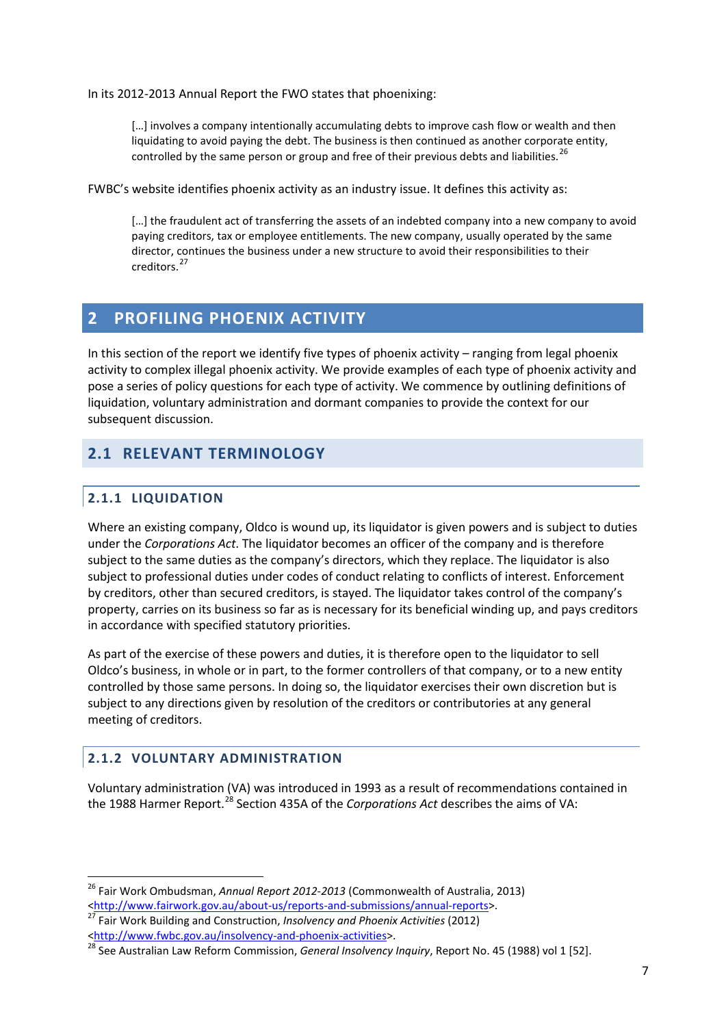In its 2012-2013 Annual Report the FWO states that phoenixing:

> […] involves a company intentionally accumulating debts to improve cash flow or wealth and then liquidating to avoid paying the debt. The business is then continued as another corporate entity, controlled by the same person or group and free of their previous debts and liabilities.[26]

FWBC's website identifies phoenix activity as an industry issue. It defines this activity as:

> […] the fraudulent act of transferring the assets of an indebted company into a new company to avoid paying creditors, tax or employee entitlements. The new company, usually operated by the same director, continues the business under a new structure to avoid their responsibilities to their creditors.[27]

# 2 PROFILING PHOENIX ACTIVITY

In this section of the report we identify five types of phoenix activity – ranging from legal phoenix activity to complex illegal phoenix activity. We provide examples of each type of phoenix activity and pose a series of policy questions for each type of activity. We commence by outlining definitions of liquidation, voluntary administration and dormant companies to provide the context for our subsequent discussion.

## 2.1 RELEVANT TERMINOLOGY

### 2.1.1 LIQUIDATION

Where an existing company, Oldco is wound up, its liquidator is given powers and is subject to duties under the *Corporations Act*. The liquidator becomes an officer of the company and is therefore subject to the same duties as the company's directors, which they replace. The liquidator is also subject to professional duties under codes of conduct relating to conflicts of interest. Enforcement by creditors, other than secured creditors, is stayed. The liquidator takes control of the company's property, carries on its business so far as is necessary for its beneficial winding up, and pays creditors in accordance with specified statutory priorities.

As part of the exercise of these powers and duties, it is therefore open to the liquidator to sell Oldco's business, in whole or in part, to the former controllers of that company, or to a new entity controlled by those same persons. In doing so, the liquidator exercises their own discretion but is subject to any directions given by resolution of the creditors or contributories at any general meeting of creditors.

### 2.1.2 VOLUNTARY ADMINISTRATION

Voluntary administration (VA) was introduced in 1993 as a result of recommendations contained in the 1988 Harmer Report.[28] Section 435A of the *Corporations Act* describes the aims of VA:

---

[26] Fair Work Ombudsman, *Annual Report 2012-2013* (Commonwealth of Australia, 2013) <http://www.fairwork.gov.au/about-us/reports-and-submissions/annual-reports>.

[27] Fair Work Building and Construction, *Insolvency and Phoenix Activities* (2012) <http://www.fwbc.gov.au/insolvency-and-phoenix-activities>.

[28] See Australian Law Reform Commission, *General Insolvency Inquiry*, Report No. 45 (1988) vol 1 [52].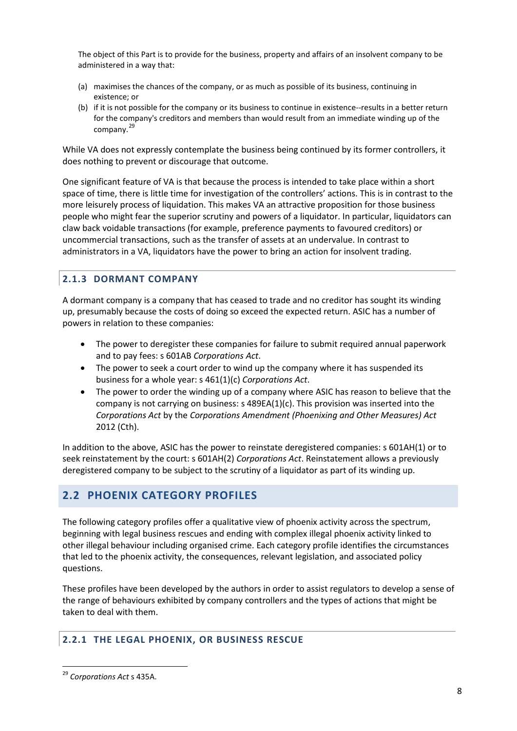> The object of this Part is to provide for the business, property and affairs of an insolvent company to be administered in a way that:
>
> (a) maximises the chances of the company, or as much as possible of its business, continuing in existence; or
>
> (b) if it is not possible for the company or its business to continue in existence--results in a better return for the company's creditors and members than would result from an immediate winding up of the company.[29]

While VA does not expressly contemplate the business being continued by its former controllers, it does nothing to prevent or discourage that outcome.

One significant feature of VA is that because the process is intended to take place within a short space of time, there is little time for investigation of the controllers' actions. This is in contrast to the more leisurely process of liquidation. This makes VA an attractive proposition for those business people who might fear the superior scrutiny and powers of a liquidator. In particular, liquidators can claw back voidable transactions (for example, preference payments to favoured creditors) or uncommercial transactions, such as the transfer of assets at an undervalue. In contrast to administrators in a VA, liquidators have the power to bring an action for insolvent trading.

### 2.1.3 DORMANT COMPANY

A dormant company is a company that has ceased to trade and no creditor has sought its winding up, presumably because the costs of doing so exceed the expected return. ASIC has a number of powers in relation to these companies:

- The power to deregister these companies for failure to submit required annual paperwork and to pay fees: s 601AB *Corporations Act*.
- The power to seek a court order to wind up the company where it has suspended its business for a whole year: s 461(1)(c) *Corporations Act*.
- The power to order the winding up of a company where ASIC has reason to believe that the company is not carrying on business: s 489EA(1)(c). This provision was inserted into the *Corporations Act* by the *Corporations Amendment (Phoenixing and Other Measures) Act* 2012 (Cth).

In addition to the above, ASIC has the power to reinstate deregistered companies: s 601AH(1) or to seek reinstatement by the court: s 601AH(2) *Corporations Act*. Reinstatement allows a previously deregistered company to be subject to the scrutiny of a liquidator as part of its winding up.

## 2.2 PHOENIX CATEGORY PROFILES

The following category profiles offer a qualitative view of phoenix activity across the spectrum, beginning with legal business rescues and ending with complex illegal phoenix activity linked to other illegal behaviour including organised crime. Each category profile identifies the circumstances that led to the phoenix activity, the consequences, relevant legislation, and associated policy questions.

These profiles have been developed by the authors in order to assist regulators to develop a sense of the range of behaviours exhibited by company controllers and the types of actions that might be taken to deal with them.

### 2.2.1 THE LEGAL PHOENIX, OR BUSINESS RESCUE

---

[29] *Corporations Act* s 435A.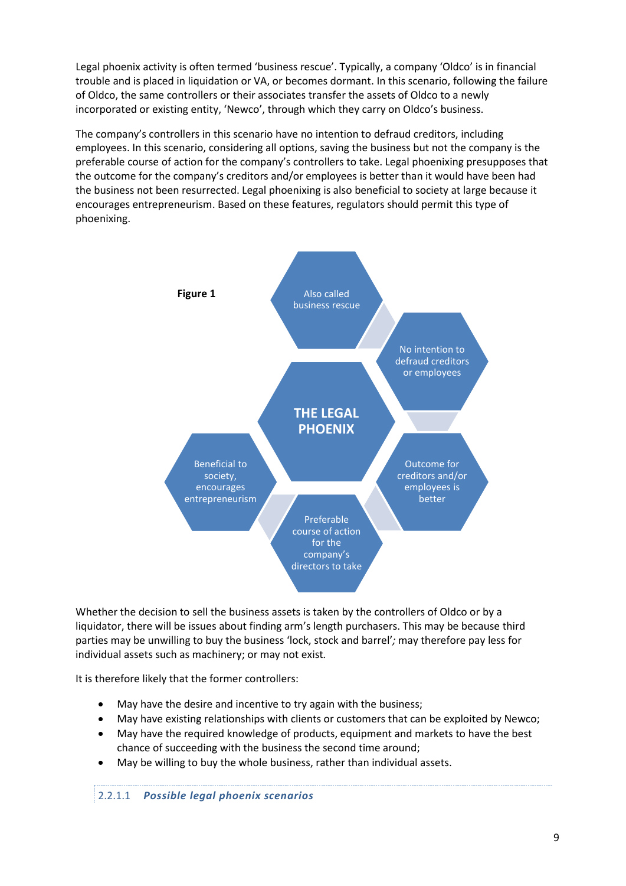Legal phoenix activity is often termed 'business rescue'. Typically, a company 'Oldco' is in financial trouble and is placed in liquidation or VA, or becomes dormant. In this scenario, following the failure of Oldco, the same controllers or their associates transfer the assets of Oldco to a newly incorporated or existing entity, 'Newco', through which they carry on Oldco's business.

The company's controllers in this scenario have no intention to defraud creditors, including employees. In this scenario, considering all options, saving the business but not the company is the preferable course of action for the company's controllers to take. Legal phoenixing presupposes that the outcome for the company's creditors and/or employees is better than it would have been had the business not been resurrected. Legal phoenixing is also beneficial to society at large because it encourages entrepreneurism. Based on these features, regulators should permit this type of phoenixing.

**Figure 1**

**THE LEGAL PHOENIX**

- Also called business rescue
- No intention to defraud creditors or employees
- Outcome for creditors and/or employees is better
- Preferable course of action for the company's directors to take
- Beneficial to society, encourages entrepreneurism

Whether the decision to sell the business assets is taken by the controllers of Oldco or by a liquidator, there will be issues about finding arm's length purchasers. This may be because third parties may be unwilling to buy the business 'lock, stock and barrel'*;* may therefore pay less for individual assets such as machinery; or may not exist.

It is therefore likely that the former controllers:

- May have the desire and incentive to try again with the business;
- May have existing relationships with clients or customers that can be exploited by Newco;
- May have the required knowledge of products, equipment and markets to have the best chance of succeeding with the business the second time around;
- May be willing to buy the whole business, rather than individual assets.

#### 2.2.1.1 *Possible legal phoenix scenarios*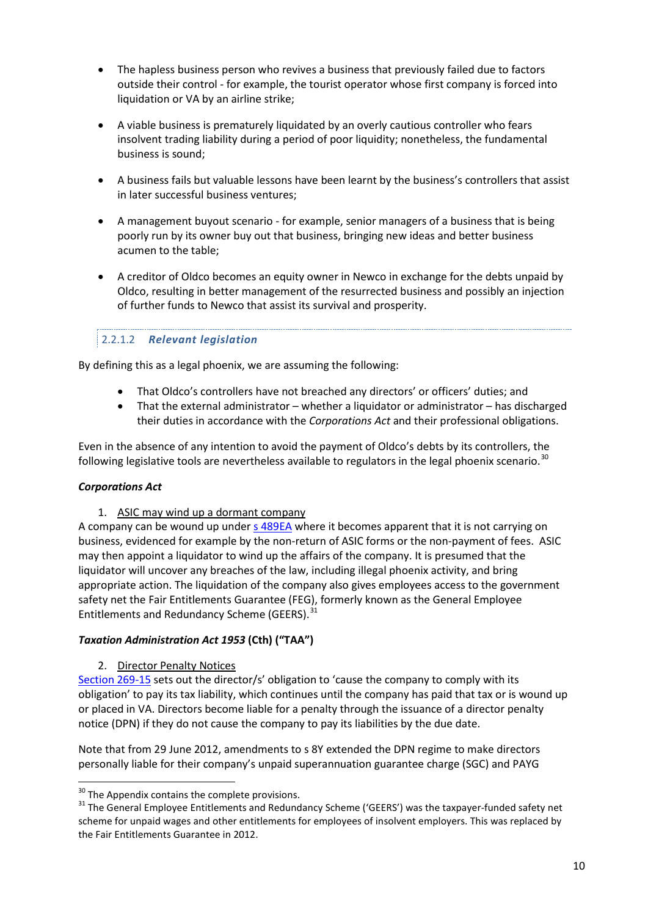- The hapless business person who revives a business that previously failed due to factors outside their control - for example, the tourist operator whose first company is forced into liquidation or VA by an airline strike;

- A viable business is prematurely liquidated by an overly cautious controller who fears insolvent trading liability during a period of poor liquidity; nonetheless, the fundamental business is sound;

- A business fails but valuable lessons have been learnt by the business's controllers that assist in later successful business ventures;

- A management buyout scenario - for example, senior managers of a business that is being poorly run by its owner buy out that business, bringing new ideas and better business acumen to the table;

- A creditor of Oldco becomes an equity owner in Newco in exchange for the debts unpaid by Oldco, resulting in better management of the resurrected business and possibly an injection of further funds to Newco that assist its survival and prosperity.

#### 2.2.1.2 *Relevant legislation*

By defining this as a legal phoenix, we are assuming the following:

- That Oldco's controllers have not breached any directors' or officers' duties; and
- That the external administrator – whether a liquidator or administrator – has discharged their duties in accordance with the *Corporations Act* and their professional obligations.

Even in the absence of any intention to avoid the payment of Oldco's debts by its controllers, the following legislative tools are nevertheless available to regulators in the legal phoenix scenario.[30]

***Corporations Act***

1. ASIC may wind up a dormant company

A company can be wound up under s 489EA where it becomes apparent that it is not carrying on business, evidenced for example by the non-return of ASIC forms or the non-payment of fees. ASIC may then appoint a liquidator to wind up the affairs of the company. It is presumed that the liquidator will uncover any breaches of the law, including illegal phoenix activity, and bring appropriate action. The liquidation of the company also gives employees access to the government safety net the Fair Entitlements Guarantee (FEG), formerly known as the General Employee Entitlements and Redundancy Scheme (GEERS).[31]

***Taxation Administration Act 1953* (Cth) ("TAA")**

2. Director Penalty Notices

Section 269-15 sets out the director/s' obligation to 'cause the company to comply with its obligation' to pay its tax liability, which continues until the company has paid that tax or is wound up or placed in VA. Directors become liable for a penalty through the issuance of a director penalty notice (DPN) if they do not cause the company to pay its liabilities by the due date.

Note that from 29 June 2012, amendments to s 8Y extended the DPN regime to make directors personally liable for their company's unpaid superannuation guarantee charge (SGC) and PAYG

---

[30] The Appendix contains the complete provisions.

[31] The General Employee Entitlements and Redundancy Scheme ('GEERS') was the taxpayer-funded safety net scheme for unpaid wages and other entitlements for employees of insolvent employers. This was replaced by the Fair Entitlements Guarantee in 2012.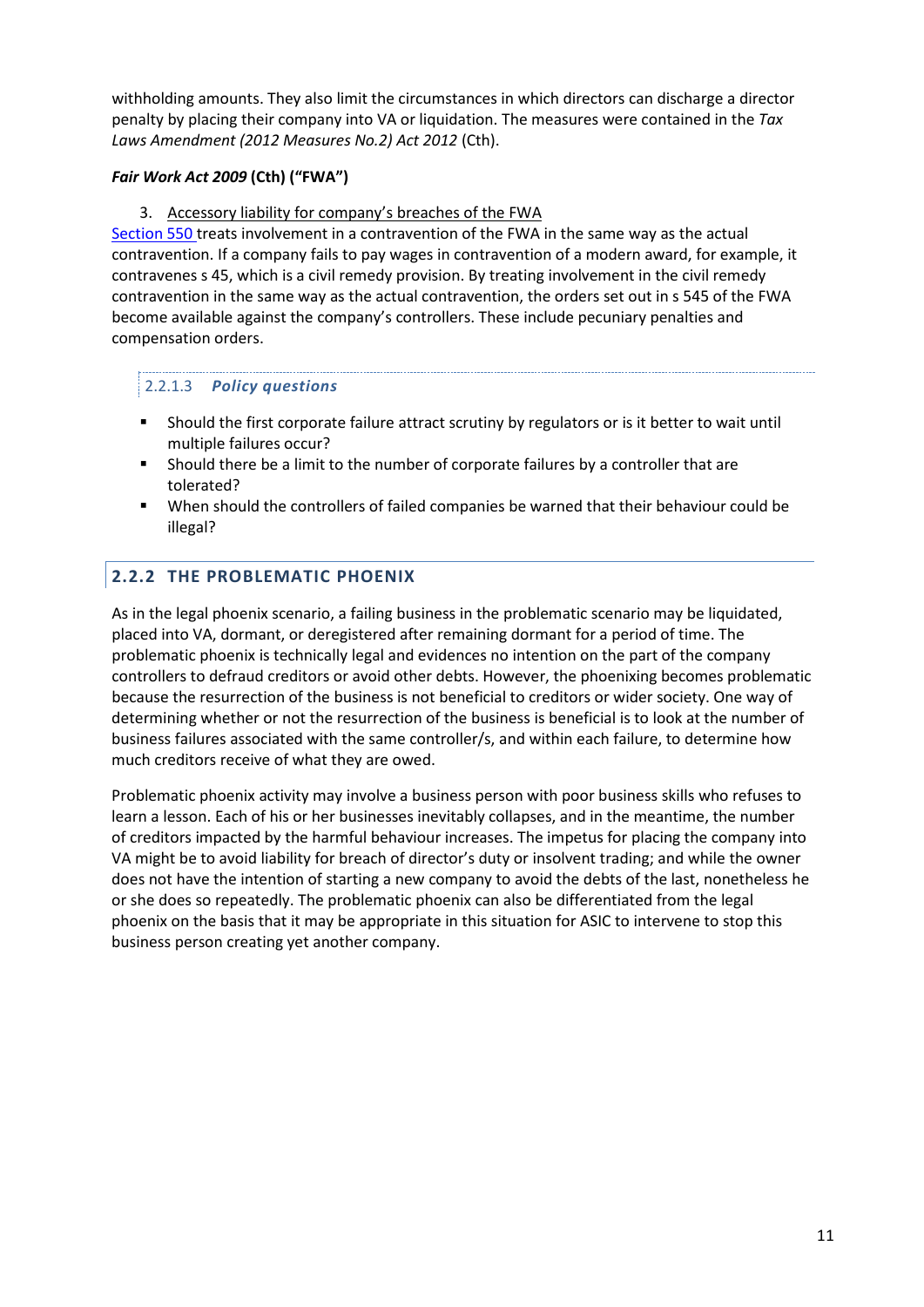withholding amounts. They also limit the circumstances in which directors can discharge a director penalty by placing their company into VA or liquidation. The measures were contained in the *Tax Laws Amendment (2012 Measures No.2) Act 2012* (Cth).

***Fair Work Act 2009* (Cth) ("FWA")**

3. Accessory liability for company's breaches of the FWA

Section 550 treats involvement in a contravention of the FWA in the same way as the actual contravention. If a company fails to pay wages in contravention of a modern award, for example, it contravenes s 45, which is a civil remedy provision. By treating involvement in the civil remedy contravention in the same way as the actual contravention, the orders set out in s 545 of the FWA become available against the company's controllers. These include pecuniary penalties and compensation orders.

#### 2.2.1.3 *Policy questions*

- Should the first corporate failure attract scrutiny by regulators or is it better to wait until multiple failures occur?
- Should there be a limit to the number of corporate failures by a controller that are tolerated?
- When should the controllers of failed companies be warned that their behaviour could be illegal?

### 2.2.2 THE PROBLEMATIC PHOENIX

As in the legal phoenix scenario, a failing business in the problematic scenario may be liquidated, placed into VA, dormant, or deregistered after remaining dormant for a period of time. The problematic phoenix is technically legal and evidences no intention on the part of the company controllers to defraud creditors or avoid other debts. However, the phoenixing becomes problematic because the resurrection of the business is not beneficial to creditors or wider society. One way of determining whether or not the resurrection of the business is beneficial is to look at the number of business failures associated with the same controller/s, and within each failure, to determine how much creditors receive of what they are owed.

Problematic phoenix activity may involve a business person with poor business skills who refuses to learn a lesson. Each of his or her businesses inevitably collapses, and in the meantime, the number of creditors impacted by the harmful behaviour increases. The impetus for placing the company into VA might be to avoid liability for breach of director's duty or insolvent trading; and while the owner does not have the intention of starting a new company to avoid the debts of the last, nonetheless he or she does so repeatedly. The problematic phoenix can also be differentiated from the legal phoenix on the basis that it may be appropriate in this situation for ASIC to intervene to stop this business person creating yet another company.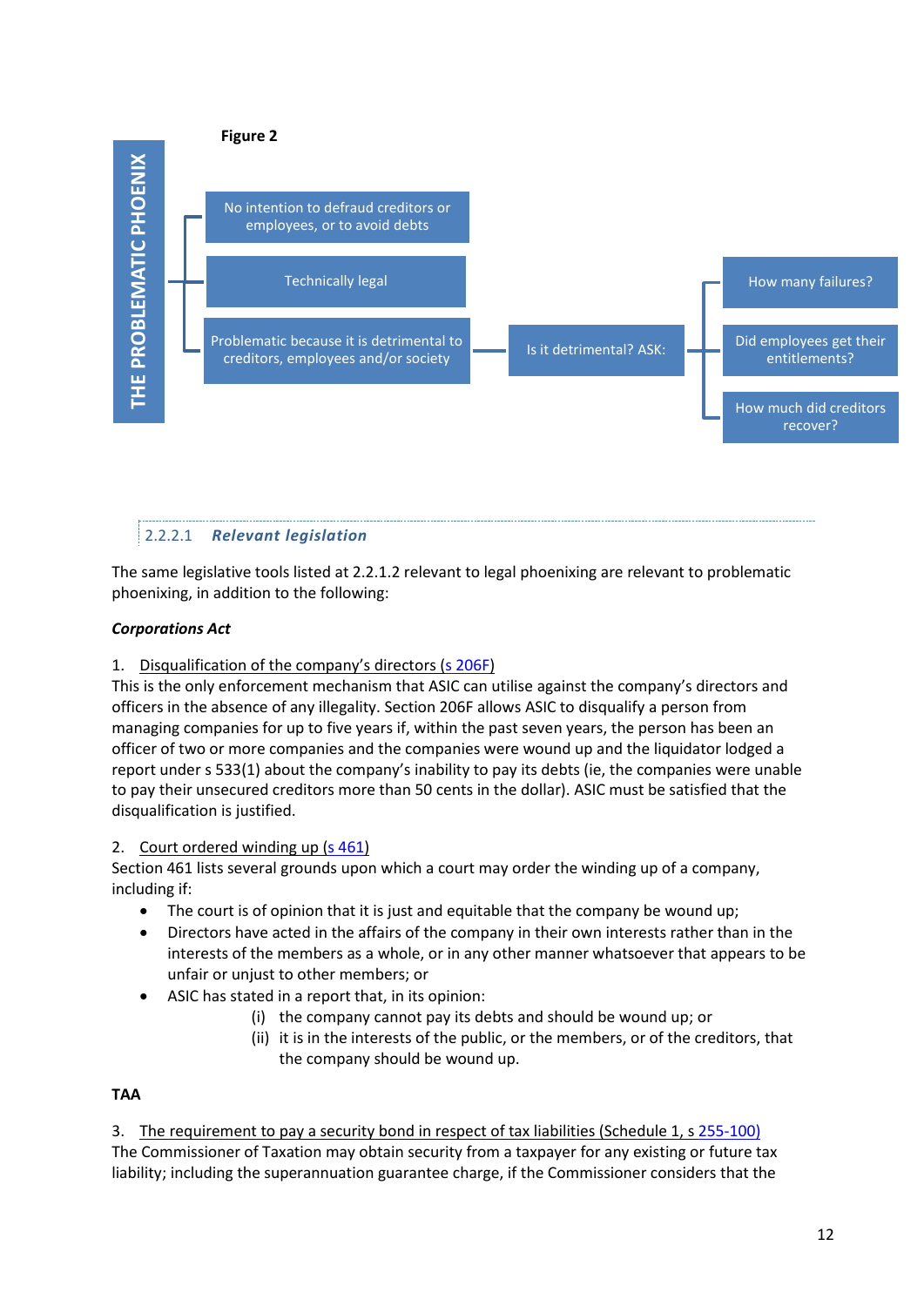**Figure 2**

THE PROBLEMATIC PHOENIX

- No intention to defraud creditors or employees, or to avoid debts
- Technically legal
- Problematic because it is detrimental to creditors, employees and/or society
  - Is it detrimental? ASK:
    - How many failures?
    - Did employees get their entitlements?
    - How much did creditors recover?

#### 2.2.2.1 *Relevant legislation*

The same legislative tools listed at 2.2.1.2 relevant to legal phoenixing are relevant to problematic phoenixing, in addition to the following:

***Corporations Act***

1. Disqualification of the company's directors (s 206F)

This is the only enforcement mechanism that ASIC can utilise against the company's directors and officers in the absence of any illegality. Section 206F allows ASIC to disqualify a person from managing companies for up to five years if, within the past seven years, the person has been an officer of two or more companies and the companies were wound up and the liquidator lodged a report under s 533(1) about the company's inability to pay its debts (ie, the companies were unable to pay their unsecured creditors more than 50 cents in the dollar). ASIC must be satisfied that the disqualification is justified.

2. Court ordered winding up (s 461)

Section 461 lists several grounds upon which a court may order the winding up of a company, including if:

- The court is of opinion that it is just and equitable that the company be wound up;
- Directors have acted in the affairs of the company in their own interests rather than in the interests of the members as a whole, or in any other manner whatsoever that appears to be unfair or unjust to other members; or
- ASIC has stated in a report that, in its opinion:
  - (i) the company cannot pay its debts and should be wound up; or
  - (ii) it is in the interests of the public, or the members, or of the creditors, that the company should be wound up.

**TAA**

3. The requirement to pay a security bond in respect of tax liabilities (Schedule 1, s 255-100)

The Commissioner of Taxation may obtain security from a taxpayer for any existing or future tax liability; including the superannuation guarantee charge, if the Commissioner considers that the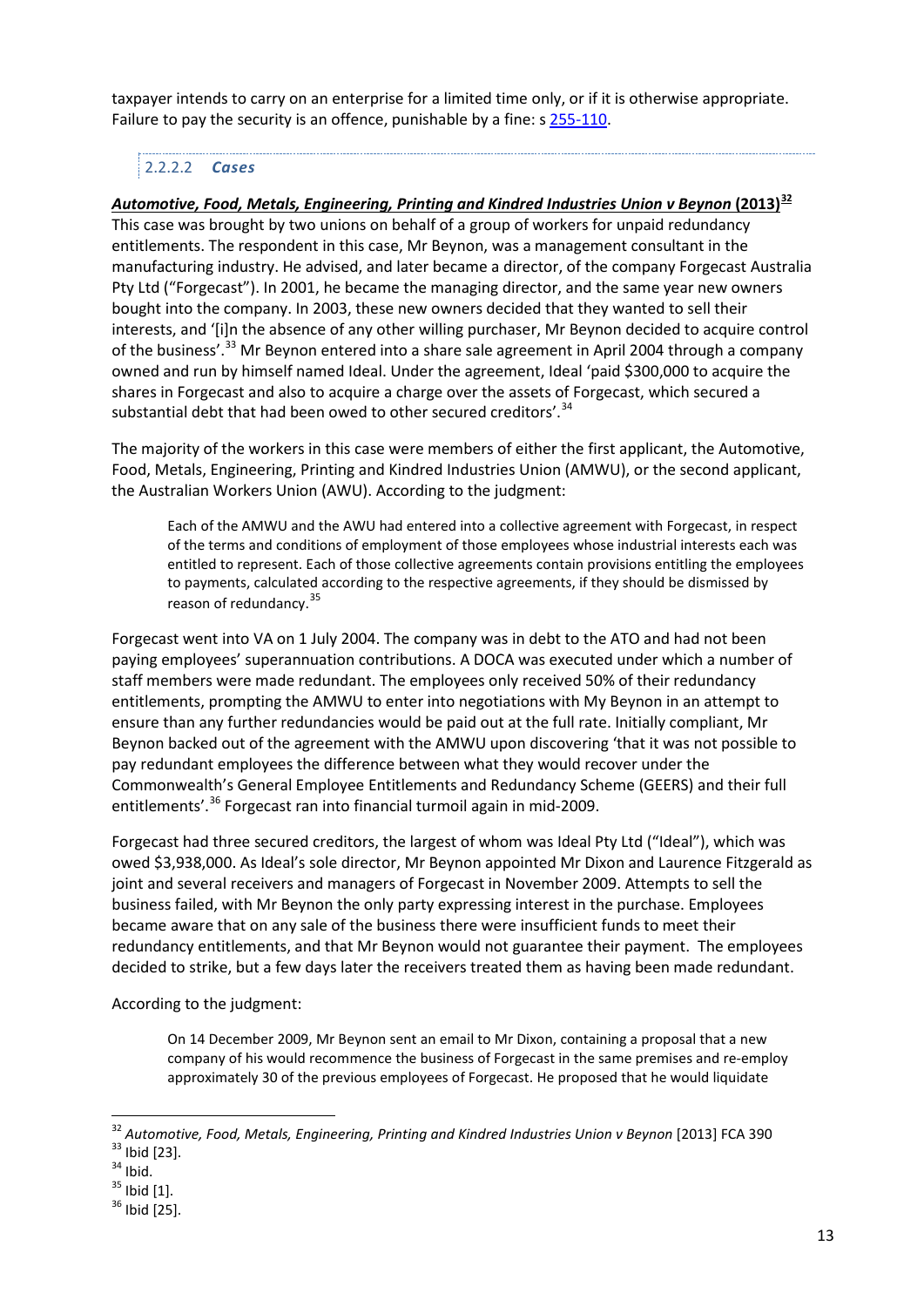taxpayer intends to carry on an enterprise for a limited time only, or if it is otherwise appropriate. Failure to pay the security is an offence, punishable by a fine: s 255-110.

#### 2.2.2.2 *Cases*

***Automotive, Food, Metals, Engineering, Printing and Kindred Industries Union v Beynon*** **(2013)**[32]

This case was brought by two unions on behalf of a group of workers for unpaid redundancy entitlements. The respondent in this case, Mr Beynon, was a management consultant in the manufacturing industry. He advised, and later became a director, of the company Forgecast Australia Pty Ltd ("Forgecast"). In 2001, he became the managing director, and the same year new owners bought into the company. In 2003, these new owners decided that they wanted to sell their interests, and '[i]n the absence of any other willing purchaser, Mr Beynon decided to acquire control of the business'.[33] Mr Beynon entered into a share sale agreement in April 2004 through a company owned and run by himself named Ideal. Under the agreement, Ideal 'paid $300,000 to acquire the shares in Forgecast and also to acquire a charge over the assets of Forgecast, which secured a substantial debt that had been owed to other secured creditors'.[34]

The majority of the workers in this case were members of either the first applicant, the Automotive, Food, Metals, Engineering, Printing and Kindred Industries Union (AMWU), or the second applicant, the Australian Workers Union (AWU). According to the judgment:

> Each of the AMWU and the AWU had entered into a collective agreement with Forgecast, in respect of the terms and conditions of employment of those employees whose industrial interests each was entitled to represent. Each of those collective agreements contain provisions entitling the employees to payments, calculated according to the respective agreements, if they should be dismissed by reason of redundancy.[35]

Forgecast went into VA on 1 July 2004. The company was in debt to the ATO and had not been paying employees' superannuation contributions. A DOCA was executed under which a number of staff members were made redundant. The employees only received 50% of their redundancy entitlements, prompting the AMWU to enter into negotiations with My Beynon in an attempt to ensure than any further redundancies would be paid out at the full rate. Initially compliant, Mr Beynon backed out of the agreement with the AMWU upon discovering 'that it was not possible to pay redundant employees the difference between what they would recover under the Commonwealth's General Employee Entitlements and Redundancy Scheme (GEERS) and their full entitlements'.[36] Forgecast ran into financial turmoil again in mid-2009.

Forgecast had three secured creditors, the largest of whom was Ideal Pty Ltd ("Ideal"), which was owed $3,938,000. As Ideal's sole director, Mr Beynon appointed Mr Dixon and Laurence Fitzgerald as joint and several receivers and managers of Forgecast in November 2009. Attempts to sell the business failed, with Mr Beynon the only party expressing interest in the purchase. Employees became aware that on any sale of the business there were insufficient funds to meet their redundancy entitlements, and that Mr Beynon would not guarantee their payment. The employees decided to strike, but a few days later the receivers treated them as having been made redundant.

According to the judgment:

> On 14 December 2009, Mr Beynon sent an email to Mr Dixon, containing a proposal that a new company of his would recommence the business of Forgecast in the same premises and re-employ approximately 30 of the previous employees of Forgecast. He proposed that he would liquidate

---

[32] *Automotive, Food, Metals, Engineering, Printing and Kindred Industries Union v Beynon* [2013] FCA 390

[33] Ibid [23].

[34] Ibid.

[35] Ibid [1].

[36] Ibid [25].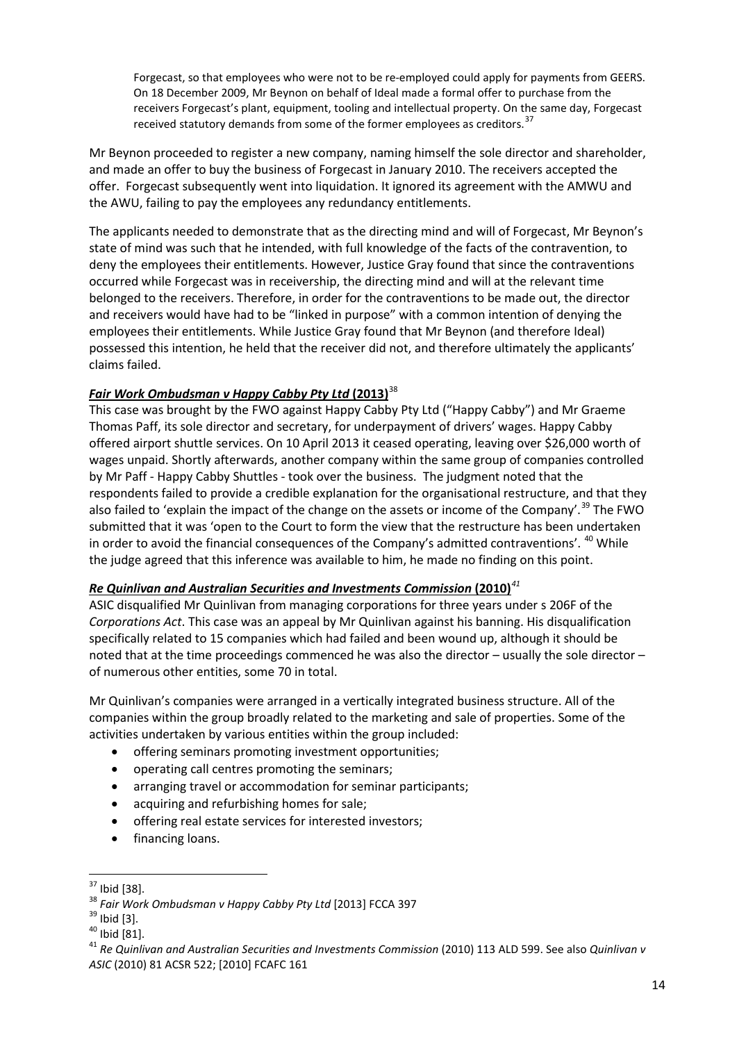> Forgecast, so that employees who were not to be re-employed could apply for payments from GEERS. On 18 December 2009, Mr Beynon on behalf of Ideal made a formal offer to purchase from the receivers Forgecast's plant, equipment, tooling and intellectual property. On the same day, Forgecast received statutory demands from some of the former employees as creditors.[37]

Mr Beynon proceeded to register a new company, naming himself the sole director and shareholder, and made an offer to buy the business of Forgecast in January 2010. The receivers accepted the offer. Forgecast subsequently went into liquidation. It ignored its agreement with the AMWU and the AWU, failing to pay the employees any redundancy entitlements.

The applicants needed to demonstrate that as the directing mind and will of Forgecast, Mr Beynon's state of mind was such that he intended, with full knowledge of the facts of the contravention, to deny the employees their entitlements. However, Justice Gray found that since the contraventions occurred while Forgecast was in receivership, the directing mind and will at the relevant time belonged to the receivers. Therefore, in order for the contraventions to be made out, the director and receivers would have had to be "linked in purpose" with a common intention of denying the employees their entitlements. While Justice Gray found that Mr Beynon (and therefore Ideal) possessed this intention, he held that the receiver did not, and therefore ultimately the applicants' claims failed.

### ***Fair Work Ombudsman v Happy Cabby Pty Ltd* (2013)**[38]

This case was brought by the FWO against Happy Cabby Pty Ltd ("Happy Cabby") and Mr Graeme Thomas Paff, its sole director and secretary, for underpayment of drivers' wages. Happy Cabby offered airport shuttle services. On 10 April 2013 it ceased operating, leaving over $26,000 worth of wages unpaid. Shortly afterwards, another company within the same group of companies controlled by Mr Paff - Happy Cabby Shuttles - took over the business. The judgment noted that the respondents failed to provide a credible explanation for the organisational restructure, and that they also failed to 'explain the impact of the change on the assets or income of the Company'.[39] The FWO submitted that it was 'open to the Court to form the view that the restructure has been undertaken in order to avoid the financial consequences of the Company's admitted contraventions'.[40] While the judge agreed that this inference was available to him, he made no finding on this point.

### ***Re Quinlivan and Australian Securities and Investments Commission* (2010)**[41]

ASIC disqualified Mr Quinlivan from managing corporations for three years under s 206F of the *Corporations Act*. This case was an appeal by Mr Quinlivan against his banning. His disqualification specifically related to 15 companies which had failed and been wound up, although it should be noted that at the time proceedings commenced he was also the director – usually the sole director – of numerous other entities, some 70 in total.

Mr Quinlivan's companies were arranged in a vertically integrated business structure. All of the companies within the group broadly related to the marketing and sale of properties. Some of the activities undertaken by various entities within the group included:

- offering seminars promoting investment opportunities;
- operating call centres promoting the seminars;
- arranging travel or accommodation for seminar participants;
- acquiring and refurbishing homes for sale;
- offering real estate services for interested investors;
- financing loans.

---

[37] Ibid [38].

[38] *Fair Work Ombudsman v Happy Cabby Pty Ltd* [2013] FCCA 397

[39] Ibid [3].

[40] Ibid [81].

[41] *Re Quinlivan and Australian Securities and Investments Commission* (2010) 113 ALD 599. See also *Quinlivan v ASIC* (2010) 81 ACSR 522; [2010] FCAFC 161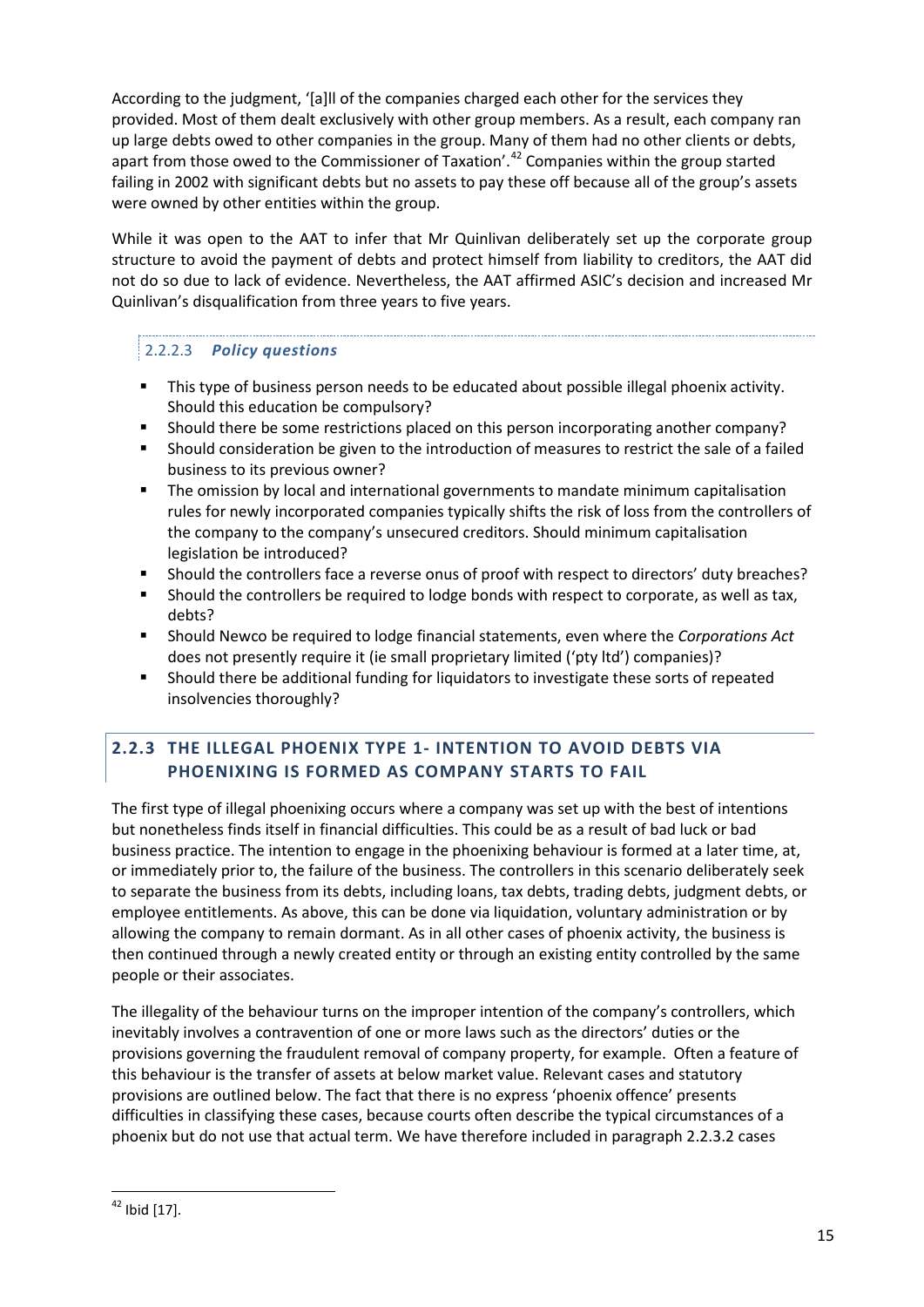According to the judgment, '[a]ll of the companies charged each other for the services they provided. Most of them dealt exclusively with other group members. As a result, each company ran up large debts owed to other companies in the group. Many of them had no other clients or debts, apart from those owed to the Commissioner of Taxation'.[42] Companies within the group started failing in 2002 with significant debts but no assets to pay these off because all of the group's assets were owned by other entities within the group.

While it was open to the AAT to infer that Mr Quinlivan deliberately set up the corporate group structure to avoid the payment of debts and protect himself from liability to creditors, the AAT did not do so due to lack of evidence. Nevertheless, the AAT affirmed ASIC's decision and increased Mr Quinlivan's disqualification from three years to five years.

#### 2.2.2.3 *Policy questions*

- This type of business person needs to be educated about possible illegal phoenix activity. Should this education be compulsory?
- Should there be some restrictions placed on this person incorporating another company?
- Should consideration be given to the introduction of measures to restrict the sale of a failed business to its previous owner?
- The omission by local and international governments to mandate minimum capitalisation rules for newly incorporated companies typically shifts the risk of loss from the controllers of the company to the company's unsecured creditors. Should minimum capitalisation legislation be introduced?
- Should the controllers face a reverse onus of proof with respect to directors' duty breaches?
- Should the controllers be required to lodge bonds with respect to corporate, as well as tax, debts?
- Should Newco be required to lodge financial statements, even where the *Corporations Act* does not presently require it (ie small proprietary limited ('pty ltd') companies)?
- Should there be additional funding for liquidators to investigate these sorts of repeated insolvencies thoroughly?

### 2.2.3 THE ILLEGAL PHOENIX TYPE 1- INTENTION TO AVOID DEBTS VIA PHOENIXING IS FORMED AS COMPANY STARTS TO FAIL

The first type of illegal phoenixing occurs where a company was set up with the best of intentions but nonetheless finds itself in financial difficulties. This could be as a result of bad luck or bad business practice. The intention to engage in the phoenixing behaviour is formed at a later time, at, or immediately prior to, the failure of the business. The controllers in this scenario deliberately seek to separate the business from its debts, including loans, tax debts, trading debts, judgment debts, or employee entitlements. As above, this can be done via liquidation, voluntary administration or by allowing the company to remain dormant. As in all other cases of phoenix activity, the business is then continued through a newly created entity or through an existing entity controlled by the same people or their associates.

The illegality of the behaviour turns on the improper intention of the company's controllers, which inevitably involves a contravention of one or more laws such as the directors' duties or the provisions governing the fraudulent removal of company property, for example. Often a feature of this behaviour is the transfer of assets at below market value. Relevant cases and statutory provisions are outlined below. The fact that there is no express 'phoenix offence' presents difficulties in classifying these cases, because courts often describe the typical circumstances of a phoenix but do not use that actual term. We have therefore included in paragraph 2.2.3.2 cases

[42] Ibid [17].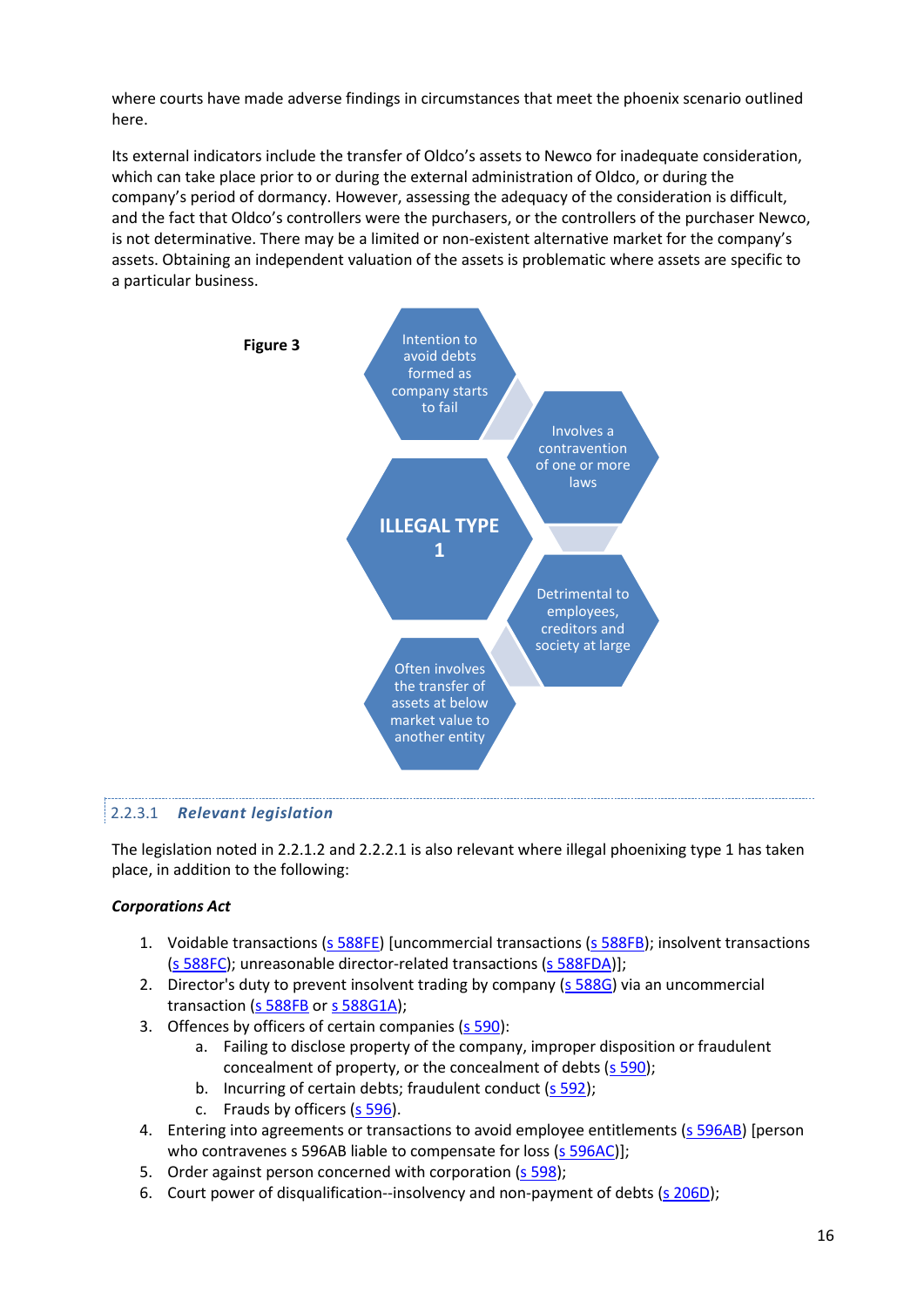where courts have made adverse findings in circumstances that meet the phoenix scenario outlined here.

Its external indicators include the transfer of Oldco's assets to Newco for inadequate consideration, which can take place prior to or during the external administration of Oldco, or during the company's period of dormancy. However, assessing the adequacy of the consideration is difficult, and the fact that Oldco's controllers were the purchasers, or the controllers of the purchaser Newco, is not determinative. There may be a limited or non-existent alternative market for the company's assets. Obtaining an independent valuation of the assets is problematic where assets are specific to a particular business.

**Figure 3**

ILLEGAL TYPE 1

- Intention to avoid debts formed as company starts to fail
- Involves a contravention of one or more laws
- Detrimental to employees, creditors and society at large
- Often involves the transfer of assets at below market value to another entity

### 2.2.3.1 *Relevant legislation*

The legislation noted in 2.2.1.2 and 2.2.2.1 is also relevant where illegal phoenixing type 1 has taken place, in addition to the following:

***Corporations Act***

1. Voidable transactions (s 588FE) [uncommercial transactions (s 588FB); insolvent transactions (s 588FC); unreasonable director-related transactions (s 588FDA)];
2. Director's duty to prevent insolvent trading by company (s 588G) via an uncommercial transaction (s 588FB or s 588G1A);
3. Offences by officers of certain companies (s 590):
   a. Failing to disclose property of the company, improper disposition or fraudulent concealment of property, or the concealment of debts (s 590);
   b. Incurring of certain debts; fraudulent conduct (s 592);
   c. Frauds by officers (s 596).
4. Entering into agreements or transactions to avoid employee entitlements (s 596AB) [person who contravenes s 596AB liable to compensate for loss (s 596AC)];
5. Order against person concerned with corporation (s 598);
6. Court power of disqualification--insolvency and non-payment of debts (s 206D);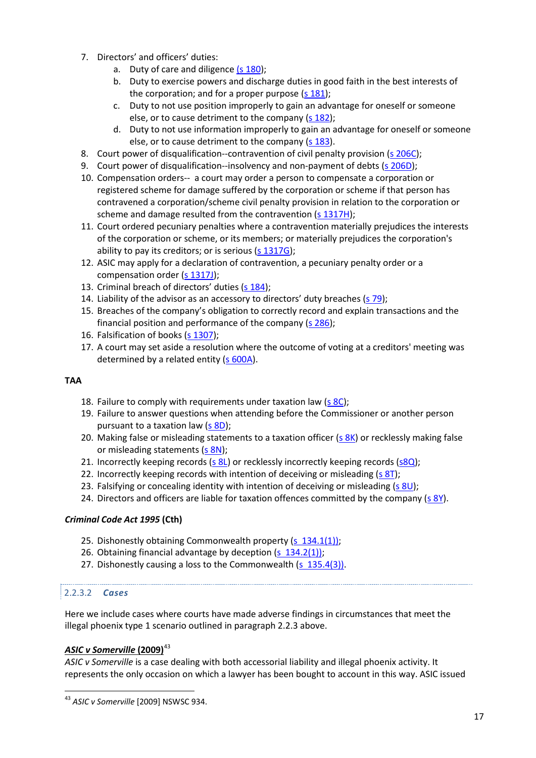7. Directors' and officers' duties:
    a. Duty of care and diligence (s 180);
    b. Duty to exercise powers and discharge duties in good faith in the best interests of the corporation; and for a proper purpose (s 181);
    c. Duty to not use position improperly to gain an advantage for oneself or someone else, or to cause detriment to the company (s 182);
    d. Duty to not use information improperly to gain an advantage for oneself or someone else, or to cause detriment to the company (s 183).
8. Court power of disqualification--contravention of civil penalty provision (s 206C);
9. Court power of disqualification--insolvency and non-payment of debts (s 206D);
10. Compensation orders-- a court may order a person to compensate a corporation or registered scheme for damage suffered by the corporation or scheme if that person has contravened a corporation/scheme civil penalty provision in relation to the corporation or scheme and damage resulted from the contravention (s 1317H);
11. Court ordered pecuniary penalties where a contravention materially prejudices the interests of the corporation or scheme, or its members; or materially prejudices the corporation's ability to pay its creditors; or is serious (s 1317G);
12. ASIC may apply for a declaration of contravention, a pecuniary penalty order or a compensation order (s 1317J);
13. Criminal breach of directors' duties (s 184);
14. Liability of the advisor as an accessory to directors' duty breaches (s 79);
15. Breaches of the company's obligation to correctly record and explain transactions and the financial position and performance of the company (s 286);
16. Falsification of books (s 1307);
17. A court may set aside a resolution where the outcome of voting at a creditors' meeting was determined by a related entity (s 600A).

**TAA**

18. Failure to comply with requirements under taxation law (s 8C);
19. Failure to answer questions when attending before the Commissioner or another person pursuant to a taxation law (s 8D);
20. Making false or misleading statements to a taxation officer (s 8K) or recklessly making false or misleading statements (s 8N);
21. Incorrectly keeping records (s 8L) or recklessly incorrectly keeping records (s8Q);
22. Incorrectly keeping records with intention of deceiving or misleading (s 8T);
23. Falsifying or concealing identity with intention of deceiving or misleading (s 8U);
24. Directors and officers are liable for taxation offences committed by the company (s 8Y).

***Criminal Code Act 1995* (Cth)**

25. Dishonestly obtaining Commonwealth property (s 134.1(1));
26. Obtaining financial advantage by deception (s 134.2(1));
27. Dishonestly causing a loss to the Commonwealth (s 135.4(3)).

#### 2.2.3.2 *Cases*

Here we include cases where courts have made adverse findings in circumstances that meet the illegal phoenix type 1 scenario outlined in paragraph 2.2.3 above.

***ASIC v Somerville* (2009)**[43]

*ASIC v Somerville* is a case dealing with both accessorial liability and illegal phoenix activity. It represents the only occasion on which a lawyer has been bought to account in this way. ASIC issued

[43] *ASIC v Somerville* [2009] NSWSC 934.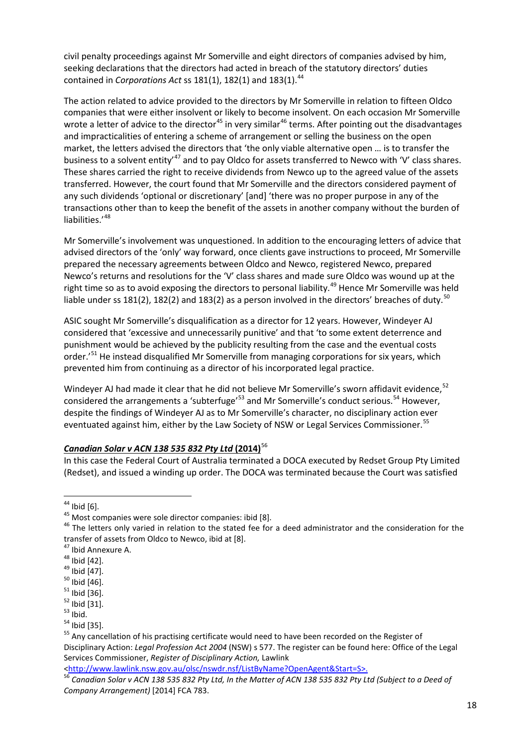civil penalty proceedings against Mr Somerville and eight directors of companies advised by him, seeking declarations that the directors had acted in breach of the statutory directors' duties contained in *Corporations Act* ss 181(1), 182(1) and 183(1).[44]

The action related to advice provided to the directors by Mr Somerville in relation to fifteen Oldco companies that were either insolvent or likely to become insolvent. On each occasion Mr Somerville wrote a letter of advice to the director[45] in very similar[46] terms. After pointing out the disadvantages and impracticalities of entering a scheme of arrangement or selling the business on the open market, the letters advised the directors that 'the only viable alternative open … is to transfer the business to a solvent entity'[47] and to pay Oldco for assets transferred to Newco with 'V' class shares. These shares carried the right to receive dividends from Newco up to the agreed value of the assets transferred. However, the court found that Mr Somerville and the directors considered payment of any such dividends 'optional or discretionary' [and] 'there was no proper purpose in any of the transactions other than to keep the benefit of the assets in another company without the burden of liabilities.'[48]

Mr Somerville's involvement was unquestioned. In addition to the encouraging letters of advice that advised directors of the 'only' way forward, once clients gave instructions to proceed, Mr Somerville prepared the necessary agreements between Oldco and Newco, registered Newco, prepared Newco's returns and resolutions for the 'V' class shares and made sure Oldco was wound up at the right time so as to avoid exposing the directors to personal liability.[49] Hence Mr Somerville was held liable under ss 181(2), 182(2) and 183(2) as a person involved in the directors' breaches of duty.[50]

ASIC sought Mr Somerville's disqualification as a director for 12 years. However, Windeyer AJ considered that 'excessive and unnecessarily punitive' and that 'to some extent deterrence and punishment would be achieved by the publicity resulting from the case and the eventual costs order.'[51] He instead disqualified Mr Somerville from managing corporations for six years, which prevented him from continuing as a director of his incorporated legal practice.

Windeyer AJ had made it clear that he did not believe Mr Somerville's sworn affidavit evidence,[52] considered the arrangements a 'subterfuge'[53] and Mr Somerville's conduct serious.[54] However, despite the findings of Windeyer AJ as to Mr Somerville's character, no disciplinary action ever eventuated against him, either by the Law Society of NSW or Legal Services Commissioner.[55]

### ***Canadian Solar v ACN 138 535 832 Pty Ltd* (2014)**[56]

In this case the Federal Court of Australia terminated a DOCA executed by Redset Group Pty Limited (Redset), and issued a winding up order. The DOCA was terminated because the Court was satisfied

---

[44] Ibid [6].

[45] Most companies were sole director companies: ibid [8].

[46] The letters only varied in relation to the stated fee for a deed administrator and the consideration for the transfer of assets from Oldco to Newco, ibid at [8].

[47] Ibid Annexure A.

[48] Ibid [42].

[49] Ibid [47].

[50] Ibid [46].

[51] Ibid [36].

[52] Ibid [31].

[53] Ibid.

[54] Ibid [35].

[55] Any cancellation of his practising certificate would need to have been recorded on the Register of Disciplinary Action: *Legal Profession Act 2004* (NSW) s 577. The register can be found here: Office of the Legal Services Commissioner, *Register of Disciplinary Action,* Lawlink <http://www.lawlink.nsw.gov.au/olsc/nswdr.nsf/ListByName?OpenAgent&Start=S>.

[56] *Canadian Solar v ACN 138 535 832 Pty Ltd, In the Matter of ACN 138 535 832 Pty Ltd (Subject to a Deed of Company Arrangement)* [2014] FCA 783.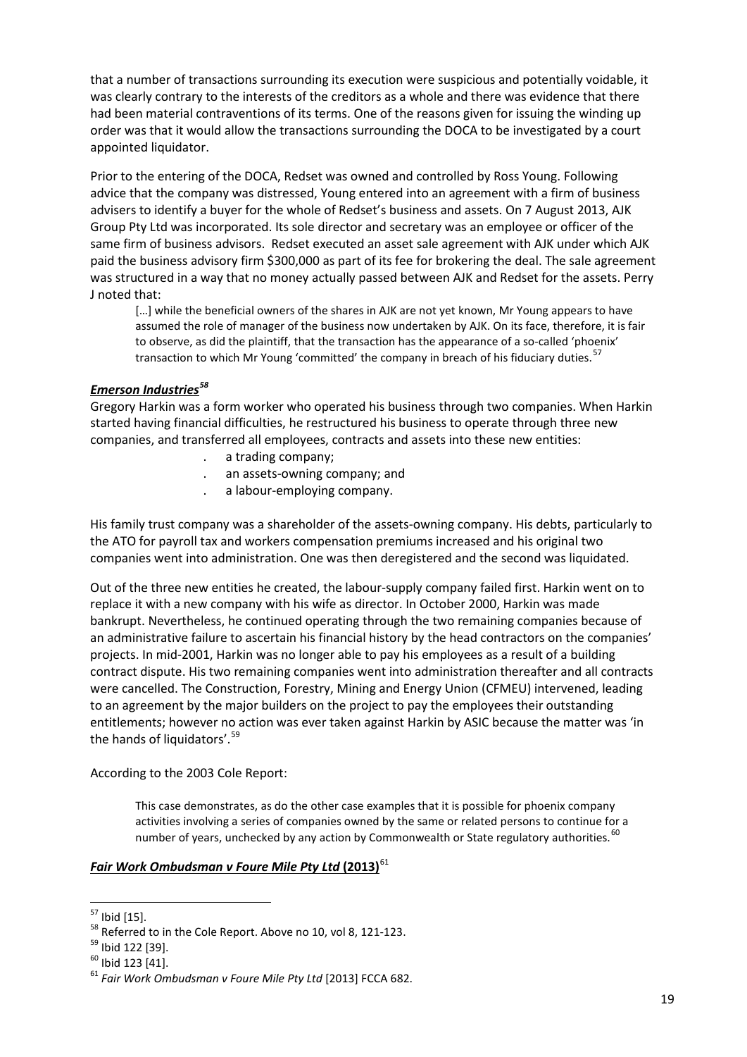that a number of transactions surrounding its execution were suspicious and potentially voidable, it was clearly contrary to the interests of the creditors as a whole and there was evidence that there had been material contraventions of its terms. One of the reasons given for issuing the winding up order was that it would allow the transactions surrounding the DOCA to be investigated by a court appointed liquidator.

Prior to the entering of the DOCA, Redset was owned and controlled by Ross Young. Following advice that the company was distressed, Young entered into an agreement with a firm of business advisers to identify a buyer for the whole of Redset's business and assets. On 7 August 2013, AJK Group Pty Ltd was incorporated. Its sole director and secretary was an employee or officer of the same firm of business advisors. Redset executed an asset sale agreement with AJK under which AJK paid the business advisory firm $300,000 as part of its fee for brokering the deal. The sale agreement was structured in a way that no money actually passed between AJK and Redset for the assets. Perry J noted that:

> […] while the beneficial owners of the shares in AJK are not yet known, Mr Young appears to have assumed the role of manager of the business now undertaken by AJK. On its face, therefore, it is fair to observe, as did the plaintiff, that the transaction has the appearance of a so-called 'phoenix' transaction to which Mr Young 'committed' the company in breach of his fiduciary duties.[57]

### ***Emerson Industries***[58]

Gregory Harkin was a form worker who operated his business through two companies. When Harkin started having financial difficulties, he restructured his business to operate through three new companies, and transferred all employees, contracts and assets into these new entities:

- a trading company;
- an assets-owning company; and
- a labour-employing company.

His family trust company was a shareholder of the assets-owning company. His debts, particularly to the ATO for payroll tax and workers compensation premiums increased and his original two companies went into administration. One was then deregistered and the second was liquidated.

Out of the three new entities he created, the labour-supply company failed first. Harkin went on to replace it with a new company with his wife as director. In October 2000, Harkin was made bankrupt. Nevertheless, he continued operating through the two remaining companies because of an administrative failure to ascertain his financial history by the head contractors on the companies' projects. In mid-2001, Harkin was no longer able to pay his employees as a result of a building contract dispute. His two remaining companies went into administration thereafter and all contracts were cancelled. The Construction, Forestry, Mining and Energy Union (CFMEU) intervened, leading to an agreement by the major builders on the project to pay the employees their outstanding entitlements; however no action was ever taken against Harkin by ASIC because the matter was 'in the hands of liquidators'.[59]

According to the 2003 Cole Report:

> This case demonstrates, as do the other case examples that it is possible for phoenix company activities involving a series of companies owned by the same or related persons to continue for a number of years, unchecked by any action by Commonwealth or State regulatory authorities.[60]

### ***Fair Work Ombudsman v Foure Mile Pty Ltd* (2013)**[61]

---

[57] Ibid [15].

[58] Referred to in the Cole Report. Above no 10, vol 8, 121-123.

[59] Ibid 122 [39].

[60] Ibid 123 [41].

[61] *Fair Work Ombudsman v Foure Mile Pty Ltd* [2013] FCCA 682.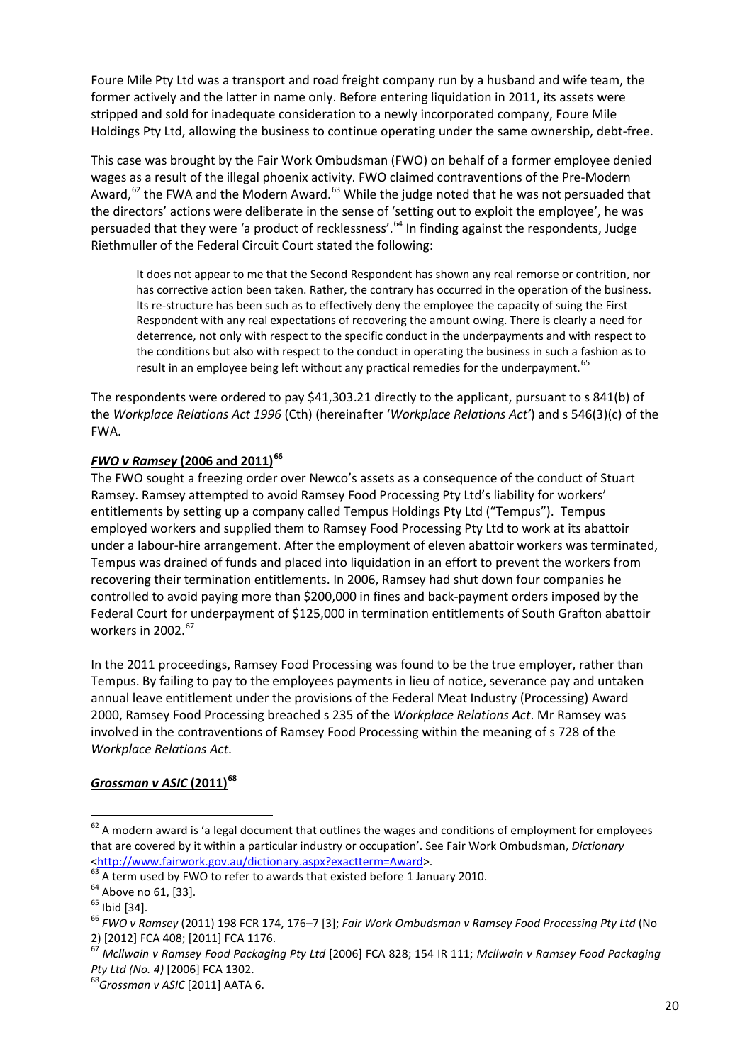Foure Mile Pty Ltd was a transport and road freight company run by a husband and wife team, the former actively and the latter in name only. Before entering liquidation in 2011, its assets were stripped and sold for inadequate consideration to a newly incorporated company, Foure Mile Holdings Pty Ltd, allowing the business to continue operating under the same ownership, debt-free.

This case was brought by the Fair Work Ombudsman (FWO) on behalf of a former employee denied wages as a result of the illegal phoenix activity. FWO claimed contraventions of the Pre-Modern Award,[62] the FWA and the Modern Award.[63] While the judge noted that he was not persuaded that the directors' actions were deliberate in the sense of 'setting out to exploit the employee', he was persuaded that they were 'a product of recklessness'.[64] In finding against the respondents, Judge Riethmuller of the Federal Circuit Court stated the following:

> It does not appear to me that the Second Respondent has shown any real remorse or contrition, nor has corrective action been taken. Rather, the contrary has occurred in the operation of the business. Its re-structure has been such as to effectively deny the employee the capacity of suing the First Respondent with any real expectations of recovering the amount owing. There is clearly a need for deterrence, not only with respect to the specific conduct in the underpayments and with respect to the conditions but also with respect to the conduct in operating the business in such a fashion as to result in an employee being left without any practical remedies for the underpayment.[65]

The respondents were ordered to pay $41,303.21 directly to the applicant, pursuant to s 841(b) of the *Workplace Relations Act 1996* (Cth) (hereinafter '*Workplace Relations Act*') and s 546(3)(c) of the FWA.

### ***FWO v Ramsey*** **(2006 and 2011)**[66]

The FWO sought a freezing order over Newco's assets as a consequence of the conduct of Stuart Ramsey. Ramsey attempted to avoid Ramsey Food Processing Pty Ltd's liability for workers' entitlements by setting up a company called Tempus Holdings Pty Ltd ("Tempus"). Tempus employed workers and supplied them to Ramsey Food Processing Pty Ltd to work at its abattoir under a labour-hire arrangement. After the employment of eleven abattoir workers was terminated, Tempus was drained of funds and placed into liquidation in an effort to prevent the workers from recovering their termination entitlements. In 2006, Ramsey had shut down four companies he controlled to avoid paying more than $200,000 in fines and back-payment orders imposed by the Federal Court for underpayment of $125,000 in termination entitlements of South Grafton abattoir workers in 2002.[67]

In the 2011 proceedings, Ramsey Food Processing was found to be the true employer, rather than Tempus. By failing to pay to the employees payments in lieu of notice, severance pay and untaken annual leave entitlement under the provisions of the Federal Meat Industry (Processing) Award 2000, Ramsey Food Processing breached s 235 of the *Workplace Relations Act*. Mr Ramsey was involved in the contraventions of Ramsey Food Processing within the meaning of s 728 of the *Workplace Relations Act*.

### ***Grossman v ASIC*** **(2011)**[68]

---

[62] A modern award is 'a legal document that outlines the wages and conditions of employment for employees that are covered by it within a particular industry or occupation'. See Fair Work Ombudsman, *Dictionary* <http://www.fairwork.gov.au/dictionary.aspx?exactterm=Award>.

[63] A term used by FWO to refer to awards that existed before 1 January 2010.

[64] Above no 61, [33].

[65] Ibid [34].

[66] *FWO v Ramsey* (2011) 198 FCR 174, 176–7 [3]; *Fair Work Ombudsman v Ramsey Food Processing Pty Ltd* (No 2) [2012] FCA 408; [2011] FCA 1176.

[67] *McIlwain v Ramsey Food Packaging Pty Ltd* [2006] FCA 828; 154 IR 111; *McIlwain v Ramsey Food Packaging Pty Ltd (No. 4)* [2006] FCA 1302.

[68] *Grossman v ASIC* [2011] AATA 6.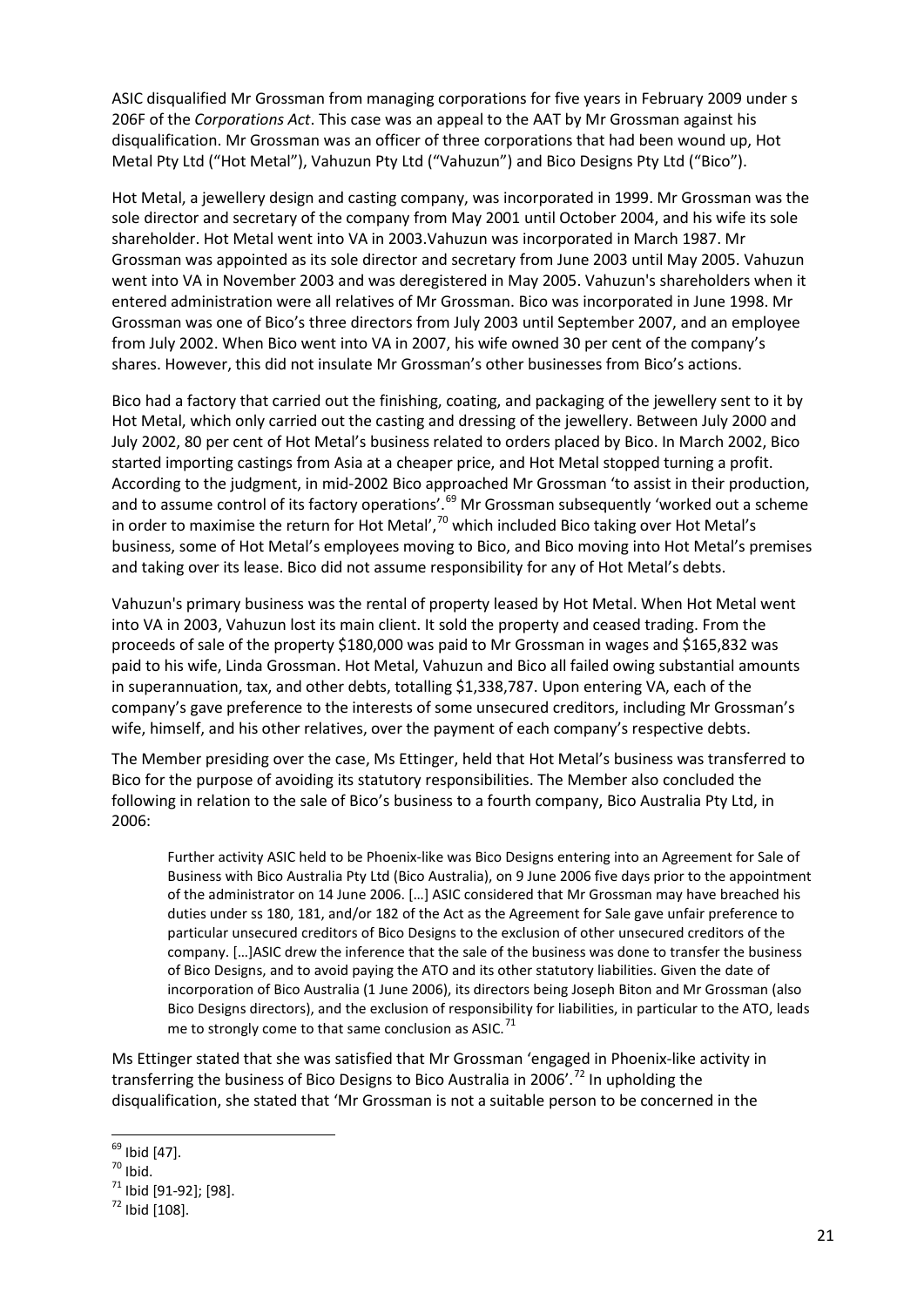ASIC disqualified Mr Grossman from managing corporations for five years in February 2009 under s 206F of the *Corporations Act*. This case was an appeal to the AAT by Mr Grossman against his disqualification. Mr Grossman was an officer of three corporations that had been wound up, Hot Metal Pty Ltd ("Hot Metal"), Vahuzun Pty Ltd ("Vahuzun") and Bico Designs Pty Ltd ("Bico").

Hot Metal, a jewellery design and casting company, was incorporated in 1999. Mr Grossman was the sole director and secretary of the company from May 2001 until October 2004, and his wife its sole shareholder. Hot Metal went into VA in 2003.Vahuzun was incorporated in March 1987. Mr Grossman was appointed as its sole director and secretary from June 2003 until May 2005. Vahuzun went into VA in November 2003 and was deregistered in May 2005. Vahuzun's shareholders when it entered administration were all relatives of Mr Grossman. Bico was incorporated in June 1998. Mr Grossman was one of Bico's three directors from July 2003 until September 2007, and an employee from July 2002. When Bico went into VA in 2007, his wife owned 30 per cent of the company's shares. However, this did not insulate Mr Grossman's other businesses from Bico's actions.

Bico had a factory that carried out the finishing, coating, and packaging of the jewellery sent to it by Hot Metal, which only carried out the casting and dressing of the jewellery. Between July 2000 and July 2002, 80 per cent of Hot Metal's business related to orders placed by Bico. In March 2002, Bico started importing castings from Asia at a cheaper price, and Hot Metal stopped turning a profit. According to the judgment, in mid-2002 Bico approached Mr Grossman 'to assist in their production, and to assume control of its factory operations'.[69] Mr Grossman subsequently 'worked out a scheme in order to maximise the return for Hot Metal',[70] which included Bico taking over Hot Metal's business, some of Hot Metal's employees moving to Bico, and Bico moving into Hot Metal's premises and taking over its lease. Bico did not assume responsibility for any of Hot Metal's debts.

Vahuzun's primary business was the rental of property leased by Hot Metal. When Hot Metal went into VA in 2003, Vahuzun lost its main client. It sold the property and ceased trading. From the proceeds of sale of the property $180,000 was paid to Mr Grossman in wages and $165,832 was paid to his wife, Linda Grossman. Hot Metal, Vahuzun and Bico all failed owing substantial amounts in superannuation, tax, and other debts, totalling $1,338,787. Upon entering VA, each of the company's gave preference to the interests of some unsecured creditors, including Mr Grossman's wife, himself, and his other relatives, over the payment of each company's respective debts.

The Member presiding over the case, Ms Ettinger, held that Hot Metal's business was transferred to Bico for the purpose of avoiding its statutory responsibilities. The Member also concluded the following in relation to the sale of Bico's business to a fourth company, Bico Australia Pty Ltd, in 2006:

> Further activity ASIC held to be Phoenix-like was Bico Designs entering into an Agreement for Sale of Business with Bico Australia Pty Ltd (Bico Australia), on 9 June 2006 five days prior to the appointment of the administrator on 14 June 2006. […] ASIC considered that Mr Grossman may have breached his duties under ss 180, 181, and/or 182 of the Act as the Agreement for Sale gave unfair preference to particular unsecured creditors of Bico Designs to the exclusion of other unsecured creditors of the company. […]ASIC drew the inference that the sale of the business was done to transfer the business of Bico Designs, and to avoid paying the ATO and its other statutory liabilities. Given the date of incorporation of Bico Australia (1 June 2006), its directors being Joseph Biton and Mr Grossman (also Bico Designs directors), and the exclusion of responsibility for liabilities, in particular to the ATO, leads me to strongly come to that same conclusion as ASIC.[71]

Ms Ettinger stated that she was satisfied that Mr Grossman 'engaged in Phoenix-like activity in transferring the business of Bico Designs to Bico Australia in 2006'.[72] In upholding the disqualification, she stated that 'Mr Grossman is not a suitable person to be concerned in the

---

[69] Ibid [47].

[70] Ibid.

[71] Ibid [91-92]; [98].

[72] Ibid [108].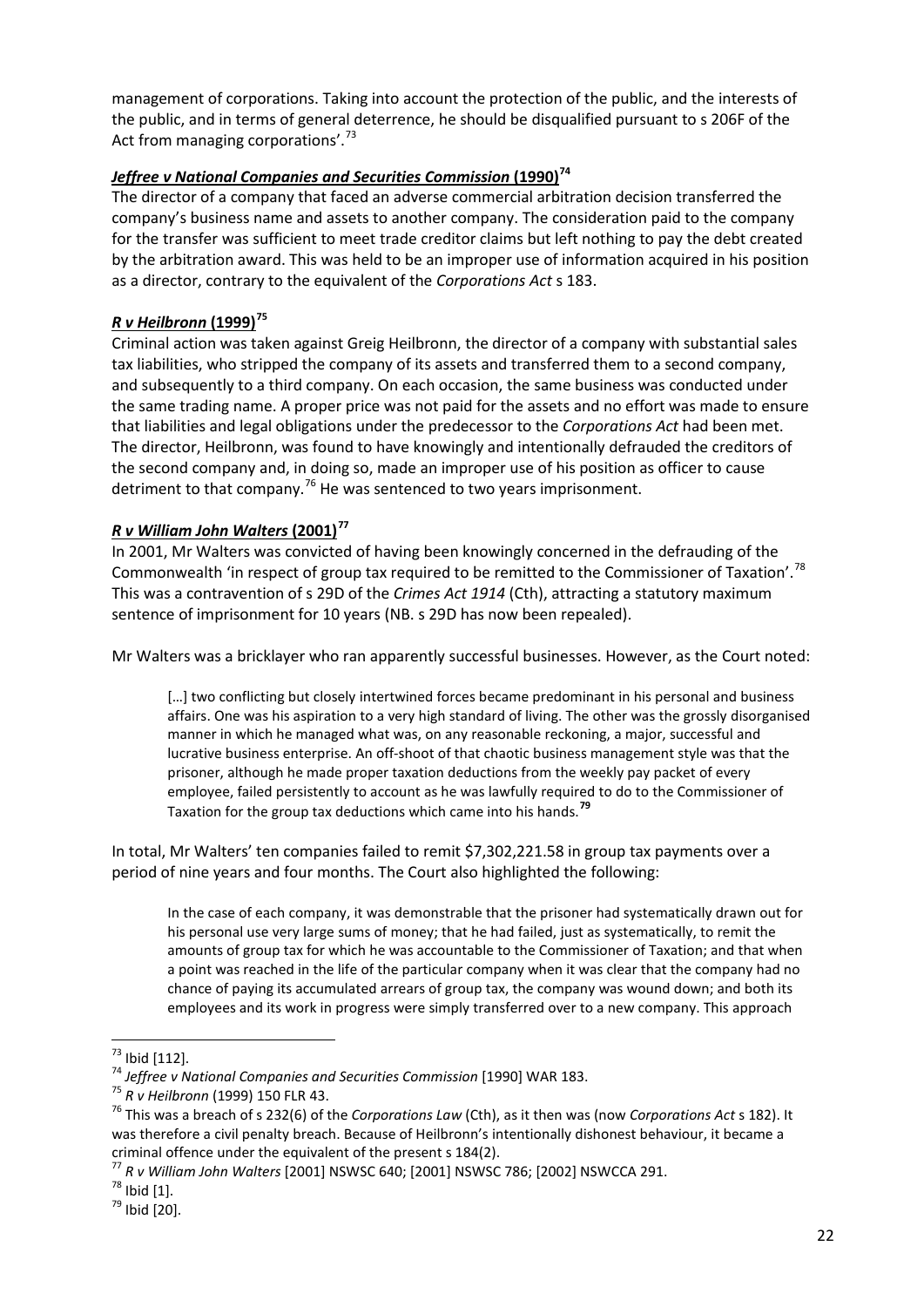management of corporations. Taking into account the protection of the public, and the interests of the public, and in terms of general deterrence, he should be disqualified pursuant to s 206F of the Act from managing corporations'.[73]

### *Jeffree v National Companies and Securities Commission* (1990)[74]

The director of a company that faced an adverse commercial arbitration decision transferred the company's business name and assets to another company. The consideration paid to the company for the transfer was sufficient to meet trade creditor claims but left nothing to pay the debt created by the arbitration award. This was held to be an improper use of information acquired in his position as a director, contrary to the equivalent of the *Corporations Act* s 183.

### *R v Heilbronn* (1999)[75]

Criminal action was taken against Greig Heilbronn, the director of a company with substantial sales tax liabilities, who stripped the company of its assets and transferred them to a second company, and subsequently to a third company. On each occasion, the same business was conducted under the same trading name. A proper price was not paid for the assets and no effort was made to ensure that liabilities and legal obligations under the predecessor to the *Corporations Act* had been met. The director, Heilbronn, was found to have knowingly and intentionally defrauded the creditors of the second company and, in doing so, made an improper use of his position as officer to cause detriment to that company.[76] He was sentenced to two years imprisonment.

### *R v William John Walters* (2001)[77]

In 2001, Mr Walters was convicted of having been knowingly concerned in the defrauding of the Commonwealth 'in respect of group tax required to be remitted to the Commissioner of Taxation'.[78] This was a contravention of s 29D of the *Crimes Act 1914* (Cth), attracting a statutory maximum sentence of imprisonment for 10 years (NB. s 29D has now been repealed).

Mr Walters was a bricklayer who ran apparently successful businesses. However, as the Court noted:

> […] two conflicting but closely intertwined forces became predominant in his personal and business affairs. One was his aspiration to a very high standard of living. The other was the grossly disorganised manner in which he managed what was, on any reasonable reckoning, a major, successful and lucrative business enterprise. An off-shoot of that chaotic business management style was that the prisoner, although he made proper taxation deductions from the weekly pay packet of every employee, failed persistently to account as he was lawfully required to do to the Commissioner of Taxation for the group tax deductions which came into his hands.[79]

In total, Mr Walters' ten companies failed to remit $7,302,221.58 in group tax payments over a period of nine years and four months. The Court also highlighted the following:

> In the case of each company, it was demonstrable that the prisoner had systematically drawn out for his personal use very large sums of money; that he had failed, just as systematically, to remit the amounts of group tax for which he was accountable to the Commissioner of Taxation; and that when a point was reached in the life of the particular company when it was clear that the company had no chance of paying its accumulated arrears of group tax, the company was wound down; and both its employees and its work in progress were simply transferred over to a new company. This approach

---

[73] Ibid [112].

[74] *Jeffree v National Companies and Securities Commission* [1990] WAR 183.

[75] *R v Heilbronn* (1999) 150 FLR 43.

[76] This was a breach of s 232(6) of the *Corporations Law* (Cth), as it then was (now *Corporations Act* s 182). It was therefore a civil penalty breach. Because of Heilbronn's intentionally dishonest behaviour, it became a criminal offence under the equivalent of the present s 184(2).

[77] *R v William John Walters* [2001] NSWSC 640; [2001] NSWSC 786; [2002] NSWCCA 291.

[78] Ibid [1].

[79] Ibid [20].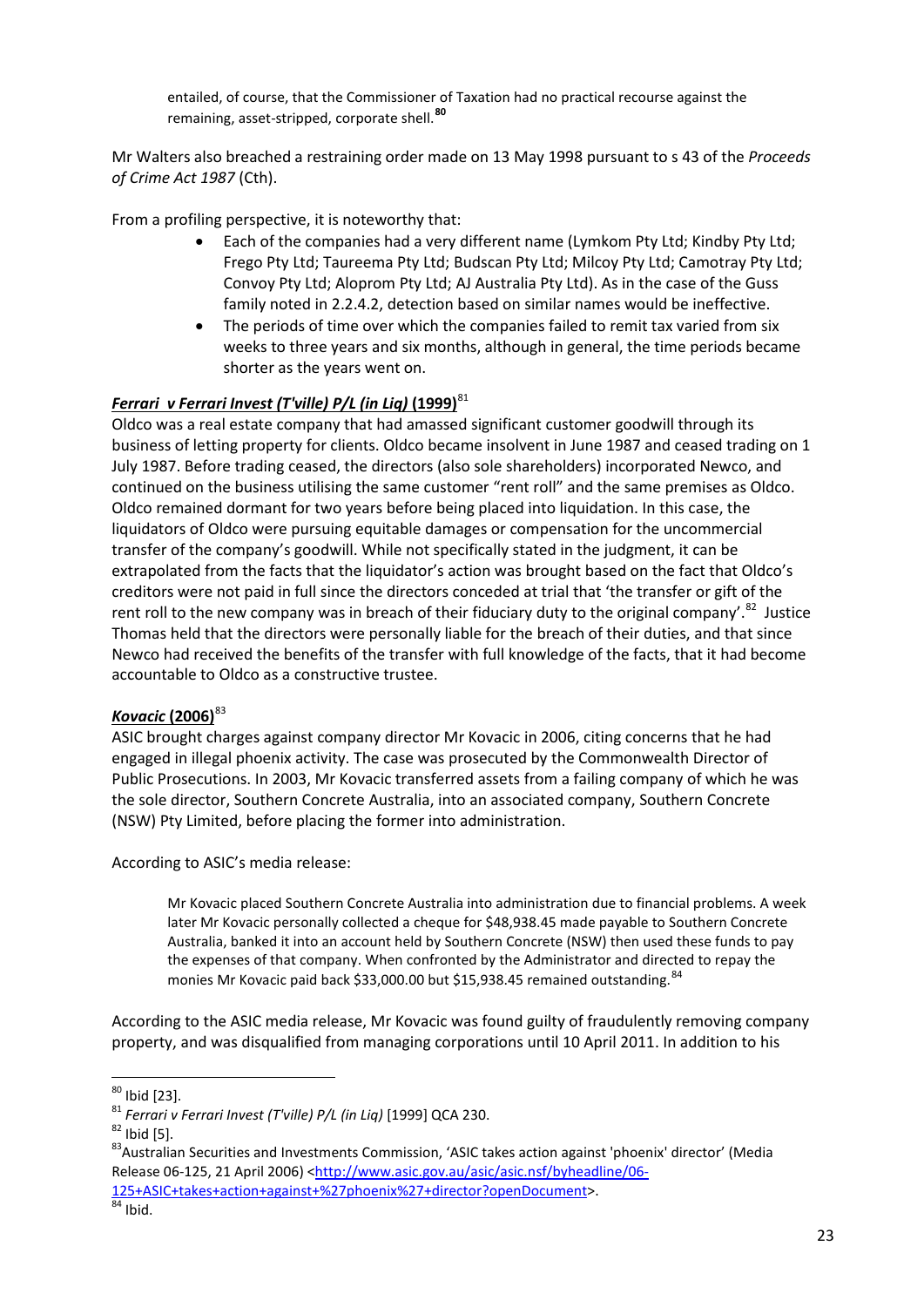> entailed, of course, that the Commissioner of Taxation had no practical recourse against the remaining, asset-stripped, corporate shell.[80]

Mr Walters also breached a restraining order made on 13 May 1998 pursuant to s 43 of the *Proceeds of Crime Act 1987* (Cth).

From a profiling perspective, it is noteworthy that:

- Each of the companies had a very different name (Lymkom Pty Ltd; Kindby Pty Ltd; Frego Pty Ltd; Taureema Pty Ltd; Budscan Pty Ltd; Milcoy Pty Ltd; Camotray Pty Ltd; Convoy Pty Ltd; Aloprom Pty Ltd; AJ Australia Pty Ltd). As in the case of the Guss family noted in 2.2.4.2, detection based on similar names would be ineffective.
- The periods of time over which the companies failed to remit tax varied from six weeks to three years and six months, although in general, the time periods became shorter as the years went on.

### ***Ferrari v Ferrari Invest (T'ville) P/L (in Liq)* (1999)**[81]

Oldco was a real estate company that had amassed significant customer goodwill through its business of letting property for clients. Oldco became insolvent in June 1987 and ceased trading on 1 July 1987. Before trading ceased, the directors (also sole shareholders) incorporated Newco, and continued on the business utilising the same customer "rent roll" and the same premises as Oldco. Oldco remained dormant for two years before being placed into liquidation. In this case, the liquidators of Oldco were pursuing equitable damages or compensation for the uncommercial transfer of the company's goodwill. While not specifically stated in the judgment, it can be extrapolated from the facts that the liquidator's action was brought based on the fact that Oldco's creditors were not paid in full since the directors conceded at trial that 'the transfer or gift of the rent roll to the new company was in breach of their fiduciary duty to the original company'.[82] Justice Thomas held that the directors were personally liable for the breach of their duties, and that since Newco had received the benefits of the transfer with full knowledge of the facts, that it had become accountable to Oldco as a constructive trustee.

### ***Kovacic* (2006)**[83]

ASIC brought charges against company director Mr Kovacic in 2006, citing concerns that he had engaged in illegal phoenix activity. The case was prosecuted by the Commonwealth Director of Public Prosecutions. In 2003, Mr Kovacic transferred assets from a failing company of which he was the sole director, Southern Concrete Australia, into an associated company, Southern Concrete (NSW) Pty Limited, before placing the former into administration.

According to ASIC's media release:

> Mr Kovacic placed Southern Concrete Australia into administration due to financial problems. A week later Mr Kovacic personally collected a cheque for $48,938.45 made payable to Southern Concrete Australia, banked it into an account held by Southern Concrete (NSW) then used these funds to pay the expenses of that company. When confronted by the Administrator and directed to repay the monies Mr Kovacic paid back $33,000.00 but $15,938.45 remained outstanding.[84]

According to the ASIC media release, Mr Kovacic was found guilty of fraudulently removing company property, and was disqualified from managing corporations until 10 April 2011. In addition to his

---

[80] Ibid [23].

[81] *Ferrari v Ferrari Invest (T'ville) P/L (in Liq)* [1999] QCA 230.

[82] Ibid [5].

[83] Australian Securities and Investments Commission, 'ASIC takes action against 'phoenix' director' (Media Release 06-125, 21 April 2006) <http://www.asic.gov.au/asic/asic.nsf/byheadline/06-125+ASIC+takes+action+against+%27phoenix%27+director?openDocument>.

[84] Ibid.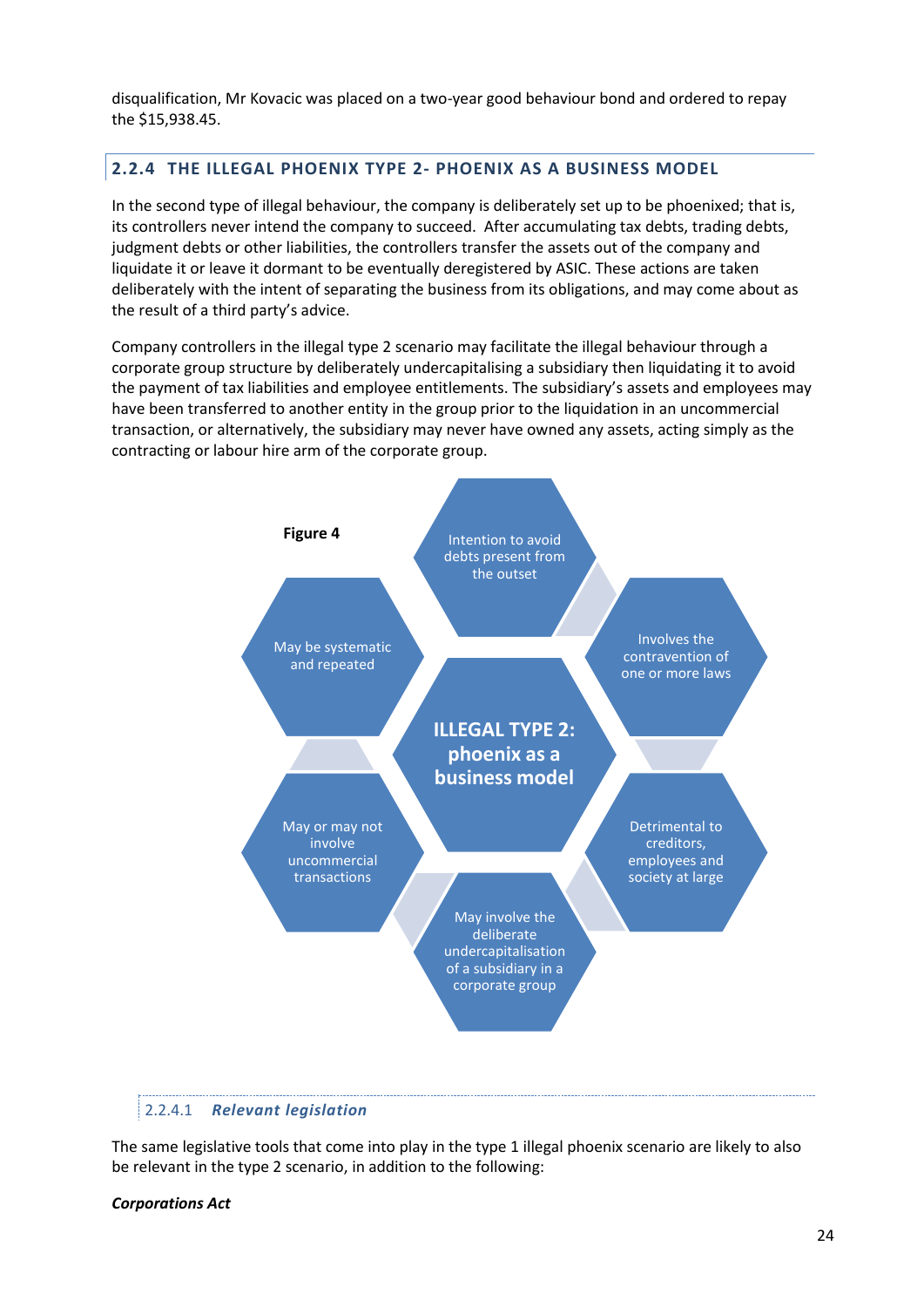disqualification, Mr Kovacic was placed on a two-year good behaviour bond and ordered to repay the $15,938.45.

### 2.2.4 THE ILLEGAL PHOENIX TYPE 2- PHOENIX AS A BUSINESS MODEL

In the second type of illegal behaviour, the company is deliberately set up to be phoenixed; that is, its controllers never intend the company to succeed. After accumulating tax debts, trading debts, judgment debts or other liabilities, the controllers transfer the assets out of the company and liquidate it or leave it dormant to be eventually deregistered by ASIC. These actions are taken deliberately with the intent of separating the business from its obligations, and may come about as the result of a third party's advice.

Company controllers in the illegal type 2 scenario may facilitate the illegal behaviour through a corporate group structure by deliberately undercapitalising a subsidiary then liquidating it to avoid the payment of tax liabilities and employee entitlements. The subsidiary's assets and employees may have been transferred to another entity in the group prior to the liquidation in an uncommercial transaction, or alternatively, the subsidiary may never have owned any assets, acting simply as the contracting or labour hire arm of the corporate group.

**Figure 4**

**ILLEGAL TYPE 2: phoenix as a business model**

- Intention to avoid debts present from the outset
- Involves the contravention of one or more laws
- Detrimental to creditors, employees and society at large
- May involve the deliberate undercapitalisation of a subsidiary in a corporate group
- May or may not involve uncommercial transactions
- May be systematic and repeated

#### 2.2.4.1 *Relevant legislation*

The same legislative tools that come into play in the type 1 illegal phoenix scenario are likely to also be relevant in the type 2 scenario, in addition to the following:

***Corporations Act***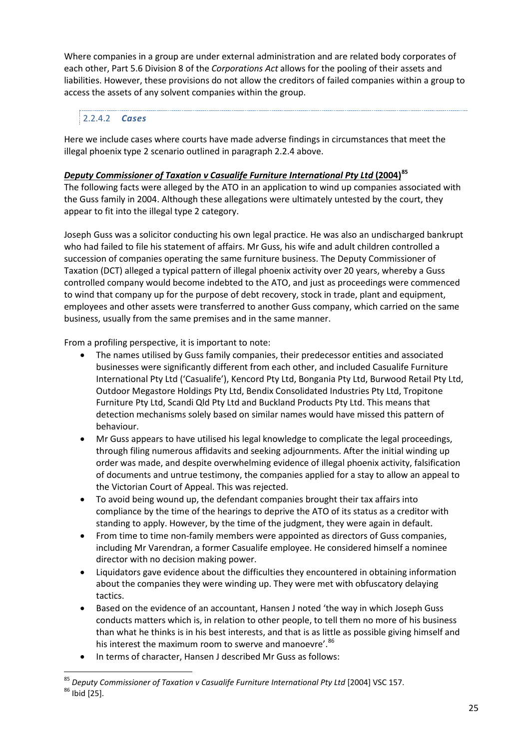Where companies in a group are under external administration and are related body corporates of each other, Part 5.6 Division 8 of the *Corporations Act* allows for the pooling of their assets and liabilities. However, these provisions do not allow the creditors of failed companies within a group to access the assets of any solvent companies within the group.

#### 2.2.4.2 *Cases*

Here we include cases where courts have made adverse findings in circumstances that meet the illegal phoenix type 2 scenario outlined in paragraph 2.2.4 above.

***Deputy Commissioner of Taxation v Casualife Furniture International Pty Ltd* (2004)**[85]

The following facts were alleged by the ATO in an application to wind up companies associated with the Guss family in 2004. Although these allegations were ultimately untested by the court, they appear to fit into the illegal type 2 category.

Joseph Guss was a solicitor conducting his own legal practice. He was also an undischarged bankrupt who had failed to file his statement of affairs. Mr Guss, his wife and adult children controlled a succession of companies operating the same furniture business. The Deputy Commissioner of Taxation (DCT) alleged a typical pattern of illegal phoenix activity over 20 years, whereby a Guss controlled company would become indebted to the ATO, and just as proceedings were commenced to wind that company up for the purpose of debt recovery, stock in trade, plant and equipment, employees and other assets were transferred to another Guss company, which carried on the same business, usually from the same premises and in the same manner.

From a profiling perspective, it is important to note:

- The names utilised by Guss family companies, their predecessor entities and associated businesses were significantly different from each other, and included Casualife Furniture International Pty Ltd ('Casualife'), Kencord Pty Ltd, Bongania Pty Ltd, Burwood Retail Pty Ltd, Outdoor Megastore Holdings Pty Ltd, Bendix Consolidated Industries Pty Ltd, Tropitone Furniture Pty Ltd, Scandi Qld Pty Ltd and Buckland Products Pty Ltd. This means that detection mechanisms solely based on similar names would have missed this pattern of behaviour.
- Mr Guss appears to have utilised his legal knowledge to complicate the legal proceedings, through filing numerous affidavits and seeking adjournments. After the initial winding up order was made, and despite overwhelming evidence of illegal phoenix activity, falsification of documents and untrue testimony, the companies applied for a stay to allow an appeal to the Victorian Court of Appeal. This was rejected.
- To avoid being wound up, the defendant companies brought their tax affairs into compliance by the time of the hearings to deprive the ATO of its status as a creditor with standing to apply. However, by the time of the judgment, they were again in default.
- From time to time non-family members were appointed as directors of Guss companies, including Mr Varendran, a former Casualife employee. He considered himself a nominee director with no decision making power.
- Liquidators gave evidence about the difficulties they encountered in obtaining information about the companies they were winding up. They were met with obfuscatory delaying tactics.
- Based on the evidence of an accountant, Hansen J noted 'the way in which Joseph Guss conducts matters which is, in relation to other people, to tell them no more of his business than what he thinks is in his best interests, and that is as little as possible giving himself and his interest the maximum room to swerve and manoeuvre'.[86]
- In terms of character, Hansen J described Mr Guss as follows:

---

[85] *Deputy Commissioner of Taxation v Casualife Furniture International Pty Ltd* [2004] VSC 157.

[86] Ibid [25].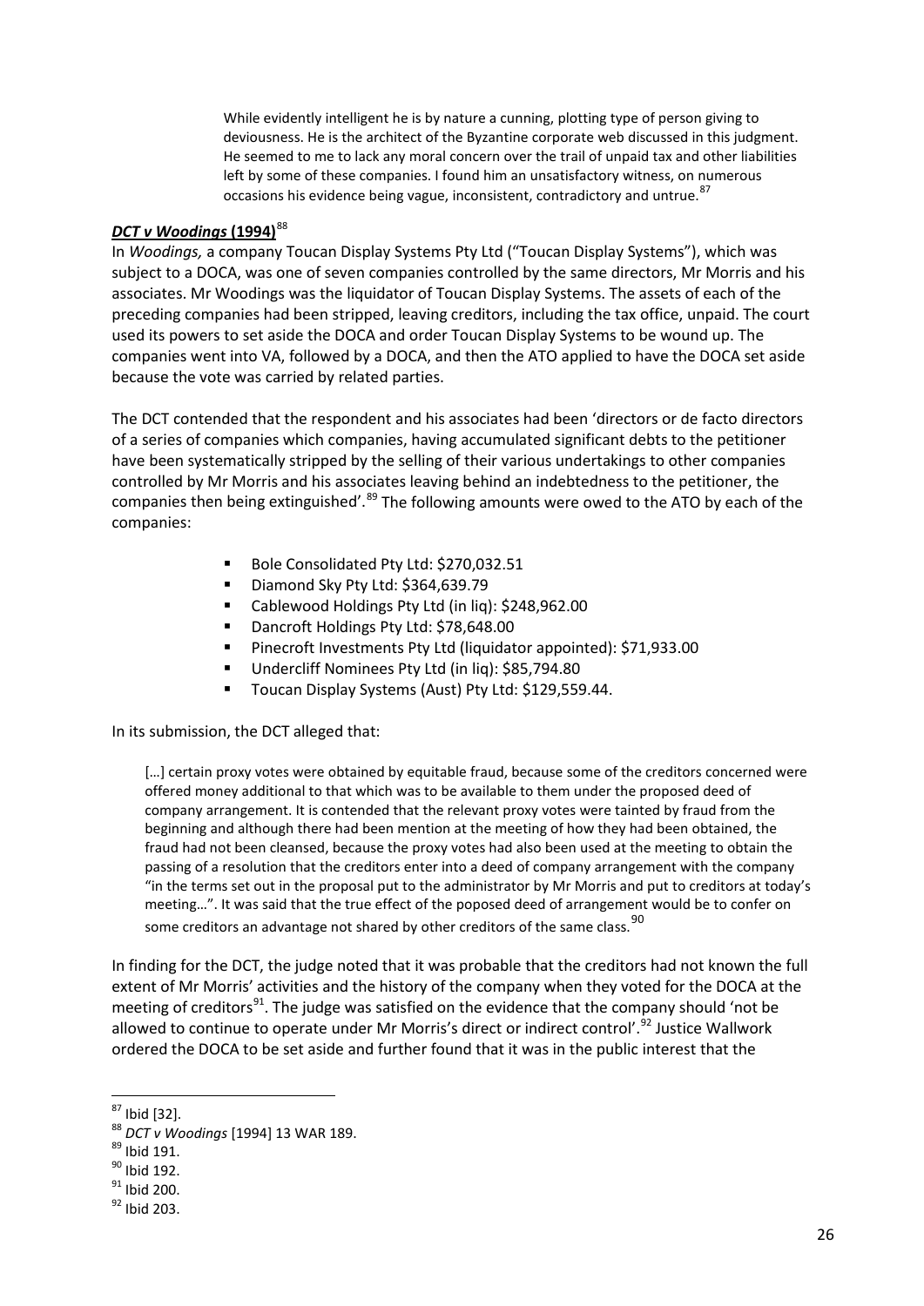> While evidently intelligent he is by nature a cunning, plotting type of person giving to deviousness. He is the architect of the Byzantine corporate web discussed in this judgment. He seemed to me to lack any moral concern over the trail of unpaid tax and other liabilities left by some of these companies. I found him an unsatisfactory witness, on numerous occasions his evidence being vague, inconsistent, contradictory and untrue.[87]

### ***DCT v Woodings* (1994)**[88]

In *Woodings,* a company Toucan Display Systems Pty Ltd ("Toucan Display Systems"), which was subject to a DOCA, was one of seven companies controlled by the same directors, Mr Morris and his associates. Mr Woodings was the liquidator of Toucan Display Systems. The assets of each of the preceding companies had been stripped, leaving creditors, including the tax office, unpaid. The court used its powers to set aside the DOCA and order Toucan Display Systems to be wound up. The companies went into VA, followed by a DOCA, and then the ATO applied to have the DOCA set aside because the vote was carried by related parties.

The DCT contended that the respondent and his associates had been 'directors or de facto directors of a series of companies which companies, having accumulated significant debts to the petitioner have been systematically stripped by the selling of their various undertakings to other companies controlled by Mr Morris and his associates leaving behind an indebtedness to the petitioner, the companies then being extinguished'.[89] The following amounts were owed to the ATO by each of the companies:

- Bole Consolidated Pty Ltd: $270,032.51
- Diamond Sky Pty Ltd: $364,639.79
- Cablewood Holdings Pty Ltd (in liq): $248,962.00
- Dancroft Holdings Pty Ltd: $78,648.00
- Pinecroft Investments Pty Ltd (liquidator appointed): $71,933.00
- Undercliff Nominees Pty Ltd (in liq): $85,794.80
- Toucan Display Systems (Aust) Pty Ltd: $129,559.44.

In its submission, the DCT alleged that:

> […] certain proxy votes were obtained by equitable fraud, because some of the creditors concerned were offered money additional to that which was to be available to them under the proposed deed of company arrangement. It is contended that the relevant proxy votes were tainted by fraud from the beginning and although there had been mention at the meeting of how they had been obtained, the fraud had not been cleansed, because the proxy votes had also been used at the meeting to obtain the passing of a resolution that the creditors enter into a deed of company arrangement with the company "in the terms set out in the proposal put to the administrator by Mr Morris and put to creditors at today's meeting…". It was said that the true effect of the poposed deed of arrangement would be to confer on some creditors an advantage not shared by other creditors of the same class.[90]

In finding for the DCT, the judge noted that it was probable that the creditors had not known the full extent of Mr Morris' activities and the history of the company when they voted for the DOCA at the meeting of creditors[91]. The judge was satisfied on the evidence that the company should 'not be allowed to continue to operate under Mr Morris's direct or indirect control'.[92] Justice Wallwork ordered the DOCA to be set aside and further found that it was in the public interest that the

---

[87] Ibid [32].

[88] *DCT v Woodings* [1994] 13 WAR 189.

[89] Ibid 191.

[90] Ibid 192.

[91] Ibid 200.

[92] Ibid 203.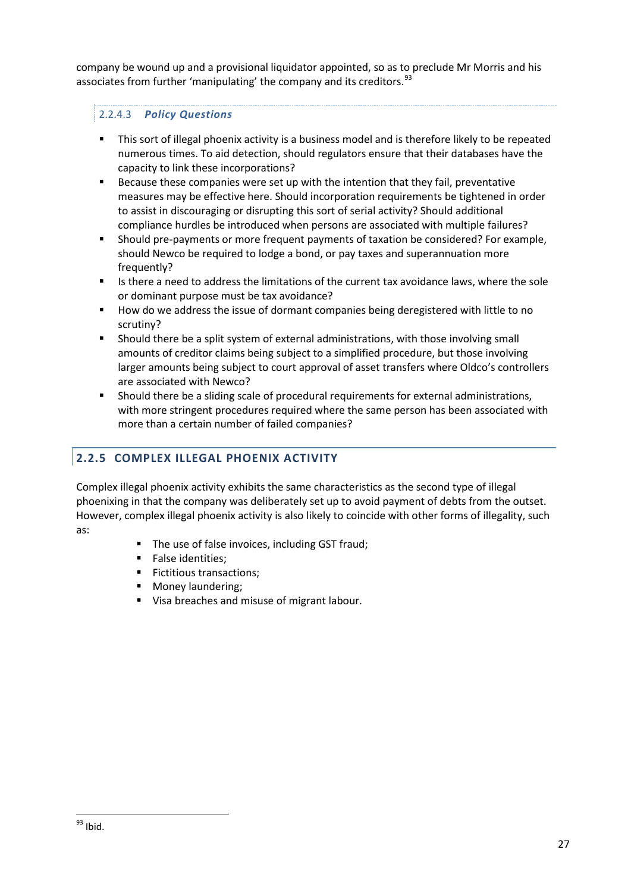company be wound up and a provisional liquidator appointed, so as to preclude Mr Morris and his associates from further 'manipulating' the company and its creditors.[93]

#### 2.2.4.3 *Policy Questions*

- This sort of illegal phoenix activity is a business model and is therefore likely to be repeated numerous times. To aid detection, should regulators ensure that their databases have the capacity to link these incorporations?
- Because these companies were set up with the intention that they fail, preventative measures may be effective here. Should incorporation requirements be tightened in order to assist in discouraging or disrupting this sort of serial activity? Should additional compliance hurdles be introduced when persons are associated with multiple failures?
- Should pre-payments or more frequent payments of taxation be considered? For example, should Newco be required to lodge a bond, or pay taxes and superannuation more frequently?
- Is there a need to address the limitations of the current tax avoidance laws, where the sole or dominant purpose must be tax avoidance?
- How do we address the issue of dormant companies being deregistered with little to no scrutiny?
- Should there be a split system of external administrations, with those involving small amounts of creditor claims being subject to a simplified procedure, but those involving larger amounts being subject to court approval of asset transfers where Oldco's controllers are associated with Newco?
- Should there be a sliding scale of procedural requirements for external administrations, with more stringent procedures required where the same person has been associated with more than a certain number of failed companies?

### 2.2.5 COMPLEX ILLEGAL PHOENIX ACTIVITY

Complex illegal phoenix activity exhibits the same characteristics as the second type of illegal phoenixing in that the company was deliberately set up to avoid payment of debts from the outset. However, complex illegal phoenix activity is also likely to coincide with other forms of illegality, such as:

- The use of false invoices, including GST fraud;
- False identities;
- Fictitious transactions;
- Money laundering;
- Visa breaches and misuse of migrant labour.

[93] Ibid.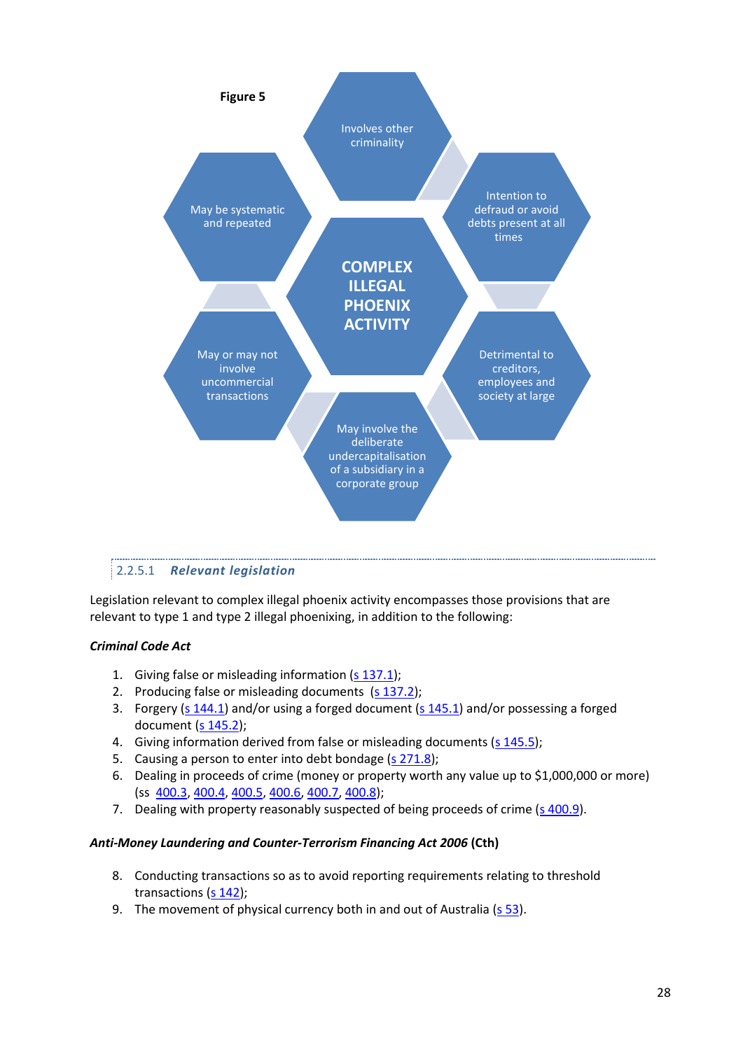**Figure 5**

COMPLEX ILLEGAL PHOENIX ACTIVITY

- Involves other criminality
- Intention to defraud or avoid debts present at all times
- Detrimental to creditors, employees and society at large
- May involve the deliberate undercapitalisation of a subsidiary in a corporate group
- May or may not involve uncommercial transactions
- May be systematic and repeated

### 2.2.5.1 *Relevant legislation*

Legislation relevant to complex illegal phoenix activity encompasses those provisions that are relevant to type 1 and type 2 illegal phoenixing, in addition to the following:

***Criminal Code Act***

1. Giving false or misleading information (s 137.1);
2. Producing false or misleading documents (s 137.2);
3. Forgery (s 144.1) and/or using a forged document (s 145.1) and/or possessing a forged document (s 145.2);
4. Giving information derived from false or misleading documents (s 145.5);
5. Causing a person to enter into debt bondage (s 271.8);
6. Dealing in proceeds of crime (money or property worth any value up to $1,000,000 or more) (ss 400.3, 400.4, 400.5, 400.6, 400.7, 400.8);
7. Dealing with property reasonably suspected of being proceeds of crime (s 400.9).

***Anti-Money Laundering and Counter-Terrorism Financing Act 2006* (Cth)**

8. Conducting transactions so as to avoid reporting requirements relating to threshold transactions (s 142);
9. The movement of physical currency both in and out of Australia (s 53).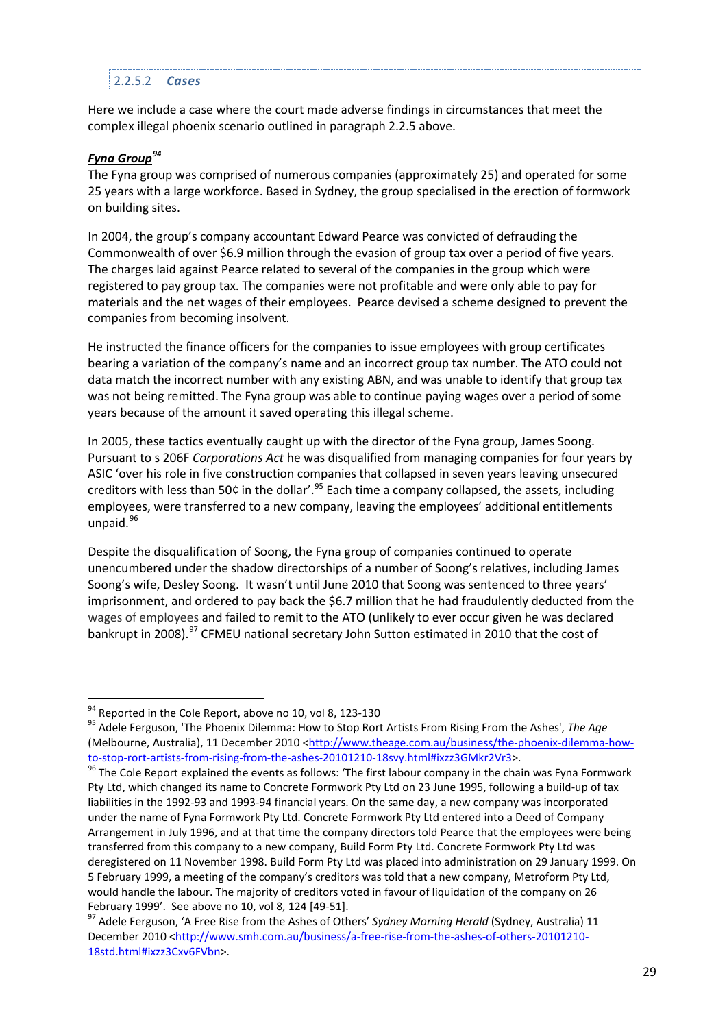#### 2.2.5.2 *Cases*

Here we include a case where the court made adverse findings in circumstances that meet the complex illegal phoenix scenario outlined in paragraph 2.2.5 above.

***Fyna Group***[94]

The Fyna group was comprised of numerous companies (approximately 25) and operated for some 25 years with a large workforce. Based in Sydney, the group specialised in the erection of formwork on building sites.

In 2004, the group's company accountant Edward Pearce was convicted of defrauding the Commonwealth of over $6.9 million through the evasion of group tax over a period of five years. The charges laid against Pearce related to several of the companies in the group which were registered to pay group tax. The companies were not profitable and were only able to pay for materials and the net wages of their employees. Pearce devised a scheme designed to prevent the companies from becoming insolvent.

He instructed the finance officers for the companies to issue employees with group certificates bearing a variation of the company's name and an incorrect group tax number. The ATO could not data match the incorrect number with any existing ABN, and was unable to identify that group tax was not being remitted. The Fyna group was able to continue paying wages over a period of some years because of the amount it saved operating this illegal scheme.

In 2005, these tactics eventually caught up with the director of the Fyna group, James Soong. Pursuant to s 206F *Corporations Act* he was disqualified from managing companies for four years by ASIC 'over his role in five construction companies that collapsed in seven years leaving unsecured creditors with less than 50¢ in the dollar'.[95] Each time a company collapsed, the assets, including employees, were transferred to a new company, leaving the employees' additional entitlements unpaid.[96]

Despite the disqualification of Soong, the Fyna group of companies continued to operate unencumbered under the shadow directorships of a number of Soong's relatives, including James Soong's wife, Desley Soong. It wasn't until June 2010 that Soong was sentenced to three years' imprisonment, and ordered to pay back the $6.7 million that he had fraudulently deducted from the wages of employees and failed to remit to the ATO (unlikely to ever occur given he was declared bankrupt in 2008).[97] CFMEU national secretary John Sutton estimated in 2010 that the cost of

---

[94] Reported in the Cole Report, above no 10, vol 8, 123-130

[95] Adele Ferguson, 'The Phoenix Dilemma: How to Stop Rort Artists From Rising From the Ashes', *The Age* (Melbourne, Australia), 11 December 2010 <http://www.theage.com.au/business/the-phoenix-dilemma-how-to-stop-rort-artists-from-rising-from-the-ashes-20101210-18svy.html#ixzz3GMkr2Vr3>.

[96] The Cole Report explained the events as follows: 'The first labour company in the chain was Fyna Formwork Pty Ltd, which changed its name to Concrete Formwork Pty Ltd on 23 June 1995, following a build-up of tax liabilities in the 1992-93 and 1993-94 financial years. On the same day, a new company was incorporated under the name of Fyna Formwork Pty Ltd. Concrete Formwork Pty Ltd entered into a Deed of Company Arrangement in July 1996, and at that time the company directors told Pearce that the employees were being transferred from this company to a new company, Build Form Pty Ltd. Concrete Formwork Pty Ltd was deregistered on 11 November 1998. Build Form Pty Ltd was placed into administration on 29 January 1999. On 5 February 1999, a meeting of the company's creditors was told that a new company, Metroform Pty Ltd, would handle the labour. The majority of creditors voted in favour of liquidation of the company on 26 February 1999'. See above no 10, vol 8, 124 [49-51].

[97] Adele Ferguson, 'A Free Rise from the Ashes of Others' *Sydney Morning Herald* (Sydney, Australia) 11 December 2010 <http://www.smh.com.au/business/a-free-rise-from-the-ashes-of-others-20101210-18std.html#ixzz3Cxv6FVbn>.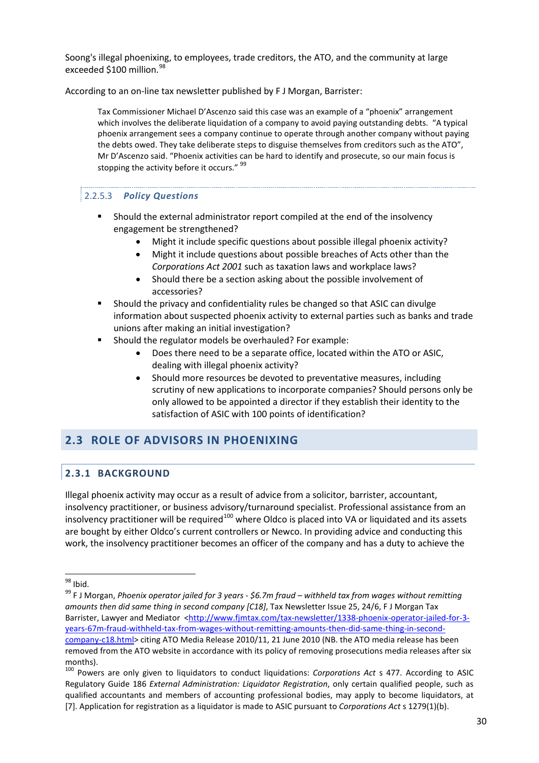Soong's illegal phoenixing, to employees, trade creditors, the ATO, and the community at large exceeded $100 million.[98]

According to an on-line tax newsletter published by F J Morgan, Barrister:

> Tax Commissioner Michael D'Ascenzo said this case was an example of a "phoenix" arrangement which involves the deliberate liquidation of a company to avoid paying outstanding debts. "A typical phoenix arrangement sees a company continue to operate through another company without paying the debts owed. They take deliberate steps to disguise themselves from creditors such as the ATO", Mr D'Ascenzo said. "Phoenix activities can be hard to identify and prosecute, so our main focus is stopping the activity before it occurs." [99]

#### 2.2.5.3 *Policy Questions*

- Should the external administrator report compiled at the end of the insolvency engagement be strengthened?
  - Might it include specific questions about possible illegal phoenix activity?
  - Might it include questions about possible breaches of Acts other than the *Corporations Act 2001* such as taxation laws and workplace laws?
  - Should there be a section asking about the possible involvement of accessories?
- Should the privacy and confidentiality rules be changed so that ASIC can divulge information about suspected phoenix activity to external parties such as banks and trade unions after making an initial investigation?
- Should the regulator models be overhauled? For example:
  - Does there need to be a separate office, located within the ATO or ASIC, dealing with illegal phoenix activity?
  - Should more resources be devoted to preventative measures, including scrutiny of new applications to incorporate companies? Should persons only be only allowed to be appointed a director if they establish their identity to the satisfaction of ASIC with 100 points of identification?

## 2.3 ROLE OF ADVISORS IN PHOENIXING

### 2.3.1 BACKGROUND

Illegal phoenix activity may occur as a result of advice from a solicitor, barrister, accountant, insolvency practitioner, or business advisory/turnaround specialist. Professional assistance from an insolvency practitioner will be required[100] where Oldco is placed into VA or liquidated and its assets are bought by either Oldco's current controllers or Newco. In providing advice and conducting this work, the insolvency practitioner becomes an officer of the company and has a duty to achieve the

---

[98] Ibid.

[99] F J Morgan, *Phoenix operator jailed for 3 years - $6.7m fraud – withheld tax from wages without remitting amounts then did same thing in second company [C18]*, Tax Newsletter Issue 25, 24/6, F J Morgan Tax Barrister, Lawyer and Mediator <http://www.fjmtax.com/tax-newsletter/1338-phoenix-operator-jailed-for-3-years-67m-fraud-withheld-tax-from-wages-without-remitting-amounts-then-did-same-thing-in-second-company-c18.html> citing ATO Media Release 2010/11, 21 June 2010 (NB. the ATO media release has been removed from the ATO website in accordance with its policy of removing prosecutions media releases after six months).

[100] Powers are only given to liquidators to conduct liquidations: *Corporations Act* s 477. According to ASIC Regulatory Guide 186 *External Administration: Liquidator Registration*, only certain qualified people, such as qualified accountants and members of accounting professional bodies, may apply to become liquidators, at [7]. Application for registration as a liquidator is made to ASIC pursuant to *Corporations Act* s 1279(1)(b).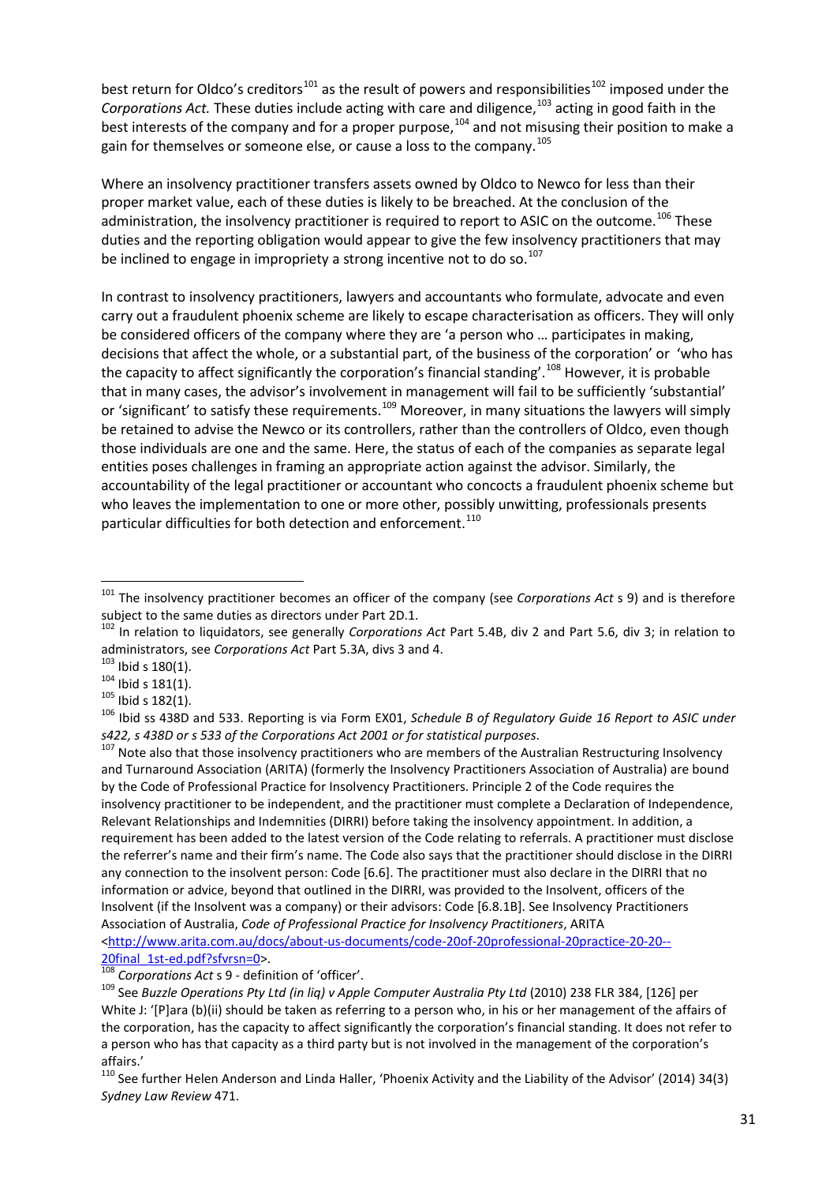best return for Oldco's creditors[101] as the result of powers and responsibilities[102] imposed under the *Corporations Act.* These duties include acting with care and diligence,[103] acting in good faith in the best interests of the company and for a proper purpose,[104] and not misusing their position to make a gain for themselves or someone else, or cause a loss to the company.[105]

Where an insolvency practitioner transfers assets owned by Oldco to Newco for less than their proper market value, each of these duties is likely to be breached. At the conclusion of the administration, the insolvency practitioner is required to report to ASIC on the outcome.[106] These duties and the reporting obligation would appear to give the few insolvency practitioners that may be inclined to engage in impropriety a strong incentive not to do so.[107]

In contrast to insolvency practitioners, lawyers and accountants who formulate, advocate and even carry out a fraudulent phoenix scheme are likely to escape characterisation as officers. They will only be considered officers of the company where they are 'a person who … participates in making, decisions that affect the whole, or a substantial part, of the business of the corporation' or 'who has the capacity to affect significantly the corporation's financial standing'.[108] However, it is probable that in many cases, the advisor's involvement in management will fail to be sufficiently 'substantial' or 'significant' to satisfy these requirements.[109] Moreover, in many situations the lawyers will simply be retained to advise the Newco or its controllers, rather than the controllers of Oldco, even though those individuals are one and the same. Here, the status of each of the companies as separate legal entities poses challenges in framing an appropriate action against the advisor. Similarly, the accountability of the legal practitioner or accountant who concocts a fraudulent phoenix scheme but who leaves the implementation to one or more other, possibly unwitting, professionals presents particular difficulties for both detection and enforcement.[110]

---

[101] The insolvency practitioner becomes an officer of the company (see *Corporations Act* s 9) and is therefore subject to the same duties as directors under Part 2D.1.

[102] In relation to liquidators, see generally *Corporations Act* Part 5.4B, div 2 and Part 5.6, div 3; in relation to administrators, see *Corporations Act* Part 5.3A, divs 3 and 4.

[103] Ibid s 180(1).

[104] Ibid s 181(1).

[105] Ibid s 182(1).

[106] Ibid ss 438D and 533. Reporting is via Form EX01, *Schedule B of Regulatory Guide 16 Report to ASIC under s422, s 438D or s 533 of the Corporations Act 2001 or for statistical purposes*.

[107] Note also that those insolvency practitioners who are members of the Australian Restructuring Insolvency and Turnaround Association (ARITA) (formerly the Insolvency Practitioners Association of Australia) are bound by the Code of Professional Practice for Insolvency Practitioners. Principle 2 of the Code requires the insolvency practitioner to be independent, and the practitioner must complete a Declaration of Independence, Relevant Relationships and Indemnities (DIRRI) before taking the insolvency appointment. In addition, a requirement has been added to the latest version of the Code relating to referrals. A practitioner must disclose the referrer's name and their firm's name. The Code also says that the practitioner should disclose in the DIRRI any connection to the insolvent person: Code [6.6]. The practitioner must also declare in the DIRRI that no information or advice, beyond that outlined in the DIRRI, was provided to the Insolvent, officers of the Insolvent (if the Insolvent was a company) or their advisors: Code [6.8.1B]. See Insolvency Practitioners Association of Australia, *Code of Professional Practice for Insolvency Practitioners*, ARITA <http://www.arita.com.au/docs/about-us-documents/code-20of-20professional-20practice-20-20--20final_1st-ed.pdf?sfvrsn=0>.

[108] *Corporations Act* s 9 - definition of 'officer'.

[109] See *Buzzle Operations Pty Ltd (in liq) v Apple Computer Australia Pty Ltd* (2010) 238 FLR 384, [126] per White J: '[P]ara (b)(ii) should be taken as referring to a person who, in his or her management of the affairs of the corporation, has the capacity to affect significantly the corporation's financial standing. It does not refer to a person who has that capacity as a third party but is not involved in the management of the corporation's affairs.'

[110] See further Helen Anderson and Linda Haller, 'Phoenix Activity and the Liability of the Advisor' (2014) 34(3) *Sydney Law Review* 471.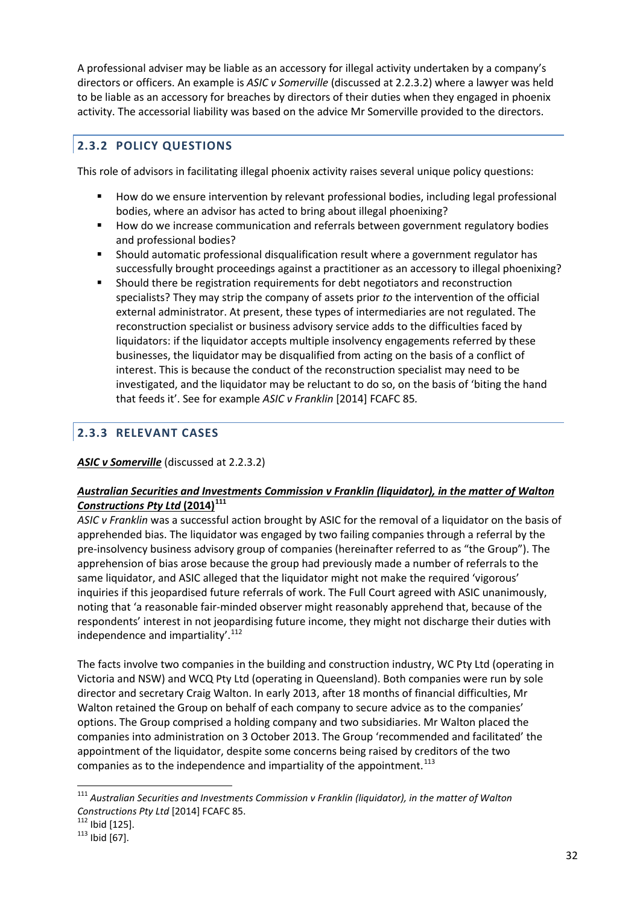A professional adviser may be liable as an accessory for illegal activity undertaken by a company's directors or officers. An example is *ASIC v Somerville* (discussed at 2.2.3.2) where a lawyer was held to be liable as an accessory for breaches by directors of their duties when they engaged in phoenix activity. The accessorial liability was based on the advice Mr Somerville provided to the directors.

### 2.3.2 POLICY QUESTIONS

This role of advisors in facilitating illegal phoenix activity raises several unique policy questions:

- How do we ensure intervention by relevant professional bodies, including legal professional bodies, where an advisor has acted to bring about illegal phoenixing?
- How do we increase communication and referrals between government regulatory bodies and professional bodies?
- Should automatic professional disqualification result where a government regulator has successfully brought proceedings against a practitioner as an accessory to illegal phoenixing?
- Should there be registration requirements for debt negotiators and reconstruction specialists? They may strip the company of assets prior *to* the intervention of the official external administrator. At present, these types of intermediaries are not regulated. The reconstruction specialist or business advisory service adds to the difficulties faced by liquidators: if the liquidator accepts multiple insolvency engagements referred by these businesses, the liquidator may be disqualified from acting on the basis of a conflict of interest. This is because the conduct of the reconstruction specialist may need to be investigated, and the liquidator may be reluctant to do so, on the basis of 'biting the hand that feeds it'. See for example *ASIC v Franklin* [2014] FCAFC 85.

### 2.3.3 RELEVANT CASES

***ASIC v Somerville*** (discussed at 2.2.3.2)

***Australian Securities and Investments Commission v Franklin (liquidator), in the matter of Walton Constructions Pty Ltd* (2014)**[111]

*ASIC v Franklin* was a successful action brought by ASIC for the removal of a liquidator on the basis of apprehended bias. The liquidator was engaged by two failing companies through a referral by the pre-insolvency business advisory group of companies (hereinafter referred to as "the Group"). The apprehension of bias arose because the group had previously made a number of referrals to the same liquidator, and ASIC alleged that the liquidator might not make the required 'vigorous' inquiries if this jeopardised future referrals of work. The Full Court agreed with ASIC unanimously, noting that 'a reasonable fair-minded observer might reasonably apprehend that, because of the respondents' interest in not jeopardising future income, they might not discharge their duties with independence and impartiality'.[112]

The facts involve two companies in the building and construction industry, WC Pty Ltd (operating in Victoria and NSW) and WCQ Pty Ltd (operating in Queensland). Both companies were run by sole director and secretary Craig Walton. In early 2013, after 18 months of financial difficulties, Mr Walton retained the Group on behalf of each company to secure advice as to the companies' options. The Group comprised a holding company and two subsidiaries. Mr Walton placed the companies into administration on 3 October 2013. The Group 'recommended and facilitated' the appointment of the liquidator, despite some concerns being raised by creditors of the two companies as to the independence and impartiality of the appointment.[113]

---

[111] *Australian Securities and Investments Commission v Franklin (liquidator), in the matter of Walton Constructions Pty Ltd* [2014] FCAFC 85.

[112] Ibid [125].

[113] Ibid [67].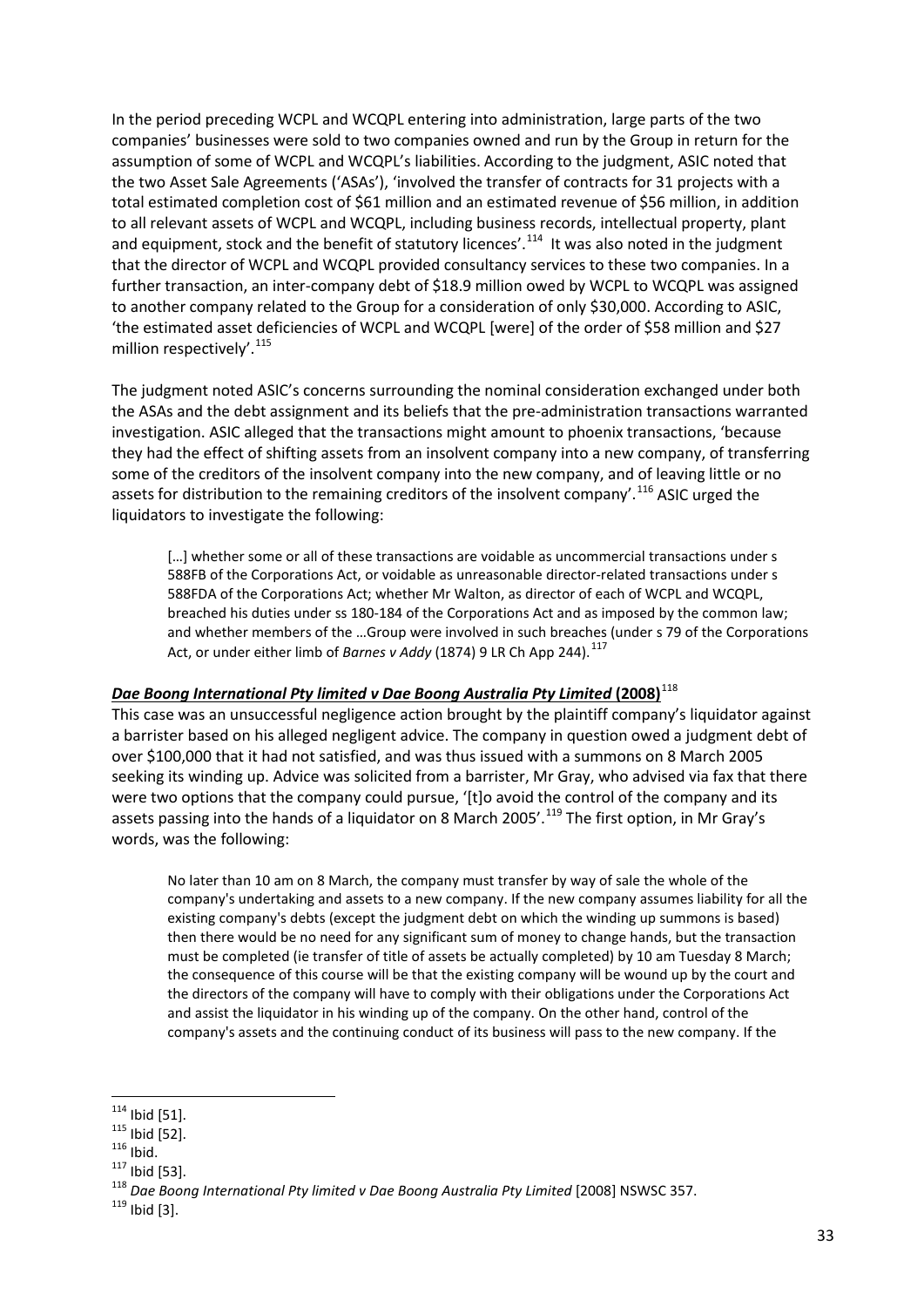In the period preceding WCPL and WCQPL entering into administration, large parts of the two companies' businesses were sold to two companies owned and run by the Group in return for the assumption of some of WCPL and WCQPL's liabilities. According to the judgment, ASIC noted that the two Asset Sale Agreements ('ASAs'), 'involved the transfer of contracts for 31 projects with a total estimated completion cost of $61 million and an estimated revenue of $56 million, in addition to all relevant assets of WCPL and WCQPL, including business records, intellectual property, plant and equipment, stock and the benefit of statutory licences'.[114] It was also noted in the judgment that the director of WCPL and WCQPL provided consultancy services to these two companies. In a further transaction, an inter-company debt of $18.9 million owed by WCPL to WCQPL was assigned to another company related to the Group for a consideration of only $30,000. According to ASIC, 'the estimated asset deficiencies of WCPL and WCQPL [were] of the order of $58 million and $27 million respectively'.[115]

The judgment noted ASIC's concerns surrounding the nominal consideration exchanged under both the ASAs and the debt assignment and its beliefs that the pre-administration transactions warranted investigation. ASIC alleged that the transactions might amount to phoenix transactions, 'because they had the effect of shifting assets from an insolvent company into a new company, of transferring some of the creditors of the insolvent company into the new company, and of leaving little or no assets for distribution to the remaining creditors of the insolvent company'.[116] ASIC urged the liquidators to investigate the following:

> […] whether some or all of these transactions are voidable as uncommercial transactions under s 588FB of the Corporations Act, or voidable as unreasonable director-related transactions under s 588FDA of the Corporations Act; whether Mr Walton, as director of each of WCPL and WCQPL, breached his duties under ss 180-184 of the Corporations Act and as imposed by the common law; and whether members of the …Group were involved in such breaches (under s 79 of the Corporations Act, or under either limb of *Barnes v Addy* (1874) 9 LR Ch App 244).[117]

***Dae Boong International Pty limited v Dae Boong Australia Pty Limited* (2008)**[118]

This case was an unsuccessful negligence action brought by the plaintiff company's liquidator against a barrister based on his alleged negligent advice. The company in question owed a judgment debt of over $100,000 that it had not satisfied, and was thus issued with a summons on 8 March 2005 seeking its winding up. Advice was solicited from a barrister, Mr Gray, who advised via fax that there were two options that the company could pursue, '[t]o avoid the control of the company and its assets passing into the hands of a liquidator on 8 March 2005'.[119] The first option, in Mr Gray's words, was the following:

> No later than 10 am on 8 March, the company must transfer by way of sale the whole of the company's undertaking and assets to a new company. If the new company assumes liability for all the existing company's debts (except the judgment debt on which the winding up summons is based) then there would be no need for any significant sum of money to change hands, but the transaction must be completed (ie transfer of title of assets be actually completed) by 10 am Tuesday 8 March; the consequence of this course will be that the existing company will be wound up by the court and the directors of the company will have to comply with their obligations under the Corporations Act and assist the liquidator in his winding up of the company. On the other hand, control of the company's assets and the continuing conduct of its business will pass to the new company. If the

---

[114] Ibid [51].

[115] Ibid [52].

[116] Ibid.

[117] Ibid [53].

[118] *Dae Boong International Pty limited v Dae Boong Australia Pty Limited* [2008] NSWSC 357.

[119] Ibid [3].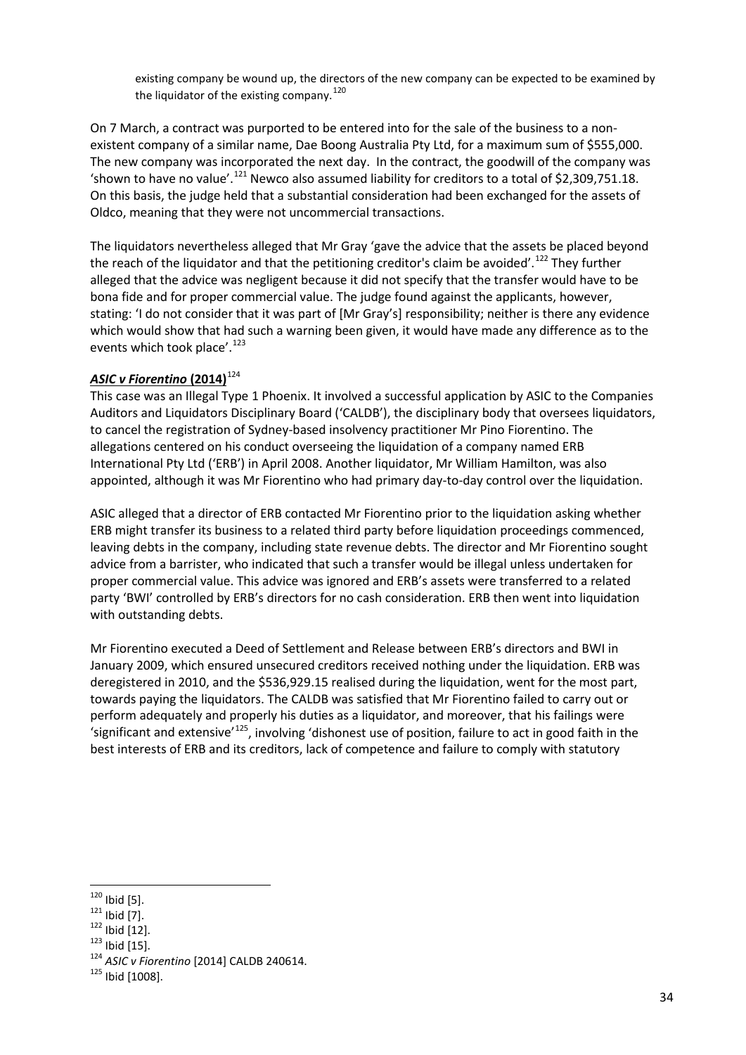existing company be wound up, the directors of the new company can be expected to be examined by the liquidator of the existing company.[120]

On 7 March, a contract was purported to be entered into for the sale of the business to a non-existent company of a similar name, Dae Boong Australia Pty Ltd, for a maximum sum of $555,000. The new company was incorporated the next day. In the contract, the goodwill of the company was 'shown to have no value'.[121] Newco also assumed liability for creditors to a total of $2,309,751.18. On this basis, the judge held that a substantial consideration had been exchanged for the assets of Oldco, meaning that they were not uncommercial transactions.

The liquidators nevertheless alleged that Mr Gray 'gave the advice that the assets be placed beyond the reach of the liquidator and that the petitioning creditor's claim be avoided'.[122] They further alleged that the advice was negligent because it did not specify that the transfer would have to be bona fide and for proper commercial value. The judge found against the applicants, however, stating: 'I do not consider that it was part of [Mr Gray's] responsibility; neither is there any evidence which would show that had such a warning been given, it would have made any difference as to the events which took place'.[123]

### ***ASIC v Fiorentino* (2014)**[124]

This case was an Illegal Type 1 Phoenix. It involved a successful application by ASIC to the Companies Auditors and Liquidators Disciplinary Board ('CALDB'), the disciplinary body that oversees liquidators, to cancel the registration of Sydney-based insolvency practitioner Mr Pino Fiorentino. The allegations centered on his conduct overseeing the liquidation of a company named ERB International Pty Ltd ('ERB') in April 2008. Another liquidator, Mr William Hamilton, was also appointed, although it was Mr Fiorentino who had primary day-to-day control over the liquidation.

ASIC alleged that a director of ERB contacted Mr Fiorentino prior to the liquidation asking whether ERB might transfer its business to a related third party before liquidation proceedings commenced, leaving debts in the company, including state revenue debts. The director and Mr Fiorentino sought advice from a barrister, who indicated that such a transfer would be illegal unless undertaken for proper commercial value. This advice was ignored and ERB's assets were transferred to a related party 'BWI' controlled by ERB's directors for no cash consideration. ERB then went into liquidation with outstanding debts.

Mr Fiorentino executed a Deed of Settlement and Release between ERB's directors and BWI in January 2009, which ensured unsecured creditors received nothing under the liquidation. ERB was deregistered in 2010, and the $536,929.15 realised during the liquidation, went for the most part, towards paying the liquidators. The CALDB was satisfied that Mr Fiorentino failed to carry out or perform adequately and properly his duties as a liquidator, and moreover, that his failings were 'significant and extensive'[125], involving 'dishonest use of position, failure to act in good faith in the best interests of ERB and its creditors, lack of competence and failure to comply with statutory

---

[120] Ibid [5].
[121] Ibid [7].
[122] Ibid [12].
[123] Ibid [15].
[124] *ASIC v Fiorentino* [2014] CALDB 240614.
[125] Ibid [1008].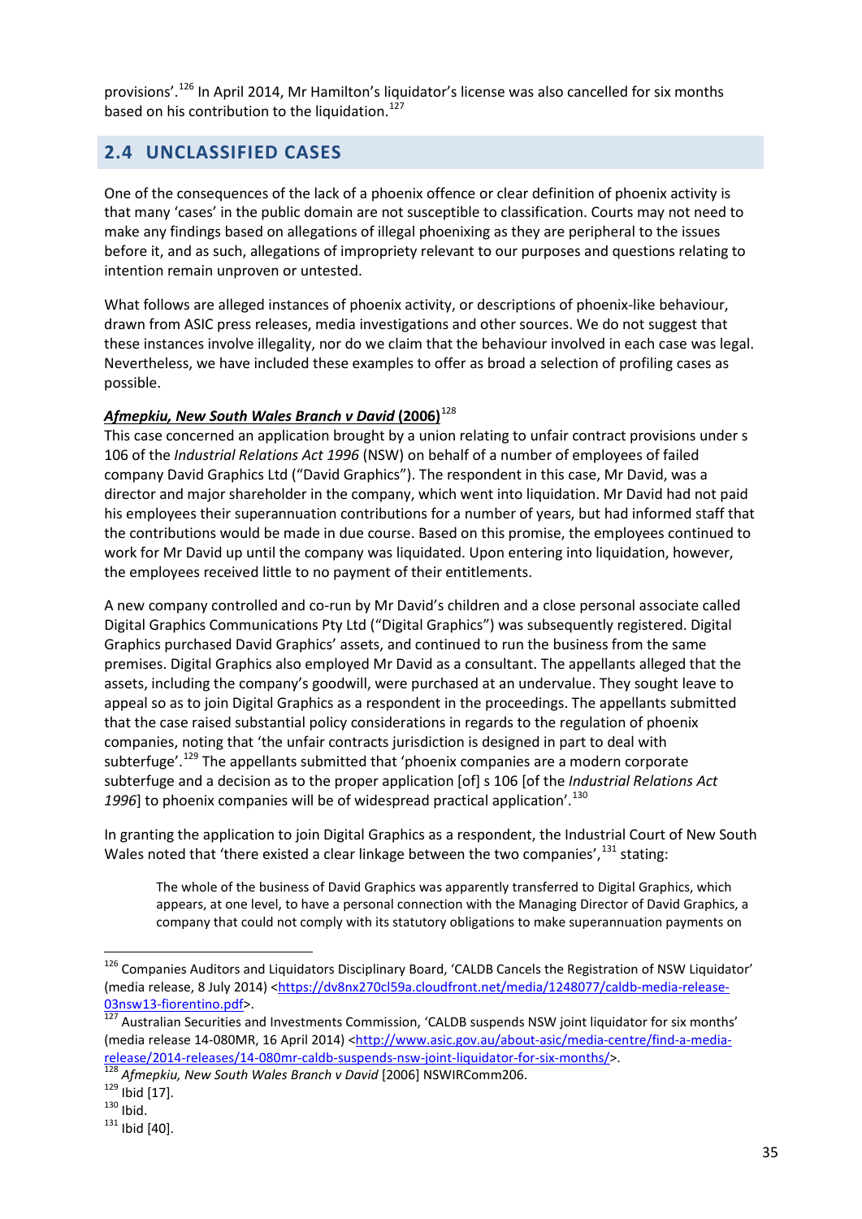provisions'.[126] In April 2014, Mr Hamilton's liquidator's license was also cancelled for six months based on his contribution to the liquidation.[127]

## 2.4 UNCLASSIFIED CASES

One of the consequences of the lack of a phoenix offence or clear definition of phoenix activity is that many 'cases' in the public domain are not susceptible to classification. Courts may not need to make any findings based on allegations of illegal phoenixing as they are peripheral to the issues before it, and as such, allegations of impropriety relevant to our purposes and questions relating to intention remain unproven or untested.

What follows are alleged instances of phoenix activity, or descriptions of phoenix-like behaviour, drawn from ASIC press releases, media investigations and other sources. We do not suggest that these instances involve illegality, nor do we claim that the behaviour involved in each case was legal. Nevertheless, we have included these examples to offer as broad a selection of profiling cases as possible.

***Afmepkiu, New South Wales Branch v David* (2006)**[128]

This case concerned an application brought by a union relating to unfair contract provisions under s 106 of the *Industrial Relations Act 1996* (NSW) on behalf of a number of employees of failed company David Graphics Ltd ("David Graphics"). The respondent in this case, Mr David, was a director and major shareholder in the company, which went into liquidation. Mr David had not paid his employees their superannuation contributions for a number of years, but had informed staff that the contributions would be made in due course. Based on this promise, the employees continued to work for Mr David up until the company was liquidated. Upon entering into liquidation, however, the employees received little to no payment of their entitlements.

A new company controlled and co-run by Mr David's children and a close personal associate called Digital Graphics Communications Pty Ltd ("Digital Graphics") was subsequently registered. Digital Graphics purchased David Graphics' assets, and continued to run the business from the same premises. Digital Graphics also employed Mr David as a consultant. The appellants alleged that the assets, including the company's goodwill, were purchased at an undervalue. They sought leave to appeal so as to join Digital Graphics as a respondent in the proceedings. The appellants submitted that the case raised substantial policy considerations in regards to the regulation of phoenix companies, noting that 'the unfair contracts jurisdiction is designed in part to deal with subterfuge'.[129] The appellants submitted that 'phoenix companies are a modern corporate subterfuge and a decision as to the proper application [of] s 106 [of the *Industrial Relations Act 1996*] to phoenix companies will be of widespread practical application'.[130]

In granting the application to join Digital Graphics as a respondent, the Industrial Court of New South Wales noted that 'there existed a clear linkage between the two companies',[131] stating:

> The whole of the business of David Graphics was apparently transferred to Digital Graphics, which appears, at one level, to have a personal connection with the Managing Director of David Graphics, a company that could not comply with its statutory obligations to make superannuation payments on

---

[126] Companies Auditors and Liquidators Disciplinary Board, 'CALDB Cancels the Registration of NSW Liquidator' (media release, 8 July 2014) <https://dv8nx270cl59a.cloudfront.net/media/1248077/caldb-media-release-03nsw13-fiorentino.pdf>.

[127] Australian Securities and Investments Commission, 'CALDB suspends NSW joint liquidator for six months' (media release 14-080MR, 16 April 2014) <http://www.asic.gov.au/about-asic/media-centre/find-a-media-release/2014-releases/14-080mr-caldb-suspends-nsw-joint-liquidator-for-six-months/>.

[128] *Afmepkiu, New South Wales Branch v David* [2006] NSWIRComm206.

[129] Ibid [17].

[130] Ibid.

[131] Ibid [40].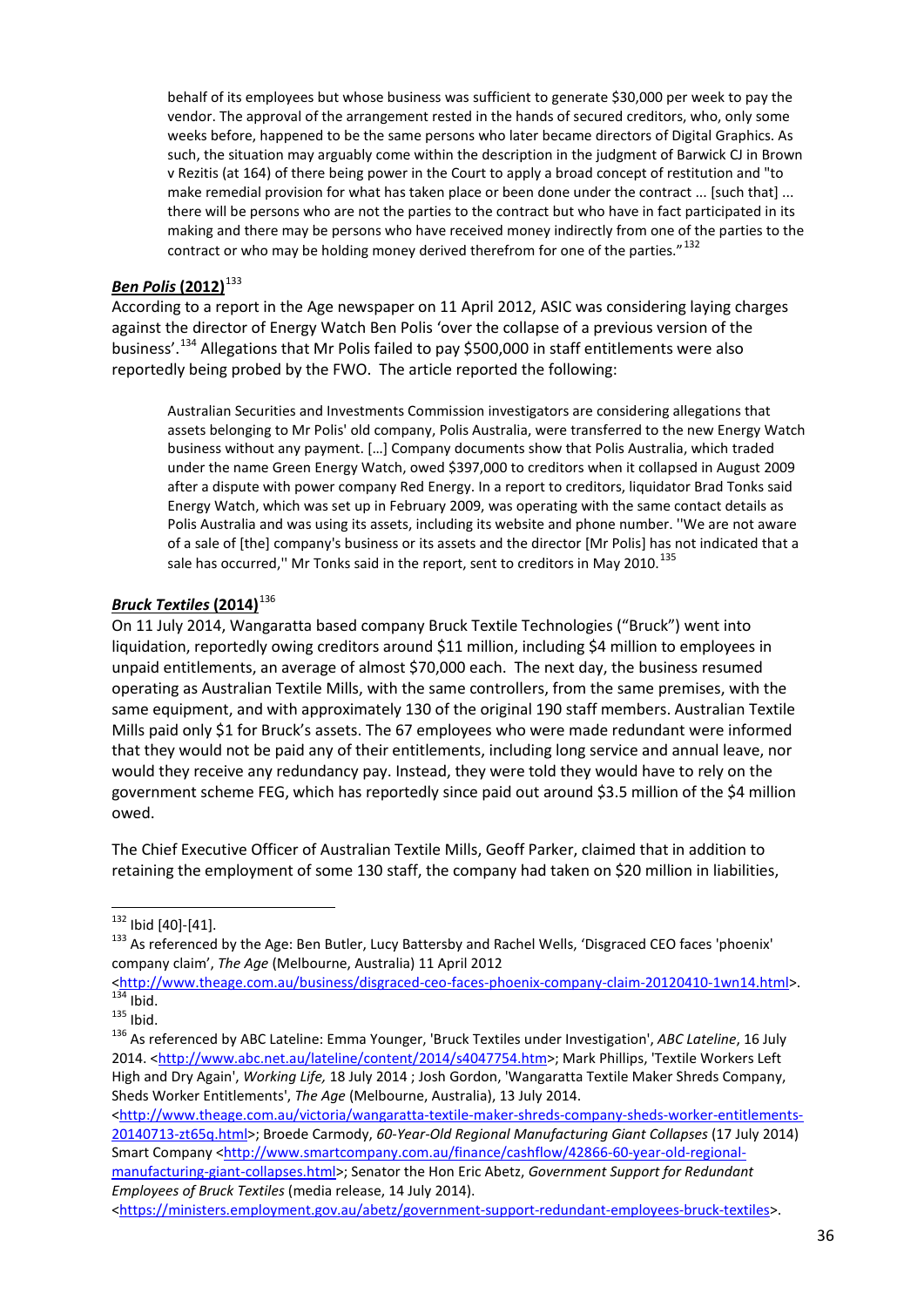> behalf of its employees but whose business was sufficient to generate $30,000 per week to pay the vendor. The approval of the arrangement rested in the hands of secured creditors, who, only some weeks before, happened to be the same persons who later became directors of Digital Graphics. As such, the situation may arguably come within the description in the judgment of Barwick CJ in Brown v Rezitis (at 164) of there being power in the Court to apply a broad concept of restitution and "to make remedial provision for what has taken place or been done under the contract ... [such that] ... there will be persons who are not the parties to the contract but who have in fact participated in its making and there may be persons who have received money indirectly from one of the parties to the contract or who may be holding money derived therefrom for one of the parties."[132]

### ***Ben Polis* (2012)**[133]

According to a report in the Age newspaper on 11 April 2012, ASIC was considering laying charges against the director of Energy Watch Ben Polis 'over the collapse of a previous version of the business'.[134] Allegations that Mr Polis failed to pay $500,000 in staff entitlements were also reportedly being probed by the FWO. The article reported the following:

> Australian Securities and Investments Commission investigators are considering allegations that assets belonging to Mr Polis' old company, Polis Australia, were transferred to the new Energy Watch business without any payment. […] Company documents show that Polis Australia, which traded under the name Green Energy Watch, owed $397,000 to creditors when it collapsed in August 2009 after a dispute with power company Red Energy. In a report to creditors, liquidator Brad Tonks said Energy Watch, which was set up in February 2009, was operating with the same contact details as Polis Australia and was using its assets, including its website and phone number. ''We are not aware of a sale of [the] company's business or its assets and the director [Mr Polis] has not indicated that a sale has occurred,'' Mr Tonks said in the report, sent to creditors in May 2010.[135]

### ***Bruck Textiles* (2014)**[136]

On 11 July 2014, Wangaratta based company Bruck Textile Technologies ("Bruck") went into liquidation, reportedly owing creditors around $11 million, including $4 million to employees in unpaid entitlements, an average of almost $70,000 each. The next day, the business resumed operating as Australian Textile Mills, with the same controllers, from the same premises, with the same equipment, and with approximately 130 of the original 190 staff members. Australian Textile Mills paid only $1 for Bruck's assets. The 67 employees who were made redundant were informed that they would not be paid any of their entitlements, including long service and annual leave, nor would they receive any redundancy pay. Instead, they were told they would have to rely on the government scheme FEG, which has reportedly since paid out around $3.5 million of the $4 million owed.

The Chief Executive Officer of Australian Textile Mills, Geoff Parker, claimed that in addition to retaining the employment of some 130 staff, the company had taken on $20 million in liabilities,

---

[132] Ibid [40]-[41].

[133] As referenced by the Age: Ben Butler, Lucy Battersby and Rachel Wells, 'Disgraced CEO faces 'phoenix' company claim', *The Age* (Melbourne, Australia) 11 April 2012 <http://www.theage.com.au/business/disgraced-ceo-faces-phoenix-company-claim-20120410-1wn14.html>.

[134] Ibid.

[135] Ibid.

[136] As referenced by ABC Lateline: Emma Younger, 'Bruck Textiles under Investigation', *ABC Lateline*, 16 July 2014. <http://www.abc.net.au/lateline/content/2014/s4047754.htm>; Mark Phillips, 'Textile Workers Left High and Dry Again', *Working Life,* 18 July 2014 ; Josh Gordon, 'Wangaratta Textile Maker Shreds Company, Sheds Worker Entitlements', *The Age* (Melbourne, Australia), 13 July 2014. <http://www.theage.com.au/victoria/wangaratta-textile-maker-shreds-company-sheds-worker-entitlements-20140713-zt65q.html>; Broede Carmody, *60-Year-Old Regional Manufacturing Giant Collapses* (17 July 2014) Smart Company <http://www.smartcompany.com.au/finance/cashflow/42866-60-year-old-regional-manufacturing-giant-collapses.html>; Senator the Hon Eric Abetz, *Government Support for Redundant Employees of Bruck Textiles* (media release, 14 July 2014). <https://ministers.employment.gov.au/abetz/government-support-redundant-employees-bruck-textiles>.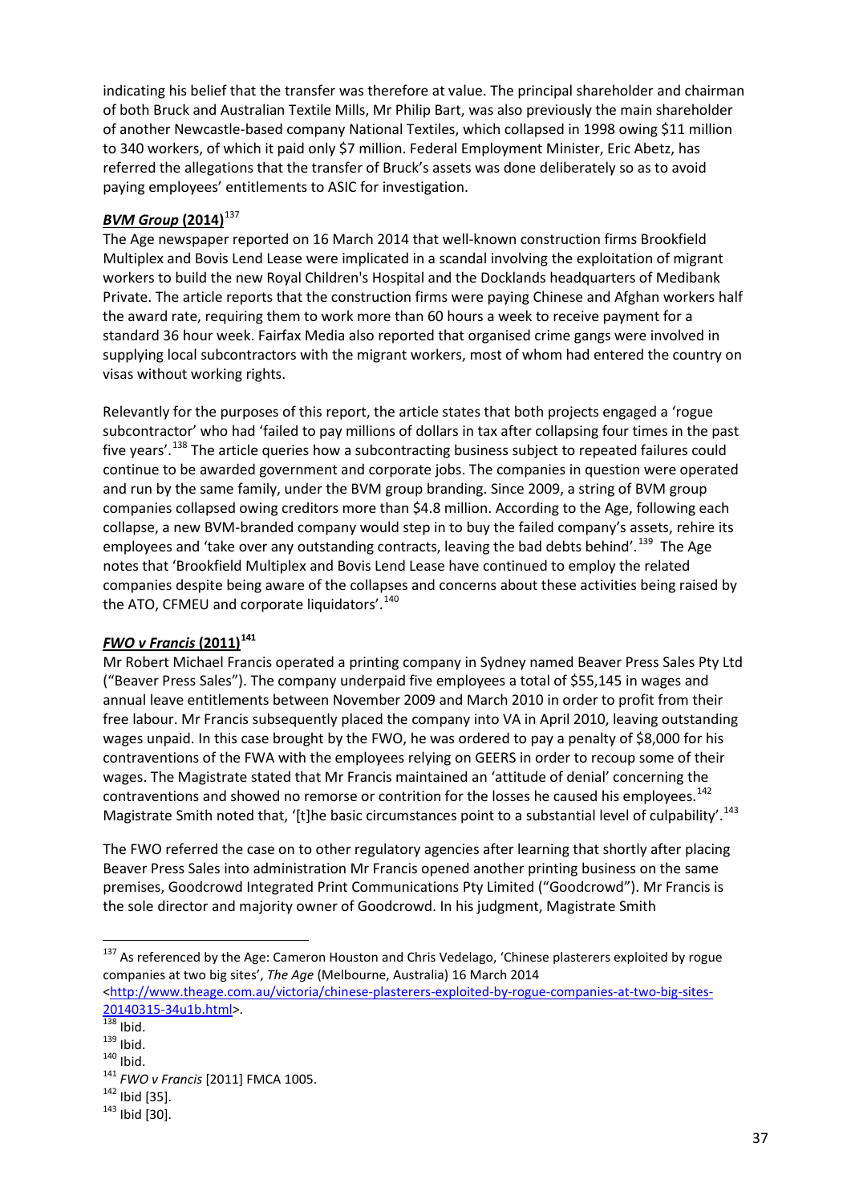indicating his belief that the transfer was therefore at value. The principal shareholder and chairman of both Bruck and Australian Textile Mills, Mr Philip Bart, was also previously the main shareholder of another Newcastle-based company National Textiles, which collapsed in 1998 owing $11 million to 340 workers, of which it paid only $7 million. Federal Employment Minister, Eric Abetz, has referred the allegations that the transfer of Bruck's assets was done deliberately so as to avoid paying employees' entitlements to ASIC for investigation.

### ***BVM Group* (2014)**[137]

The Age newspaper reported on 16 March 2014 that well-known construction firms Brookfield Multiplex and Bovis Lend Lease were implicated in a scandal involving the exploitation of migrant workers to build the new Royal Children's Hospital and the Docklands headquarters of Medibank Private. The article reports that the construction firms were paying Chinese and Afghan workers half the award rate, requiring them to work more than 60 hours a week to receive payment for a standard 36 hour week. Fairfax Media also reported that organised crime gangs were involved in supplying local subcontractors with the migrant workers, most of whom had entered the country on visas without working rights.

Relevantly for the purposes of this report, the article states that both projects engaged a 'rogue subcontractor' who had 'failed to pay millions of dollars in tax after collapsing four times in the past five years'.[138] The article queries how a subcontracting business subject to repeated failures could continue to be awarded government and corporate jobs. The companies in question were operated and run by the same family, under the BVM group branding. Since 2009, a string of BVM group companies collapsed owing creditors more than $4.8 million. According to the Age, following each collapse, a new BVM-branded company would step in to buy the failed company's assets, rehire its employees and 'take over any outstanding contracts, leaving the bad debts behind'.[139] The Age notes that 'Brookfield Multiplex and Bovis Lend Lease have continued to employ the related companies despite being aware of the collapses and concerns about these activities being raised by the ATO, CFMEU and corporate liquidators'.[140]

### ***FWO v Francis* (2011)**[141]

Mr Robert Michael Francis operated a printing company in Sydney named Beaver Press Sales Pty Ltd ("Beaver Press Sales"). The company underpaid five employees a total of $55,145 in wages and annual leave entitlements between November 2009 and March 2010 in order to profit from their free labour. Mr Francis subsequently placed the company into VA in April 2010, leaving outstanding wages unpaid. In this case brought by the FWO, he was ordered to pay a penalty of $8,000 for his contraventions of the FWA with the employees relying on GEERS in order to recoup some of their wages. The Magistrate stated that Mr Francis maintained an 'attitude of denial' concerning the contraventions and showed no remorse or contrition for the losses he caused his employees.[142] Magistrate Smith noted that, '[t]he basic circumstances point to a substantial level of culpability'.[143]

The FWO referred the case on to other regulatory agencies after learning that shortly after placing Beaver Press Sales into administration Mr Francis opened another printing business on the same premises, Goodcrowd Integrated Print Communications Pty Limited ("Goodcrowd"). Mr Francis is the sole director and majority owner of Goodcrowd. In his judgment, Magistrate Smith

---

[137] As referenced by the Age: Cameron Houston and Chris Vedelago, 'Chinese plasterers exploited by rogue companies at two big sites', *The Age* (Melbourne, Australia) 16 March 2014 <http://www.theage.com.au/victoria/chinese-plasterers-exploited-by-rogue-companies-at-two-big-sites-20140315-34u1b.html>.

[138] Ibid.

[139] Ibid.

[140] Ibid.

[141] *FWO v Francis* [2011] FMCA 1005.

[142] Ibid [35].

[143] Ibid [30].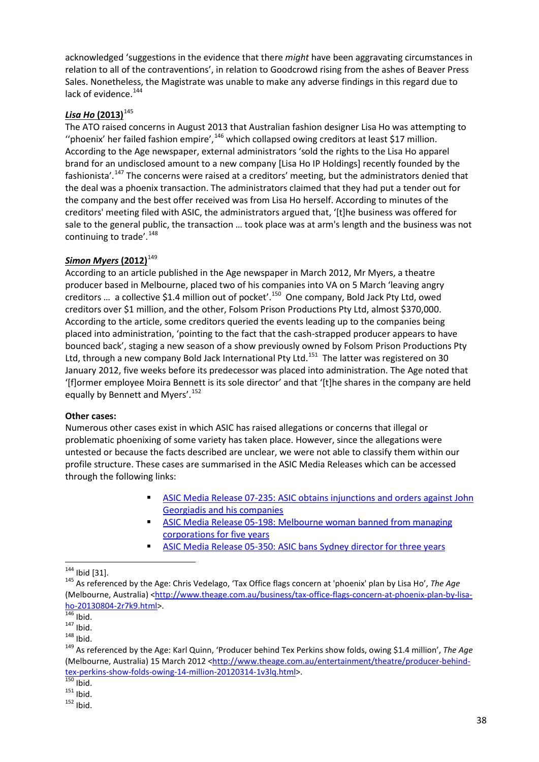acknowledged 'suggestions in the evidence that there *might* have been aggravating circumstances in relation to all of the contraventions', in relation to Goodcrowd rising from the ashes of Beaver Press Sales. Nonetheless, the Magistrate was unable to make any adverse findings in this regard due to lack of evidence.[144]

### ***Lisa Ho* (2013)**[145]

The ATO raised concerns in August 2013 that Australian fashion designer Lisa Ho was attempting to ''phoenix' her failed fashion empire',[146] which collapsed owing creditors at least $17 million. According to the Age newspaper, external administrators 'sold the rights to the Lisa Ho apparel brand for an undisclosed amount to a new company [Lisa Ho IP Holdings] recently founded by the fashionista'.[147] The concerns were raised at a creditors' meeting, but the administrators denied that the deal was a phoenix transaction. The administrators claimed that they had put a tender out for the company and the best offer received was from Lisa Ho herself. According to minutes of the creditors' meeting filed with ASIC, the administrators argued that, '[t]he business was offered for sale to the general public, the transaction … took place was at arm's length and the business was not continuing to trade'.[148]

### ***Simon Myers* (2012)**[149]

According to an article published in the Age newspaper in March 2012, Mr Myers, a theatre producer based in Melbourne, placed two of his companies into VA on 5 March 'leaving angry creditors … a collective $1.4 million out of pocket'.[150] One company, Bold Jack Pty Ltd, owed creditors over $1 million, and the other, Folsom Prison Productions Pty Ltd, almost $370,000. According to the article, some creditors queried the events leading up to the companies being placed into administration, 'pointing to the fact that the cash-strapped producer appears to have bounced back', staging a new season of a show previously owned by Folsom Prison Productions Pty Ltd, through a new company Bold Jack International Pty Ltd.[151] The latter was registered on 30 January 2012, five weeks before its predecessor was placed into administration. The Age noted that '[f]ormer employee Moira Bennett is its sole director' and that '[t]he shares in the company are held equally by Bennett and Myers'.[152]

**Other cases:**

Numerous other cases exist in which ASIC has raised allegations or concerns that illegal or problematic phoenixing of some variety has taken place. However, since the allegations were untested or because the facts described are unclear, we were not able to classify them within our profile structure. These cases are summarised in the ASIC Media Releases which can be accessed through the following links:

- ASIC Media Release 07-235: ASIC obtains injunctions and orders against John Georgiadis and his companies
- ASIC Media Release 05-198: Melbourne woman banned from managing corporations for five years
- ASIC Media Release 05-350: ASIC bans Sydney director for three years

---

[144] Ibid [31].

[145] As referenced by the Age: Chris Vedelago, 'Tax Office flags concern at 'phoenix' plan by Lisa Ho', *The Age* (Melbourne, Australia) <http://www.theage.com.au/business/tax-office-flags-concern-at-phoenix-plan-by-lisa-ho-20130804-2r7k9.html>.

[146] Ibid.

[147] Ibid.

[148] Ibid.

[149] As referenced by the Age: Karl Quinn, 'Producer behind Tex Perkins show folds, owing $1.4 million', *The Age* (Melbourne, Australia) 15 March 2012 <http://www.theage.com.au/entertainment/theatre/producer-behind-tex-perkins-show-folds-owing-14-million-20120314-1v3lq.html>.

[150] Ibid.

[151] Ibid.

[152] Ibid.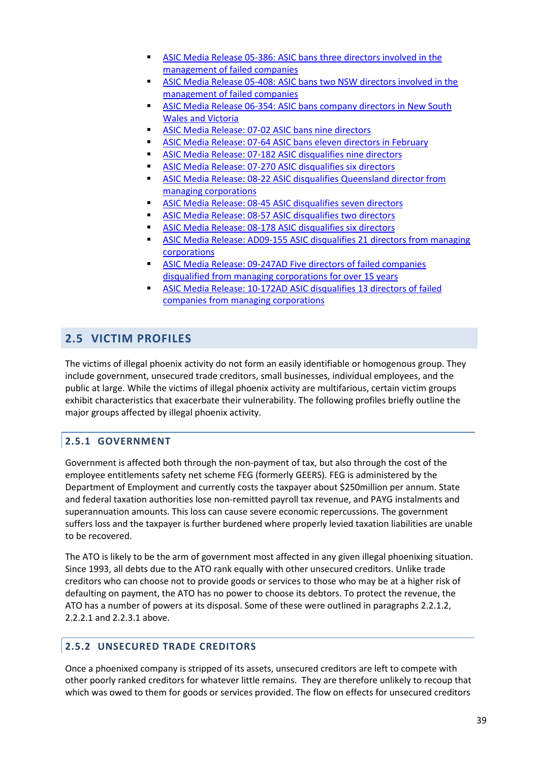- ASIC Media Release 05-386: ASIC bans three directors involved in the management of failed companies
- ASIC Media Release 05-408: ASIC bans two NSW directors involved in the management of failed companies
- ASIC Media Release 06-354: ASIC bans company directors in New South Wales and Victoria
- ASIC Media Release: 07-02 ASIC bans nine directors
- ASIC Media Release: 07-64 ASIC bans eleven directors in February
- ASIC Media Release: 07-182 ASIC disqualifies nine directors
- ASIC Media Release: 07-270 ASIC disqualifies six directors
- ASIC Media Release: 08-22 ASIC disqualifies Queensland director from managing corporations
- ASIC Media Release: 08-45 ASIC disqualifies seven directors
- ASIC Media Release: 08-57 ASIC disqualifies two directors
- ASIC Media Release: 08-178 ASIC disqualifies six directors
- ASIC Media Release: AD09-155 ASIC disqualifies 21 directors from managing corporations
- ASIC Media Release: 09-247AD Five directors of failed companies disqualified from managing corporations for over 15 years
- ASIC Media Release: 10-172AD ASIC disqualifies 13 directors of failed companies from managing corporations

## 2.5 VICTIM PROFILES

The victims of illegal phoenix activity do not form an easily identifiable or homogenous group. They include government, unsecured trade creditors, small businesses, individual employees, and the public at large. While the victims of illegal phoenix activity are multifarious, certain victim groups exhibit characteristics that exacerbate their vulnerability. The following profiles briefly outline the major groups affected by illegal phoenix activity.

### 2.5.1 GOVERNMENT

Government is affected both through the non-payment of tax, but also through the cost of the employee entitlements safety net scheme FEG (formerly GEERS). FEG is administered by the Department of Employment and currently costs the taxpayer about $250million per annum. State and federal taxation authorities lose non-remitted payroll tax revenue, and PAYG instalments and superannuation amounts. This loss can cause severe economic repercussions. The government suffers loss and the taxpayer is further burdened where properly levied taxation liabilities are unable to be recovered.

The ATO is likely to be the arm of government most affected in any given illegal phoenixing situation. Since 1993, all debts due to the ATO rank equally with other unsecured creditors. Unlike trade creditors who can choose not to provide goods or services to those who may be at a higher risk of defaulting on payment, the ATO has no power to choose its debtors. To protect the revenue, the ATO has a number of powers at its disposal. Some of these were outlined in paragraphs 2.2.1.2, 2.2.2.1 and 2.2.3.1 above.

### 2.5.2 UNSECURED TRADE CREDITORS

Once a phoenixed company is stripped of its assets, unsecured creditors are left to compete with other poorly ranked creditors for whatever little remains. They are therefore unlikely to recoup that which was owed to them for goods or services provided. The flow on effects for unsecured creditors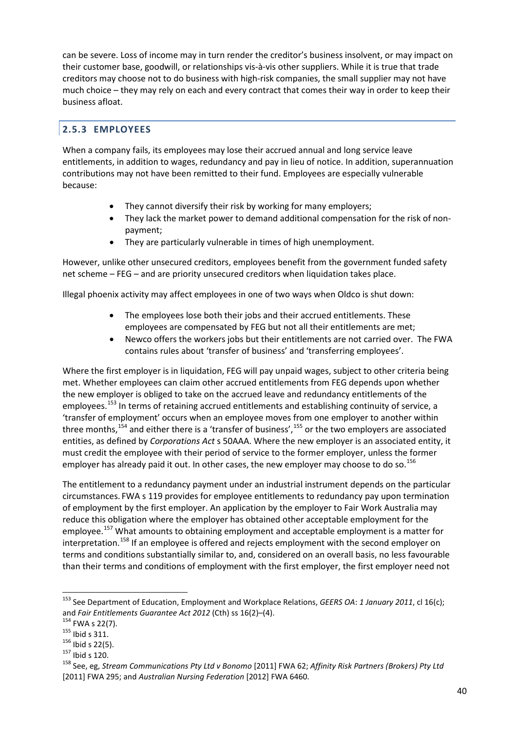can be severe. Loss of income may in turn render the creditor's business insolvent, or may impact on their customer base, goodwill, or relationships vis-à-vis other suppliers. While it is true that trade creditors may choose not to do business with high-risk companies, the small supplier may not have much choice – they may rely on each and every contract that comes their way in order to keep their business afloat.

### 2.5.3 EMPLOYEES

When a company fails, its employees may lose their accrued annual and long service leave entitlements, in addition to wages, redundancy and pay in lieu of notice. In addition, superannuation contributions may not have been remitted to their fund. Employees are especially vulnerable because:

- They cannot diversify their risk by working for many employers;
- They lack the market power to demand additional compensation for the risk of non-payment;
- They are particularly vulnerable in times of high unemployment.

However, unlike other unsecured creditors, employees benefit from the government funded safety net scheme – FEG – and are priority unsecured creditors when liquidation takes place.

Illegal phoenix activity may affect employees in one of two ways when Oldco is shut down:

- The employees lose both their jobs and their accrued entitlements. These employees are compensated by FEG but not all their entitlements are met;
- Newco offers the workers jobs but their entitlements are not carried over. The FWA contains rules about 'transfer of business' and 'transferring employees'.

Where the first employer is in liquidation, FEG will pay unpaid wages, subject to other criteria being met. Whether employees can claim other accrued entitlements from FEG depends upon whether the new employer is obliged to take on the accrued leave and redundancy entitlements of the employees.[153] In terms of retaining accrued entitlements and establishing continuity of service, a 'transfer of employment' occurs when an employee moves from one employer to another within three months,[154] and either there is a 'transfer of business',[155] or the two employers are associated entities, as defined by *Corporations Act* s 50AAA. Where the new employer is an associated entity, it must credit the employee with their period of service to the former employer, unless the former employer has already paid it out. In other cases, the new employer may choose to do so.[156]

The entitlement to a redundancy payment under an industrial instrument depends on the particular circumstances. FWA s 119 provides for employee entitlements to redundancy pay upon termination of employment by the first employer. An application by the employer to Fair Work Australia may reduce this obligation where the employer has obtained other acceptable employment for the employee.[157] What amounts to obtaining employment and acceptable employment is a matter for interpretation.[158] If an employee is offered and rejects employment with the second employer on terms and conditions substantially similar to, and, considered on an overall basis, no less favourable than their terms and conditions of employment with the first employer, the first employer need not

---

[153] See Department of Education, Employment and Workplace Relations, *GEERS OA*: *1 January 2011*, cl 16(c); and *Fair Entitlements Guarantee Act 2012* (Cth) ss 16(2)–(4).

[154] FWA s 22(7).

[155] Ibid s 311.

[156] Ibid s 22(5).

[157] Ibid s 120.

[158] See, eg, *Stream Communications Pty Ltd v Bonomo* [2011] FWA 62; *Affinity Risk Partners (Brokers) Pty Ltd* [2011] FWA 295; and *Australian Nursing Federation* [2012] FWA 6460.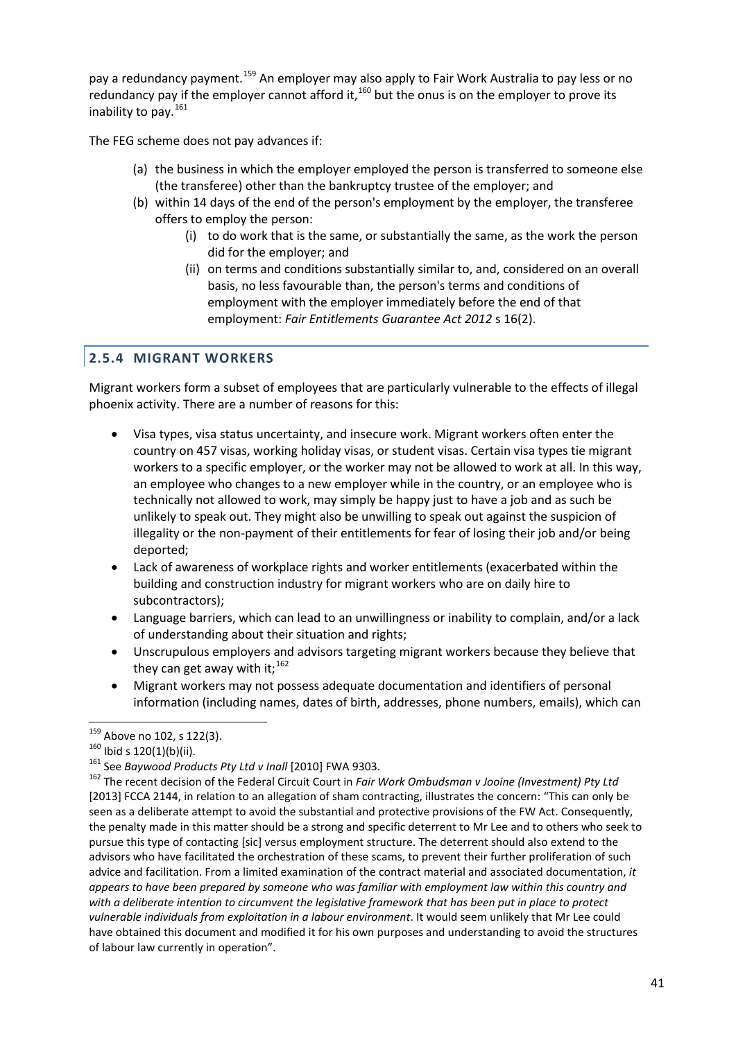pay a redundancy payment.[159] An employer may also apply to Fair Work Australia to pay less or no redundancy pay if the employer cannot afford it,[160] but the onus is on the employer to prove its inability to pay.[161]

The FEG scheme does not pay advances if:

(a) the business in which the employer employed the person is transferred to someone else (the transferee) other than the bankruptcy trustee of the employer; and
(b) within 14 days of the end of the person's employment by the employer, the transferee offers to employ the person:
   (i) to do work that is the same, or substantially the same, as the work the person did for the employer; and
   (ii) on terms and conditions substantially similar to, and, considered on an overall basis, no less favourable than, the person's terms and conditions of employment with the employer immediately before the end of that employment: *Fair Entitlements Guarantee Act 2012* s 16(2).

### 2.5.4 MIGRANT WORKERS

Migrant workers form a subset of employees that are particularly vulnerable to the effects of illegal phoenix activity. There are a number of reasons for this:

- Visa types, visa status uncertainty, and insecure work. Migrant workers often enter the country on 457 visas, working holiday visas, or student visas. Certain visa types tie migrant workers to a specific employer, or the worker may not be allowed to work at all. In this way, an employee who changes to a new employer while in the country, or an employee who is technically not allowed to work, may simply be happy just to have a job and as such be unlikely to speak out. They might also be unwilling to speak out against the suspicion of illegality or the non-payment of their entitlements for fear of losing their job and/or being deported;
- Lack of awareness of workplace rights and worker entitlements (exacerbated within the building and construction industry for migrant workers who are on daily hire to subcontractors);
- Language barriers, which can lead to an unwillingness or inability to complain, and/or a lack of understanding about their situation and rights;
- Unscrupulous employers and advisors targeting migrant workers because they believe that they can get away with it;[162]
- Migrant workers may not possess adequate documentation and identifiers of personal information (including names, dates of birth, addresses, phone numbers, emails), which can

---

[159] Above no 102, s 122(3).

[160] Ibid s 120(1)(b)(ii).

[161] See *Baywood Products Pty Ltd v Inall* [2010] FWA 9303.

[162] The recent decision of the Federal Circuit Court in *Fair Work Ombudsman v Jooine (Investment) Pty Ltd* [2013] FCCA 2144, in relation to an allegation of sham contracting, illustrates the concern: "This can only be seen as a deliberate attempt to avoid the substantial and protective provisions of the FW Act. Consequently, the penalty made in this matter should be a strong and specific deterrent to Mr Lee and to others who seek to pursue this type of contacting [sic] versus employment structure. The deterrent should also extend to the advisors who have facilitated the orchestration of these scams, to prevent their further proliferation of such advice and facilitation. From a limited examination of the contract material and associated documentation, *it appears to have been prepared by someone who was familiar with employment law within this country and with a deliberate intention to circumvent the legislative framework that has been put in place to protect vulnerable individuals from exploitation in a labour environment*. It would seem unlikely that Mr Lee could have obtained this document and modified it for his own purposes and understanding to avoid the structures of labour law currently in operation".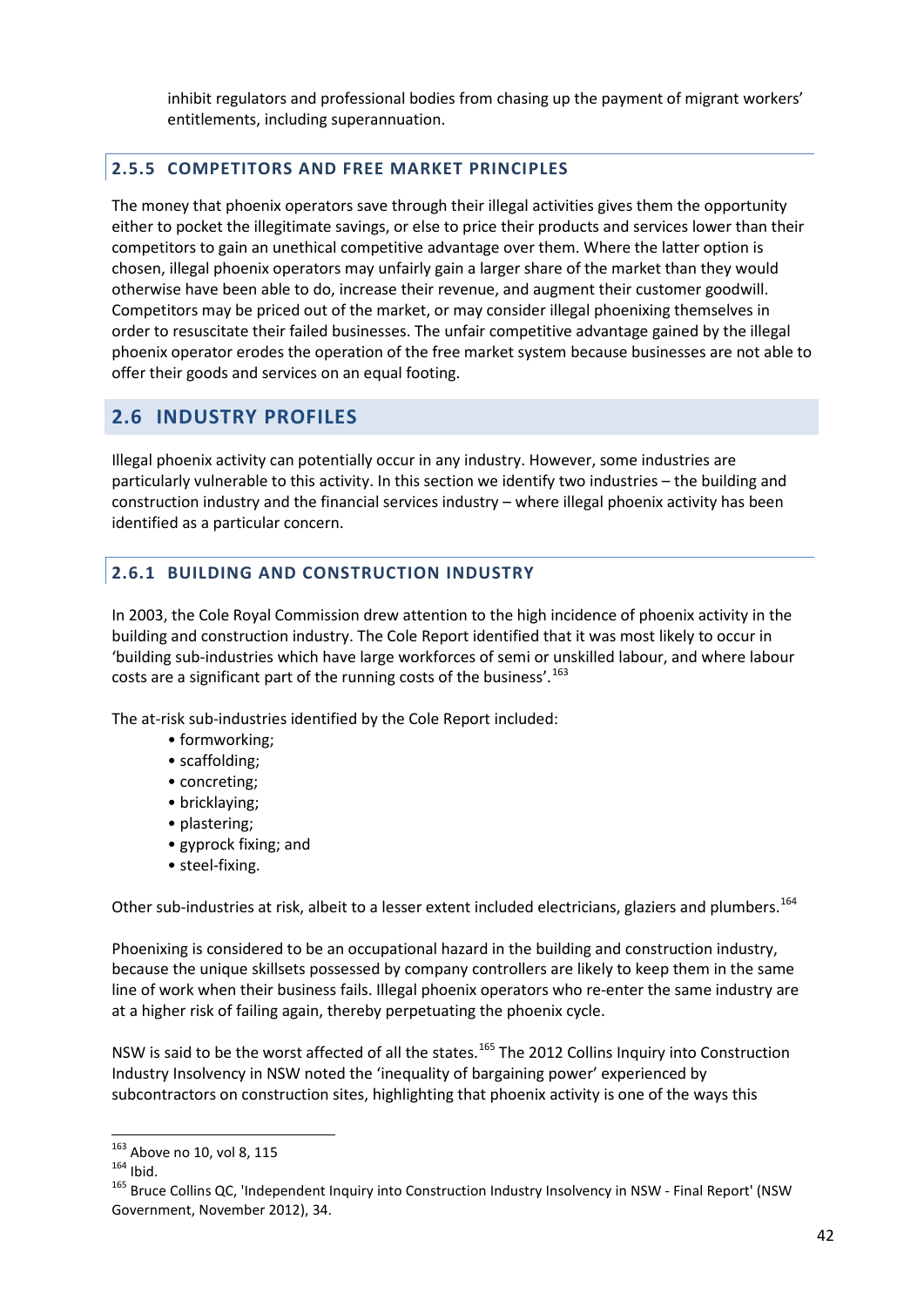inhibit regulators and professional bodies from chasing up the payment of migrant workers' entitlements, including superannuation.

### 2.5.5 COMPETITORS AND FREE MARKET PRINCIPLES

The money that phoenix operators save through their illegal activities gives them the opportunity either to pocket the illegitimate savings, or else to price their products and services lower than their competitors to gain an unethical competitive advantage over them. Where the latter option is chosen, illegal phoenix operators may unfairly gain a larger share of the market than they would otherwise have been able to do, increase their revenue, and augment their customer goodwill. Competitors may be priced out of the market, or may consider illegal phoenixing themselves in order to resuscitate their failed businesses. The unfair competitive advantage gained by the illegal phoenix operator erodes the operation of the free market system because businesses are not able to offer their goods and services on an equal footing.

## 2.6 INDUSTRY PROFILES

Illegal phoenix activity can potentially occur in any industry. However, some industries are particularly vulnerable to this activity. In this section we identify two industries – the building and construction industry and the financial services industry – where illegal phoenix activity has been identified as a particular concern.

### 2.6.1 BUILDING AND CONSTRUCTION INDUSTRY

In 2003, the Cole Royal Commission drew attention to the high incidence of phoenix activity in the building and construction industry. The Cole Report identified that it was most likely to occur in 'building sub-industries which have large workforces of semi or unskilled labour, and where labour costs are a significant part of the running costs of the business'.[163]

The at-risk sub-industries identified by the Cole Report included:

- formworking;
- scaffolding;
- concreting;
- bricklaying;
- plastering;
- gyprock fixing; and
- steel-fixing.

Other sub-industries at risk, albeit to a lesser extent included electricians, glaziers and plumbers.[164]

Phoenixing is considered to be an occupational hazard in the building and construction industry, because the unique skillsets possessed by company controllers are likely to keep them in the same line of work when their business fails. Illegal phoenix operators who re-enter the same industry are at a higher risk of failing again, thereby perpetuating the phoenix cycle.

NSW is said to be the worst affected of all the states.[165] The 2012 Collins Inquiry into Construction Industry Insolvency in NSW noted the 'inequality of bargaining power' experienced by subcontractors on construction sites, highlighting that phoenix activity is one of the ways this

[163] Above no 10, vol 8, 115

[164] Ibid.

[165] Bruce Collins QC, 'Independent Inquiry into Construction Industry Insolvency in NSW - Final Report' (NSW Government, November 2012), 34.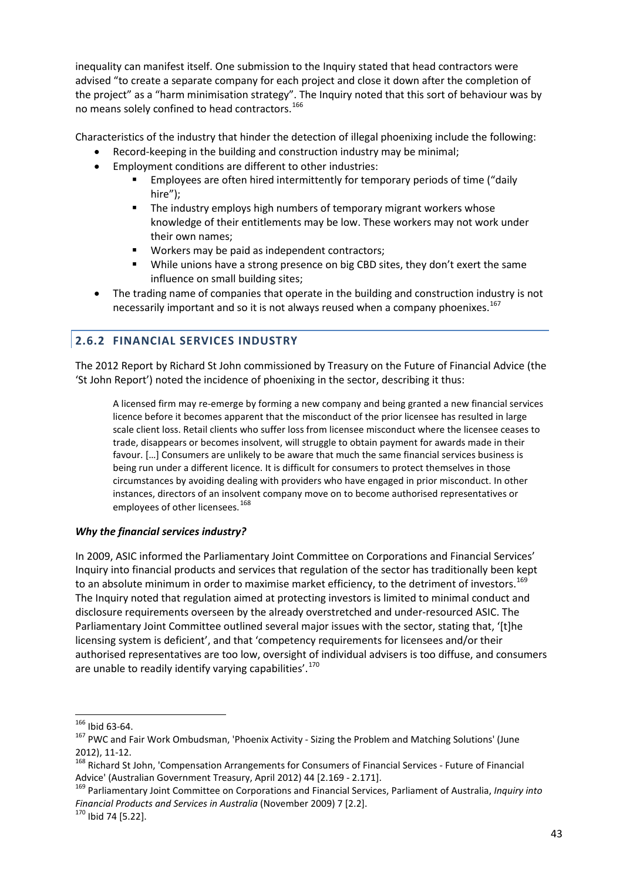inequality can manifest itself. One submission to the Inquiry stated that head contractors were advised "to create a separate company for each project and close it down after the completion of the project" as a "harm minimisation strategy". The Inquiry noted that this sort of behaviour was by no means solely confined to head contractors.[166]

Characteristics of the industry that hinder the detection of illegal phoenixing include the following:

- Record-keeping in the building and construction industry may be minimal;
- Employment conditions are different to other industries:
  - Employees are often hired intermittently for temporary periods of time ("daily hire");
  - The industry employs high numbers of temporary migrant workers whose knowledge of their entitlements may be low. These workers may not work under their own names;
  - Workers may be paid as independent contractors;
  - While unions have a strong presence on big CBD sites, they don't exert the same influence on small building sites;
- The trading name of companies that operate in the building and construction industry is not necessarily important and so it is not always reused when a company phoenixes.[167]

### 2.6.2 FINANCIAL SERVICES INDUSTRY

The 2012 Report by Richard St John commissioned by Treasury on the Future of Financial Advice (the 'St John Report') noted the incidence of phoenixing in the sector, describing it thus:

> A licensed firm may re-emerge by forming a new company and being granted a new financial services licence before it becomes apparent that the misconduct of the prior licensee has resulted in large scale client loss. Retail clients who suffer loss from licensee misconduct where the licensee ceases to trade, disappears or becomes insolvent, will struggle to obtain payment for awards made in their favour. […] Consumers are unlikely to be aware that much the same financial services business is being run under a different licence. It is difficult for consumers to protect themselves in those circumstances by avoiding dealing with providers who have engaged in prior misconduct. In other instances, directors of an insolvent company move on to become authorised representatives or employees of other licensees.[168]

***Why the financial services industry?***

In 2009, ASIC informed the Parliamentary Joint Committee on Corporations and Financial Services' Inquiry into financial products and services that regulation of the sector has traditionally been kept to an absolute minimum in order to maximise market efficiency, to the detriment of investors.[169] The Inquiry noted that regulation aimed at protecting investors is limited to minimal conduct and disclosure requirements overseen by the already overstretched and under-resourced ASIC. The Parliamentary Joint Committee outlined several major issues with the sector, stating that, '[t]he licensing system is deficient', and that 'competency requirements for licensees and/or their authorised representatives are too low, oversight of individual advisers is too diffuse, and consumers are unable to readily identify varying capabilities'.[170]

---

[166] Ibid 63-64.

[167] PWC and Fair Work Ombudsman, 'Phoenix Activity - Sizing the Problem and Matching Solutions' (June 2012), 11-12.

[168] Richard St John, 'Compensation Arrangements for Consumers of Financial Services - Future of Financial Advice' (Australian Government Treasury, April 2012) 44 [2.169 - 2.171].

[169] Parliamentary Joint Committee on Corporations and Financial Services, Parliament of Australia, *Inquiry into Financial Products and Services in Australia* (November 2009) 7 [2.2].

[170] Ibid 74 [5.22].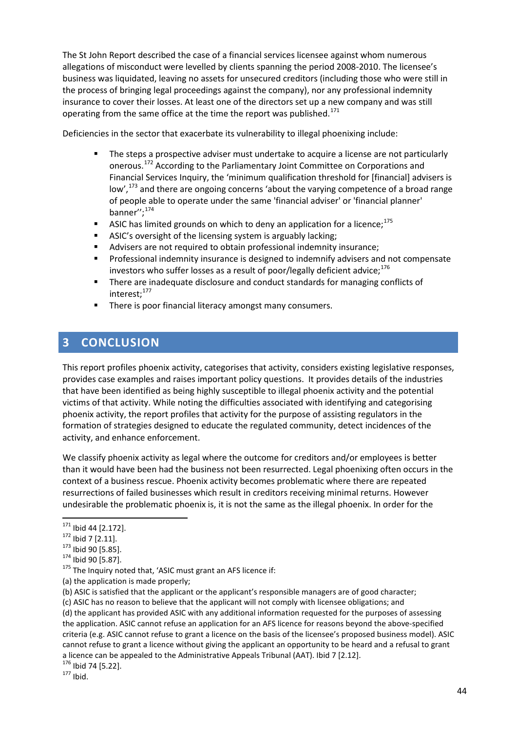The St John Report described the case of a financial services licensee against whom numerous allegations of misconduct were levelled by clients spanning the period 2008-2010. The licensee's business was liquidated, leaving no assets for unsecured creditors (including those who were still in the process of bringing legal proceedings against the company), nor any professional indemnity insurance to cover their losses. At least one of the directors set up a new company and was still operating from the same office at the time the report was published.[171]

Deficiencies in the sector that exacerbate its vulnerability to illegal phoenixing include:

- The steps a prospective adviser must undertake to acquire a license are not particularly onerous.[172] According to the Parliamentary Joint Committee on Corporations and Financial Services Inquiry, the 'minimum qualification threshold for [financial] advisers is low',[173] and there are ongoing concerns 'about the varying competence of a broad range of people able to operate under the same 'financial adviser' or 'financial planner' banner'';[174]
- ASIC has limited grounds on which to deny an application for a licence;[175]
- ASIC's oversight of the licensing system is arguably lacking;
- Advisers are not required to obtain professional indemnity insurance;
- Professional indemnity insurance is designed to indemnify advisers and not compensate investors who suffer losses as a result of poor/legally deficient advice;[176]
- There are inadequate disclosure and conduct standards for managing conflicts of interest;[177]
- There is poor financial literacy amongst many consumers.

# 3 CONCLUSION

This report profiles phoenix activity, categorises that activity, considers existing legislative responses, provides case examples and raises important policy questions. It provides details of the industries that have been identified as being highly susceptible to illegal phoenix activity and the potential victims of that activity. While noting the difficulties associated with identifying and categorising phoenix activity, the report profiles that activity for the purpose of assisting regulators in the formation of strategies designed to educate the regulated community, detect incidences of the activity, and enhance enforcement.

We classify phoenix activity as legal where the outcome for creditors and/or employees is better than it would have been had the business not been resurrected. Legal phoenixing often occurs in the context of a business rescue. Phoenix activity becomes problematic where there are repeated resurrections of failed businesses which result in creditors receiving minimal returns. However undesirable the problematic phoenix is, it is not the same as the illegal phoenix. In order for the

---

[171] Ibid 44 [2.172].

[172] Ibid 7 [2.11].

[173] Ibid 90 [5.85].

[174] Ibid 90 [5.87].

[175] The Inquiry noted that, 'ASIC must grant an AFS licence if:

(a) the application is made properly;

(b) ASIC is satisfied that the applicant or the applicant's responsible managers are of good character;

(c) ASIC has no reason to believe that the applicant will not comply with licensee obligations; and

(d) the applicant has provided ASIC with any additional information requested for the purposes of assessing the application. ASIC cannot refuse an application for an AFS licence for reasons beyond the above-specified criteria (e.g. ASIC cannot refuse to grant a licence on the basis of the licensee's proposed business model). ASIC cannot refuse to grant a licence without giving the applicant an opportunity to be heard and a refusal to grant a licence can be appealed to the Administrative Appeals Tribunal (AAT). Ibid 7 [2.12].

[176] Ibid 74 [5.22].

[177] Ibid.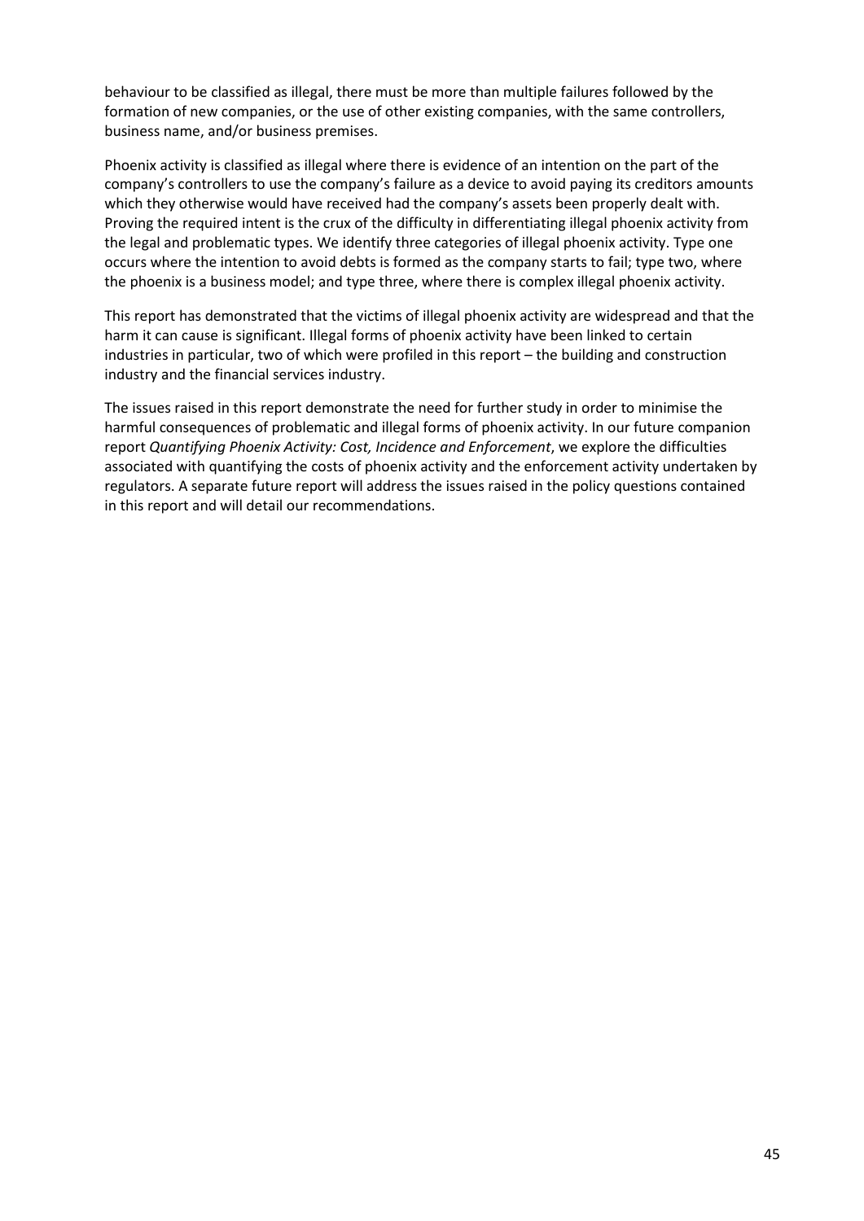behaviour to be classified as illegal, there must be more than multiple failures followed by the formation of new companies, or the use of other existing companies, with the same controllers, business name, and/or business premises.

Phoenix activity is classified as illegal where there is evidence of an intention on the part of the company's controllers to use the company's failure as a device to avoid paying its creditors amounts which they otherwise would have received had the company's assets been properly dealt with. Proving the required intent is the crux of the difficulty in differentiating illegal phoenix activity from the legal and problematic types. We identify three categories of illegal phoenix activity. Type one occurs where the intention to avoid debts is formed as the company starts to fail; type two, where the phoenix is a business model; and type three, where there is complex illegal phoenix activity.

This report has demonstrated that the victims of illegal phoenix activity are widespread and that the harm it can cause is significant. Illegal forms of phoenix activity have been linked to certain industries in particular, two of which were profiled in this report – the building and construction industry and the financial services industry.

The issues raised in this report demonstrate the need for further study in order to minimise the harmful consequences of problematic and illegal forms of phoenix activity. In our future companion report *Quantifying Phoenix Activity: Cost, Incidence and Enforcement*, we explore the difficulties associated with quantifying the costs of phoenix activity and the enforcement activity undertaken by regulators. A separate future report will address the issues raised in the policy questions contained in this report and will detail our recommendations.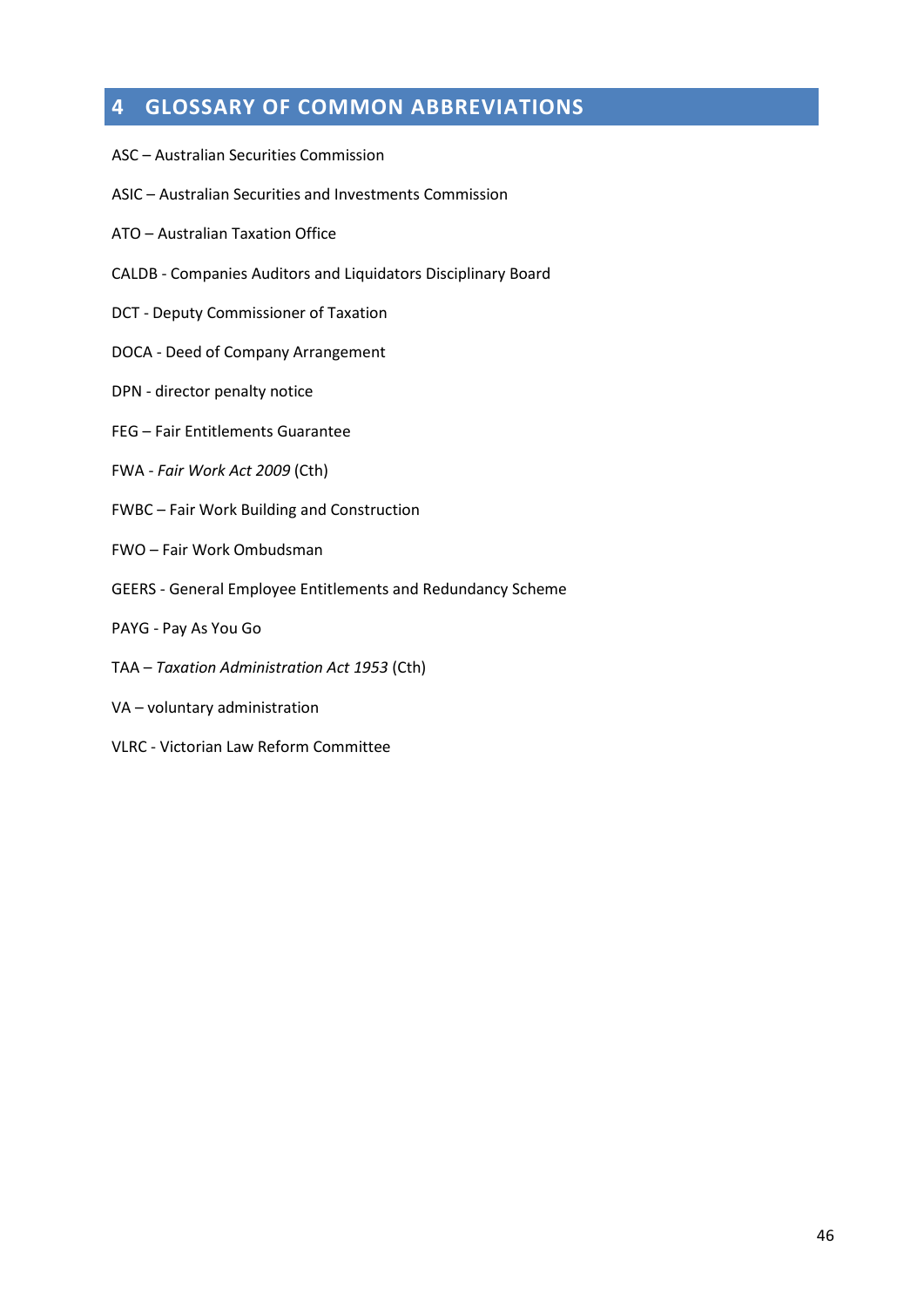# 4 GLOSSARY OF COMMON ABBREVIATIONS

ASC – Australian Securities Commission

ASIC – Australian Securities and Investments Commission

ATO – Australian Taxation Office

CALDB - Companies Auditors and Liquidators Disciplinary Board

DCT - Deputy Commissioner of Taxation

DOCA - Deed of Company Arrangement

DPN - director penalty notice

FEG – Fair Entitlements Guarantee

FWA - *Fair Work Act 2009* (Cth)

FWBC – Fair Work Building and Construction

FWO – Fair Work Ombudsman

GEERS - General Employee Entitlements and Redundancy Scheme

PAYG - Pay As You Go

TAA – *Taxation Administration Act 1953* (Cth)

VA – voluntary administration

VLRC - Victorian Law Reform Committee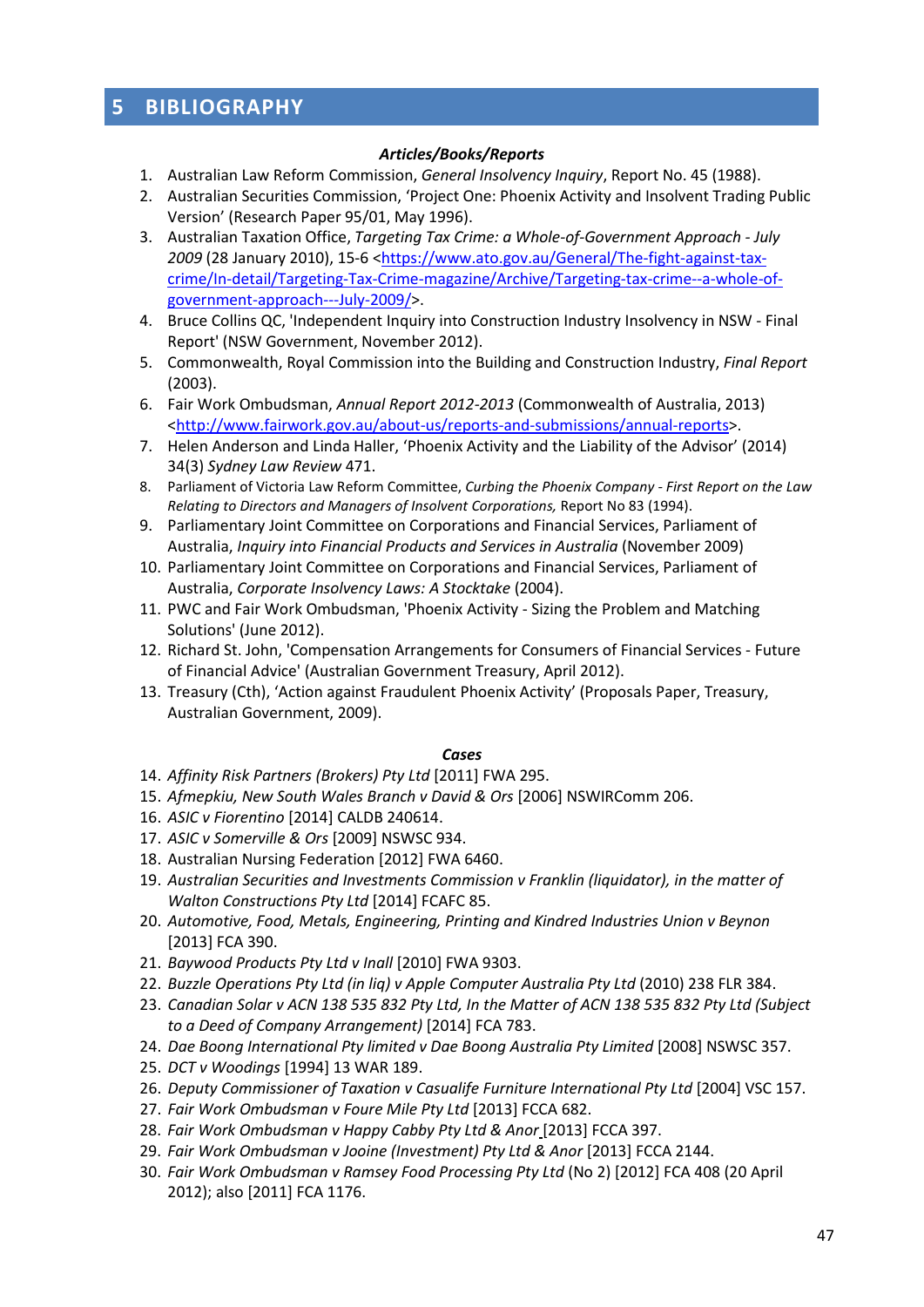# 5 BIBLIOGRAPHY

***Articles/Books/Reports***

1. Australian Law Reform Commission, *General Insolvency Inquiry*, Report No. 45 (1988).
2. Australian Securities Commission, 'Project One: Phoenix Activity and Insolvent Trading Public Version' (Research Paper 95/01, May 1996).
3. Australian Taxation Office, *Targeting Tax Crime: a Whole-of-Government Approach - July 2009* (28 January 2010), 15-6 <https://www.ato.gov.au/General/The-fight-against-tax-crime/In-detail/Targeting-Tax-Crime-magazine/Archive/Targeting-tax-crime--a-whole-of-government-approach---July-2009/>.
4. Bruce Collins QC, 'Independent Inquiry into Construction Industry Insolvency in NSW - Final Report' (NSW Government, November 2012).
5. Commonwealth, Royal Commission into the Building and Construction Industry, *Final Report* (2003).
6. Fair Work Ombudsman, *Annual Report 2012-2013* (Commonwealth of Australia, 2013) <http://www.fairwork.gov.au/about-us/reports-and-submissions/annual-reports>.
7. Helen Anderson and Linda Haller, 'Phoenix Activity and the Liability of the Advisor' (2014) 34(3) *Sydney Law Review* 471.
8. Parliament of Victoria Law Reform Committee, *Curbing the Phoenix Company - First Report on the Law Relating to Directors and Managers of Insolvent Corporations,* Report No 83 (1994).
9. Parliamentary Joint Committee on Corporations and Financial Services, Parliament of Australia, *Inquiry into Financial Products and Services in Australia* (November 2009)
10. Parliamentary Joint Committee on Corporations and Financial Services, Parliament of Australia, *Corporate Insolvency Laws: A Stocktake* (2004).
11. PWC and Fair Work Ombudsman, 'Phoenix Activity - Sizing the Problem and Matching Solutions' (June 2012).
12. Richard St. John, 'Compensation Arrangements for Consumers of Financial Services - Future of Financial Advice' (Australian Government Treasury, April 2012).
13. Treasury (Cth), 'Action against Fraudulent Phoenix Activity' (Proposals Paper, Treasury, Australian Government, 2009).

***Cases***

14. *Affinity Risk Partners (Brokers) Pty Ltd* [2011] FWA 295.
15. *Afmepkiu, New South Wales Branch v David & Ors* [2006] NSWIRComm 206.
16. *ASIC v Fiorentino* [2014] CALDB 240614.
17. *ASIC v Somerville & Ors* [2009] NSWSC 934.
18. Australian Nursing Federation [2012] FWA 6460.
19. *Australian Securities and Investments Commission v Franklin (liquidator), in the matter of Walton Constructions Pty Ltd* [2014] FCAFC 85.
20. *Automotive, Food, Metals, Engineering, Printing and Kindred Industries Union v Beynon* [2013] FCA 390.
21. *Baywood Products Pty Ltd v Inall* [2010] FWA 9303.
22. *Buzzle Operations Pty Ltd (in liq) v Apple Computer Australia Pty Ltd* (2010) 238 FLR 384.
23. *Canadian Solar v ACN 138 535 832 Pty Ltd, In the Matter of ACN 138 535 832 Pty Ltd (Subject to a Deed of Company Arrangement)* [2014] FCA 783.
24. *Dae Boong International Pty limited v Dae Boong Australia Pty Limited* [2008] NSWSC 357.
25. *DCT v Woodings* [1994] 13 WAR 189.
26. *Deputy Commissioner of Taxation v Casualife Furniture International Pty Ltd* [2004] VSC 157.
27. *Fair Work Ombudsman v Foure Mile Pty Ltd* [2013] FCCA 682.
28. *Fair Work Ombudsman v Happy Cabby Pty Ltd & Anor* [2013] FCCA 397.
29. *Fair Work Ombudsman v Jooine (Investment) Pty Ltd & Anor* [2013] FCCA 2144.
30. *Fair Work Ombudsman v Ramsey Food Processing Pty Ltd* (No 2) [2012] FCA 408 (20 April 2012); also [2011] FCA 1176.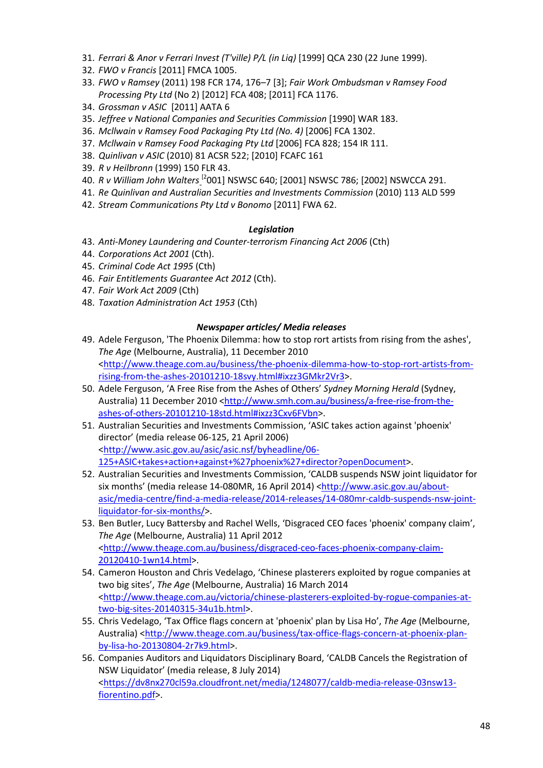31. *Ferrari & Anor v Ferrari Invest (T'ville) P/L (in Liq)* [1999] QCA 230 (22 June 1999).
32. *FWO v Francis* [2011] FMCA 1005.
33. *FWO v Ramsey* (2011) 198 FCR 174, 176–7 [3]; *Fair Work Ombudsman v Ramsey Food Processing Pty Ltd* (No 2) [2012] FCA 408; [2011] FCA 1176.
34. *Grossman v ASIC* [2011] AATA 6
35. *Jeffree v National Companies and Securities Commission* [1990] WAR 183.
36. *McIlwain v Ramsey Food Packaging Pty Ltd (No. 4)* [2006] FCA 1302.
37. *McIlwain v Ramsey Food Packaging Pty Ltd* [2006] FCA 828; 154 IR 111.
38. *Quinlivan v ASIC* (2010) 81 ACSR 522; [2010] FCAFC 161
39. *R v Heilbronn* (1999) 150 FLR 43.
40. *R v William John Walters* [2001] NSWSC 640; [2001] NSWSC 786; [2002] NSWCCA 291.
41. *Re Quinlivan and Australian Securities and Investments Commission* (2010) 113 ALD 599
42. *Stream Communications Pty Ltd v Bonomo* [2011] FWA 62.

### *Legislation*

43. *Anti-Money Laundering and Counter-terrorism Financing Act 2006* (Cth)
44. *Corporations Act 2001* (Cth).
45. *Criminal Code Act 1995* (Cth)
46. *Fair Entitlements Guarantee Act 2012* (Cth).
47. *Fair Work Act 2009* (Cth)
48. *Taxation Administration Act 1953* (Cth)

### *Newspaper articles/ Media releases*

49. Adele Ferguson, 'The Phoenix Dilemma: how to stop rort artists from rising from the ashes', *The Age* (Melbourne, Australia), 11 December 2010 <http://www.theage.com.au/business/the-phoenix-dilemma-how-to-stop-rort-artists-from-rising-from-the-ashes-20101210-18svy.html#ixzz3GMkr2Vr3>.
50. Adele Ferguson, 'A Free Rise from the Ashes of Others' *Sydney Morning Herald* (Sydney, Australia) 11 December 2010 <http://www.smh.com.au/business/a-free-rise-from-the-ashes-of-others-20101210-18std.html#ixzz3Cxv6FVbn>.
51. Australian Securities and Investments Commission, 'ASIC takes action against 'phoenix' director' (media release 06-125, 21 April 2006) <http://www.asic.gov.au/asic/asic.nsf/byheadline/06-125+ASIC+takes+action+against+%27phoenix%27+director?openDocument>.
52. Australian Securities and Investments Commission, 'CALDB suspends NSW joint liquidator for six months' (media release 14-080MR, 16 April 2014) <http://www.asic.gov.au/about-asic/media-centre/find-a-media-release/2014-releases/14-080mr-caldb-suspends-nsw-joint-liquidator-for-six-months/>.
53. Ben Butler, Lucy Battersby and Rachel Wells, 'Disgraced CEO faces 'phoenix' company claim', *The Age* (Melbourne, Australia) 11 April 2012 <http://www.theage.com.au/business/disgraced-ceo-faces-phoenix-company-claim-20120410-1wn14.html>.
54. Cameron Houston and Chris Vedelago, 'Chinese plasterers exploited by rogue companies at two big sites', *The Age* (Melbourne, Australia) 16 March 2014 <http://www.theage.com.au/victoria/chinese-plasterers-exploited-by-rogue-companies-at-two-big-sites-20140315-34u1b.html>.
55. Chris Vedelago, 'Tax Office flags concern at 'phoenix' plan by Lisa Ho', *The Age* (Melbourne, Australia) <http://www.theage.com.au/business/tax-office-flags-concern-at-phoenix-plan-by-lisa-ho-20130804-2r7k9.html>.
56. Companies Auditors and Liquidators Disciplinary Board, 'CALDB Cancels the Registration of NSW Liquidator' (media release, 8 July 2014) <https://dv8nx270cl59a.cloudfront.net/media/1248077/caldb-media-release-03nsw13-fiorentino.pdf>.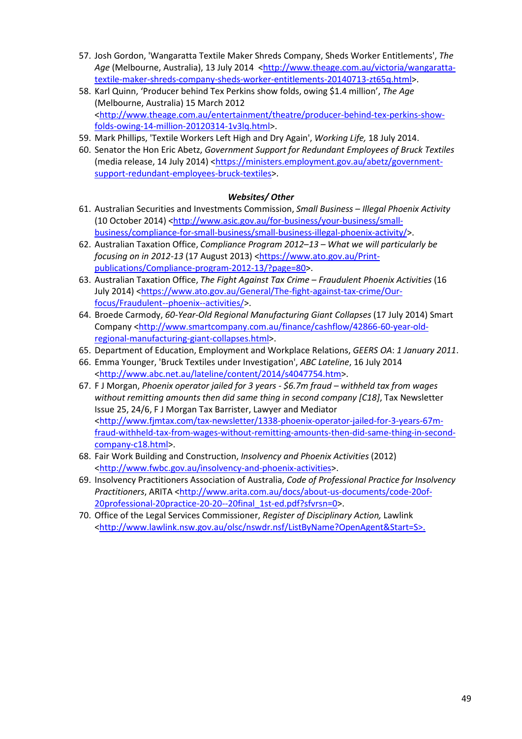57. Josh Gordon, 'Wangaratta Textile Maker Shreds Company, Sheds Worker Entitlements', *The Age* (Melbourne, Australia), 13 July 2014 <http://www.theage.com.au/victoria/wangaratta-textile-maker-shreds-company-sheds-worker-entitlements-20140713-zt65q.html>.
58. Karl Quinn, 'Producer behind Tex Perkins show folds, owing $1.4 million', *The Age* (Melbourne, Australia) 15 March 2012 <http://www.theage.com.au/entertainment/theatre/producer-behind-tex-perkins-show-folds-owing-14-million-20120314-1v3lq.html>.
59. Mark Phillips, 'Textile Workers Left High and Dry Again', *Working Life,* 18 July 2014.
60. Senator the Hon Eric Abetz, *Government Support for Redundant Employees of Bruck Textiles* (media release, 14 July 2014) <https://ministers.employment.gov.au/abetz/government-support-redundant-employees-bruck-textiles>.

### *Websites/ Other*

61. Australian Securities and Investments Commission, *Small Business – Illegal Phoenix Activity* (10 October 2014) <http://www.asic.gov.au/for-business/your-business/small-business/compliance-for-small-business/small-business-illegal-phoenix-activity/>.
62. Australian Taxation Office, *Compliance Program 2012–13 – What we will particularly be focusing on in 2012-13* (17 August 2013) <https://www.ato.gov.au/Print-publications/Compliance-program-2012-13/?page=80>.
63. Australian Taxation Office, *The Fight Against Tax Crime – Fraudulent Phoenix Activities* (16 July 2014) <https://www.ato.gov.au/General/The-fight-against-tax-crime/Our-focus/Fraudulent--phoenix--activities/>.
64. Broede Carmody, *60-Year-Old Regional Manufacturing Giant Collapses* (17 July 2014) Smart Company <http://www.smartcompany.com.au/finance/cashflow/42866-60-year-old-regional-manufacturing-giant-collapses.html>.
65. Department of Education, Employment and Workplace Relations, *GEERS OA*: *1 January 2011*.
66. Emma Younger, 'Bruck Textiles under Investigation', *ABC Lateline*, 16 July 2014 <http://www.abc.net.au/lateline/content/2014/s4047754.htm>.
67. F J Morgan, *Phoenix operator jailed for 3 years - $6.7m fraud – withheld tax from wages without remitting amounts then did same thing in second company [C18]*, Tax Newsletter Issue 25, 24/6, F J Morgan Tax Barrister, Lawyer and Mediator <http://www.fjmtax.com/tax-newsletter/1338-phoenix-operator-jailed-for-3-years-67m-fraud-withheld-tax-from-wages-without-remitting-amounts-then-did-same-thing-in-second-company-c18.html>.
68. Fair Work Building and Construction, *Insolvency and Phoenix Activities* (2012) <http://www.fwbc.gov.au/insolvency-and-phoenix-activities>.
69. Insolvency Practitioners Association of Australia, *Code of Professional Practice for Insolvency Practitioners*, ARITA <http://www.arita.com.au/docs/about-us-documents/code-20of-20professional-20practice-20-20--20final_1st-ed.pdf?sfvrsn=0>.
70. Office of the Legal Services Commissioner, *Register of Disciplinary Action,* Lawlink <http://www.lawlink.nsw.gov.au/olsc/nswdr.nsf/ListByName?OpenAgent&Start=S>.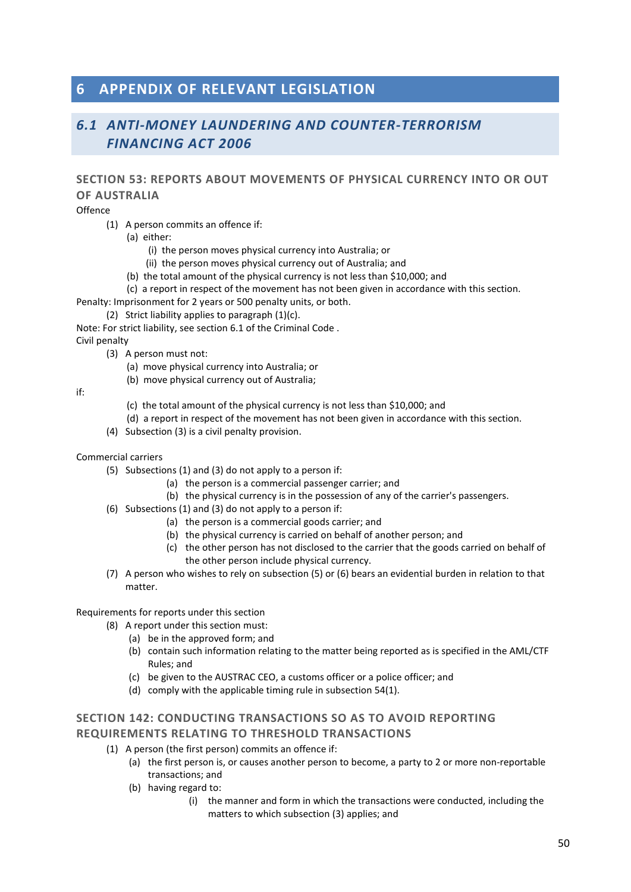# 6 APPENDIX OF RELEVANT LEGISLATION

## *6.1 ANTI-MONEY LAUNDERING AND COUNTER-TERRORISM FINANCING ACT 2006*

### SECTION 53: REPORTS ABOUT MOVEMENTS OF PHYSICAL CURRENCY INTO OR OUT OF AUSTRALIA

Offence

(1) A person commits an offence if:

- (a) either:
  - (i) the person moves physical currency into Australia; or
  - (ii) the person moves physical currency out of Australia; and
- (b) the total amount of the physical currency is not less than $10,000; and
- (c) a report in respect of the movement has not been given in accordance with this section.

Penalty: Imprisonment for 2 years or 500 penalty units, or both.

(2) Strict liability applies to paragraph (1)(c).

Note: For strict liability, see section 6.1 of the Criminal Code .

Civil penalty

(3) A person must not:

- (a) move physical currency into Australia; or
- (b) move physical currency out of Australia;

if:

- (c) the total amount of the physical currency is not less than $10,000; and
- (d) a report in respect of the movement has not been given in accordance with this section.

(4) Subsection (3) is a civil penalty provision.

Commercial carriers

(5) Subsections (1) and (3) do not apply to a person if:

- (a) the person is a commercial passenger carrier; and
- (b) the physical currency is in the possession of any of the carrier's passengers.

(6) Subsections (1) and (3) do not apply to a person if:

- (a) the person is a commercial goods carrier; and
- (b) the physical currency is carried on behalf of another person; and
- (c) the other person has not disclosed to the carrier that the goods carried on behalf of the other person include physical currency.

(7) A person who wishes to rely on subsection (5) or (6) bears an evidential burden in relation to that matter.

Requirements for reports under this section

(8) A report under this section must:

- (a) be in the approved form; and
- (b) contain such information relating to the matter being reported as is specified in the AML/CTF Rules; and
- (c) be given to the AUSTRAC CEO, a customs officer or a police officer; and
- (d) comply with the applicable timing rule in subsection 54(1).

### SECTION 142: CONDUCTING TRANSACTIONS SO AS TO AVOID REPORTING REQUIREMENTS RELATING TO THRESHOLD TRANSACTIONS

(1) A person (the first person) commits an offence if:

- (a) the first person is, or causes another person to become, a party to 2 or more non-reportable transactions; and
- (b) having regard to:
  - (i) the manner and form in which the transactions were conducted, including the matters to which subsection (3) applies; and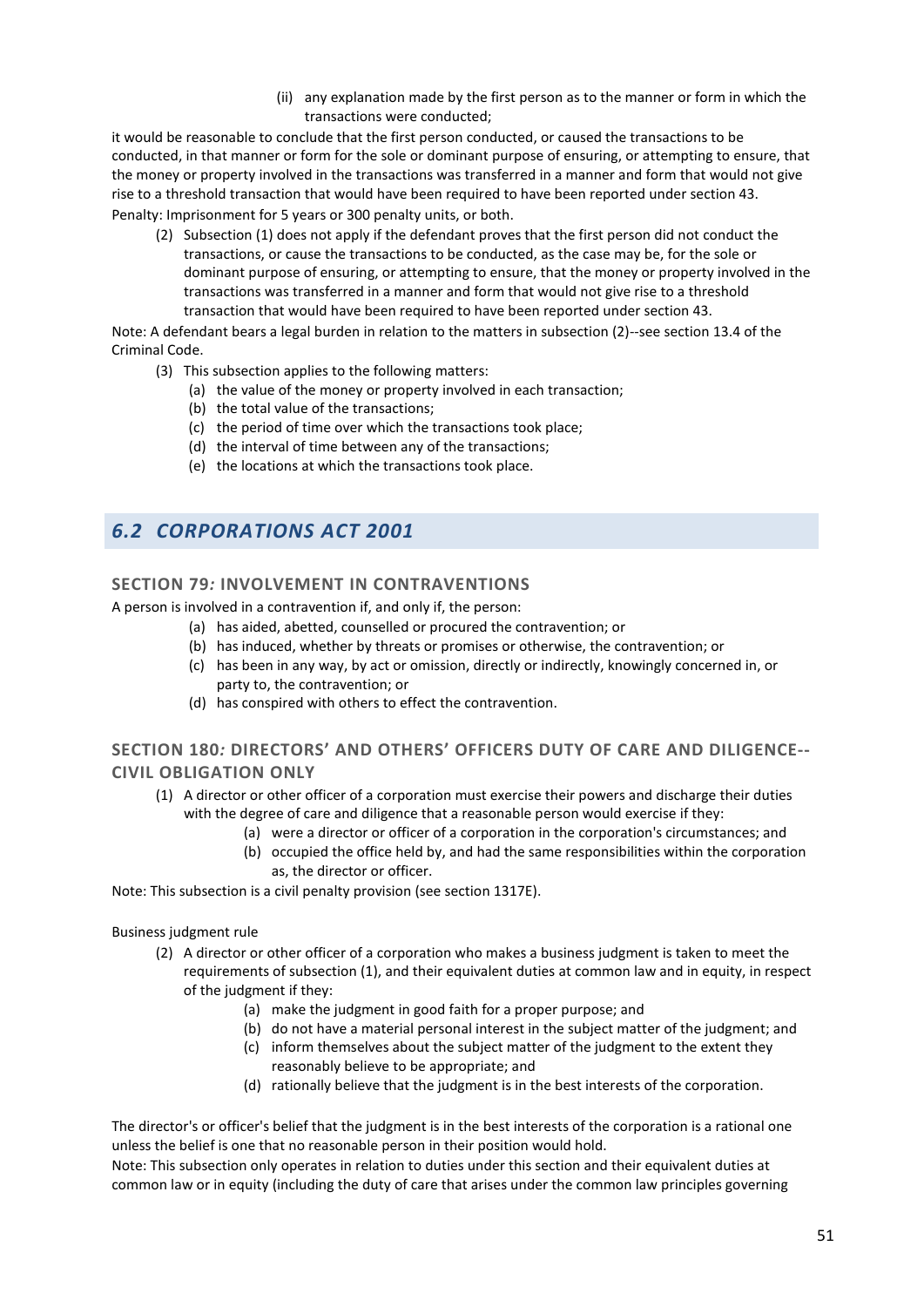(ii) any explanation made by the first person as to the manner or form in which the transactions were conducted;

it would be reasonable to conclude that the first person conducted, or caused the transactions to be conducted, in that manner or form for the sole or dominant purpose of ensuring, or attempting to ensure, that the money or property involved in the transactions was transferred in a manner and form that would not give rise to a threshold transaction that would have been required to have been reported under section 43.

Penalty: Imprisonment for 5 years or 300 penalty units, or both.

(2) Subsection (1) does not apply if the defendant proves that the first person did not conduct the transactions, or cause the transactions to be conducted, as the case may be, for the sole or dominant purpose of ensuring, or attempting to ensure, that the money or property involved in the transactions was transferred in a manner and form that would not give rise to a threshold transaction that would have been required to have been reported under section 43.

Note: A defendant bears a legal burden in relation to the matters in subsection (2)--see section 13.4 of the Criminal Code.

(3) This subsection applies to the following matters:
   (a) the value of the money or property involved in each transaction;
   (b) the total value of the transactions;
   (c) the period of time over which the transactions took place;
   (d) the interval of time between any of the transactions;
   (e) the locations at which the transactions took place.

## *6.2 CORPORATIONS ACT 2001*

### SECTION 79*:* INVOLVEMENT IN CONTRAVENTIONS

A person is involved in a contravention if, and only if, the person:

(a) has aided, abetted, counselled or procured the contravention; or
(b) has induced, whether by threats or promises or otherwise, the contravention; or
(c) has been in any way, by act or omission, directly or indirectly, knowingly concerned in, or party to, the contravention; or
(d) has conspired with others to effect the contravention.

### SECTION 180*:* DIRECTORS' AND OTHERS' OFFICERS DUTY OF CARE AND DILIGENCE--CIVIL OBLIGATION ONLY

(1) A director or other officer of a corporation must exercise their powers and discharge their duties with the degree of care and diligence that a reasonable person would exercise if they:
   (a) were a director or officer of a corporation in the corporation's circumstances; and
   (b) occupied the office held by, and had the same responsibilities within the corporation as, the director or officer.

Note: This subsection is a civil penalty provision (see section 1317E).

Business judgment rule

(2) A director or other officer of a corporation who makes a business judgment is taken to meet the requirements of subsection (1), and their equivalent duties at common law and in equity, in respect of the judgment if they:
   (a) make the judgment in good faith for a proper purpose; and
   (b) do not have a material personal interest in the subject matter of the judgment; and
   (c) inform themselves about the subject matter of the judgment to the extent they reasonably believe to be appropriate; and
   (d) rationally believe that the judgment is in the best interests of the corporation.

The director's or officer's belief that the judgment is in the best interests of the corporation is a rational one unless the belief is one that no reasonable person in their position would hold.

Note: This subsection only operates in relation to duties under this section and their equivalent duties at common law or in equity (including the duty of care that arises under the common law principles governing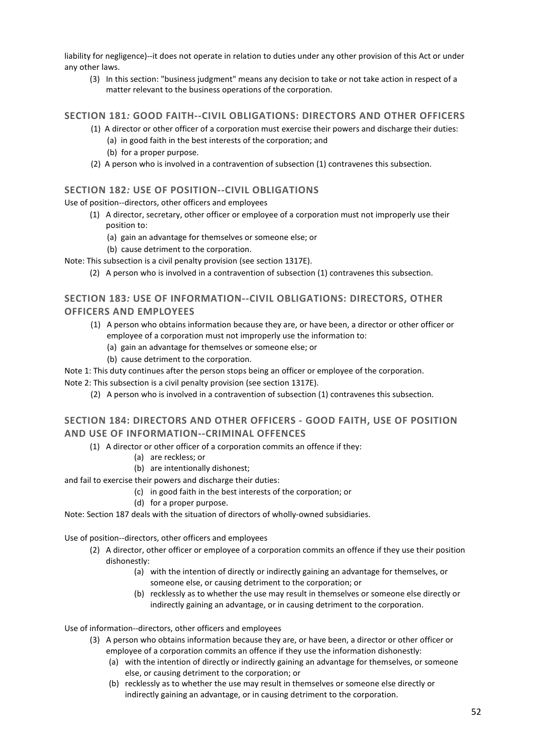liability for negligence)--it does not operate in relation to duties under any other provision of this Act or under any other laws.

(3) In this section: "business judgment" means any decision to take or not take action in respect of a matter relevant to the business operations of the corporation.

### SECTION 181*:* GOOD FAITH--CIVIL OBLIGATIONS: DIRECTORS AND OTHER OFFICERS

(1) A director or other officer of a corporation must exercise their powers and discharge their duties:
   (a) in good faith in the best interests of the corporation; and
   (b) for a proper purpose.

(2) A person who is involved in a contravention of subsection (1) contravenes this subsection.

### SECTION 182*:* USE OF POSITION--CIVIL OBLIGATIONS

Use of position--directors, other officers and employees

(1) A director, secretary, other officer or employee of a corporation must not improperly use their position to:
   (a) gain an advantage for themselves or someone else; or
   (b) cause detriment to the corporation.

Note: This subsection is a civil penalty provision (see section 1317E).

(2) A person who is involved in a contravention of subsection (1) contravenes this subsection.

### SECTION 183*:* USE OF INFORMATION--CIVIL OBLIGATIONS: DIRECTORS, OTHER OFFICERS AND EMPLOYEES

(1) A person who obtains information because they are, or have been, a director or other officer or employee of a corporation must not improperly use the information to:
   (a) gain an advantage for themselves or someone else; or
   (b) cause detriment to the corporation.

Note 1: This duty continues after the person stops being an officer or employee of the corporation.

Note 2: This subsection is a civil penalty provision (see section 1317E).

(2) A person who is involved in a contravention of subsection (1) contravenes this subsection.

### SECTION 184: DIRECTORS AND OTHER OFFICERS - GOOD FAITH, USE OF POSITION AND USE OF INFORMATION--CRIMINAL OFFENCES

(1) A director or other officer of a corporation commits an offence if they:
   (a) are reckless; or
   (b) are intentionally dishonest;

and fail to exercise their powers and discharge their duties:
   (c) in good faith in the best interests of the corporation; or
   (d) for a proper purpose.

Note: Section 187 deals with the situation of directors of wholly-owned subsidiaries.

Use of position--directors, other officers and employees

(2) A director, other officer or employee of a corporation commits an offence if they use their position dishonestly:
   (a) with the intention of directly or indirectly gaining an advantage for themselves, or someone else, or causing detriment to the corporation; or
   (b) recklessly as to whether the use may result in themselves or someone else directly or indirectly gaining an advantage, or in causing detriment to the corporation.

Use of information--directors, other officers and employees

(3) A person who obtains information because they are, or have been, a director or other officer or employee of a corporation commits an offence if they use the information dishonestly:
   (a) with the intention of directly or indirectly gaining an advantage for themselves, or someone else, or causing detriment to the corporation; or
   (b) recklessly as to whether the use may result in themselves or someone else directly or indirectly gaining an advantage, or in causing detriment to the corporation.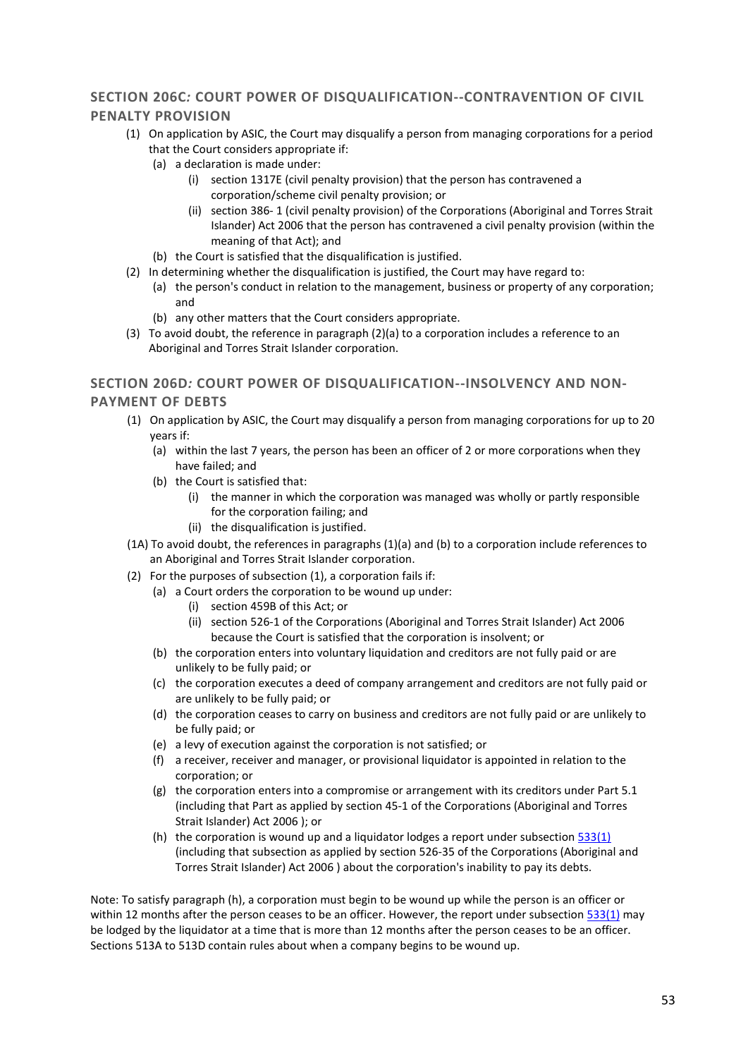### SECTION 206C*:* COURT POWER OF DISQUALIFICATION--CONTRAVENTION OF CIVIL PENALTY PROVISION

(1) On application by ASIC, the Court may disqualify a person from managing corporations for a period that the Court considers appropriate if:
   (a) a declaration is made under:
      (i) section 1317E (civil penalty provision) that the person has contravened a corporation/scheme civil penalty provision; or
      (ii) section 386- 1 (civil penalty provision) of the Corporations (Aboriginal and Torres Strait Islander) Act 2006 that the person has contravened a civil penalty provision (within the meaning of that Act); and
   (b) the Court is satisfied that the disqualification is justified.

(2) In determining whether the disqualification is justified, the Court may have regard to:
   (a) the person's conduct in relation to the management, business or property of any corporation; and
   (b) any other matters that the Court considers appropriate.

(3) To avoid doubt, the reference in paragraph (2)(a) to a corporation includes a reference to an Aboriginal and Torres Strait Islander corporation.

### SECTION 206D*:* COURT POWER OF DISQUALIFICATION--INSOLVENCY AND NON-PAYMENT OF DEBTS

(1) On application by ASIC, the Court may disqualify a person from managing corporations for up to 20 years if:
   (a) within the last 7 years, the person has been an officer of 2 or more corporations when they have failed; and
   (b) the Court is satisfied that:
      (i) the manner in which the corporation was managed was wholly or partly responsible for the corporation failing; and
      (ii) the disqualification is justified.

(1A) To avoid doubt, the references in paragraphs (1)(a) and (b) to a corporation include references to an Aboriginal and Torres Strait Islander corporation.

(2) For the purposes of subsection (1), a corporation fails if:
   (a) a Court orders the corporation to be wound up under:
      (i) section 459B of this Act; or
      (ii) section 526-1 of the Corporations (Aboriginal and Torres Strait Islander) Act 2006 because the Court is satisfied that the corporation is insolvent; or
   (b) the corporation enters into voluntary liquidation and creditors are not fully paid or are unlikely to be fully paid; or
   (c) the corporation executes a deed of company arrangement and creditors are not fully paid or are unlikely to be fully paid; or
   (d) the corporation ceases to carry on business and creditors are not fully paid or are unlikely to be fully paid; or
   (e) a levy of execution against the corporation is not satisfied; or
   (f) a receiver, receiver and manager, or provisional liquidator is appointed in relation to the corporation; or
   (g) the corporation enters into a compromise or arrangement with its creditors under Part 5.1 (including that Part as applied by section 45-1 of the Corporations (Aboriginal and Torres Strait Islander) Act 2006 ); or
   (h) the corporation is wound up and a liquidator lodges a report under subsection 533(1) (including that subsection as applied by section 526-35 of the Corporations (Aboriginal and Torres Strait Islander) Act 2006 ) about the corporation's inability to pay its debts.

Note: To satisfy paragraph (h), a corporation must begin to be wound up while the person is an officer or within 12 months after the person ceases to be an officer. However, the report under subsection 533(1) may be lodged by the liquidator at a time that is more than 12 months after the person ceases to be an officer. Sections 513A to 513D contain rules about when a company begins to be wound up.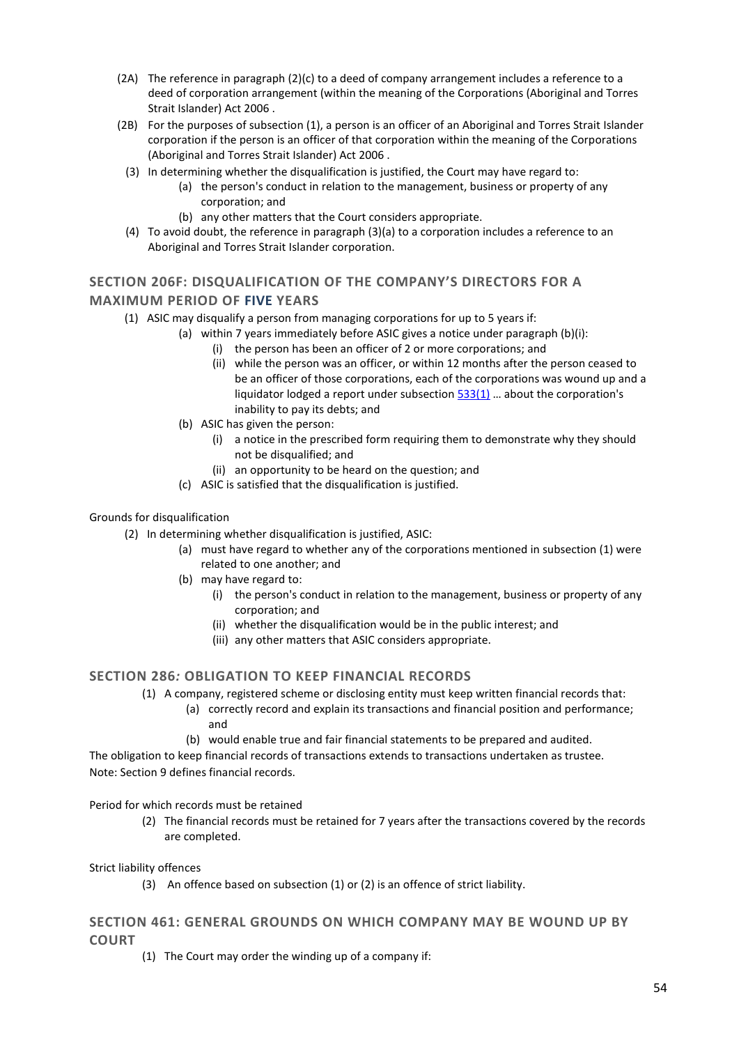(2A) The reference in paragraph (2)(c) to a deed of company arrangement includes a reference to a deed of corporation arrangement (within the meaning of the Corporations (Aboriginal and Torres Strait Islander) Act 2006 .

(2B) For the purposes of subsection (1), a person is an officer of an Aboriginal and Torres Strait Islander corporation if the person is an officer of that corporation within the meaning of the Corporations (Aboriginal and Torres Strait Islander) Act 2006 .

(3) In determining whether the disqualification is justified, the Court may have regard to:
   - (a) the person's conduct in relation to the management, business or property of any corporation; and
   - (b) any other matters that the Court considers appropriate.

(4) To avoid doubt, the reference in paragraph (3)(a) to a corporation includes a reference to an Aboriginal and Torres Strait Islander corporation.

## SECTION 206F: DISQUALIFICATION OF THE COMPANY'S DIRECTORS FOR A MAXIMUM PERIOD OF FIVE YEARS

(1) ASIC may disqualify a person from managing corporations for up to 5 years if:
   - (a) within 7 years immediately before ASIC gives a notice under paragraph (b)(i):
     - (i) the person has been an officer of 2 or more corporations; and
     - (ii) while the person was an officer, or within 12 months after the person ceased to be an officer of those corporations, each of the corporations was wound up and a liquidator lodged a report under subsection 533(1) … about the corporation's inability to pay its debts; and
   - (b) ASIC has given the person:
     - (i) a notice in the prescribed form requiring them to demonstrate why they should not be disqualified; and
     - (ii) an opportunity to be heard on the question; and
   - (c) ASIC is satisfied that the disqualification is justified.

Grounds for disqualification

(2) In determining whether disqualification is justified, ASIC:
   - (a) must have regard to whether any of the corporations mentioned in subsection (1) were related to one another; and
   - (b) may have regard to:
     - (i) the person's conduct in relation to the management, business or property of any corporation; and
     - (ii) whether the disqualification would be in the public interest; and
     - (iii) any other matters that ASIC considers appropriate.

## SECTION 286*:* OBLIGATION TO KEEP FINANCIAL RECORDS

(1) A company, registered scheme or disclosing entity must keep written financial records that:
   - (a) correctly record and explain its transactions and financial position and performance; and
   - (b) would enable true and fair financial statements to be prepared and audited.

The obligation to keep financial records of transactions extends to transactions undertaken as trustee.
Note: Section 9 defines financial records.

Period for which records must be retained

(2) The financial records must be retained for 7 years after the transactions covered by the records are completed.

Strict liability offences

(3) An offence based on subsection (1) or (2) is an offence of strict liability.

## SECTION 461: GENERAL GROUNDS ON WHICH COMPANY MAY BE WOUND UP BY COURT

(1) The Court may order the winding up of a company if: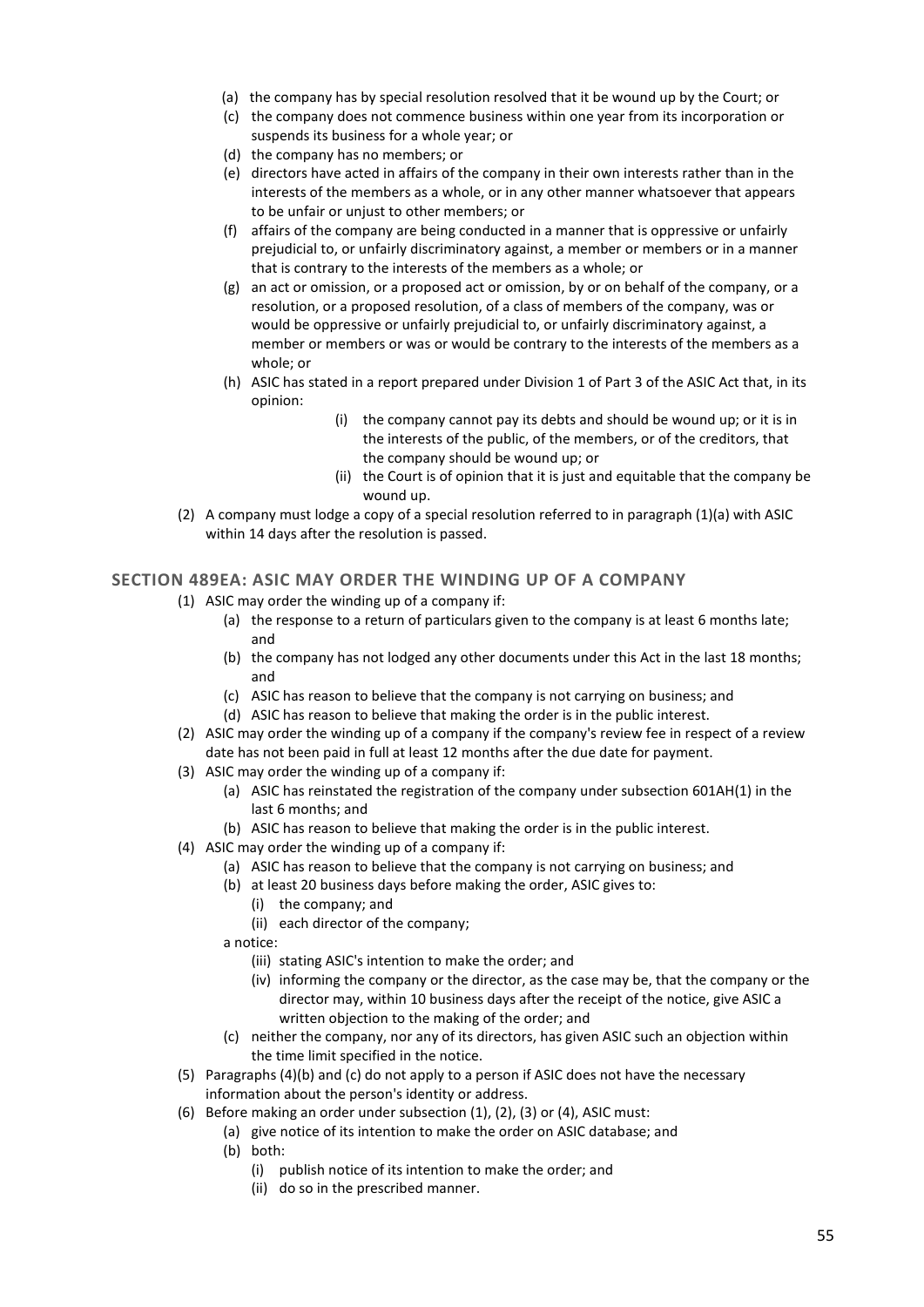(a) the company has by special resolution resolved that it be wound up by the Court; or

(c) the company does not commence business within one year from its incorporation or suspends its business for a whole year; or

(d) the company has no members; or

(e) directors have acted in affairs of the company in their own interests rather than in the interests of the members as a whole, or in any other manner whatsoever that appears to be unfair or unjust to other members; or

(f) affairs of the company are being conducted in a manner that is oppressive or unfairly prejudicial to, or unfairly discriminatory against, a member or members or in a manner that is contrary to the interests of the members as a whole; or

(g) an act or omission, or a proposed act or omission, by or on behalf of the company, or a resolution, or a proposed resolution, of a class of members of the company, was or would be oppressive or unfairly prejudicial to, or unfairly discriminatory against, a member or members or was or would be contrary to the interests of the members as a whole; or

(h) ASIC has stated in a report prepared under Division 1 of Part 3 of the ASIC Act that, in its opinion:

  (i) the company cannot pay its debts and should be wound up; or it is in the interests of the public, of the members, or of the creditors, that the company should be wound up; or

  (ii) the Court is of opinion that it is just and equitable that the company be wound up.

(2) A company must lodge a copy of a special resolution referred to in paragraph (1)(a) with ASIC within 14 days after the resolution is passed.

## SECTION 489EA: ASIC MAY ORDER THE WINDING UP OF A COMPANY

(1) ASIC may order the winding up of a company if:

  (a) the response to a return of particulars given to the company is at least 6 months late; and

  (b) the company has not lodged any other documents under this Act in the last 18 months; and

  (c) ASIC has reason to believe that the company is not carrying on business; and

  (d) ASIC has reason to believe that making the order is in the public interest.

(2) ASIC may order the winding up of a company if the company's review fee in respect of a review date has not been paid in full at least 12 months after the due date for payment.

(3) ASIC may order the winding up of a company if:

  (a) ASIC has reinstated the registration of the company under subsection 601AH(1) in the last 6 months; and

  (b) ASIC has reason to believe that making the order is in the public interest.

(4) ASIC may order the winding up of a company if:

  (a) ASIC has reason to believe that the company is not carrying on business; and

  (b) at least 20 business days before making the order, ASIC gives to:

    (i) the company; and

    (ii) each director of the company;

  a notice:

    (iii) stating ASIC's intention to make the order; and

    (iv) informing the company or the director, as the case may be, that the company or the director may, within 10 business days after the receipt of the notice, give ASIC a written objection to the making of the order; and

  (c) neither the company, nor any of its directors, has given ASIC such an objection within the time limit specified in the notice.

(5) Paragraphs (4)(b) and (c) do not apply to a person if ASIC does not have the necessary information about the person's identity or address.

(6) Before making an order under subsection (1), (2), (3) or (4), ASIC must:

  (a) give notice of its intention to make the order on ASIC database; and

  (b) both:

    (i) publish notice of its intention to make the order; and

    (ii) do so in the prescribed manner.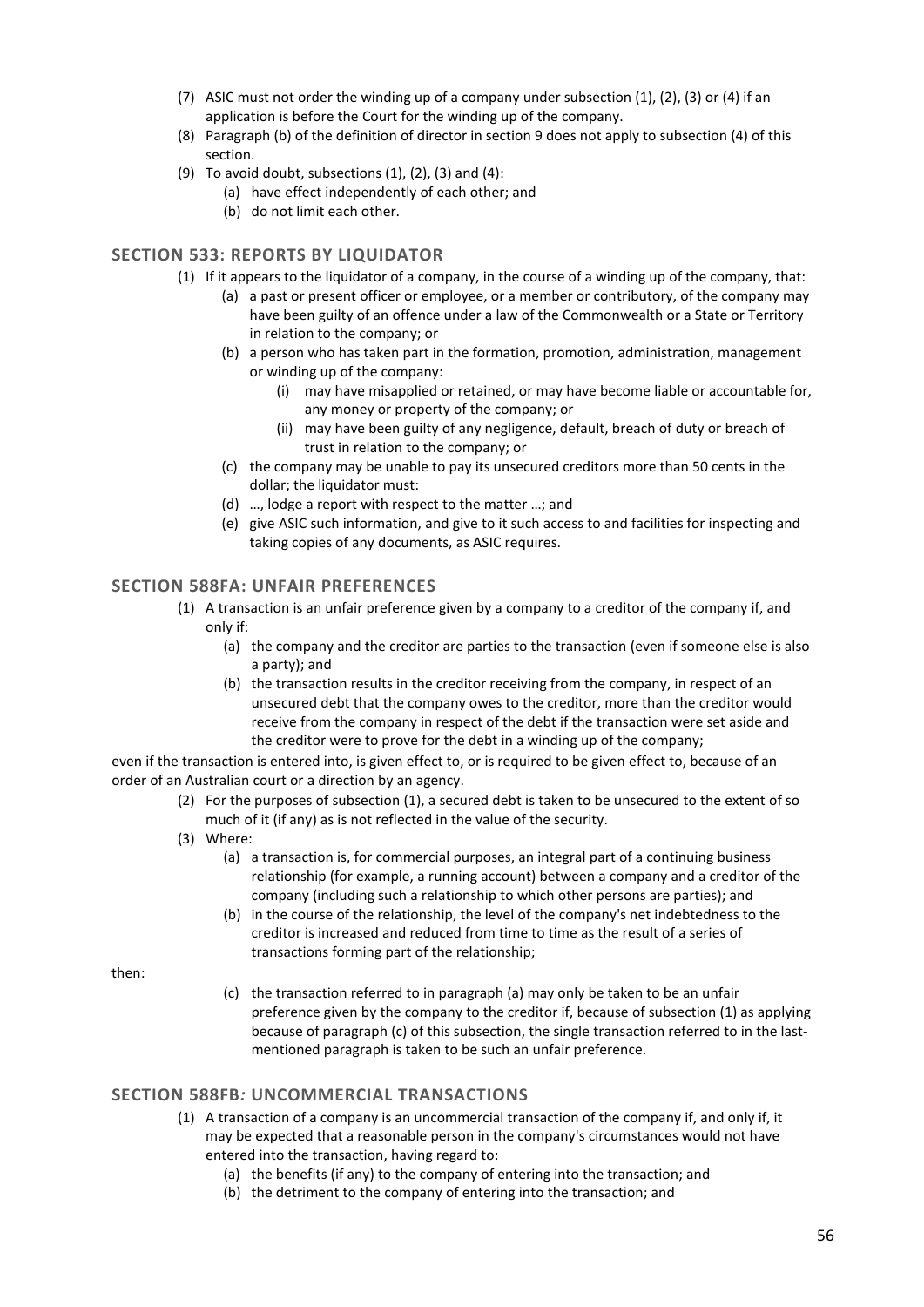(7) ASIC must not order the winding up of a company under subsection (1), (2), (3) or (4) if an application is before the Court for the winding up of the company.

(8) Paragraph (b) of the definition of director in section 9 does not apply to subsection (4) of this section.

(9) To avoid doubt, subsections (1), (2), (3) and (4):
   - (a) have effect independently of each other; and
   - (b) do not limit each other.

## SECTION 533: REPORTS BY LIQUIDATOR

(1) If it appears to the liquidator of a company, in the course of a winding up of the company, that:
   - (a) a past or present officer or employee, or a member or contributory, of the company may have been guilty of an offence under a law of the Commonwealth or a State or Territory in relation to the company; or
   - (b) a person who has taken part in the formation, promotion, administration, management or winding up of the company:
     - (i) may have misapplied or retained, or may have become liable or accountable for, any money or property of the company; or
     - (ii) may have been guilty of any negligence, default, breach of duty or breach of trust in relation to the company; or
   - (c) the company may be unable to pay its unsecured creditors more than 50 cents in the dollar; the liquidator must:
   - (d) …, lodge a report with respect to the matter …; and
   - (e) give ASIC such information, and give to it such access to and facilities for inspecting and taking copies of any documents, as ASIC requires.

## SECTION 588FA: UNFAIR PREFERENCES

(1) A transaction is an unfair preference given by a company to a creditor of the company if, and only if:
   - (a) the company and the creditor are parties to the transaction (even if someone else is also a party); and
   - (b) the transaction results in the creditor receiving from the company, in respect of an unsecured debt that the company owes to the creditor, more than the creditor would receive from the company in respect of the debt if the transaction were set aside and the creditor were to prove for the debt in a winding up of the company;

even if the transaction is entered into, is given effect to, or is required to be given effect to, because of an order of an Australian court or a direction by an agency.

(2) For the purposes of subsection (1), a secured debt is taken to be unsecured to the extent of so much of it (if any) as is not reflected in the value of the security.

(3) Where:
   - (a) a transaction is, for commercial purposes, an integral part of a continuing business relationship (for example, a running account) between a company and a creditor of the company (including such a relationship to which other persons are parties); and
   - (b) in the course of the relationship, the level of the company's net indebtedness to the creditor is increased and reduced from time to time as the result of a series of transactions forming part of the relationship;

then:

   - (c) the transaction referred to in paragraph (a) may only be taken to be an unfair preference given by the company to the creditor if, because of subsection (1) as applying because of paragraph (c) of this subsection, the single transaction referred to in the last-mentioned paragraph is taken to be such an unfair preference.

## SECTION 588FB: UNCOMMERCIAL TRANSACTIONS

(1) A transaction of a company is an uncommercial transaction of the company if, and only if, it may be expected that a reasonable person in the company's circumstances would not have entered into the transaction, having regard to:
   - (a) the benefits (if any) to the company of entering into the transaction; and
   - (b) the detriment to the company of entering into the transaction; and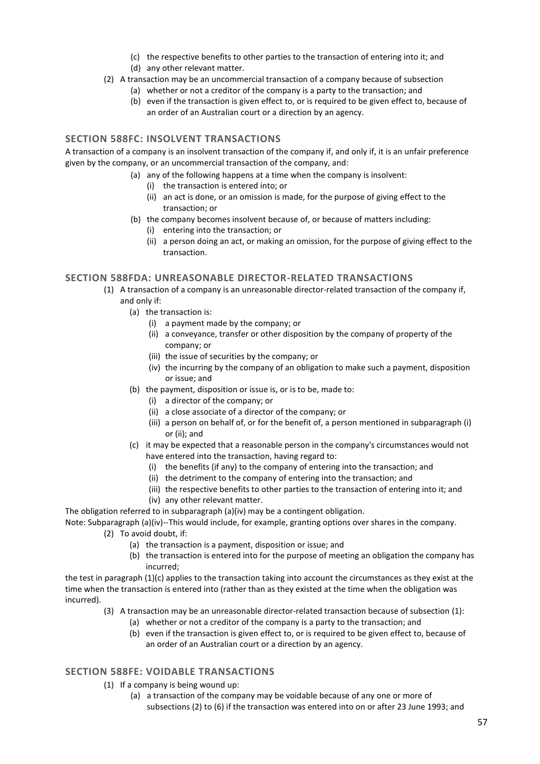(c) the respective benefits to other parties to the transaction of entering into it; and
(d) any other relevant matter.

(2) A transaction may be an uncommercial transaction of a company because of subsection
(a) whether or not a creditor of the company is a party to the transaction; and
(b) even if the transaction is given effect to, or is required to be given effect to, because of an order of an Australian court or a direction by an agency.

## SECTION 588FC: INSOLVENT TRANSACTIONS

A transaction of a company is an insolvent transaction of the company if, and only if, it is an unfair preference given by the company, or an uncommercial transaction of the company, and:

(a) any of the following happens at a time when the company is insolvent:
  (i) the transaction is entered into; or
  (ii) an act is done, or an omission is made, for the purpose of giving effect to the transaction; or
(b) the company becomes insolvent because of, or because of matters including:
  (i) entering into the transaction; or
  (ii) a person doing an act, or making an omission, for the purpose of giving effect to the transaction.

## SECTION 588FDA: UNREASONABLE DIRECTOR-RELATED TRANSACTIONS

(1) A transaction of a company is an unreasonable director-related transaction of the company if, and only if:
  (a) the transaction is:
    (i) a payment made by the company; or
    (ii) a conveyance, transfer or other disposition by the company of property of the company; or
    (iii) the issue of securities by the company; or
    (iv) the incurring by the company of an obligation to make such a payment, disposition or issue; and
  (b) the payment, disposition or issue is, or is to be, made to:
    (i) a director of the company; or
    (ii) a close associate of a director of the company; or
    (iii) a person on behalf of, or for the benefit of, a person mentioned in subparagraph (i) or (ii); and
  (c) it may be expected that a reasonable person in the company's circumstances would not have entered into the transaction, having regard to:
    (i) the benefits (if any) to the company of entering into the transaction; and
    (ii) the detriment to the company of entering into the transaction; and
    (iii) the respective benefits to other parties to the transaction of entering into it; and
    (iv) any other relevant matter.

The obligation referred to in subparagraph (a)(iv) may be a contingent obligation.

Note: Subparagraph (a)(iv)--This would include, for example, granting options over shares in the company.

(2) To avoid doubt, if:
  (a) the transaction is a payment, disposition or issue; and
  (b) the transaction is entered into for the purpose of meeting an obligation the company has incurred;

the test in paragraph (1)(c) applies to the transaction taking into account the circumstances as they exist at the time when the transaction is entered into (rather than as they existed at the time when the obligation was incurred).

(3) A transaction may be an unreasonable director-related transaction because of subsection (1):
  (a) whether or not a creditor of the company is a party to the transaction; and
  (b) even if the transaction is given effect to, or is required to be given effect to, because of an order of an Australian court or a direction by an agency.

## SECTION 588FE: VOIDABLE TRANSACTIONS

(1) If a company is being wound up:
  (a) a transaction of the company may be voidable because of any one or more of subsections (2) to (6) if the transaction was entered into on or after 23 June 1993; and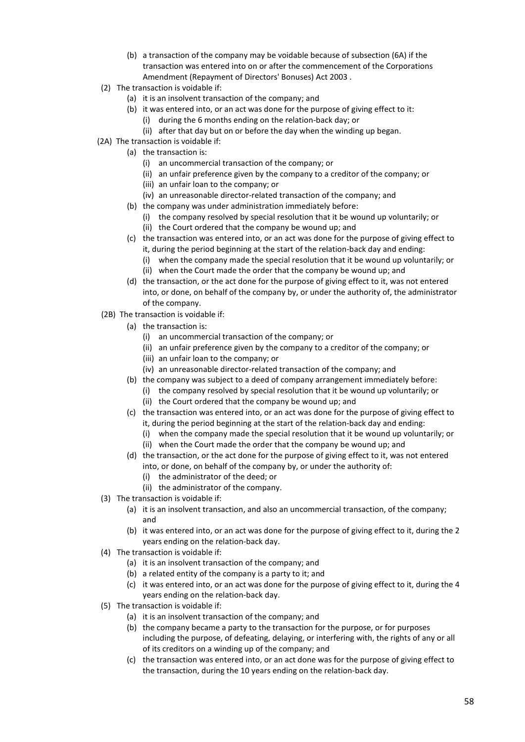(b) a transaction of the company may be voidable because of subsection (6A) if the transaction was entered into on or after the commencement of the Corporations Amendment (Repayment of Directors' Bonuses) Act 2003 .

(2) The transaction is voidable if:

   (a) it is an insolvent transaction of the company; and

   (b) it was entered into, or an act was done for the purpose of giving effect to it:

      (i) during the 6 months ending on the relation-back day; or

      (ii) after that day but on or before the day when the winding up began.

(2A) The transaction is voidable if:

   (a) the transaction is:

      (i) an uncommercial transaction of the company; or

      (ii) an unfair preference given by the company to a creditor of the company; or

      (iii) an unfair loan to the company; or

      (iv) an unreasonable director-related transaction of the company; and

   (b) the company was under administration immediately before:

      (i) the company resolved by special resolution that it be wound up voluntarily; or

      (ii) the Court ordered that the company be wound up; and

   (c) the transaction was entered into, or an act was done for the purpose of giving effect to it, during the period beginning at the start of the relation-back day and ending:

      (i) when the company made the special resolution that it be wound up voluntarily; or

      (ii) when the Court made the order that the company be wound up; and

   (d) the transaction, or the act done for the purpose of giving effect to it, was not entered into, or done, on behalf of the company by, or under the authority of, the administrator of the company.

(2B) The transaction is voidable if:

   (a) the transaction is:

      (i) an uncommercial transaction of the company; or

      (ii) an unfair preference given by the company to a creditor of the company; or

      (iii) an unfair loan to the company; or

      (iv) an unreasonable director-related transaction of the company; and

   (b) the company was subject to a deed of company arrangement immediately before:

      (i) the company resolved by special resolution that it be wound up voluntarily; or

      (ii) the Court ordered that the company be wound up; and

   (c) the transaction was entered into, or an act was done for the purpose of giving effect to it, during the period beginning at the start of the relation-back day and ending:

      (i) when the company made the special resolution that it be wound up voluntarily; or

      (ii) when the Court made the order that the company be wound up; and

   (d) the transaction, or the act done for the purpose of giving effect to it, was not entered into, or done, on behalf of the company by, or under the authority of:

      (i) the administrator of the deed; or

      (ii) the administrator of the company.

(3) The transaction is voidable if:

   (a) it is an insolvent transaction, and also an uncommercial transaction, of the company; and

   (b) it was entered into, or an act was done for the purpose of giving effect to it, during the 2 years ending on the relation-back day.

(4) The transaction is voidable if:

   (a) it is an insolvent transaction of the company; and

   (b) a related entity of the company is a party to it; and

   (c) it was entered into, or an act was done for the purpose of giving effect to it, during the 4 years ending on the relation-back day.

(5) The transaction is voidable if:

   (a) it is an insolvent transaction of the company; and

   (b) the company became a party to the transaction for the purpose, or for purposes including the purpose, of defeating, delaying, or interfering with, the rights of any or all of its creditors on a winding up of the company; and

   (c) the transaction was entered into, or an act done was for the purpose of giving effect to the transaction, during the 10 years ending on the relation-back day.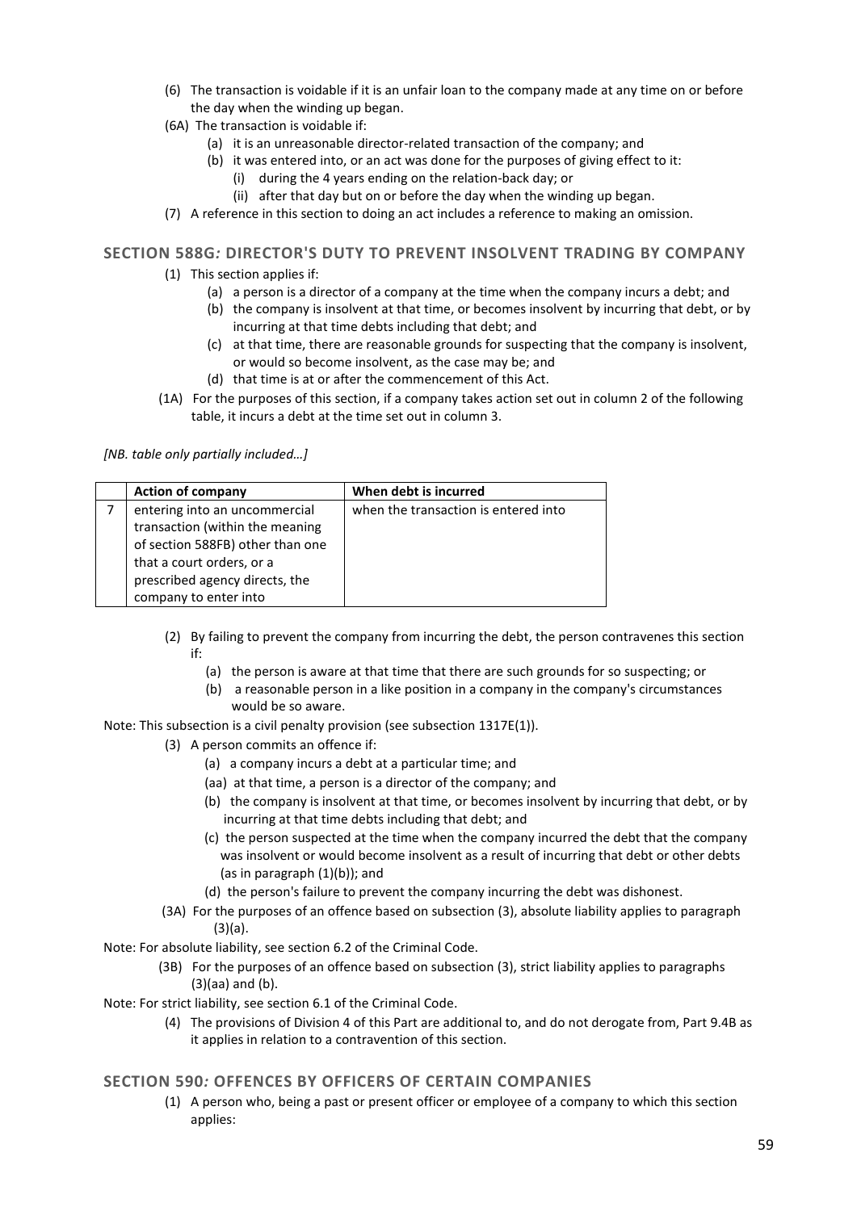(6) The transaction is voidable if it is an unfair loan to the company made at any time on or before the day when the winding up began.

(6A) The transaction is voidable if:

(a) it is an unreasonable director-related transaction of the company; and

(b) it was entered into, or an act was done for the purposes of giving effect to it:

(i) during the 4 years ending on the relation-back day; or

(ii) after that day but on or before the day when the winding up began.

(7) A reference in this section to doing an act includes a reference to making an omission.

## SECTION 588G*:* DIRECTOR'S DUTY TO PREVENT INSOLVENT TRADING BY COMPANY

(1) This section applies if:

(a) a person is a director of a company at the time when the company incurs a debt; and

(b) the company is insolvent at that time, or becomes insolvent by incurring that debt, or by incurring at that time debts including that debt; and

(c) at that time, there are reasonable grounds for suspecting that the company is insolvent, or would so become insolvent, as the case may be; and

(d) that time is at or after the commencement of this Act.

(1A) For the purposes of this section, if a company takes action set out in column 2 of the following table, it incurs a debt at the time set out in column 3.

*[NB. table only partially included…]*

| | Action of company | When debt is incurred |
|---|---|---|
| 7 | entering into an uncommercial transaction (within the meaning of section 588FB) other than one that a court orders, or a prescribed agency directs, the company to enter into | when the transaction is entered into |

(2) By failing to prevent the company from incurring the debt, the person contravenes this section if:

(a) the person is aware at that time that there are such grounds for so suspecting; or

(b) a reasonable person in a like position in a company in the company's circumstances would be so aware.

Note: This subsection is a civil penalty provision (see subsection 1317E(1)).

(3) A person commits an offence if:

(a) a company incurs a debt at a particular time; and

(aa) at that time, a person is a director of the company; and

(b) the company is insolvent at that time, or becomes insolvent by incurring that debt, or by incurring at that time debts including that debt; and

(c) the person suspected at the time when the company incurred the debt that the company was insolvent or would become insolvent as a result of incurring that debt or other debts (as in paragraph (1)(b)); and

(d) the person's failure to prevent the company incurring the debt was dishonest.

(3A) For the purposes of an offence based on subsection (3), absolute liability applies to paragraph (3)(a).

Note: For absolute liability, see section 6.2 of the Criminal Code.

(3B) For the purposes of an offence based on subsection (3), strict liability applies to paragraphs (3)(aa) and (b).

Note: For strict liability, see section 6.1 of the Criminal Code.

(4) The provisions of Division 4 of this Part are additional to, and do not derogate from, Part 9.4B as it applies in relation to a contravention of this section.

## SECTION 590*:* OFFENCES BY OFFICERS OF CERTAIN COMPANIES

(1) A person who, being a past or present officer or employee of a company to which this section applies: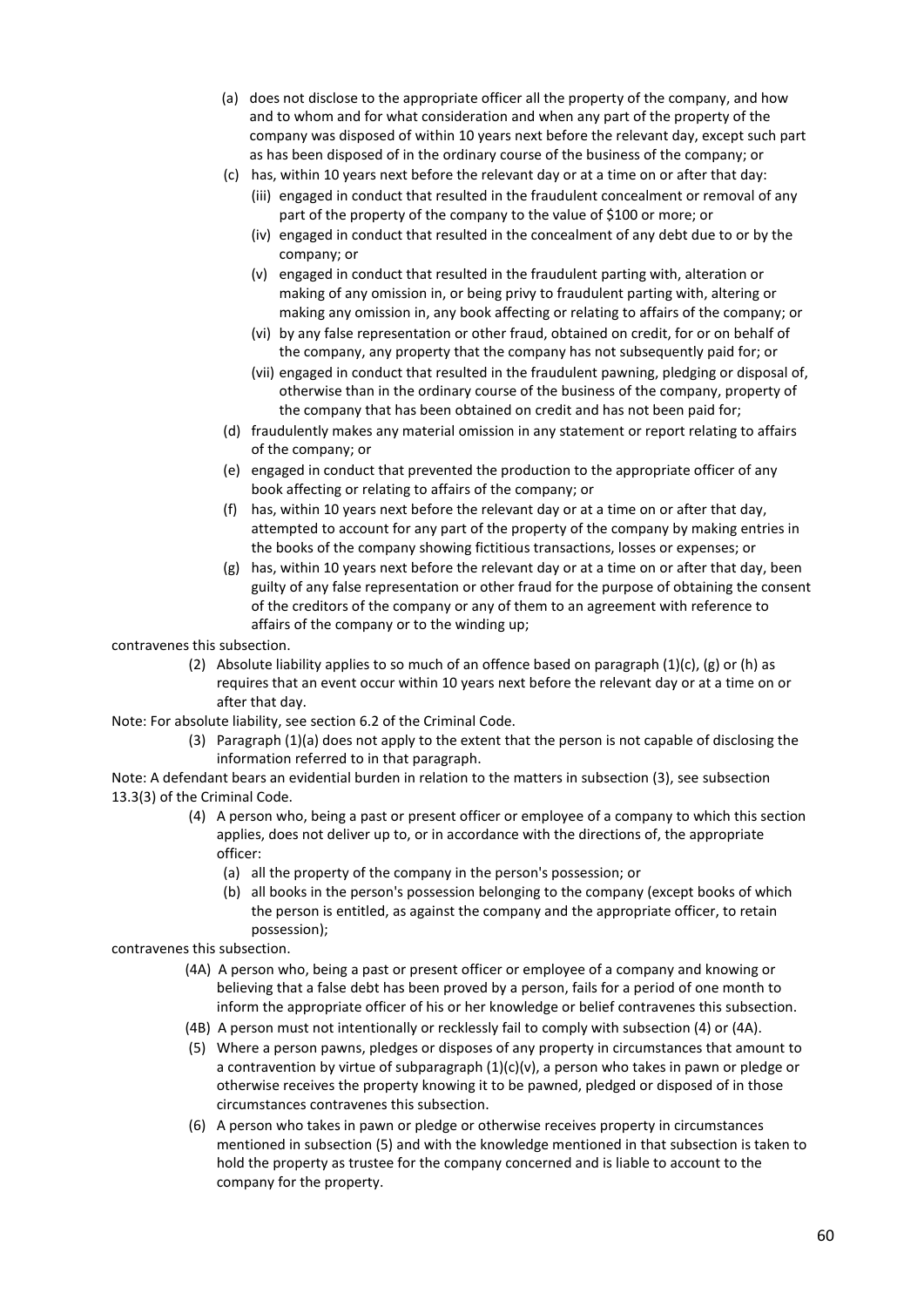(a) does not disclose to the appropriate officer all the property of the company, and how and to whom and for what consideration and when any part of the property of the company was disposed of within 10 years next before the relevant day, except such part as has been disposed of in the ordinary course of the business of the company; or

(c) has, within 10 years next before the relevant day or at a time on or after that day:

  (iii) engaged in conduct that resulted in the fraudulent concealment or removal of any part of the property of the company to the value of $100 or more; or

  (iv) engaged in conduct that resulted in the concealment of any debt due to or by the company; or

  (v) engaged in conduct that resulted in the fraudulent parting with, alteration or making of any omission in, or being privy to fraudulent parting with, altering or making any omission in, any book affecting or relating to affairs of the company; or

  (vi) by any false representation or other fraud, obtained on credit, for or on behalf of the company, any property that the company has not subsequently paid for; or

  (vii) engaged in conduct that resulted in the fraudulent pawning, pledging or disposal of, otherwise than in the ordinary course of the business of the company, property of the company that has been obtained on credit and has not been paid for;

(d) fraudulently makes any material omission in any statement or report relating to affairs of the company; or

(e) engaged in conduct that prevented the production to the appropriate officer of any book affecting or relating to affairs of the company; or

(f) has, within 10 years next before the relevant day or at a time on or after that day, attempted to account for any part of the property of the company by making entries in the books of the company showing fictitious transactions, losses or expenses; or

(g) has, within 10 years next before the relevant day or at a time on or after that day, been guilty of any false representation or other fraud for the purpose of obtaining the consent of the creditors of the company or any of them to an agreement with reference to affairs of the company or to the winding up;

contravenes this subsection.

(2) Absolute liability applies to so much of an offence based on paragraph (1)(c), (g) or (h) as requires that an event occur within 10 years next before the relevant day or at a time on or after that day.

Note: For absolute liability, see section 6.2 of the Criminal Code.

(3) Paragraph (1)(a) does not apply to the extent that the person is not capable of disclosing the information referred to in that paragraph.

Note: A defendant bears an evidential burden in relation to the matters in subsection (3), see subsection 13.3(3) of the Criminal Code.

(4) A person who, being a past or present officer or employee of a company to which this section applies, does not deliver up to, or in accordance with the directions of, the appropriate officer:

  (a) all the property of the company in the person's possession; or

  (b) all books in the person's possession belonging to the company (except books of which the person is entitled, as against the company and the appropriate officer, to retain possession);

contravenes this subsection.

(4A) A person who, being a past or present officer or employee of a company and knowing or believing that a false debt has been proved by a person, fails for a period of one month to inform the appropriate officer of his or her knowledge or belief contravenes this subsection.

(4B) A person must not intentionally or recklessly fail to comply with subsection (4) or (4A).

(5) Where a person pawns, pledges or disposes of any property in circumstances that amount to a contravention by virtue of subparagraph (1)(c)(v), a person who takes in pawn or pledge or otherwise receives the property knowing it to be pawned, pledged or disposed of in those circumstances contravenes this subsection.

(6) A person who takes in pawn or pledge or otherwise receives property in circumstances mentioned in subsection (5) and with the knowledge mentioned in that subsection is taken to hold the property as trustee for the company concerned and is liable to account to the company for the property.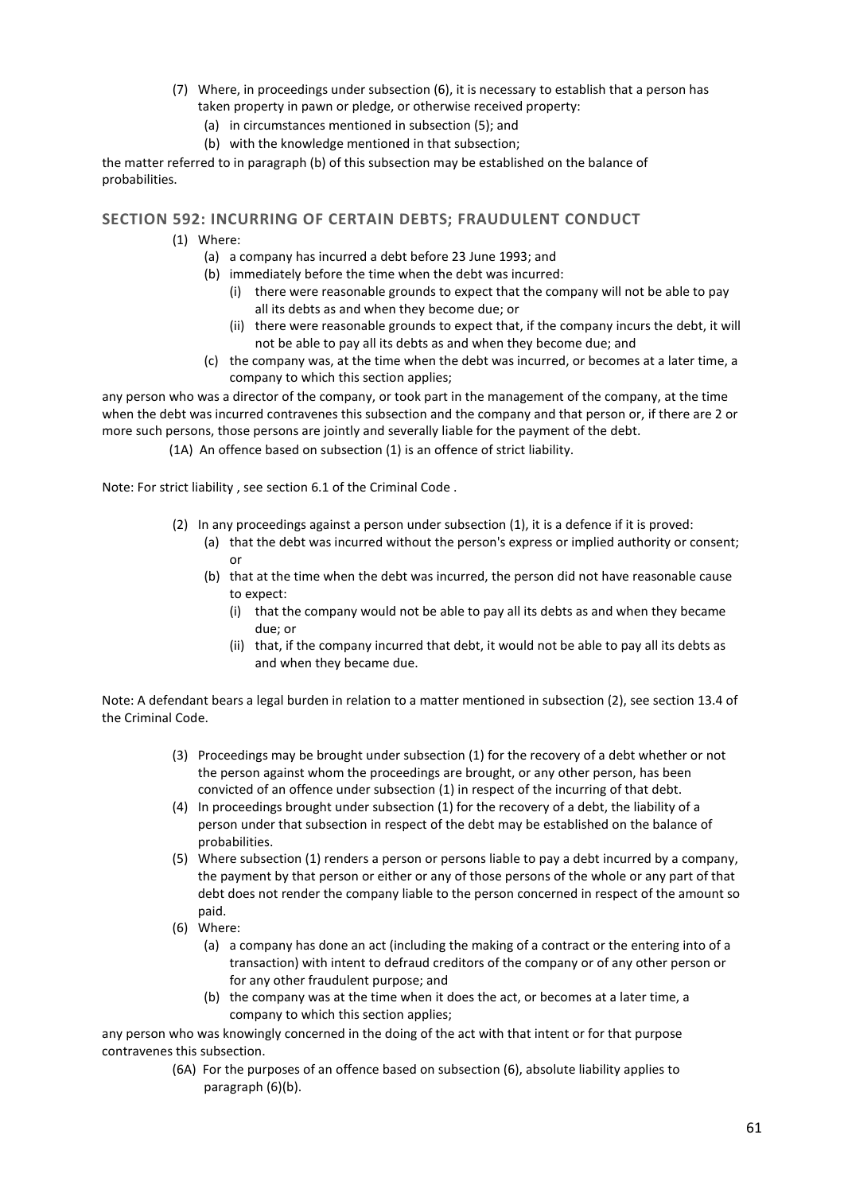(7) Where, in proceedings under subsection (6), it is necessary to establish that a person has taken property in pawn or pledge, or otherwise received property:

   (a) in circumstances mentioned in subsection (5); and

   (b) with the knowledge mentioned in that subsection;

the matter referred to in paragraph (b) of this subsection may be established on the balance of probabilities.

## SECTION 592: INCURRING OF CERTAIN DEBTS; FRAUDULENT CONDUCT

(1) Where:

   (a) a company has incurred a debt before 23 June 1993; and

   (b) immediately before the time when the debt was incurred:

      (i) there were reasonable grounds to expect that the company will not be able to pay all its debts as and when they become due; or

      (ii) there were reasonable grounds to expect that, if the company incurs the debt, it will not be able to pay all its debts as and when they become due; and

   (c) the company was, at the time when the debt was incurred, or becomes at a later time, a company to which this section applies;

any person who was a director of the company, or took part in the management of the company, at the time when the debt was incurred contravenes this subsection and the company and that person or, if there are 2 or more such persons, those persons are jointly and severally liable for the payment of the debt.

(1A) An offence based on subsection (1) is an offence of strict liability.

Note: For strict liability , see section 6.1 of the Criminal Code .

(2) In any proceedings against a person under subsection (1), it is a defence if it is proved:

   (a) that the debt was incurred without the person's express or implied authority or consent; or

   (b) that at the time when the debt was incurred, the person did not have reasonable cause to expect:

      (i) that the company would not be able to pay all its debts as and when they became due; or

      (ii) that, if the company incurred that debt, it would not be able to pay all its debts as and when they became due.

Note: A defendant bears a legal burden in relation to a matter mentioned in subsection (2), see section 13.4 of the Criminal Code.

(3) Proceedings may be brought under subsection (1) for the recovery of a debt whether or not the person against whom the proceedings are brought, or any other person, has been convicted of an offence under subsection (1) in respect of the incurring of that debt.

(4) In proceedings brought under subsection (1) for the recovery of a debt, the liability of a person under that subsection in respect of the debt may be established on the balance of probabilities.

(5) Where subsection (1) renders a person or persons liable to pay a debt incurred by a company, the payment by that person or either or any of those persons of the whole or any part of that debt does not render the company liable to the person concerned in respect of the amount so paid.

(6) Where:

   (a) a company has done an act (including the making of a contract or the entering into of a transaction) with intent to defraud creditors of the company or of any other person or for any other fraudulent purpose; and

   (b) the company was at the time when it does the act, or becomes at a later time, a company to which this section applies;

any person who was knowingly concerned in the doing of the act with that intent or for that purpose contravenes this subsection.

(6A) For the purposes of an offence based on subsection (6), absolute liability applies to paragraph (6)(b).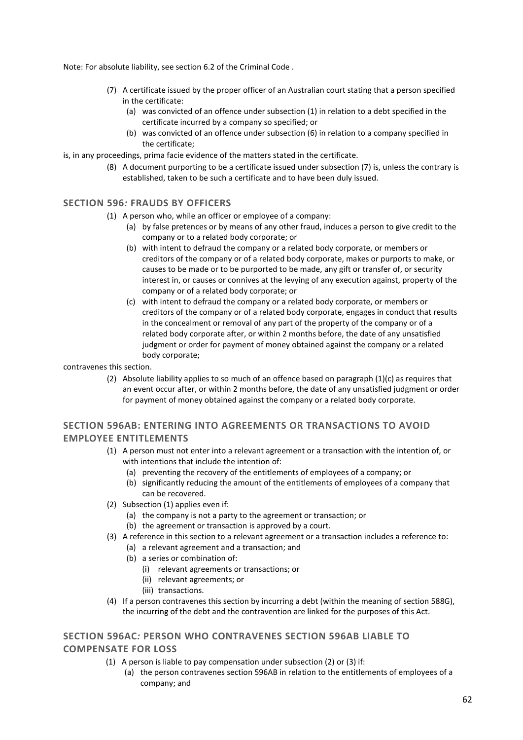Note: For absolute liability, see section 6.2 of the Criminal Code .

(7) A certificate issued by the proper officer of an Australian court stating that a person specified in the certificate:

   (a) was convicted of an offence under subsection (1) in relation to a debt specified in the certificate incurred by a company so specified; or

   (b) was convicted of an offence under subsection (6) in relation to a company specified in the certificate;

is, in any proceedings, prima facie evidence of the matters stated in the certificate.

(8) A document purporting to be a certificate issued under subsection (7) is, unless the contrary is established, taken to be such a certificate and to have been duly issued.

### SECTION 596*:* FRAUDS BY OFFICERS

(1) A person who, while an officer or employee of a company:

   (a) by false pretences or by means of any other fraud, induces a person to give credit to the company or to a related body corporate; or

   (b) with intent to defraud the company or a related body corporate, or members or creditors of the company or of a related body corporate, makes or purports to make, or causes to be made or to be purported to be made, any gift or transfer of, or security interest in, or causes or connives at the levying of any execution against, property of the company or of a related body corporate; or

   (c) with intent to defraud the company or a related body corporate, or members or creditors of the company or of a related body corporate, engages in conduct that results in the concealment or removal of any part of the property of the company or of a related body corporate after, or within 2 months before, the date of any unsatisfied judgment or order for payment of money obtained against the company or a related body corporate;

contravenes this section.

(2) Absolute liability applies to so much of an offence based on paragraph (1)(c) as requires that an event occur after, or within 2 months before, the date of any unsatisfied judgment or order for payment of money obtained against the company or a related body corporate.

### SECTION 596AB: ENTERING INTO AGREEMENTS OR TRANSACTIONS TO AVOID EMPLOYEE ENTITLEMENTS

(1) A person must not enter into a relevant agreement or a transaction with the intention of, or with intentions that include the intention of:

   (a) preventing the recovery of the entitlements of employees of a company; or

   (b) significantly reducing the amount of the entitlements of employees of a company that can be recovered.

(2) Subsection (1) applies even if:

   (a) the company is not a party to the agreement or transaction; or

   (b) the agreement or transaction is approved by a court.

(3) A reference in this section to a relevant agreement or a transaction includes a reference to:

   (a) a relevant agreement and a transaction; and

   (b) a series or combination of:

      (i) relevant agreements or transactions; or

      (ii) relevant agreements; or

      (iii) transactions.

(4) If a person contravenes this section by incurring a debt (within the meaning of section 588G), the incurring of the debt and the contravention are linked for the purposes of this Act.

### SECTION 596AC*:* PERSON WHO CONTRAVENES SECTION 596AB LIABLE TO COMPENSATE FOR LOSS

(1) A person is liable to pay compensation under subsection (2) or (3) if:

   (a) the person contravenes section 596AB in relation to the entitlements of employees of a company; and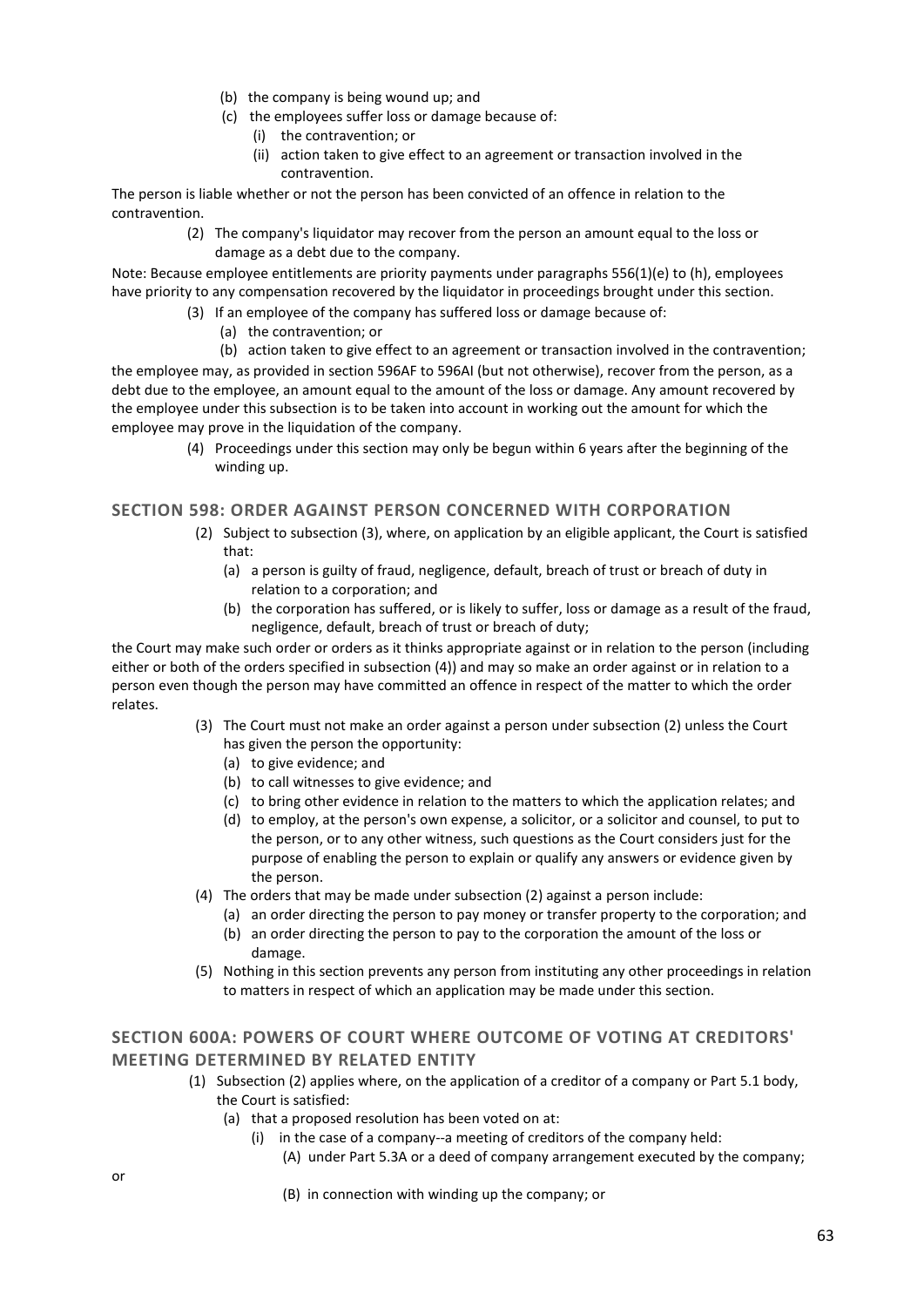(b) the company is being wound up; and

(c) the employees suffer loss or damage because of:

(i) the contravention; or

(ii) action taken to give effect to an agreement or transaction involved in the contravention.

The person is liable whether or not the person has been convicted of an offence in relation to the contravention.

(2) The company's liquidator may recover from the person an amount equal to the loss or damage as a debt due to the company.

Note: Because employee entitlements are priority payments under paragraphs 556(1)(e) to (h), employees have priority to any compensation recovered by the liquidator in proceedings brought under this section.

(3) If an employee of the company has suffered loss or damage because of:

(a) the contravention; or

(b) action taken to give effect to an agreement or transaction involved in the contravention;

the employee may, as provided in section 596AF to 596AI (but not otherwise), recover from the person, as a debt due to the employee, an amount equal to the amount of the loss or damage. Any amount recovered by the employee under this subsection is to be taken into account in working out the amount for which the employee may prove in the liquidation of the company.

(4) Proceedings under this section may only be begun within 6 years after the beginning of the winding up.

### SECTION 598: ORDER AGAINST PERSON CONCERNED WITH CORPORATION

(2) Subject to subsection (3), where, on application by an eligible applicant, the Court is satisfied that:

(a) a person is guilty of fraud, negligence, default, breach of trust or breach of duty in relation to a corporation; and

(b) the corporation has suffered, or is likely to suffer, loss or damage as a result of the fraud, negligence, default, breach of trust or breach of duty;

the Court may make such order or orders as it thinks appropriate against or in relation to the person (including either or both of the orders specified in subsection (4)) and may so make an order against or in relation to a person even though the person may have committed an offence in respect of the matter to which the order relates.

(3) The Court must not make an order against a person under subsection (2) unless the Court has given the person the opportunity:

(a) to give evidence; and

(b) to call witnesses to give evidence; and

(c) to bring other evidence in relation to the matters to which the application relates; and

(d) to employ, at the person's own expense, a solicitor, or a solicitor and counsel, to put to the person, or to any other witness, such questions as the Court considers just for the purpose of enabling the person to explain or qualify any answers or evidence given by the person.

(4) The orders that may be made under subsection (2) against a person include:

(a) an order directing the person to pay money or transfer property to the corporation; and

(b) an order directing the person to pay to the corporation the amount of the loss or damage.

(5) Nothing in this section prevents any person from instituting any other proceedings in relation to matters in respect of which an application may be made under this section.

### SECTION 600A: POWERS OF COURT WHERE OUTCOME OF VOTING AT CREDITORS' MEETING DETERMINED BY RELATED ENTITY

(1) Subsection (2) applies where, on the application of a creditor of a company or Part 5.1 body, the Court is satisfied:

(a) that a proposed resolution has been voted on at:

(i) in the case of a company--a meeting of creditors of the company held:

(A) under Part 5.3A or a deed of company arrangement executed by the company; or

(B) in connection with winding up the company; or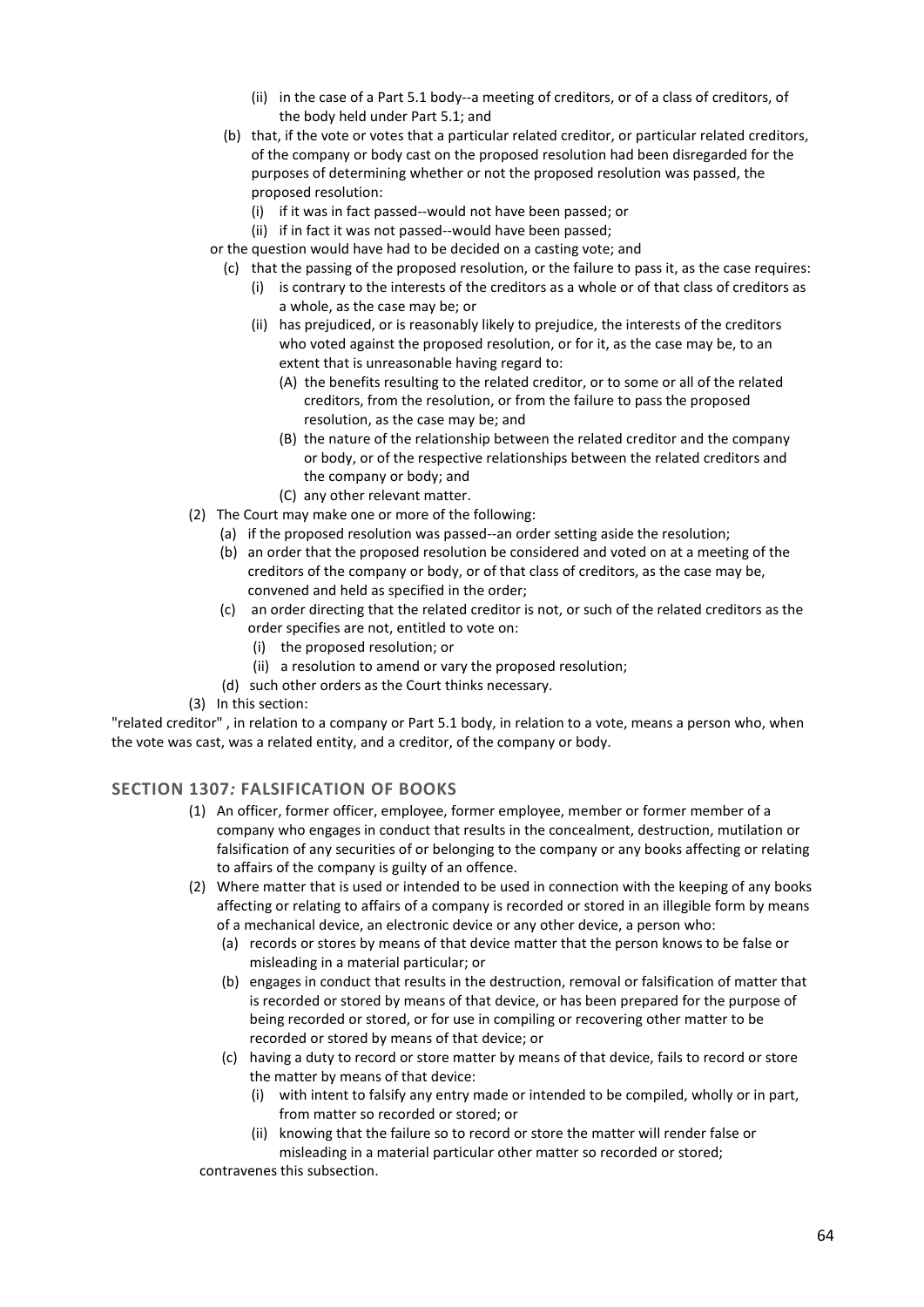(ii) in the case of a Part 5.1 body--a meeting of creditors, or of a class of creditors, of the body held under Part 5.1; and

(b) that, if the vote or votes that a particular related creditor, or particular related creditors, of the company or body cast on the proposed resolution had been disregarded for the purposes of determining whether or not the proposed resolution was passed, the proposed resolution:

(i) if it was in fact passed--would not have been passed; or

(ii) if in fact it was not passed--would have been passed;

or the question would have had to be decided on a casting vote; and

(c) that the passing of the proposed resolution, or the failure to pass it, as the case requires:

(i) is contrary to the interests of the creditors as a whole or of that class of creditors as a whole, as the case may be; or

(ii) has prejudiced, or is reasonably likely to prejudice, the interests of the creditors who voted against the proposed resolution, or for it, as the case may be, to an extent that is unreasonable having regard to:

(A) the benefits resulting to the related creditor, or to some or all of the related creditors, from the resolution, or from the failure to pass the proposed resolution, as the case may be; and

(B) the nature of the relationship between the related creditor and the company or body, or of the respective relationships between the related creditors and the company or body; and

(C) any other relevant matter.

(2) The Court may make one or more of the following:

(a) if the proposed resolution was passed--an order setting aside the resolution;

(b) an order that the proposed resolution be considered and voted on at a meeting of the creditors of the company or body, or of that class of creditors, as the case may be, convened and held as specified in the order;

(c) an order directing that the related creditor is not, or such of the related creditors as the order specifies are not, entitled to vote on:

(i) the proposed resolution; or

(ii) a resolution to amend or vary the proposed resolution;

(d) such other orders as the Court thinks necessary.

(3) In this section:

"related creditor" , in relation to a company or Part 5.1 body, in relation to a vote, means a person who, when the vote was cast, was a related entity, and a creditor, of the company or body.

## SECTION 1307*:* FALSIFICATION OF BOOKS

(1) An officer, former officer, employee, former employee, member or former member of a company who engages in conduct that results in the concealment, destruction, mutilation or falsification of any securities of or belonging to the company or any books affecting or relating to affairs of the company is guilty of an offence.

(2) Where matter that is used or intended to be used in connection with the keeping of any books affecting or relating to affairs of a company is recorded or stored in an illegible form by means of a mechanical device, an electronic device or any other device, a person who:

(a) records or stores by means of that device matter that the person knows to be false or misleading in a material particular; or

(b) engages in conduct that results in the destruction, removal or falsification of matter that is recorded or stored by means of that device, or has been prepared for the purpose of being recorded or stored, or for use in compiling or recovering other matter to be recorded or stored by means of that device; or

(c) having a duty to record or store matter by means of that device, fails to record or store the matter by means of that device:

(i) with intent to falsify any entry made or intended to be compiled, wholly or in part, from matter so recorded or stored; or

(ii) knowing that the failure so to record or store the matter will render false or misleading in a material particular other matter so recorded or stored;

contravenes this subsection.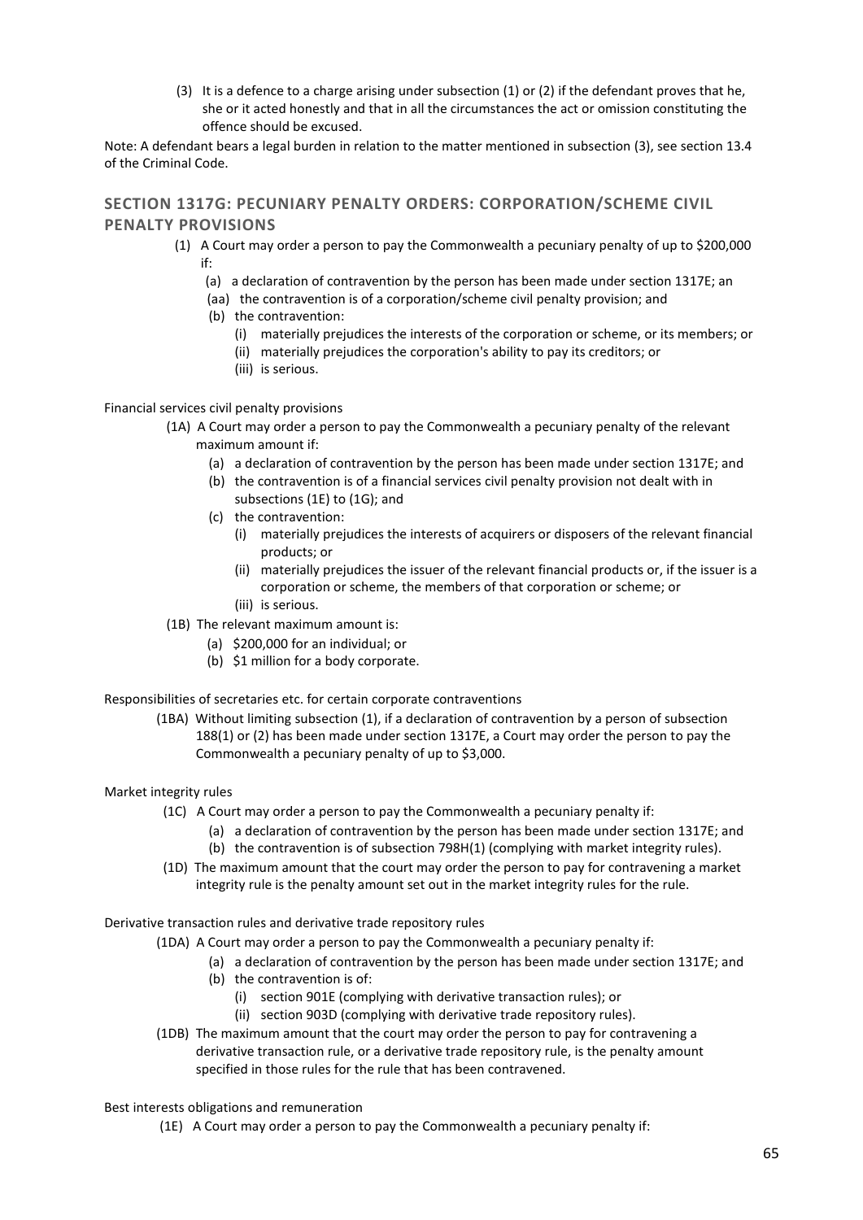(3) It is a defence to a charge arising under subsection (1) or (2) if the defendant proves that he, she or it acted honestly and that in all the circumstances the act or omission constituting the offence should be excused.

Note: A defendant bears a legal burden in relation to the matter mentioned in subsection (3), see section 13.4 of the Criminal Code.

## SECTION 1317G: PECUNIARY PENALTY ORDERS: CORPORATION/SCHEME CIVIL PENALTY PROVISIONS

(1) A Court may order a person to pay the Commonwealth a pecuniary penalty of up to $200,000 if:

- (a) a declaration of contravention by the person has been made under section 1317E; an
- (aa) the contravention is of a corporation/scheme civil penalty provision; and
- (b) the contravention:
  - (i) materially prejudices the interests of the corporation or scheme, or its members; or
  - (ii) materially prejudices the corporation's ability to pay its creditors; or
  - (iii) is serious.

Financial services civil penalty provisions

(1A) A Court may order a person to pay the Commonwealth a pecuniary penalty of the relevant maximum amount if:

- (a) a declaration of contravention by the person has been made under section 1317E; and
- (b) the contravention is of a financial services civil penalty provision not dealt with in subsections (1E) to (1G); and
- (c) the contravention:
  - (i) materially prejudices the interests of acquirers or disposers of the relevant financial products; or
  - (ii) materially prejudices the issuer of the relevant financial products or, if the issuer is a corporation or scheme, the members of that corporation or scheme; or
  - (iii) is serious.

(1B) The relevant maximum amount is:

- (a) $200,000 for an individual; or
- (b) $1 million for a body corporate.

Responsibilities of secretaries etc. for certain corporate contraventions

(1BA) Without limiting subsection (1), if a declaration of contravention by a person of subsection 188(1) or (2) has been made under section 1317E, a Court may order the person to pay the Commonwealth a pecuniary penalty of up to $3,000.

Market integrity rules

(1C) A Court may order a person to pay the Commonwealth a pecuniary penalty if:

- (a) a declaration of contravention by the person has been made under section 1317E; and
- (b) the contravention is of subsection 798H(1) (complying with market integrity rules).

(1D) The maximum amount that the court may order the person to pay for contravening a market integrity rule is the penalty amount set out in the market integrity rules for the rule.

Derivative transaction rules and derivative trade repository rules

(1DA) A Court may order a person to pay the Commonwealth a pecuniary penalty if:

- (a) a declaration of contravention by the person has been made under section 1317E; and
- (b) the contravention is of:
  - (i) section 901E (complying with derivative transaction rules); or
  - (ii) section 903D (complying with derivative trade repository rules).

(1DB) The maximum amount that the court may order the person to pay for contravening a derivative transaction rule, or a derivative trade repository rule, is the penalty amount specified in those rules for the rule that has been contravened.

Best interests obligations and remuneration

(1E) A Court may order a person to pay the Commonwealth a pecuniary penalty if: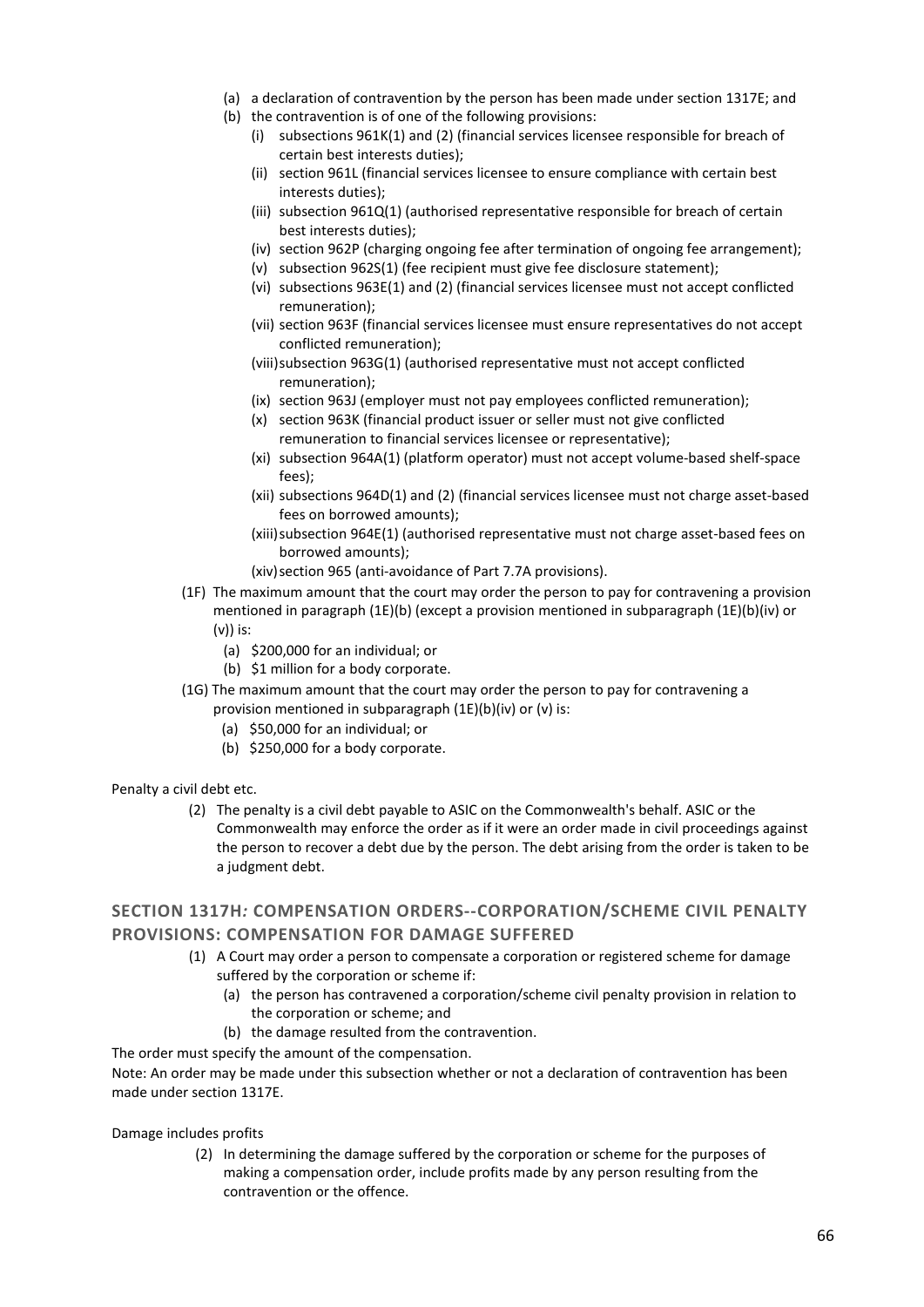(a) a declaration of contravention by the person has been made under section 1317E; and

(b) the contravention is of one of the following provisions:

(i) subsections 961K(1) and (2) (financial services licensee responsible for breach of certain best interests duties);

(ii) section 961L (financial services licensee to ensure compliance with certain best interests duties);

(iii) subsection 961Q(1) (authorised representative responsible for breach of certain best interests duties);

(iv) section 962P (charging ongoing fee after termination of ongoing fee arrangement);

(v) subsection 962S(1) (fee recipient must give fee disclosure statement);

(vi) subsections 963E(1) and (2) (financial services licensee must not accept conflicted remuneration);

(vii) section 963F (financial services licensee must ensure representatives do not accept conflicted remuneration);

(viii) subsection 963G(1) (authorised representative must not accept conflicted remuneration);

(ix) section 963J (employer must not pay employees conflicted remuneration);

(x) section 963K (financial product issuer or seller must not give conflicted remuneration to financial services licensee or representative);

(xi) subsection 964A(1) (platform operator) must not accept volume-based shelf-space fees);

(xii) subsections 964D(1) and (2) (financial services licensee must not charge asset-based fees on borrowed amounts);

(xiii) subsection 964E(1) (authorised representative must not charge asset-based fees on borrowed amounts);

(xiv) section 965 (anti-avoidance of Part 7.7A provisions).

(1F) The maximum amount that the court may order the person to pay for contravening a provision mentioned in paragraph (1E)(b) (except a provision mentioned in subparagraph (1E)(b)(iv) or (v)) is:

(a) $200,000 for an individual; or

(b) $1 million for a body corporate.

(1G) The maximum amount that the court may order the person to pay for contravening a provision mentioned in subparagraph (1E)(b)(iv) or (v) is:

(a) $50,000 for an individual; or

(b) $250,000 for a body corporate.

Penalty a civil debt etc.

(2) The penalty is a civil debt payable to ASIC on the Commonwealth's behalf. ASIC or the Commonwealth may enforce the order as if it were an order made in civil proceedings against the person to recover a debt due by the person. The debt arising from the order is taken to be a judgment debt.

## SECTION 1317H*:* COMPENSATION ORDERS--CORPORATION/SCHEME CIVIL PENALTY PROVISIONS: COMPENSATION FOR DAMAGE SUFFERED

(1) A Court may order a person to compensate a corporation or registered scheme for damage suffered by the corporation or scheme if:

(a) the person has contravened a corporation/scheme civil penalty provision in relation to the corporation or scheme; and

(b) the damage resulted from the contravention.

The order must specify the amount of the compensation.

Note: An order may be made under this subsection whether or not a declaration of contravention has been made under section 1317E.

Damage includes profits

(2) In determining the damage suffered by the corporation or scheme for the purposes of making a compensation order, include profits made by any person resulting from the contravention or the offence.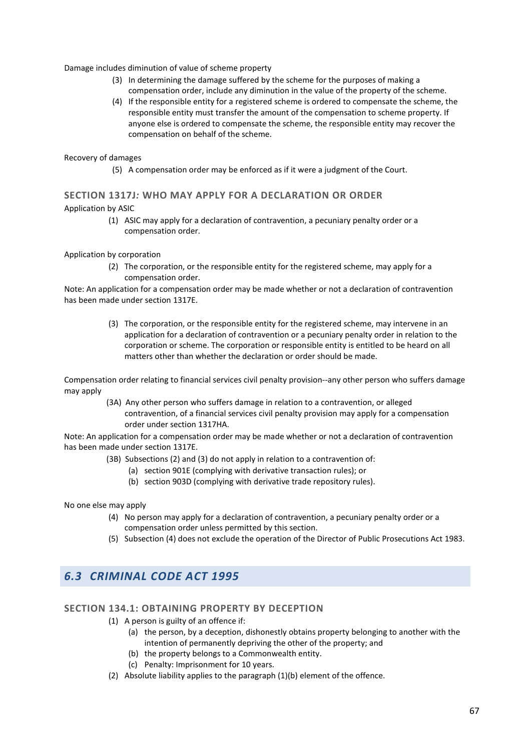Damage includes diminution of value of scheme property

(3) In determining the damage suffered by the scheme for the purposes of making a compensation order, include any diminution in the value of the property of the scheme.

(4) If the responsible entity for a registered scheme is ordered to compensate the scheme, the responsible entity must transfer the amount of the compensation to scheme property. If anyone else is ordered to compensate the scheme, the responsible entity may recover the compensation on behalf of the scheme.

Recovery of damages

(5) A compensation order may be enforced as if it were a judgment of the Court.

### SECTION 1317J*:* WHO MAY APPLY FOR A DECLARATION OR ORDER

Application by ASIC

(1) ASIC may apply for a declaration of contravention, a pecuniary penalty order or a compensation order.

Application by corporation

(2) The corporation, or the responsible entity for the registered scheme, may apply for a compensation order.

Note: An application for a compensation order may be made whether or not a declaration of contravention has been made under section 1317E.

(3) The corporation, or the responsible entity for the registered scheme, may intervene in an application for a declaration of contravention or a pecuniary penalty order in relation to the corporation or scheme. The corporation or responsible entity is entitled to be heard on all matters other than whether the declaration or order should be made.

Compensation order relating to financial services civil penalty provision--any other person who suffers damage may apply

(3A) Any other person who suffers damage in relation to a contravention, or alleged contravention, of a financial services civil penalty provision may apply for a compensation order under section 1317HA.

Note: An application for a compensation order may be made whether or not a declaration of contravention has been made under section 1317E.

(3B) Subsections (2) and (3) do not apply in relation to a contravention of:

- (a) section 901E (complying with derivative transaction rules); or
- (b) section 903D (complying with derivative trade repository rules).

No one else may apply

(4) No person may apply for a declaration of contravention, a pecuniary penalty order or a compensation order unless permitted by this section.

(5) Subsection (4) does not exclude the operation of the Director of Public Prosecutions Act 1983.

## *6.3 CRIMINAL CODE ACT 1995*

### SECTION 134.1: OBTAINING PROPERTY BY DECEPTION

(1) A person is guilty of an offence if:

- (a) the person, by a deception, dishonestly obtains property belonging to another with the intention of permanently depriving the other of the property; and
- (b) the property belongs to a Commonwealth entity.
- (c) Penalty: Imprisonment for 10 years.

(2) Absolute liability applies to the paragraph (1)(b) element of the offence.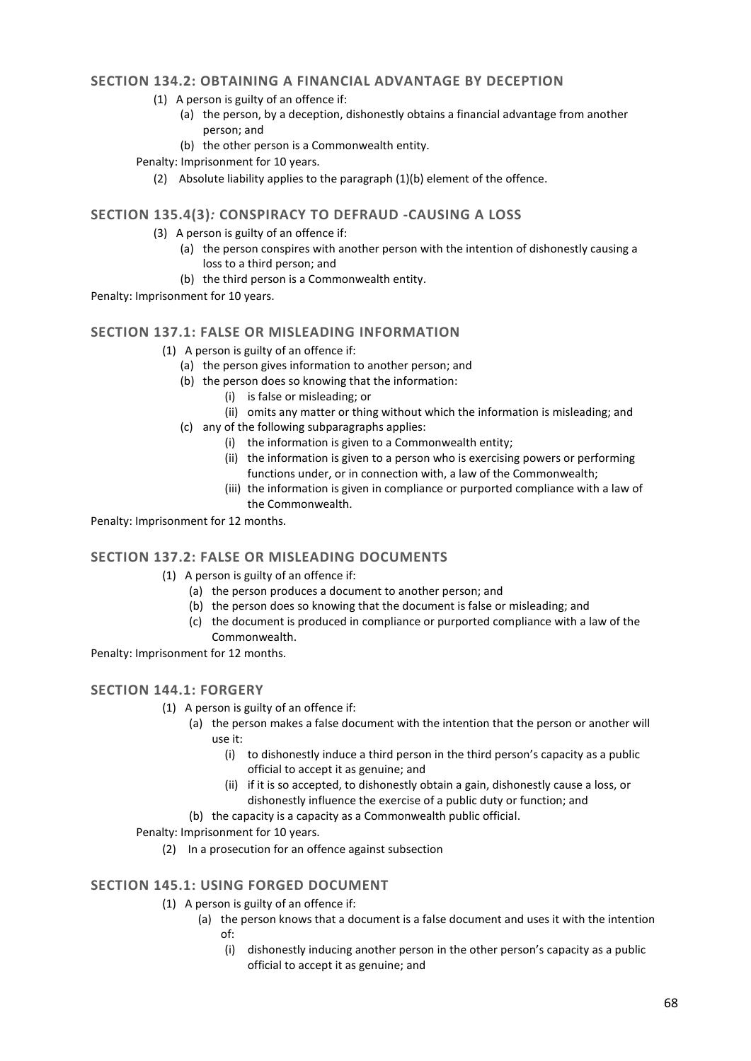### SECTION 134.2: OBTAINING A FINANCIAL ADVANTAGE BY DECEPTION

(1) A person is guilty of an offence if:

(a) the person, by a deception, dishonestly obtains a financial advantage from another person; and

(b) the other person is a Commonwealth entity.

Penalty: Imprisonment for 10 years.

(2) Absolute liability applies to the paragraph (1)(b) element of the offence.

### SECTION 135.4(3)*:* CONSPIRACY TO DEFRAUD -CAUSING A LOSS

(3) A person is guilty of an offence if:

(a) the person conspires with another person with the intention of dishonestly causing a loss to a third person; and

(b) the third person is a Commonwealth entity.

Penalty: Imprisonment for 10 years.

### SECTION 137.1: FALSE OR MISLEADING INFORMATION

(1) A person is guilty of an offence if:

(a) the person gives information to another person; and

(b) the person does so knowing that the information:

(i) is false or misleading; or

(ii) omits any matter or thing without which the information is misleading; and

(c) any of the following subparagraphs applies:

(i) the information is given to a Commonwealth entity;

(ii) the information is given to a person who is exercising powers or performing functions under, or in connection with, a law of the Commonwealth;

(iii) the information is given in compliance or purported compliance with a law of the Commonwealth.

Penalty: Imprisonment for 12 months.

### SECTION 137.2: FALSE OR MISLEADING DOCUMENTS

(1) A person is guilty of an offence if:

(a) the person produces a document to another person; and

(b) the person does so knowing that the document is false or misleading; and

(c) the document is produced in compliance or purported compliance with a law of the Commonwealth.

Penalty: Imprisonment for 12 months.

### SECTION 144.1: FORGERY

(1) A person is guilty of an offence if:

(a) the person makes a false document with the intention that the person or another will use it:

(i) to dishonestly induce a third person in the third person's capacity as a public official to accept it as genuine; and

(ii) if it is so accepted, to dishonestly obtain a gain, dishonestly cause a loss, or dishonestly influence the exercise of a public duty or function; and

(b) the capacity is a capacity as a Commonwealth public official.

Penalty: Imprisonment for 10 years.

(2) In a prosecution for an offence against subsection

### SECTION 145.1: USING FORGED DOCUMENT

(1) A person is guilty of an offence if:

(a) the person knows that a document is a false document and uses it with the intention of:

(i) dishonestly inducing another person in the other person's capacity as a public official to accept it as genuine; and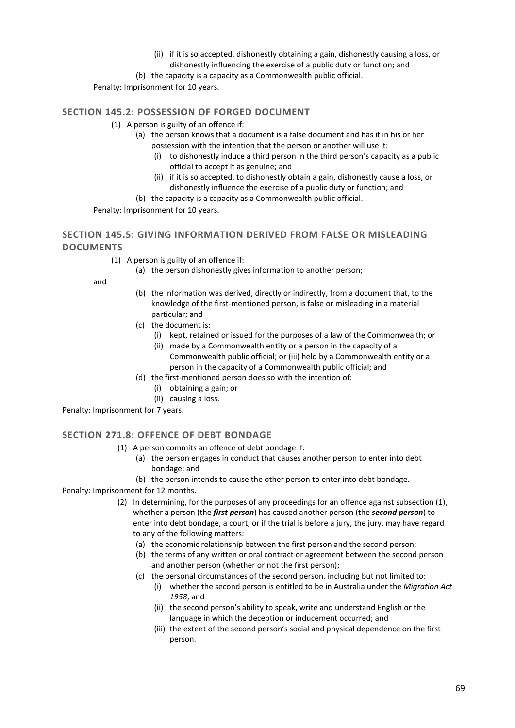- (ii) if it is so accepted, dishonestly obtaining a gain, dishonestly causing a loss, or dishonestly influencing the exercise of a public duty or function; and
 - (b) the capacity is a capacity as a Commonwealth public official.

Penalty: Imprisonment for 10 years.

### SECTION 145.2: POSSESSION OF FORGED DOCUMENT

(1) A person is guilty of an offence if:

- (a) the person knows that a document is a false document and has it in his or her possession with the intention that the person or another will use it:
  - (i) to dishonestly induce a third person in the third person's capacity as a public official to accept it as genuine; and
  - (ii) if it is so accepted, to dishonestly obtain a gain, dishonestly cause a loss, or dishonestly influence the exercise of a public duty or function; and
- (b) the capacity is a capacity as a Commonwealth public official.

Penalty: Imprisonment for 10 years.

### SECTION 145.5: GIVING INFORMATION DERIVED FROM FALSE OR MISLEADING DOCUMENTS

(1) A person is guilty of an offence if:

- (a) the person dishonestly gives information to another person;

and

- (b) the information was derived, directly or indirectly, from a document that, to the knowledge of the first-mentioned person, is false or misleading in a material particular; and
- (c) the document is:
  - (i) kept, retained or issued for the purposes of a law of the Commonwealth; or
  - (ii) made by a Commonwealth entity or a person in the capacity of a Commonwealth public official; or (iii) held by a Commonwealth entity or a person in the capacity of a Commonwealth public official; and
- (d) the first-mentioned person does so with the intention of:
  - (i) obtaining a gain; or
  - (ii) causing a loss.

Penalty: Imprisonment for 7 years.

### SECTION 271.8: OFFENCE OF DEBT BONDAGE

(1) A person commits an offence of debt bondage if:

- (a) the person engages in conduct that causes another person to enter into debt bondage; and
- (b) the person intends to cause the other person to enter into debt bondage.

Penalty: Imprisonment for 12 months.

(2) In determining, for the purposes of any proceedings for an offence against subsection (1), whether a person (the ***first person***) has caused another person (the ***second person***) to enter into debt bondage, a court, or if the trial is before a jury, the jury, may have regard to any of the following matters:

- (a) the economic relationship between the first person and the second person;
- (b) the terms of any written or oral contract or agreement between the second person and another person (whether or not the first person);
- (c) the personal circumstances of the second person, including but not limited to:
  - (i) whether the second person is entitled to be in Australia under the *Migration Act 1958*; and
  - (ii) the second person's ability to speak, write and understand English or the language in which the deception or inducement occurred; and
  - (iii) the extent of the second person's social and physical dependence on the first person.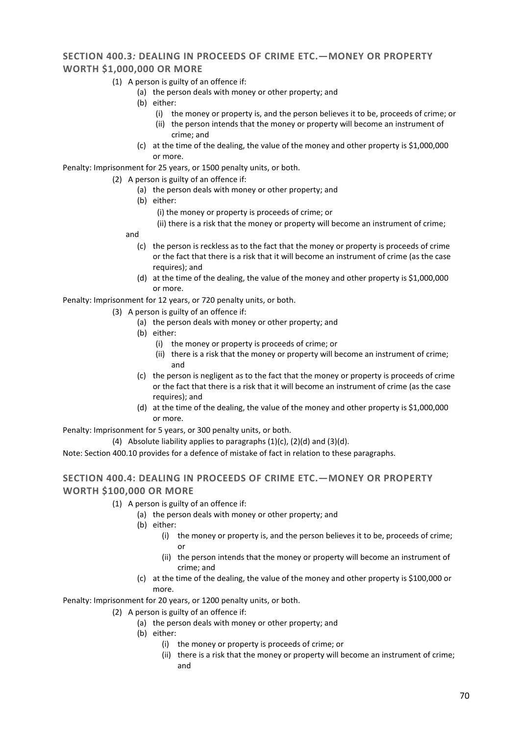## SECTION 400.3: DEALING IN PROCEEDS OF CRIME ETC.—MONEY OR PROPERTY WORTH $1,000,000 OR MORE

(1) A person is guilty of an offence if:

- (a) the person deals with money or other property; and
- (b) either:
  - (i) the money or property is, and the person believes it to be, proceeds of crime; or
  - (ii) the person intends that the money or property will become an instrument of crime; and
- (c) at the time of the dealing, the value of the money and other property is $1,000,000 or more.

Penalty: Imprisonment for 25 years, or 1500 penalty units, or both.

(2) A person is guilty of an offence if:

- (a) the person deals with money or other property; and
- (b) either:
  - (i) the money or property is proceeds of crime; or
  - (ii) there is a risk that the money or property will become an instrument of crime;

and

- (c) the person is reckless as to the fact that the money or property is proceeds of crime or the fact that there is a risk that it will become an instrument of crime (as the case requires); and
- (d) at the time of the dealing, the value of the money and other property is $1,000,000 or more.

Penalty: Imprisonment for 12 years, or 720 penalty units, or both.

(3) A person is guilty of an offence if:

- (a) the person deals with money or other property; and
- (b) either:
  - (i) the money or property is proceeds of crime; or
  - (ii) there is a risk that the money or property will become an instrument of crime; and
- (c) the person is negligent as to the fact that the money or property is proceeds of crime or the fact that there is a risk that it will become an instrument of crime (as the case requires); and
- (d) at the time of the dealing, the value of the money and other property is $1,000,000 or more.

Penalty: Imprisonment for 5 years, or 300 penalty units, or both.

(4) Absolute liability applies to paragraphs (1)(c), (2)(d) and (3)(d).

Note: Section 400.10 provides for a defence of mistake of fact in relation to these paragraphs.

## SECTION 400.4: DEALING IN PROCEEDS OF CRIME ETC.—MONEY OR PROPERTY WORTH $100,000 OR MORE

(1) A person is guilty of an offence if:

- (a) the person deals with money or other property; and
- (b) either:
  - (i) the money or property is, and the person believes it to be, proceeds of crime; or
  - (ii) the person intends that the money or property will become an instrument of crime; and
- (c) at the time of the dealing, the value of the money and other property is $100,000 or more.

Penalty: Imprisonment for 20 years, or 1200 penalty units, or both.

(2) A person is guilty of an offence if:

- (a) the person deals with money or other property; and
- (b) either:
  - (i) the money or property is proceeds of crime; or
  - (ii) there is a risk that the money or property will become an instrument of crime; and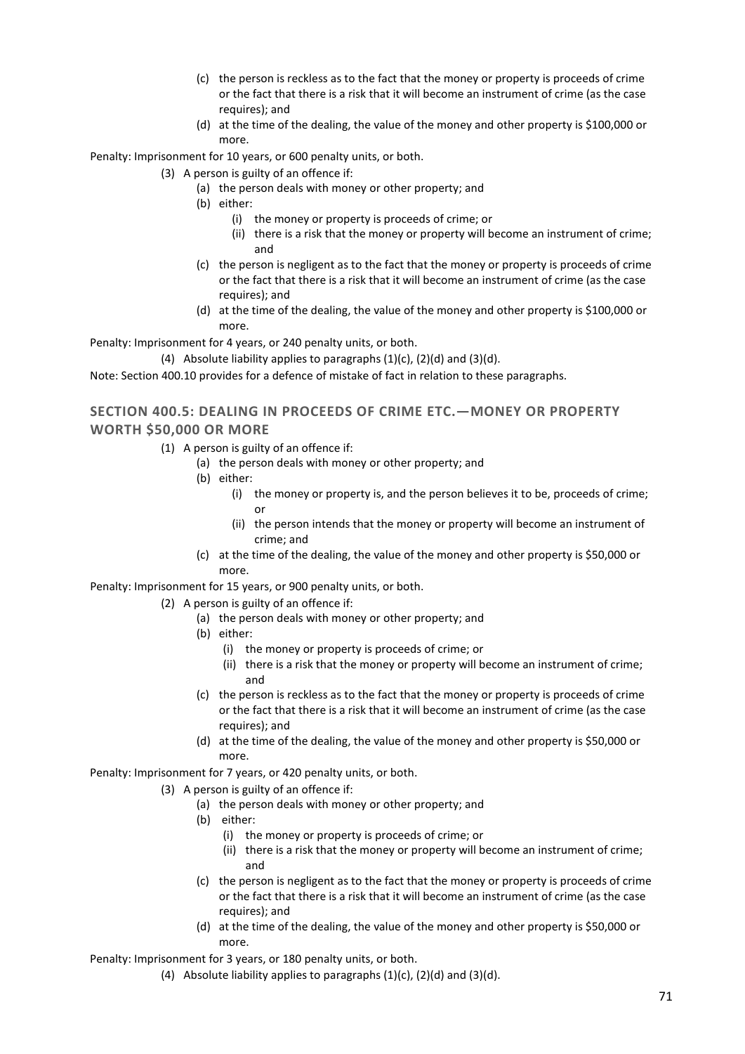- (c) the person is reckless as to the fact that the money or property is proceeds of crime or the fact that there is a risk that it will become an instrument of crime (as the case requires); and
- (d) at the time of the dealing, the value of the money and other property is $100,000 or more.

Penalty: Imprisonment for 10 years, or 600 penalty units, or both.

(3) A person is guilty of an offence if:

- (a) the person deals with money or other property; and
- (b) either:
  - (i) the money or property is proceeds of crime; or
  - (ii) there is a risk that the money or property will become an instrument of crime; and
- (c) the person is negligent as to the fact that the money or property is proceeds of crime or the fact that there is a risk that it will become an instrument of crime (as the case requires); and
- (d) at the time of the dealing, the value of the money and other property is $100,000 or more.

Penalty: Imprisonment for 4 years, or 240 penalty units, or both.

(4) Absolute liability applies to paragraphs (1)(c), (2)(d) and (3)(d).

Note: Section 400.10 provides for a defence of mistake of fact in relation to these paragraphs.

## SECTION 400.5: DEALING IN PROCEEDS OF CRIME ETC.—MONEY OR PROPERTY WORTH $50,000 OR MORE

(1) A person is guilty of an offence if:

- (a) the person deals with money or other property; and
- (b) either:
  - (i) the money or property is, and the person believes it to be, proceeds of crime; or
  - (ii) the person intends that the money or property will become an instrument of crime; and
- (c) at the time of the dealing, the value of the money and other property is $50,000 or more.

Penalty: Imprisonment for 15 years, or 900 penalty units, or both.

(2) A person is guilty of an offence if:

- (a) the person deals with money or other property; and
- (b) either:
  - (i) the money or property is proceeds of crime; or
  - (ii) there is a risk that the money or property will become an instrument of crime; and
- (c) the person is reckless as to the fact that the money or property is proceeds of crime or the fact that there is a risk that it will become an instrument of crime (as the case requires); and
- (d) at the time of the dealing, the value of the money and other property is $50,000 or more.

Penalty: Imprisonment for 7 years, or 420 penalty units, or both.

(3) A person is guilty of an offence if:

- (a) the person deals with money or other property; and
- (b) either:
  - (i) the money or property is proceeds of crime; or
  - (ii) there is a risk that the money or property will become an instrument of crime; and
- (c) the person is negligent as to the fact that the money or property is proceeds of crime or the fact that there is a risk that it will become an instrument of crime (as the case requires); and
- (d) at the time of the dealing, the value of the money and other property is $50,000 or more.

Penalty: Imprisonment for 3 years, or 180 penalty units, or both.

(4) Absolute liability applies to paragraphs (1)(c), (2)(d) and (3)(d).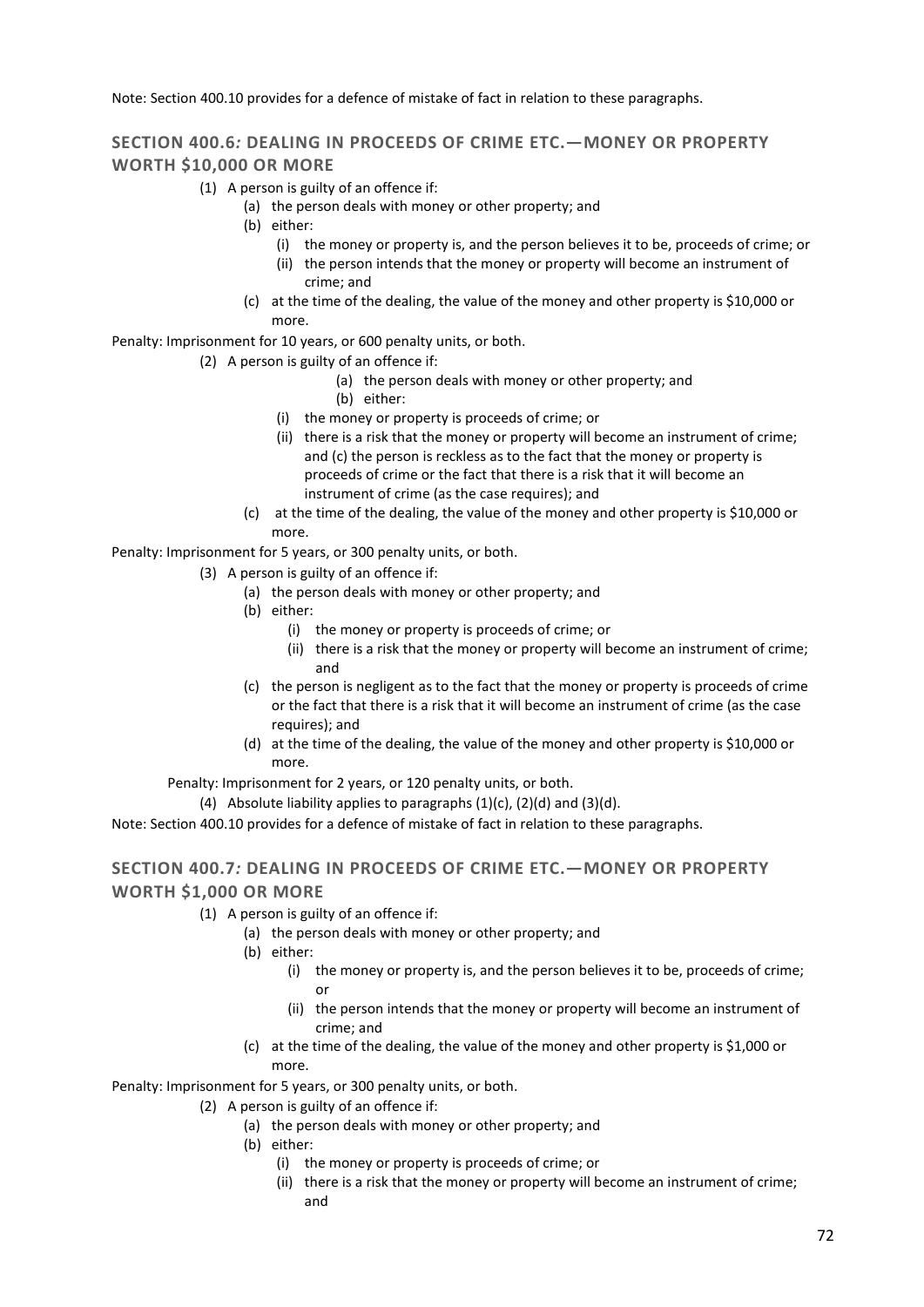Note: Section 400.10 provides for a defence of mistake of fact in relation to these paragraphs.

## SECTION 400.6*:* DEALING IN PROCEEDS OF CRIME ETC.—MONEY OR PROPERTY WORTH $10,000 OR MORE

(1) A person is guilty of an offence if:

- (a) the person deals with money or other property; and
- (b) either:
  - (i) the money or property is, and the person believes it to be, proceeds of crime; or
  - (ii) the person intends that the money or property will become an instrument of crime; and
- (c) at the time of the dealing, the value of the money and other property is $10,000 or more.

Penalty: Imprisonment for 10 years, or 600 penalty units, or both.

(2) A person is guilty of an offence if:

- (a) the person deals with money or other property; and
- (b) either:
  - (i) the money or property is proceeds of crime; or
  - (ii) there is a risk that the money or property will become an instrument of crime; and (c) the person is reckless as to the fact that the money or property is proceeds of crime or the fact that there is a risk that it will become an instrument of crime (as the case requires); and
- (c) at the time of the dealing, the value of the money and other property is $10,000 or more.

Penalty: Imprisonment for 5 years, or 300 penalty units, or both.

(3) A person is guilty of an offence if:

- (a) the person deals with money or other property; and
- (b) either:
  - (i) the money or property is proceeds of crime; or
  - (ii) there is a risk that the money or property will become an instrument of crime; and
- (c) the person is negligent as to the fact that the money or property is proceeds of crime or the fact that there is a risk that it will become an instrument of crime (as the case requires); and
- (d) at the time of the dealing, the value of the money and other property is $10,000 or more.

Penalty: Imprisonment for 2 years, or 120 penalty units, or both.

(4) Absolute liability applies to paragraphs (1)(c), (2)(d) and (3)(d).

Note: Section 400.10 provides for a defence of mistake of fact in relation to these paragraphs.

## SECTION 400.7*:* DEALING IN PROCEEDS OF CRIME ETC.—MONEY OR PROPERTY WORTH $1,000 OR MORE

(1) A person is guilty of an offence if:

- (a) the person deals with money or other property; and
- (b) either:
  - (i) the money or property is, and the person believes it to be, proceeds of crime; or
  - (ii) the person intends that the money or property will become an instrument of crime; and
- (c) at the time of the dealing, the value of the money and other property is $1,000 or more.

Penalty: Imprisonment for 5 years, or 300 penalty units, or both.

(2) A person is guilty of an offence if:

- (a) the person deals with money or other property; and
- (b) either:
  - (i) the money or property is proceeds of crime; or
  - (ii) there is a risk that the money or property will become an instrument of crime; and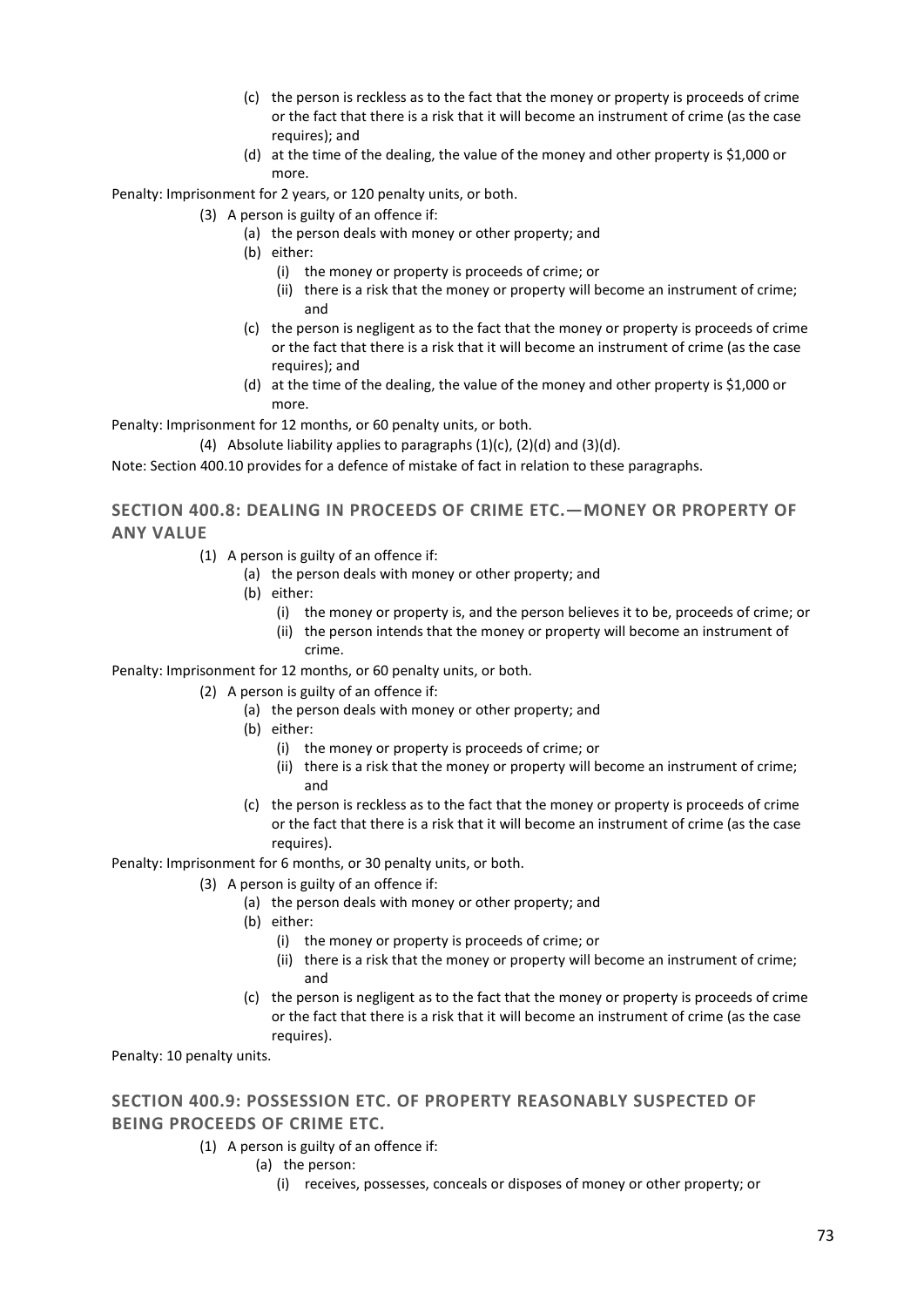- (c) the person is reckless as to the fact that the money or property is proceeds of crime or the fact that there is a risk that it will become an instrument of crime (as the case requires); and
- (d) at the time of the dealing, the value of the money and other property is $1,000 or more.

Penalty: Imprisonment for 2 years, or 120 penalty units, or both.

(3) A person is guilty of an offence if:

- (a) the person deals with money or other property; and
- (b) either:
  - (i) the money or property is proceeds of crime; or
  - (ii) there is a risk that the money or property will become an instrument of crime; and
- (c) the person is negligent as to the fact that the money or property is proceeds of crime or the fact that there is a risk that it will become an instrument of crime (as the case requires); and
- (d) at the time of the dealing, the value of the money and other property is $1,000 or more.

Penalty: Imprisonment for 12 months, or 60 penalty units, or both.

(4) Absolute liability applies to paragraphs (1)(c), (2)(d) and (3)(d).

Note: Section 400.10 provides for a defence of mistake of fact in relation to these paragraphs.

## SECTION 400.8: DEALING IN PROCEEDS OF CRIME ETC.—MONEY OR PROPERTY OF ANY VALUE

(1) A person is guilty of an offence if:

- (a) the person deals with money or other property; and
- (b) either:
  - (i) the money or property is, and the person believes it to be, proceeds of crime; or
  - (ii) the person intends that the money or property will become an instrument of crime.

Penalty: Imprisonment for 12 months, or 60 penalty units, or both.

(2) A person is guilty of an offence if:

- (a) the person deals with money or other property; and
- (b) either:
  - (i) the money or property is proceeds of crime; or
  - (ii) there is a risk that the money or property will become an instrument of crime; and
- (c) the person is reckless as to the fact that the money or property is proceeds of crime or the fact that there is a risk that it will become an instrument of crime (as the case requires).

Penalty: Imprisonment for 6 months, or 30 penalty units, or both.

(3) A person is guilty of an offence if:

- (a) the person deals with money or other property; and
- (b) either:
  - (i) the money or property is proceeds of crime; or
  - (ii) there is a risk that the money or property will become an instrument of crime; and
- (c) the person is negligent as to the fact that the money or property is proceeds of crime or the fact that there is a risk that it will become an instrument of crime (as the case requires).

Penalty: 10 penalty units.

## SECTION 400.9: POSSESSION ETC. OF PROPERTY REASONABLY SUSPECTED OF BEING PROCEEDS OF CRIME ETC.

(1) A person is guilty of an offence if:

- (a) the person:
  - (i) receives, possesses, conceals or disposes of money or other property; or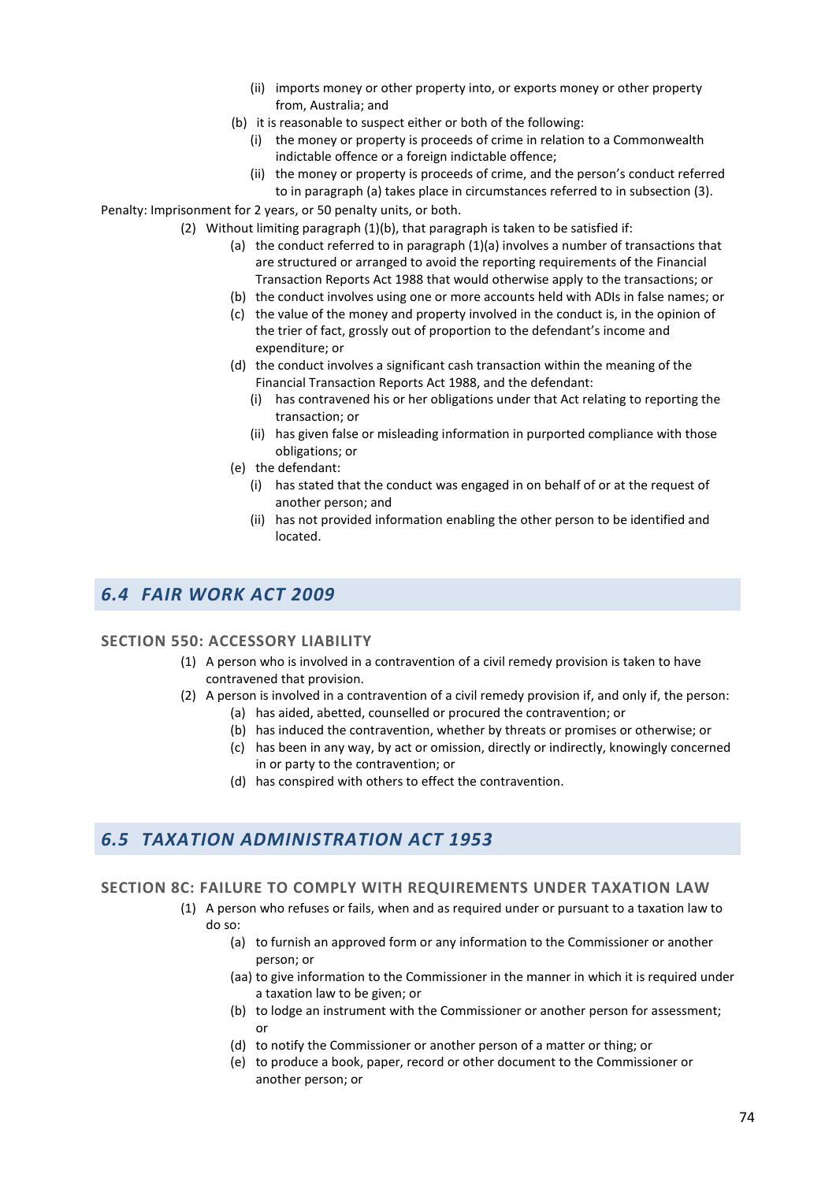- (ii) imports money or other property into, or exports money or other property from, Australia; and
- (b) it is reasonable to suspect either or both of the following:
  - (i) the money or property is proceeds of crime in relation to a Commonwealth indictable offence or a foreign indictable offence;
  - (ii) the money or property is proceeds of crime, and the person's conduct referred to in paragraph (a) takes place in circumstances referred to in subsection (3).

Penalty: Imprisonment for 2 years, or 50 penalty units, or both.

(2) Without limiting paragraph (1)(b), that paragraph is taken to be satisfied if:

- (a) the conduct referred to in paragraph (1)(a) involves a number of transactions that are structured or arranged to avoid the reporting requirements of the Financial Transaction Reports Act 1988 that would otherwise apply to the transactions; or
- (b) the conduct involves using one or more accounts held with ADIs in false names; or
- (c) the value of the money and property involved in the conduct is, in the opinion of the trier of fact, grossly out of proportion to the defendant's income and expenditure; or
- (d) the conduct involves a significant cash transaction within the meaning of the Financial Transaction Reports Act 1988, and the defendant:
  - (i) has contravened his or her obligations under that Act relating to reporting the transaction; or
  - (ii) has given false or misleading information in purported compliance with those obligations; or
- (e) the defendant:
  - (i) has stated that the conduct was engaged in on behalf of or at the request of another person; and
  - (ii) has not provided information enabling the other person to be identified and located.

## 6.4 *FAIR WORK ACT 2009*

### SECTION 550: ACCESSORY LIABILITY

(1) A person who is involved in a contravention of a civil remedy provision is taken to have contravened that provision.

(2) A person is involved in a contravention of a civil remedy provision if, and only if, the person:

- (a) has aided, abetted, counselled or procured the contravention; or
- (b) has induced the contravention, whether by threats or promises or otherwise; or
- (c) has been in any way, by act or omission, directly or indirectly, knowingly concerned in or party to the contravention; or
- (d) has conspired with others to effect the contravention.

## 6.5 *TAXATION ADMINISTRATION ACT 1953*

### SECTION 8C: FAILURE TO COMPLY WITH REQUIREMENTS UNDER TAXATION LAW

(1) A person who refuses or fails, when and as required under or pursuant to a taxation law to do so:

- (a) to furnish an approved form or any information to the Commissioner or another person; or
- (aa) to give information to the Commissioner in the manner in which it is required under a taxation law to be given; or
- (b) to lodge an instrument with the Commissioner or another person for assessment; or
- (d) to notify the Commissioner or another person of a matter or thing; or
- (e) to produce a book, paper, record or other document to the Commissioner or another person; or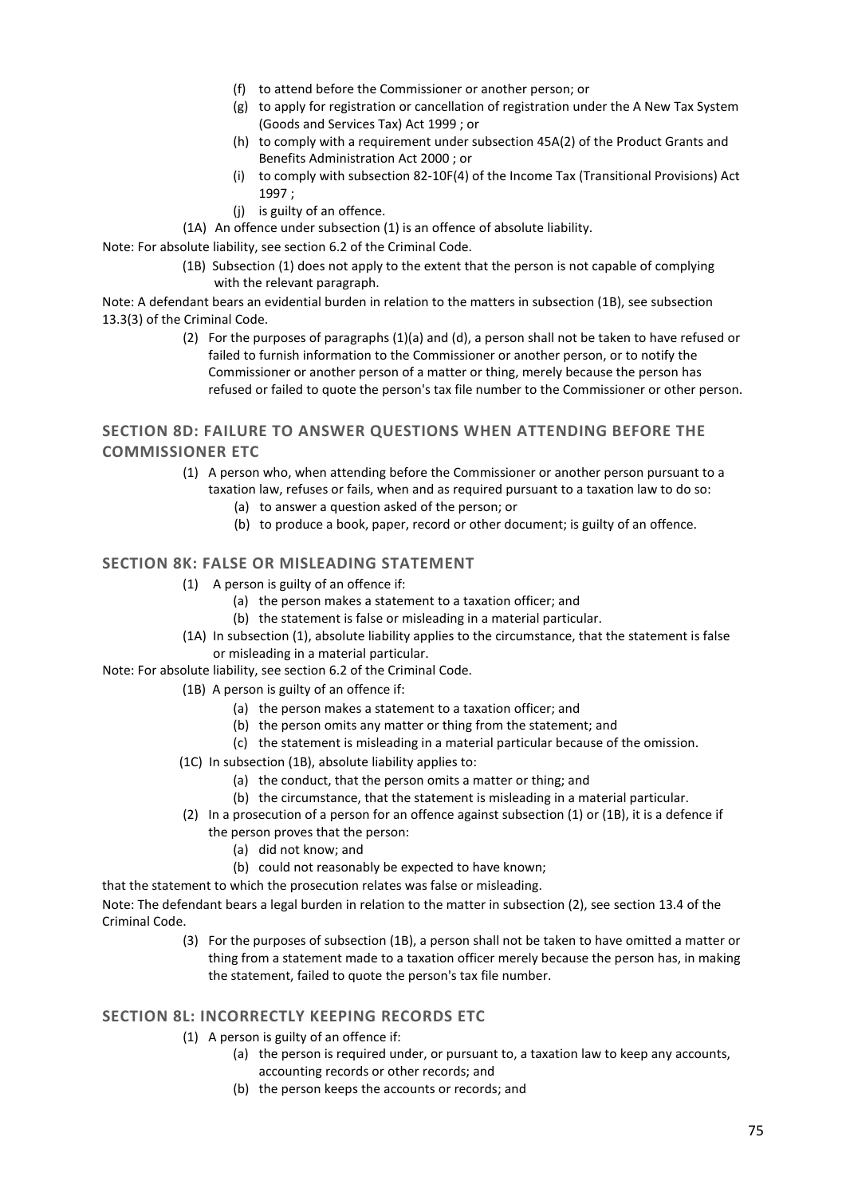- (f) to attend before the Commissioner or another person; or
- (g) to apply for registration or cancellation of registration under the A New Tax System (Goods and Services Tax) Act 1999 ; or
- (h) to comply with a requirement under subsection 45A(2) of the Product Grants and Benefits Administration Act 2000 ; or
- (i) to comply with subsection 82-10F(4) of the Income Tax (Transitional Provisions) Act 1997 ;
- (j) is guilty of an offence.

(1A) An offence under subsection (1) is an offence of absolute liability.

Note: For absolute liability, see section 6.2 of the Criminal Code.

(1B) Subsection (1) does not apply to the extent that the person is not capable of complying with the relevant paragraph.

Note: A defendant bears an evidential burden in relation to the matters in subsection (1B), see subsection 13.3(3) of the Criminal Code.

(2) For the purposes of paragraphs (1)(a) and (d), a person shall not be taken to have refused or failed to furnish information to the Commissioner or another person, or to notify the Commissioner or another person of a matter or thing, merely because the person has refused or failed to quote the person's tax file number to the Commissioner or other person.

## SECTION 8D: FAILURE TO ANSWER QUESTIONS WHEN ATTENDING BEFORE THE COMMISSIONER ETC

(1) A person who, when attending before the Commissioner or another person pursuant to a taxation law, refuses or fails, when and as required pursuant to a taxation law to do so:

- (a) to answer a question asked of the person; or
- (b) to produce a book, paper, record or other document; is guilty of an offence.

## SECTION 8K: FALSE OR MISLEADING STATEMENT

(1) A person is guilty of an offence if:

- (a) the person makes a statement to a taxation officer; and
- (b) the statement is false or misleading in a material particular.

(1A) In subsection (1), absolute liability applies to the circumstance, that the statement is false or misleading in a material particular.

Note: For absolute liability, see section 6.2 of the Criminal Code.

(1B) A person is guilty of an offence if:

- (a) the person makes a statement to a taxation officer; and
- (b) the person omits any matter or thing from the statement; and
- (c) the statement is misleading in a material particular because of the omission.

(1C) In subsection (1B), absolute liability applies to:

- (a) the conduct, that the person omits a matter or thing; and
- (b) the circumstance, that the statement is misleading in a material particular.

(2) In a prosecution of a person for an offence against subsection (1) or (1B), it is a defence if the person proves that the person:

- (a) did not know; and
- (b) could not reasonably be expected to have known;

that the statement to which the prosecution relates was false or misleading.

Note: The defendant bears a legal burden in relation to the matter in subsection (2), see section 13.4 of the Criminal Code.

(3) For the purposes of subsection (1B), a person shall not be taken to have omitted a matter or thing from a statement made to a taxation officer merely because the person has, in making the statement, failed to quote the person's tax file number.

## SECTION 8L: INCORRECTLY KEEPING RECORDS ETC

(1) A person is guilty of an offence if:

- (a) the person is required under, or pursuant to, a taxation law to keep any accounts, accounting records or other records; and
- (b) the person keeps the accounts or records; and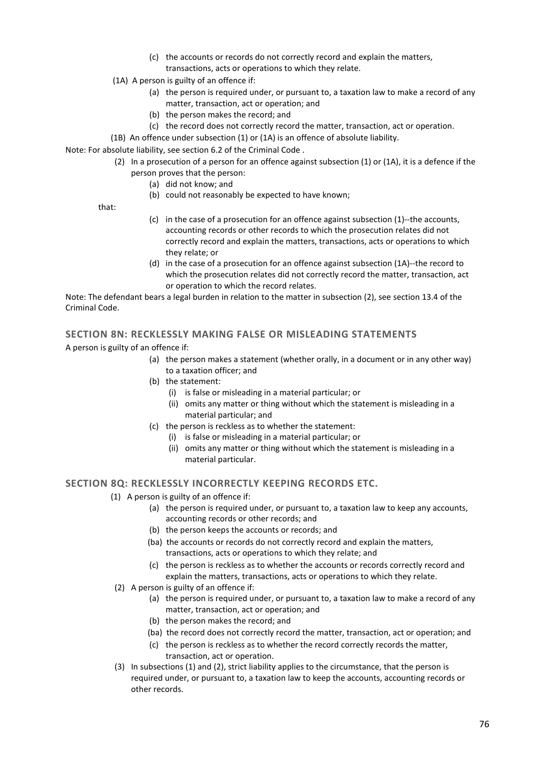(c) the accounts or records do not correctly record and explain the matters, transactions, acts or operations to which they relate.

(1A) A person is guilty of an offence if:

(a) the person is required under, or pursuant to, a taxation law to make a record of any matter, transaction, act or operation; and

(b) the person makes the record; and

(c) the record does not correctly record the matter, transaction, act or operation.

(1B) An offence under subsection (1) or (1A) is an offence of absolute liability.

Note: For absolute liability, see section 6.2 of the Criminal Code .

(2) In a prosecution of a person for an offence against subsection (1) or (1A), it is a defence if the person proves that the person:

(a) did not know; and

(b) could not reasonably be expected to have known;

that:

(c) in the case of a prosecution for an offence against subsection (1)--the accounts, accounting records or other records to which the prosecution relates did not correctly record and explain the matters, transactions, acts or operations to which they relate; or

(d) in the case of a prosecution for an offence against subsection (1A)--the record to which the prosecution relates did not correctly record the matter, transaction, act or operation to which the record relates.

Note: The defendant bears a legal burden in relation to the matter in subsection (2), see section 13.4 of the Criminal Code.

### SECTION 8N: RECKLESSLY MAKING FALSE OR MISLEADING STATEMENTS

A person is guilty of an offence if:

(a) the person makes a statement (whether orally, in a document or in any other way) to a taxation officer; and

(b) the statement:

(i) is false or misleading in a material particular; or

(ii) omits any matter or thing without which the statement is misleading in a material particular; and

(c) the person is reckless as to whether the statement:

(i) is false or misleading in a material particular; or

(ii) omits any matter or thing without which the statement is misleading in a material particular.

### SECTION 8Q: RECKLESSLY INCORRECTLY KEEPING RECORDS ETC.

(1) A person is guilty of an offence if:

(a) the person is required under, or pursuant to, a taxation law to keep any accounts, accounting records or other records; and

(b) the person keeps the accounts or records; and

(ba) the accounts or records do not correctly record and explain the matters, transactions, acts or operations to which they relate; and

(c) the person is reckless as to whether the accounts or records correctly record and explain the matters, transactions, acts or operations to which they relate.

(2) A person is guilty of an offence if:

(a) the person is required under, or pursuant to, a taxation law to make a record of any matter, transaction, act or operation; and

(b) the person makes the record; and

(ba) the record does not correctly record the matter, transaction, act or operation; and

(c) the person is reckless as to whether the record correctly records the matter, transaction, act or operation.

(3) In subsections (1) and (2), strict liability applies to the circumstance, that the person is required under, or pursuant to, a taxation law to keep the accounts, accounting records or other records.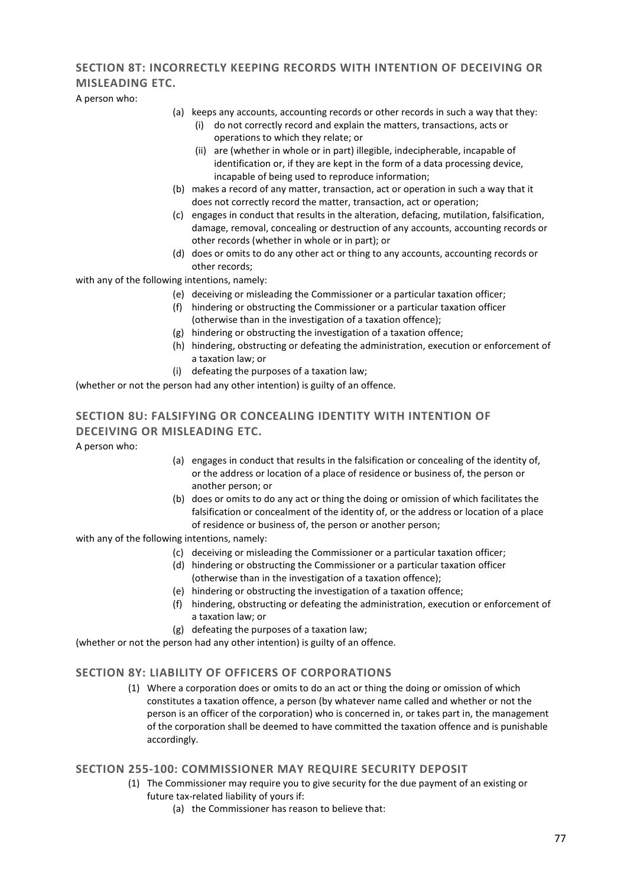## SECTION 8T: INCORRECTLY KEEPING RECORDS WITH INTENTION OF DECEIVING OR MISLEADING ETC.

A person who:

- (a) keeps any accounts, accounting records or other records in such a way that they:
  - (i) do not correctly record and explain the matters, transactions, acts or operations to which they relate; or
  - (ii) are (whether in whole or in part) illegible, indecipherable, incapable of identification or, if they are kept in the form of a data processing device, incapable of being used to reproduce information;
- (b) makes a record of any matter, transaction, act or operation in such a way that it does not correctly record the matter, transaction, act or operation;
- (c) engages in conduct that results in the alteration, defacing, mutilation, falsification, damage, removal, concealing or destruction of any accounts, accounting records or other records (whether in whole or in part); or
- (d) does or omits to do any other act or thing to any accounts, accounting records or other records;

with any of the following intentions, namely:

- (e) deceiving or misleading the Commissioner or a particular taxation officer;
- (f) hindering or obstructing the Commissioner or a particular taxation officer (otherwise than in the investigation of a taxation offence);
- (g) hindering or obstructing the investigation of a taxation offence;
- (h) hindering, obstructing or defeating the administration, execution or enforcement of a taxation law; or
- (i) defeating the purposes of a taxation law;

(whether or not the person had any other intention) is guilty of an offence.

## SECTION 8U: FALSIFYING OR CONCEALING IDENTITY WITH INTENTION OF DECEIVING OR MISLEADING ETC.

A person who:

- (a) engages in conduct that results in the falsification or concealing of the identity of, or the address or location of a place of residence or business of, the person or another person; or
- (b) does or omits to do any act or thing the doing or omission of which facilitates the falsification or concealment of the identity of, or the address or location of a place of residence or business of, the person or another person;

with any of the following intentions, namely:

- (c) deceiving or misleading the Commissioner or a particular taxation officer;
- (d) hindering or obstructing the Commissioner or a particular taxation officer (otherwise than in the investigation of a taxation offence);
- (e) hindering or obstructing the investigation of a taxation offence;
- (f) hindering, obstructing or defeating the administration, execution or enforcement of a taxation law; or
- (g) defeating the purposes of a taxation law;

(whether or not the person had any other intention) is guilty of an offence.

### SECTION 8Y: LIABILITY OF OFFICERS OF CORPORATIONS

(1) Where a corporation does or omits to do an act or thing the doing or omission of which constitutes a taxation offence, a person (by whatever name called and whether or not the person is an officer of the corporation) who is concerned in, or takes part in, the management of the corporation shall be deemed to have committed the taxation offence and is punishable accordingly.

### SECTION 255-100: COMMISSIONER MAY REQUIRE SECURITY DEPOSIT

(1) The Commissioner may require you to give security for the due payment of an existing or future tax-related liability of yours if:

- (a) the Commissioner has reason to believe that: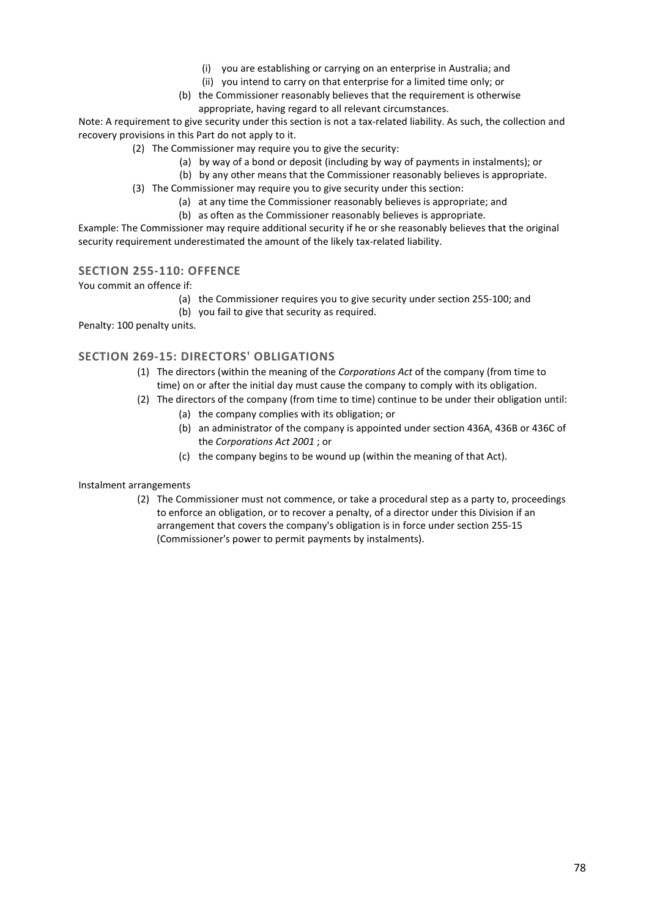(i) you are establishing or carrying on an enterprise in Australia; and
    (ii) you intend to carry on that enterprise for a limited time only; or
  (b) the Commissioner reasonably believes that the requirement is otherwise appropriate, having regard to all relevant circumstances.

Note: A requirement to give security under this section is not a tax-related liability. As such, the collection and recovery provisions in this Part do not apply to it.

(2) The Commissioner may require you to give the security:
  (a) by way of a bond or deposit (including by way of payments in instalments); or
  (b) by any other means that the Commissioner reasonably believes is appropriate.

(3) The Commissioner may require you to give security under this section:
  (a) at any time the Commissioner reasonably believes is appropriate; and
  (b) as often as the Commissioner reasonably believes is appropriate.

Example: The Commissioner may require additional security if he or she reasonably believes that the original security requirement underestimated the amount of the likely tax-related liability.

### SECTION 255-110: OFFENCE

You commit an offence if:

  (a) the Commissioner requires you to give security under section 255-100; and
  (b) you fail to give that security as required.

Penalty: 100 penalty units.

### SECTION 269-15: DIRECTORS' OBLIGATIONS

(1) The directors (within the meaning of the *Corporations Act* of the company (from time to time) on or after the initial day must cause the company to comply with its obligation.

(2) The directors of the company (from time to time) continue to be under their obligation until:
  (a) the company complies with its obligation; or
  (b) an administrator of the company is appointed under section 436A, 436B or 436C of the *Corporations Act 2001* ; or
  (c) the company begins to be wound up (within the meaning of that Act).

Instalment arrangements

(2) The Commissioner must not commence, or take a procedural step as a party to, proceedings to enforce an obligation, or to recover a penalty, of a director under this Division if an arrangement that covers the company's obligation is in force under section 255-15 (Commissioner's power to permit payments by instalments).